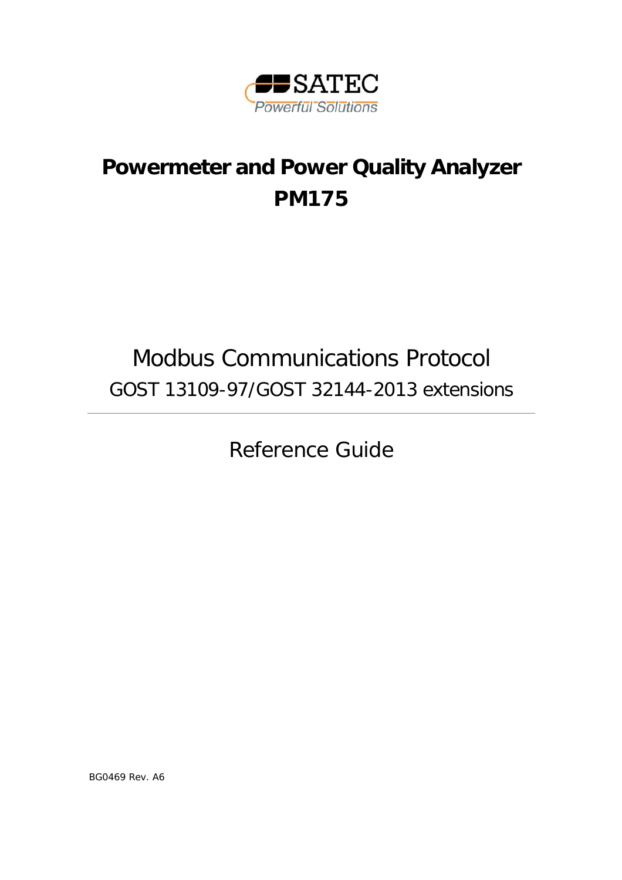SATEC

Powerful Solutions

# Powermeter and Power Quality Analyzer PM175

## Modbus Communications Protocol

GOST 13109-97/GOST 32144-2013 extensions

---

## Reference Guide

BG0469 Rev. A6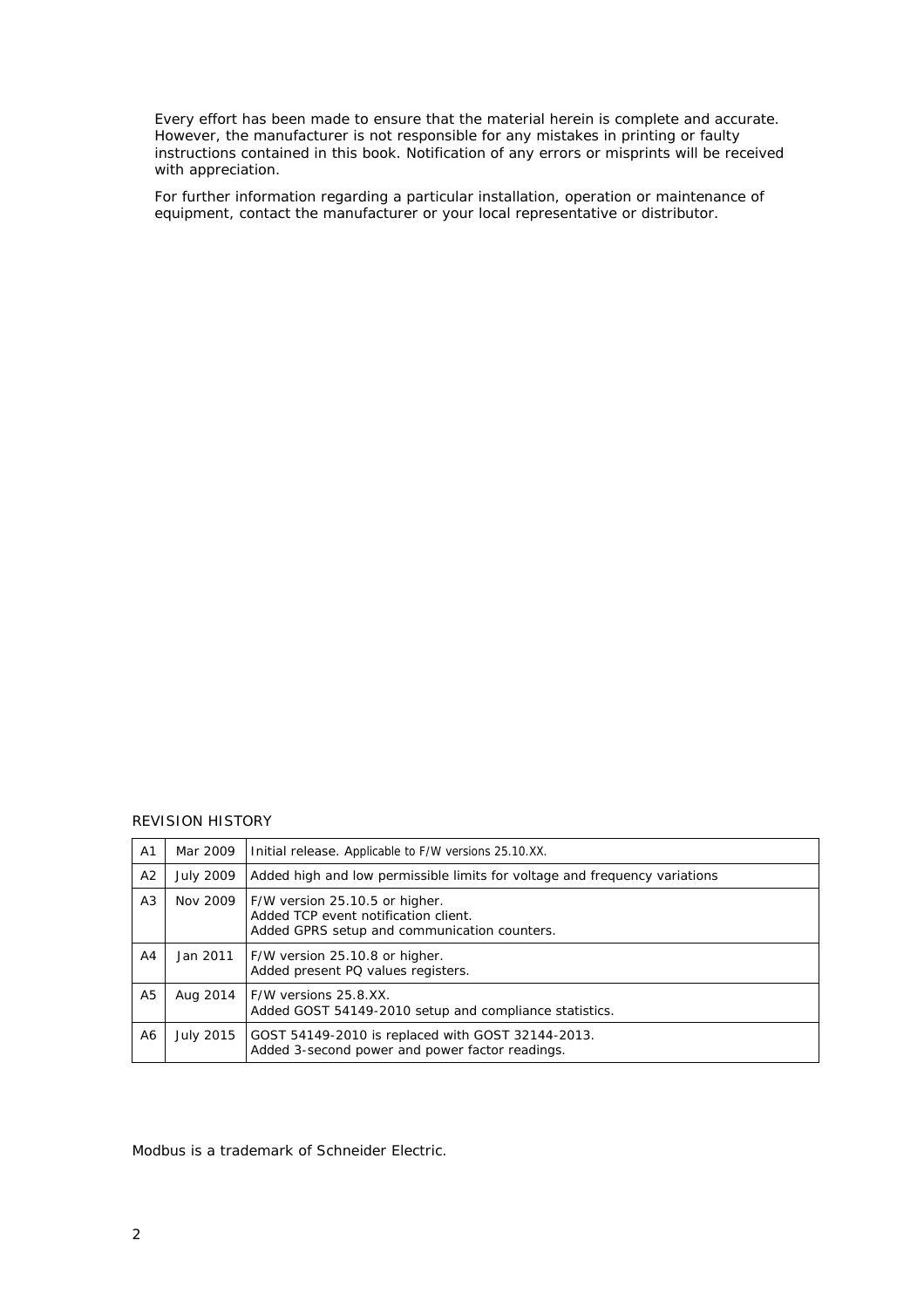Every effort has been made to ensure that the material herein is complete and accurate. However, the manufacturer is not responsible for any mistakes in printing or faulty instructions contained in this book. Notification of any errors or misprints will be received with appreciation.

For further information regarding a particular installation, operation or maintenance of equipment, contact the manufacturer or your local representative or distributor.

REVISION HISTORY

| | | |
|---|---|---|
| A1 | Mar 2009 | Initial release. Applicable to F/W versions 25.10.XX. |
| A2 | July 2009 | Added high and low permissible limits for voltage and frequency variations |
| A3 | Nov 2009 | F/W version 25.10.5 or higher.<br>Added TCP event notification client.<br>Added GPRS setup and communication counters. |
| A4 | Jan 2011 | F/W version 25.10.8 or higher.<br>Added present PQ values registers. |
| A5 | Aug 2014 | F/W versions 25.8.XX.<br>Added GOST 54149-2010 setup and compliance statistics. |
| A6 | July 2015 | GOST 54149-2010 is replaced with GOST 32144-2013.<br>Added 3-second power and power factor readings. |

Modbus is a trademark of Schneider Electric.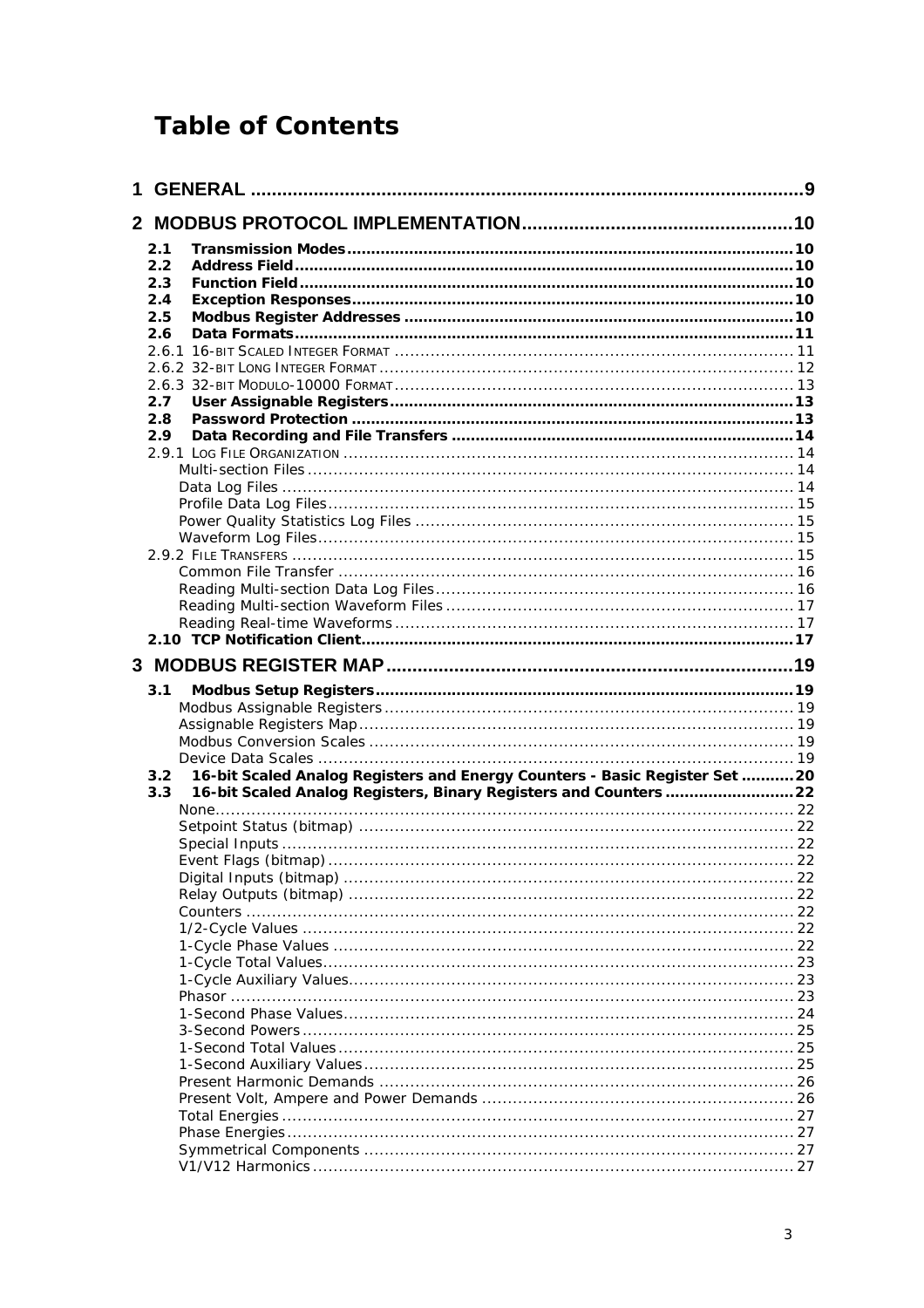# Table of Contents

**1 GENERAL** ..... 9

**2 MODBUS PROTOCOL IMPLEMENTATION** ..... 10

- **2.1 Transmission Modes** ..... 10
- **2.2 Address Field** ..... 10
- **2.3 Function Field** ..... 10
- **2.4 Exception Responses** ..... 10
- **2.5 Modbus Register Addresses** ..... 10
- **2.6 Data Formats** ..... 11
- 2.6.1 16-BIT SCALED INTEGER FORMAT ..... 11
- 2.6.2 32-BIT LONG INTEGER FORMAT ..... 12
- 2.6.3 32-BIT MODULO-10000 FORMAT ..... 13
- **2.7 User Assignable Registers** ..... 13
- **2.8 Password Protection** ..... 13
- **2.9 Data Recording and File Transfers** ..... 14
- 2.9.1 LOG FILE ORGANIZATION ..... 14
  - Multi-section Files ..... 14
  - Data Log Files ..... 14
  - Profile Data Log Files ..... 15
  - Power Quality Statistics Log Files ..... 15
  - Waveform Log Files ..... 15
- 2.9.2 FILE TRANSFERS ..... 15
  - Common File Transfer ..... 16
  - Reading Multi-section Data Log Files ..... 16
  - Reading Multi-section Waveform Files ..... 17
  - Reading Real-time Waveforms ..... 17
- **2.10 TCP Notification Client** ..... 17

**3 MODBUS REGISTER MAP** ..... 19

- **3.1 Modbus Setup Registers** ..... 19
  - Modbus Assignable Registers ..... 19
  - Assignable Registers Map ..... 19
  - Modbus Conversion Scales ..... 19
  - Device Data Scales ..... 19
- **3.2 16-bit Scaled Analog Registers and Energy Counters - Basic Register Set** ..... 20
- **3.3 16-bit Scaled Analog Registers, Binary Registers and Counters** ..... 22
  - None ..... 22
  - Setpoint Status (bitmap) ..... 22
  - Special Inputs ..... 22
  - Event Flags (bitmap) ..... 22
  - Digital Inputs (bitmap) ..... 22
  - Relay Outputs (bitmap) ..... 22
  - Counters ..... 22
  - 1/2-Cycle Values ..... 22
  - 1-Cycle Phase Values ..... 22
  - 1-Cycle Total Values ..... 23
  - 1-Cycle Auxiliary Values ..... 23
  - Phasor ..... 23
  - 1-Second Phase Values ..... 24
  - 3-Second Powers ..... 25
  - 1-Second Total Values ..... 25
  - 1-Second Auxiliary Values ..... 25
  - Present Harmonic Demands ..... 26
  - Present Volt, Ampere and Power Demands ..... 26
  - Total Energies ..... 27
  - Phase Energies ..... 27
  - Symmetrical Components ..... 27
  - V1/V12 Harmonics ..... 27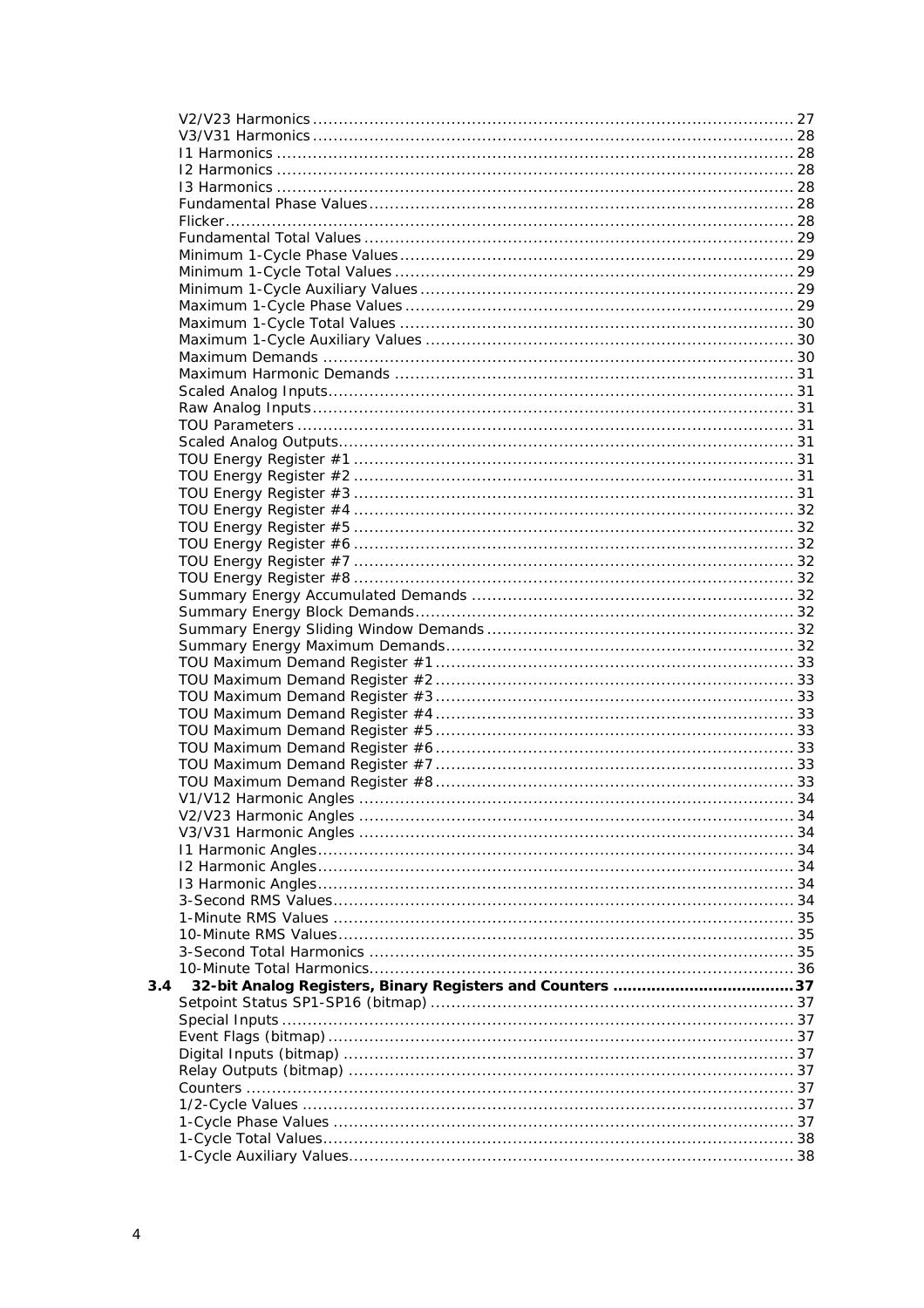V2/V23 Harmonics ............................................................................................ 27
V3/V31 Harmonics ............................................................................................ 28
I1 Harmonics ..................................................................................................... 28
I2 Harmonics ..................................................................................................... 28
I3 Harmonics ..................................................................................................... 28
Fundamental Phase Values ................................................................................. 28
Flicker ............................................................................................................... 28
Fundamental Total Values .................................................................................. 29
Minimum 1-Cycle Phase Values ........................................................................... 29
Minimum 1-Cycle Total Values ............................................................................ 29
Minimum 1-Cycle Auxiliary Values ....................................................................... 29
Maximum 1-Cycle Phase Values .......................................................................... 29
Maximum 1-Cycle Total Values ........................................................................... 30
Maximum 1-Cycle Auxiliary Values ...................................................................... 30
Maximum Demands ........................................................................................... 30
Maximum Harmonic Demands ............................................................................ 31
Scaled Analog Inputs ......................................................................................... 31
Raw Analog Inputs ............................................................................................. 31
TOU Parameters ................................................................................................ 31
Scaled Analog Outputs ....................................................................................... 31
TOU Energy Register #1 ..................................................................................... 31
TOU Energy Register #2 ..................................................................................... 31
TOU Energy Register #3 ..................................................................................... 31
TOU Energy Register #4 ..................................................................................... 32
TOU Energy Register #5 ..................................................................................... 32
TOU Energy Register #6 ..................................................................................... 32
TOU Energy Register #7 ..................................................................................... 32
TOU Energy Register #8 ..................................................................................... 32
Summary Energy Accumulated Demands ............................................................. 32
Summary Energy Block Demands ........................................................................ 32
Summary Energy Sliding Window Demands .......................................................... 32
Summary Energy Maximum Demands .................................................................. 32
TOU Maximum Demand Register #1 ..................................................................... 33
TOU Maximum Demand Register #2 ..................................................................... 33
TOU Maximum Demand Register #3 ..................................................................... 33
TOU Maximum Demand Register #4 ..................................................................... 33
TOU Maximum Demand Register #5 ..................................................................... 33
TOU Maximum Demand Register #6 ..................................................................... 33
TOU Maximum Demand Register #7 ..................................................................... 33
TOU Maximum Demand Register #8 ..................................................................... 33
V1/V12 Harmonic Angles .................................................................................... 34
V2/V23 Harmonic Angles .................................................................................... 34
V3/V31 Harmonic Angles .................................................................................... 34
I1 Harmonic Angles ............................................................................................ 34
I2 Harmonic Angles ............................................................................................ 34
I3 Harmonic Angles ............................................................................................ 34
3-Second RMS Values ......................................................................................... 34
1-Minute RMS Values ......................................................................................... 35
10-Minute RMS Values ........................................................................................ 35
3-Second Total Harmonics .................................................................................. 35
10-Minute Total Harmonics ................................................................................. 36

**3.4 32-bit Analog Registers, Binary Registers and Counters ..................................... 37**

Setpoint Status SP1-SP16 (bitmap) ...................................................................... 37
Special Inputs ................................................................................................... 37
Event Flags (bitmap) .......................................................................................... 37
Digital Inputs (bitmap) ....................................................................................... 37
Relay Outputs (bitmap) ...................................................................................... 37
Counters ........................................................................................................... 37
1/2-Cycle Values ............................................................................................... 37
1-Cycle Phase Values ......................................................................................... 37
1-Cycle Total Values ........................................................................................... 38
1-Cycle Auxiliary Values ..................................................................................... 38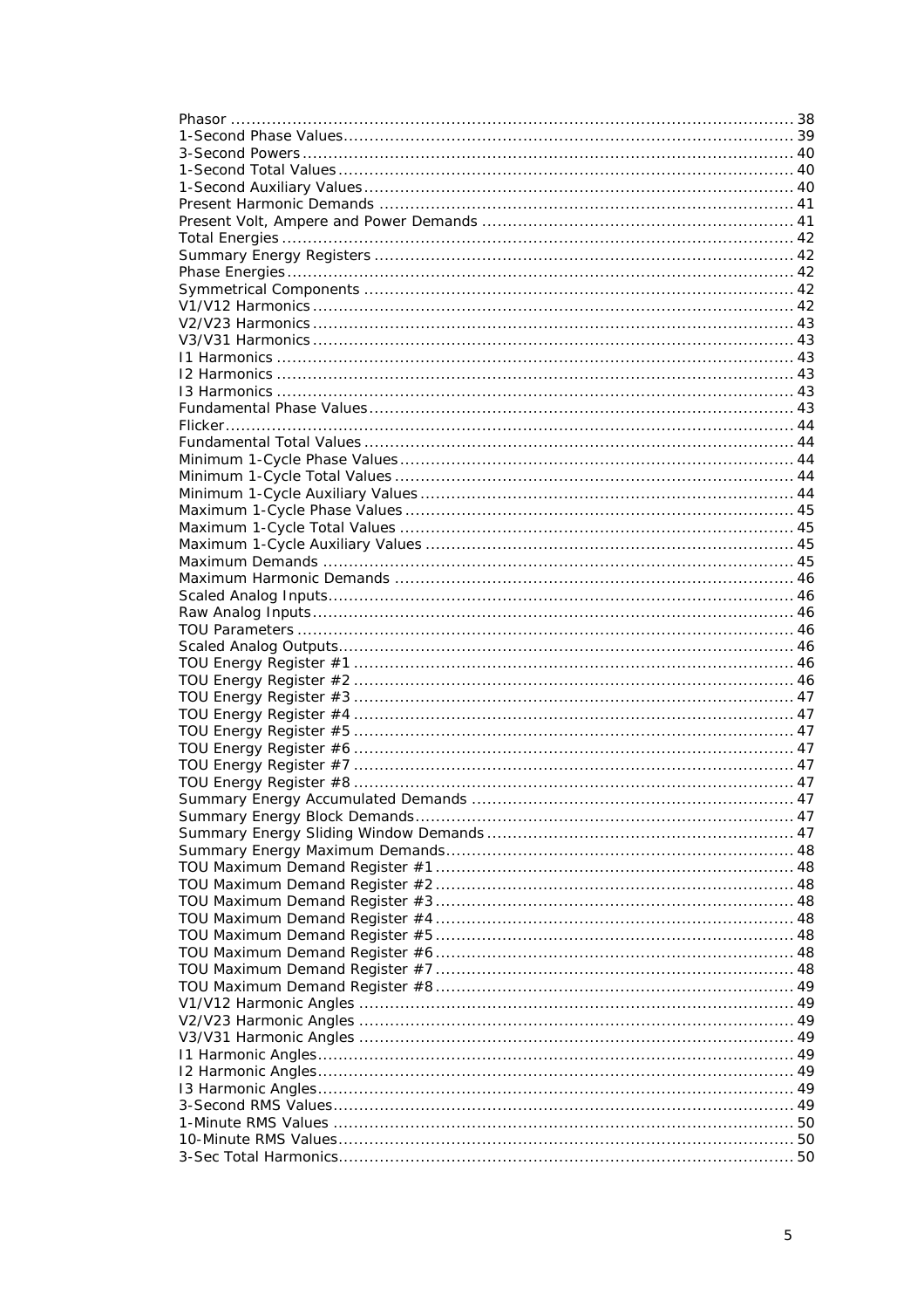Phasor ............................................................................................................ 38
1-Second Phase Values...................................................................................... 39
3-Second Powers ............................................................................................... 40
1-Second Total Values ........................................................................................ 40
1-Second Auxiliary Values .................................................................................. 40
Present Harmonic Demands ................................................................................ 41
Present Volt, Ampere and Power Demands ............................................................ 41
Total Energies .................................................................................................. 42
Summary Energy Registers ................................................................................ 42
Phase Energies.................................................................................................. 42
Symmetrical Components .................................................................................. 42
V1/V12 Harmonics ............................................................................................. 42
V2/V23 Harmonics ............................................................................................. 43
V3/V31 Harmonics ............................................................................................. 43
I1 Harmonics .................................................................................................... 43
I2 Harmonics .................................................................................................... 43
I3 Harmonics .................................................................................................... 43
Fundamental Phase Values.................................................................................. 43
Flicker.............................................................................................................. 44
Fundamental Total Values ................................................................................... 44
Minimum 1-Cycle Phase Values ............................................................................ 44
Minimum 1-Cycle Total Values ............................................................................. 44
Minimum 1-Cycle Auxiliary Values ........................................................................ 44
Maximum 1-Cycle Phase Values ........................................................................... 45
Maximum 1-Cycle Total Values ............................................................................ 45
Maximum 1-Cycle Auxiliary Values ....................................................................... 45
Maximum Demands ........................................................................................... 45
Maximum Harmonic Demands ............................................................................. 46
Scaled Analog Inputs.......................................................................................... 46
Raw Analog Inputs............................................................................................. 46
TOU Parameters ................................................................................................ 46
Scaled Analog Outputs........................................................................................ 46
TOU Energy Register #1 ..................................................................................... 46
TOU Energy Register #2 ..................................................................................... 46
TOU Energy Register #3 ..................................................................................... 47
TOU Energy Register #4 ..................................................................................... 47
TOU Energy Register #5 ..................................................................................... 47
TOU Energy Register #6 ..................................................................................... 47
TOU Energy Register #7 ..................................................................................... 47
TOU Energy Register #8 ..................................................................................... 47
Summary Energy Accumulated Demands .............................................................. 47
Summary Energy Block Demands.......................................................................... 47
Summary Energy Sliding Window Demands ............................................................ 47
Summary Energy Maximum Demands.................................................................... 48
TOU Maximum Demand Register #1 ..................................................................... 48
TOU Maximum Demand Register #2 ..................................................................... 48
TOU Maximum Demand Register #3 ..................................................................... 48
TOU Maximum Demand Register #4 ..................................................................... 48
TOU Maximum Demand Register #5 ..................................................................... 48
TOU Maximum Demand Register #6 ..................................................................... 48
TOU Maximum Demand Register #7 ..................................................................... 48
TOU Maximum Demand Register #8 ..................................................................... 49
V1/V12 Harmonic Angles .................................................................................... 49
V2/V23 Harmonic Angles .................................................................................... 49
V3/V31 Harmonic Angles .................................................................................... 49
I1 Harmonic Angles............................................................................................ 49
I2 Harmonic Angles............................................................................................ 49
I3 Harmonic Angles............................................................................................ 49
3-Second RMS Values.......................................................................................... 49
1-Minute RMS Values ......................................................................................... 50
10-Minute RMS Values........................................................................................ 50
3-Sec Total Harmonics........................................................................................ 50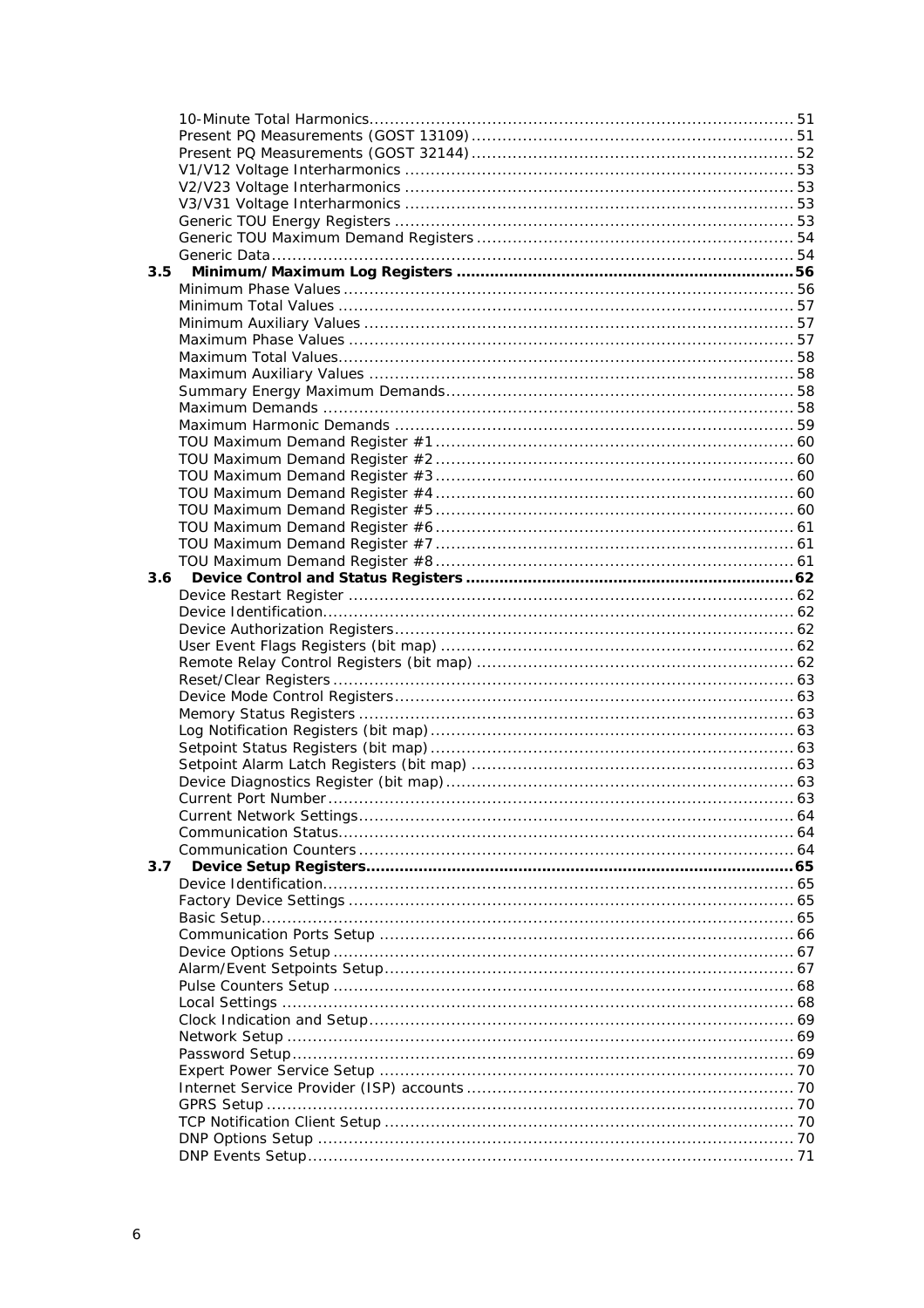10-Minute Total Harmonics ........ 51
Present PQ Measurements (GOST 13109) ........ 51
Present PQ Measurements (GOST 32144) ........ 52
V1/V12 Voltage Interharmonics ........ 53
V2/V23 Voltage Interharmonics ........ 53
V3/V31 Voltage Interharmonics ........ 53
Generic TOU Energy Registers ........ 53
Generic TOU Maximum Demand Registers ........ 54
Generic Data ........ 54

**3.5 Minimum/Maximum Log Registers ........ 56**

Minimum Phase Values ........ 56
Minimum Total Values ........ 57
Minimum Auxiliary Values ........ 57
Maximum Phase Values ........ 57
Maximum Total Values ........ 58
Maximum Auxiliary Values ........ 58
Summary Energy Maximum Demands ........ 58
Maximum Demands ........ 58
Maximum Harmonic Demands ........ 59
TOU Maximum Demand Register #1 ........ 60
TOU Maximum Demand Register #2 ........ 60
TOU Maximum Demand Register #3 ........ 60
TOU Maximum Demand Register #4 ........ 60
TOU Maximum Demand Register #5 ........ 60
TOU Maximum Demand Register #6 ........ 61
TOU Maximum Demand Register #7 ........ 61
TOU Maximum Demand Register #8 ........ 61

**3.6 Device Control and Status Registers ........ 62**

Device Restart Register ........ 62
Device Identification ........ 62
Device Authorization Registers ........ 62
User Event Flags Registers (bit map) ........ 62
Remote Relay Control Registers (bit map) ........ 62
Reset/Clear Registers ........ 63
Device Mode Control Registers ........ 63
Memory Status Registers ........ 63
Log Notification Registers (bit map) ........ 63
Setpoint Status Registers (bit map) ........ 63
Setpoint Alarm Latch Registers (bit map) ........ 63
Device Diagnostics Register (bit map) ........ 63
Current Port Number ........ 63
Current Network Settings ........ 64
Communication Status ........ 64
Communication Counters ........ 64

**3.7 Device Setup Registers ........ 65**

Device Identification ........ 65
Factory Device Settings ........ 65
Basic Setup ........ 65
Communication Ports Setup ........ 66
Device Options Setup ........ 67
Alarm/Event Setpoints Setup ........ 67
Pulse Counters Setup ........ 68
Local Settings ........ 68
Clock Indication and Setup ........ 69
Network Setup ........ 69
Password Setup ........ 69
Expert Power Service Setup ........ 70
Internet Service Provider (ISP) accounts ........ 70
GPRS Setup ........ 70
TCP Notification Client Setup ........ 70
DNP Options Setup ........ 70
DNP Events Setup ........ 71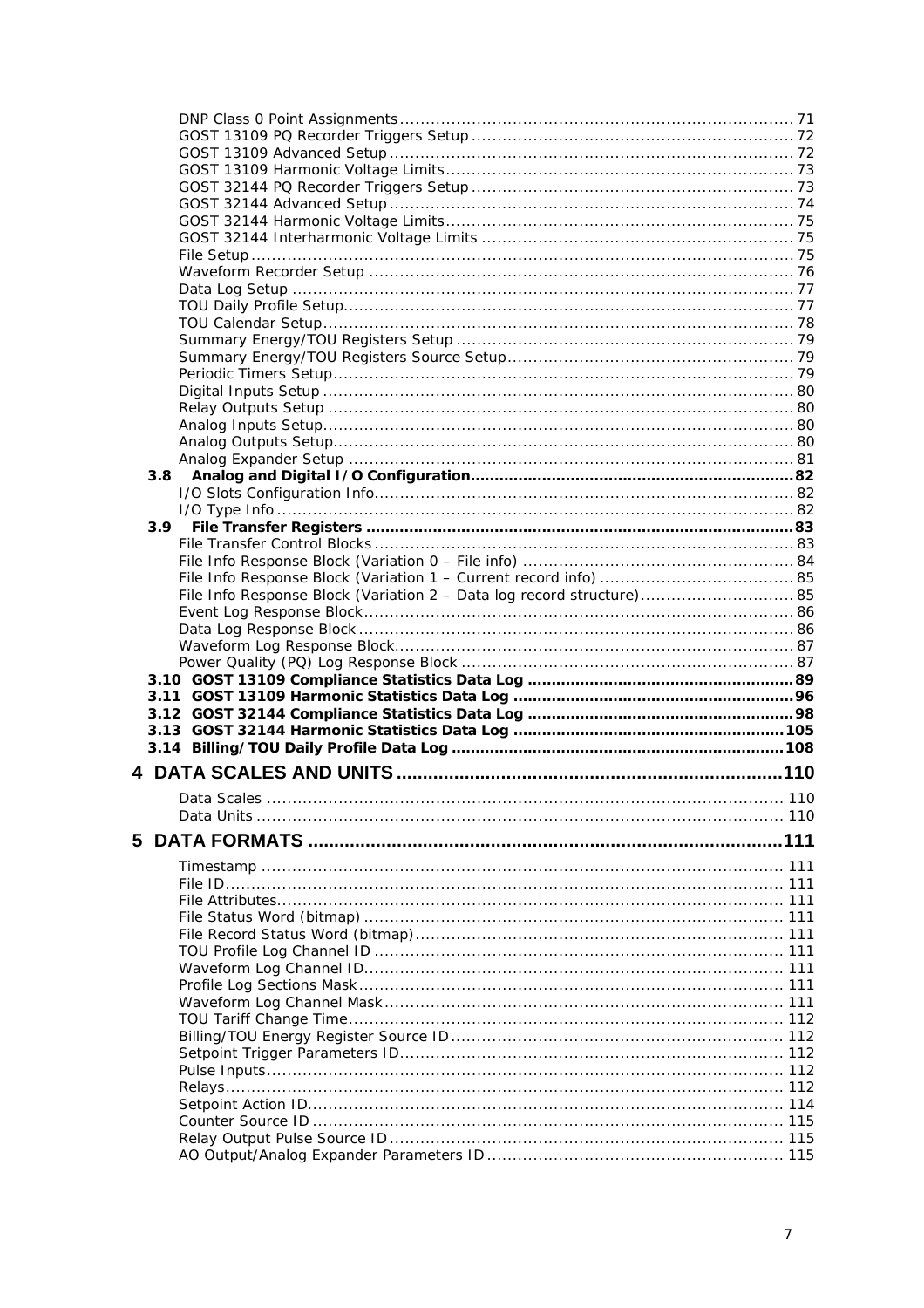DNP Class 0 Point Assignments ............................................................................ 71
GOST 13109 PQ Recorder Triggers Setup ............................................................... 72
GOST 13109 Advanced Setup ................................................................................. 72
GOST 13109 Harmonic Voltage Limits ..................................................................... 73
GOST 32144 PQ Recorder Triggers Setup ............................................................... 73
GOST 32144 Advanced Setup ................................................................................. 74
GOST 32144 Harmonic Voltage Limits ..................................................................... 75
GOST 32144 Interharmonic Voltage Limits .............................................................. 75
File Setup ........................................................................................................... 75
Waveform Recorder Setup ..................................................................................... 76
Data Log Setup .................................................................................................... 77
TOU Daily Profile Setup ......................................................................................... 77
TOU Calendar Setup .............................................................................................. 78
Summary Energy/TOU Registers Setup ................................................................... 79
Summary Energy/TOU Registers Source Setup ........................................................ 79
Periodic Timers Setup ........................................................................................... 79
Digital Inputs Setup ............................................................................................. 80
Relay Outputs Setup ............................................................................................. 80
Analog Inputs Setup .............................................................................................. 80
Analog Outputs Setup ............................................................................................ 80
Analog Expander Setup ......................................................................................... 81

**3.8 Analog and Digital I/O Configuration .................................................................. 82**

I/O Slots Configuration Info .................................................................................. 82
I/O Type Info ....................................................................................................... 82

**3.9 File Transfer Registers ...................................................................................... 83**

File Transfer Control Blocks ................................................................................... 83
File Info Response Block (Variation 0 – File info) ..................................................... 84
File Info Response Block (Variation 1 – Current record info) ...................................... 85
File Info Response Block (Variation 2 – Data log record structure) .............................. 85
Event Log Response Block ..................................................................................... 86
Data Log Response Block ...................................................................................... 86
Waveform Log Response Block .............................................................................. 87
Power Quality (PQ) Log Response Block ................................................................. 87

**3.10 GOST 13109 Compliance Statistics Data Log ....................................................... 89**

**3.11 GOST 13109 Harmonic Statistics Data Log ........................................................... 96**

**3.12 GOST 32144 Compliance Statistics Data Log ....................................................... 98**

**3.13 GOST 32144 Harmonic Statistics Data Log ......................................................... 105**

**3.14 Billing/TOU Daily Profile Data Log .................................................................... 108**

# 4 DATA SCALES AND UNITS ............................................................................ 110

Data Scales ........................................................................................................ 110
Data Units .......................................................................................................... 110

# 5 DATA FORMATS .............................................................................................. 111

Timestamp .......................................................................................................... 111
File ID ................................................................................................................. 111
File Attributes ...................................................................................................... 111
File Status Word (bitmap) ..................................................................................... 111
File Record Status Word (bitmap) .......................................................................... 111
TOU Profile Log Channel ID ................................................................................... 111
Waveform Log Channel ID ..................................................................................... 111
Profile Log Sections Mask ..................................................................................... 111
Waveform Log Channel Mask ................................................................................. 111
TOU Tariff Change Time ........................................................................................ 112
Billing/TOU Energy Register Source ID ................................................................... 112
Setpoint Trigger Parameters ID .............................................................................. 112
Pulse Inputs ........................................................................................................ 112
Relays ................................................................................................................. 112
Setpoint Action ID ................................................................................................ 114
Counter Source ID ................................................................................................ 115
Relay Output Pulse Source ID ............................................................................... 115
AO Output/Analog Expander Parameters ID ............................................................ 115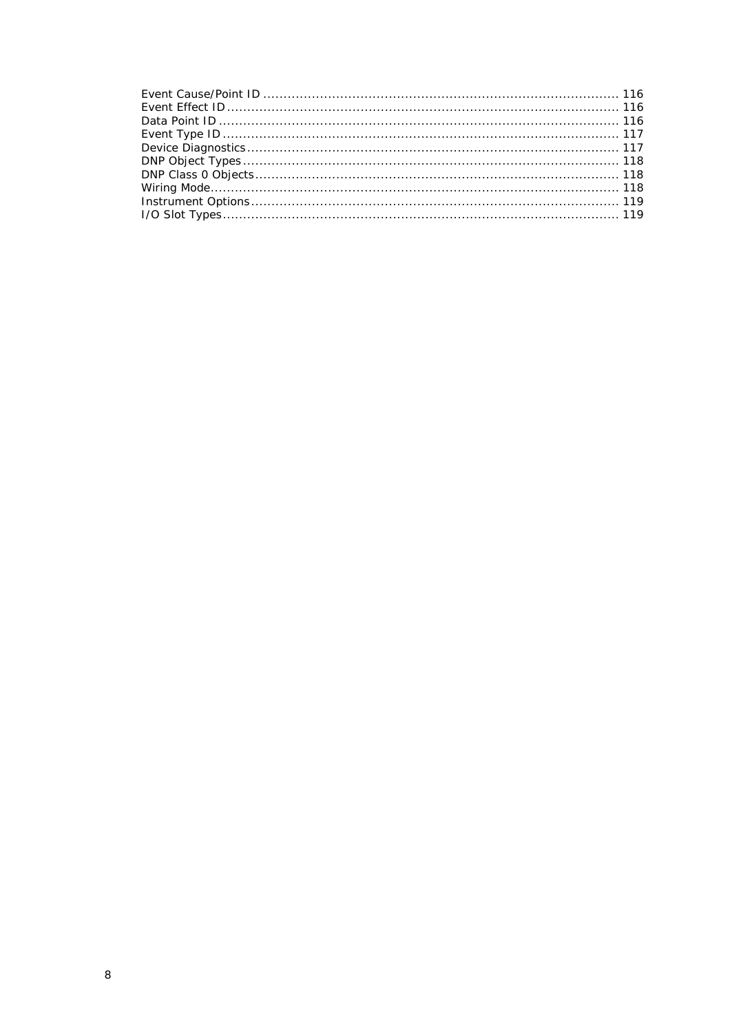Event Cause/Point ID ........................................................................................ 116
Event Effect ID ................................................................................................ 116
Data Point ID ................................................................................................... 116
Event Type ID .................................................................................................. 117
Device Diagnostics ........................................................................................... 117
DNP Object Types ............................................................................................ 118
DNP Class 0 Objects ......................................................................................... 118
Wiring Mode ..................................................................................................... 118
Instrument Options .......................................................................................... 119
I/O Slot Types ................................................................................................. 119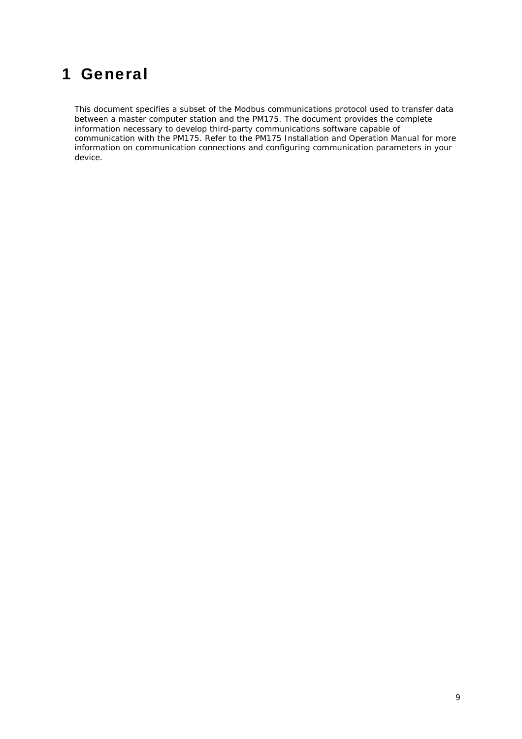# 1 General

This document specifies a subset of the Modbus communications protocol used to transfer data between a master computer station and the PM175. The document provides the complete information necessary to develop third-party communications software capable of communication with the PM175. Refer to the PM175 Installation and Operation Manual for more information on communication connections and configuring communication parameters in your device.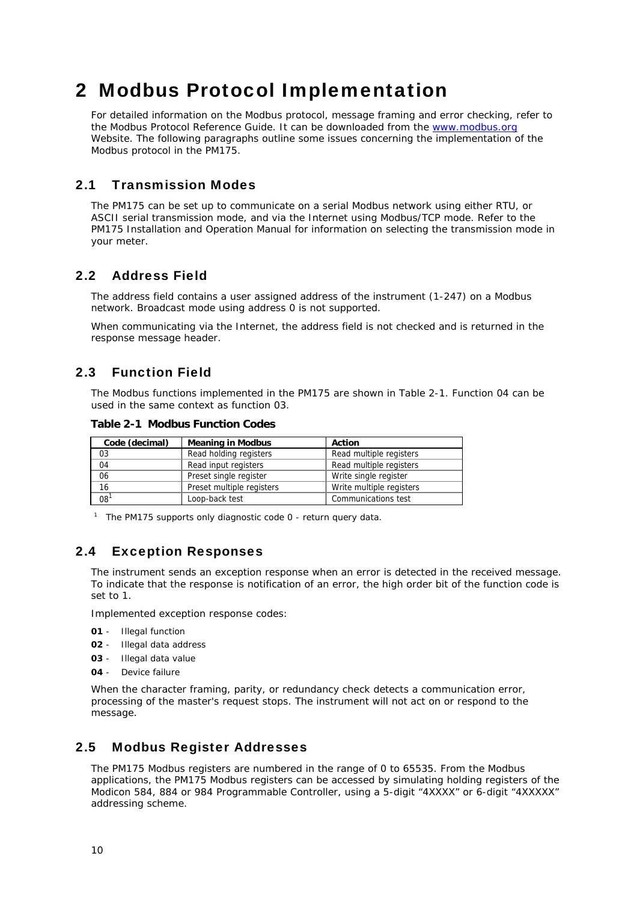# 2 Modbus Protocol Implementation

For detailed information on the Modbus protocol, message framing and error checking, refer to the Modbus Protocol Reference Guide. It can be downloaded from the www.modbus.org Website. The following paragraphs outline some issues concerning the implementation of the Modbus protocol in the PM175.

## 2.1 Transmission Modes

The PM175 can be set up to communicate on a serial Modbus network using either RTU, or ASCII serial transmission mode, and via the Internet using Modbus/TCP mode. Refer to the PM175 Installation and Operation Manual for information on selecting the transmission mode in your meter.

## 2.2 Address Field

The address field contains a user assigned address of the instrument (1-247) on a Modbus network. Broadcast mode using address 0 is not supported.

When communicating via the Internet, the address field is not checked and is returned in the response message header.

## 2.3 Function Field

The Modbus functions implemented in the PM175 are shown in Table 2-1. Function 04 can be used in the same context as function 03.

**Table 2-1 Modbus Function Codes**

| Code (decimal) | Meaning in Modbus | Action |
|---|---|---|
| 03 | Read holding registers | Read multiple registers |
| 04 | Read input registers | Read multiple registers |
| 06 | Preset single register | Write single register |
| 16 | Preset multiple registers | Write multiple registers |
| 08[1] | Loop-back test | Communications test |

[1] The PM175 supports only diagnostic code 0 - return query data.

## 2.4 Exception Responses

The instrument sends an exception response when an error is detected in the received message. To indicate that the response is notification of an error, the high order bit of the function code is set to 1.

Implemented exception response codes:

**01** - Illegal function

**02** - Illegal data address

**03** - Illegal data value

**04** - Device failure

When the character framing, parity, or redundancy check detects a communication error, processing of the master's request stops. The instrument will not act on or respond to the message.

## 2.5 Modbus Register Addresses

The PM175 Modbus registers are numbered in the range of 0 to 65535. From the Modbus applications, the PM175 Modbus registers can be accessed by simulating holding registers of the Modicon 584, 884 or 984 Programmable Controller, using a 5-digit “4XXXX” or 6-digit “4XXXXX” addressing scheme.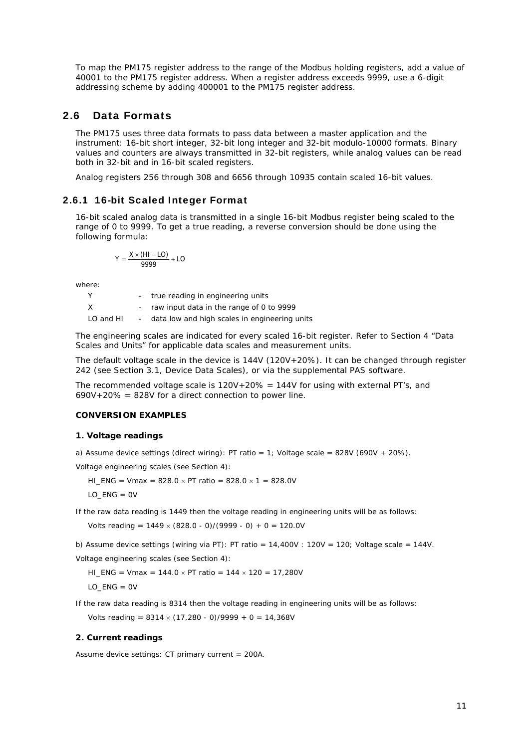To map the PM175 register address to the range of the Modbus holding registers, add a value of 40001 to the PM175 register address. When a register address exceeds 9999, use a 6-digit addressing scheme by adding 400001 to the PM175 register address.

## 2.6 Data Formats

The PM175 uses three data formats to pass data between a master application and the instrument: 16-bit short integer, 32-bit long integer and 32-bit modulo-10000 formats. Binary values and counters are always transmitted in 32-bit registers, while analog values can be read both in 32-bit and in 16-bit scaled registers.

Analog registers 256 through 308 and 6656 through 10935 contain scaled 16-bit values.

### 2.6.1 16-bit Scaled Integer Format

16-bit scaled analog data is transmitted in a single 16-bit Modbus register being scaled to the range of 0 to 9999. To get a true reading, a reverse conversion should be done using the following formula:

$$Y = \frac{X \times (HI - LO)}{9999} + LO$$

where:

| | | |
|---|---|---|
| Y | - | true reading in engineering units |
| X | - | raw input data in the range of 0 to 9999 |
| LO and HI | - | data low and high scales in engineering units |

The engineering scales are indicated for every scaled 16-bit register. Refer to Section 4 "Data Scales and Units" for applicable data scales and measurement units.

The default voltage scale in the device is 144V (120V+20%). It can be changed through register 242 (see Section 3.1, Device Data Scales), or via the supplemental PAS software.

The recommended voltage scale is 120V+20% = 144V for using with external PT's, and 690V+20% = 828V for a direct connection to power line.

**CONVERSION EXAMPLES**

**1. Voltage readings**

a) Assume device settings (direct wiring): PT ratio = 1; Voltage scale = 828V (690V + 20%).

Voltage engineering scales (see Section 4):

HI_ENG = Vmax = 828.0 × PT ratio = 828.0 × 1 = 828.0V

LO_ENG = 0V

If the raw data reading is 1449 then the voltage reading in engineering units will be as follows:

Volts reading = 1449 × (828.0 - 0)/(9999 - 0) + 0 = 120.0V

b) Assume device settings (wiring via PT): PT ratio = 14,400V : 120V = 120; Voltage scale = 144V.

Voltage engineering scales (see Section 4):

HI_ENG = Vmax = 144.0 × PT ratio = 144 × 120 = 17,280V

LO_ENG = 0V

If the raw data reading is 8314 then the voltage reading in engineering units will be as follows:

Volts reading = 8314 × (17,280 - 0)/9999 + 0 = 14,368V

**2. Current readings**

Assume device settings: CT primary current = 200A.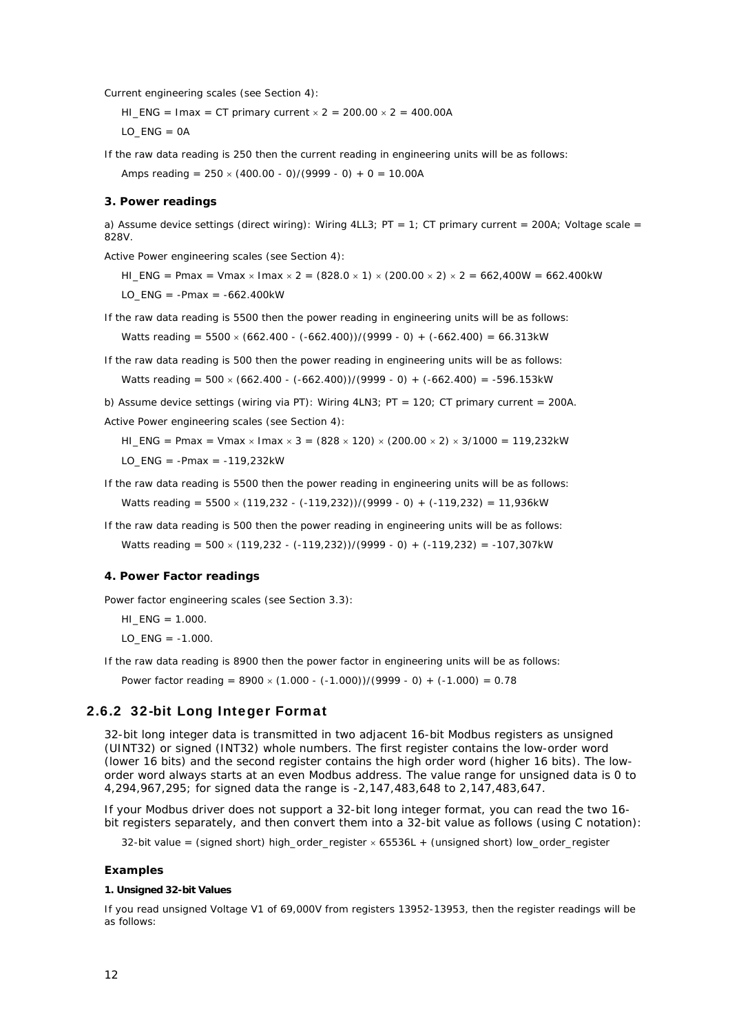Current engineering scales (see Section 4):

HI_ENG = Imax = CT primary current × 2 = 200.00 × 2 = 400.00A

LO_ENG = 0A

If the raw data reading is 250 then the current reading in engineering units will be as follows:

Amps reading = 250 × (400.00 - 0)/(9999 - 0) + 0 = 10.00A

### 3. Power readings

a) Assume device settings (direct wiring): Wiring 4LL3; PT = 1; CT primary current = 200A; Voltage scale = 828V.

Active Power engineering scales (see Section 4):

HI_ENG = Pmax = Vmax × Imax × 2 = (828.0 × 1) × (200.00 × 2) × 2 = 662,400W = 662.400kW

LO_ENG = -Pmax = -662.400kW

If the raw data reading is 5500 then the power reading in engineering units will be as follows:

Watts reading = 5500 × (662.400 - (-662.400))/(9999 - 0) + (-662.400) = 66.313kW

If the raw data reading is 500 then the power reading in engineering units will be as follows:

Watts reading = 500 × (662.400 - (-662.400))/(9999 - 0) + (-662.400) = -596.153kW

b) Assume device settings (wiring via PT): Wiring 4LN3; PT = 120; CT primary current = 200A.

Active Power engineering scales (see Section 4):

HI_ENG = Pmax = Vmax × Imax × 3 = (828 × 120) × (200.00 × 2) × 3/1000 = 119,232kW

LO_ENG = -Pmax = -119,232kW

If the raw data reading is 5500 then the power reading in engineering units will be as follows:

Watts reading = 5500 × (119,232 - (-119,232))/(9999 - 0) + (-119,232) = 11,936kW

If the raw data reading is 500 then the power reading in engineering units will be as follows:

Watts reading = 500 × (119,232 - (-119,232))/(9999 - 0) + (-119,232) = -107,307kW

### 4. Power Factor readings

Power factor engineering scales (see Section 3.3):

HI_ENG = 1.000.

LO_ENG = -1.000.

If the raw data reading is 8900 then the power factor in engineering units will be as follows:

Power factor reading = 8900 × (1.000 - (-1.000))/(9999 - 0) + (-1.000) = 0.78

## 2.6.2 32-bit Long Integer Format

32-bit long integer data is transmitted in two adjacent 16-bit Modbus registers as unsigned (UINT32) or signed (INT32) whole numbers. The first register contains the low-order word (lower 16 bits) and the second register contains the high order word (higher 16 bits). The low-order word always starts at an even Modbus address. The value range for unsigned data is 0 to 4,294,967,295; for signed data the range is -2,147,483,648 to 2,147,483,647.

If your Modbus driver does not support a 32-bit long integer format, you can read the two 16-bit registers separately, and then convert them into a 32-bit value as follows (using C notation):

32-bit value = (signed short) high_order_register × 65536L + (unsigned short) low_order_register

### Examples

#### 1. Unsigned 32-bit Values

If you read unsigned Voltage V1 of 69,000V from registers 13952-13953, then the register readings will be as follows: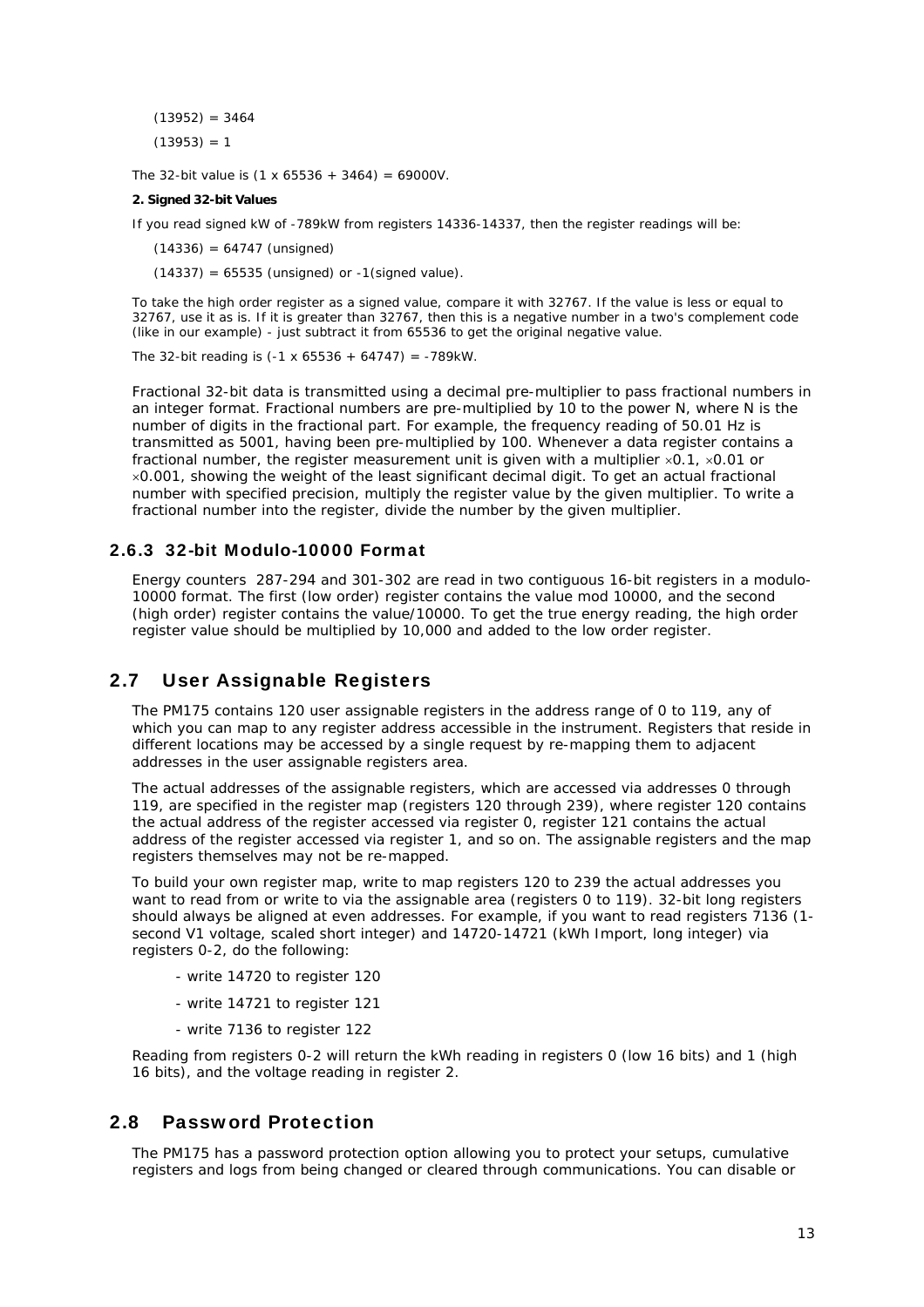(13952) = 3464

(13953) = 1

The 32-bit value is (1 x 65536 + 3464) = 69000V.

**2. Signed 32-bit Values**

If you read signed kW of -789kW from registers 14336-14337, then the register readings will be:

(14336) = 64747 (unsigned)

(14337) = 65535 (unsigned) or -1(signed value).

To take the high order register as a signed value, compare it with 32767. If the value is less or equal to 32767, use it as is. If it is greater than 32767, then this is a negative number in a two's complement code (like in our example) - just subtract it from 65536 to get the original negative value.

The 32-bit reading is (-1 x 65536 + 64747) = -789kW.

Fractional 32-bit data is transmitted using a decimal pre-multiplier to pass fractional numbers in an integer format. Fractional numbers are pre-multiplied by 10 to the power N, where N is the number of digits in the fractional part. For example, the frequency reading of 50.01 Hz is transmitted as 5001, having been pre-multiplied by 100. Whenever a data register contains a fractional number, the register measurement unit is given with a multiplier ×0.1, ×0.01 or ×0.001, showing the weight of the least significant decimal digit. To get an actual fractional number with specified precision, multiply the register value by the given multiplier. To write a fractional number into the register, divide the number by the given multiplier.

### 2.6.3 32-bit Modulo-10000 Format

Energy counters 287-294 and 301-302 are read in two contiguous 16-bit registers in a modulo-10000 format. The first (low order) register contains the value mod 10000, and the second (high order) register contains the value/10000. To get the true energy reading, the high order register value should be multiplied by 10,000 and added to the low order register.

## 2.7 User Assignable Registers

The PM175 contains 120 user assignable registers in the address range of 0 to 119, any of which you can map to any register address accessible in the instrument. Registers that reside in different locations may be accessed by a single request by re-mapping them to adjacent addresses in the user assignable registers area.

The actual addresses of the assignable registers, which are accessed via addresses 0 through 119, are specified in the register map (registers 120 through 239), where register 120 contains the actual address of the register accessed via register 0, register 121 contains the actual address of the register accessed via register 1, and so on. The assignable registers and the map registers themselves may not be re-mapped.

To build your own register map, write to map registers 120 to 239 the actual addresses you want to read from or write to via the assignable area (registers 0 to 119). 32-bit long registers should always be aligned at even addresses. For example, if you want to read registers 7136 (1-second V1 voltage, scaled short integer) and 14720-14721 (kWh Import, long integer) via registers 0-2, do the following:

- write 14720 to register 120
- write 14721 to register 121
- write 7136 to register 122

Reading from registers 0-2 will return the kWh reading in registers 0 (low 16 bits) and 1 (high 16 bits), and the voltage reading in register 2.

## 2.8 Password Protection

The PM175 has a password protection option allowing you to protect your setups, cumulative registers and logs from being changed or cleared through communications. You can disable or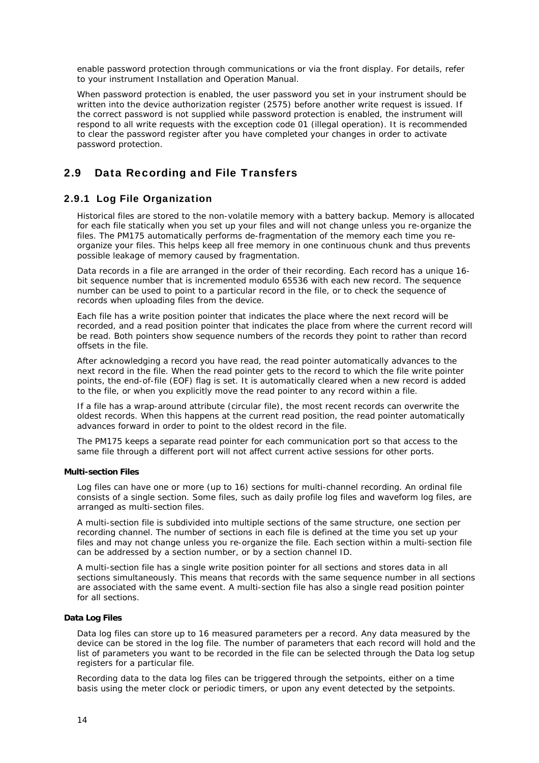enable password protection through communications or via the front display. For details, refer to your instrument Installation and Operation Manual.

When password protection is enabled, the user password you set in your instrument should be written into the device authorization register (2575) before another write request is issued. If the correct password is not supplied while password protection is enabled, the instrument will respond to all write requests with the exception code 01 (illegal operation). It is recommended to clear the password register after you have completed your changes in order to activate password protection.

## 2.9 Data Recording and File Transfers

### 2.9.1 Log File Organization

Historical files are stored to the non-volatile memory with a battery backup. Memory is allocated for each file statically when you set up your files and will not change unless you re-organize the files. The PM175 automatically performs de-fragmentation of the memory each time you re-organize your files. This helps keep all free memory in one continuous chunk and thus prevents possible leakage of memory caused by fragmentation.

Data records in a file are arranged in the order of their recording. Each record has a unique 16-bit sequence number that is incremented modulo 65536 with each new record. The sequence number can be used to point to a particular record in the file, or to check the sequence of records when uploading files from the device.

Each file has a write position pointer that indicates the place where the next record will be recorded, and a read position pointer that indicates the place from where the current record will be read. Both pointers show sequence numbers of the records they point to rather than record offsets in the file.

After acknowledging a record you have read, the read pointer automatically advances to the next record in the file. When the read pointer gets to the record to which the file write pointer points, the end-of-file (EOF) flag is set. It is automatically cleared when a new record is added to the file, or when you explicitly move the read pointer to any record within a file.

If a file has a wrap-around attribute (circular file), the most recent records can overwrite the oldest records. When this happens at the current read position, the read pointer automatically advances forward in order to point to the oldest record in the file.

The PM175 keeps a separate read pointer for each communication port so that access to the same file through a different port will not affect current active sessions for other ports.

**Multi-section Files**

Log files can have one or more (up to 16) sections for multi-channel recording. An ordinal file consists of a single section. Some files, such as daily profile log files and waveform log files, are arranged as multi-section files.

A multi-section file is subdivided into multiple sections of the same structure, one section per recording channel. The number of sections in each file is defined at the time you set up your files and may not change unless you re-organize the file. Each section within a multi-section file can be addressed by a section number, or by a section channel ID.

A multi-section file has a single write position pointer for all sections and stores data in all sections simultaneously. This means that records with the same sequence number in all sections are associated with the same event. A multi-section file has also a single read position pointer for all sections.

**Data Log Files**

Data log files can store up to 16 measured parameters per a record. Any data measured by the device can be stored in the log file. The number of parameters that each record will hold and the list of parameters you want to be recorded in the file can be selected through the Data log setup registers for a particular file.

Recording data to the data log files can be triggered through the setpoints, either on a time basis using the meter clock or periodic timers, or upon any event detected by the setpoints.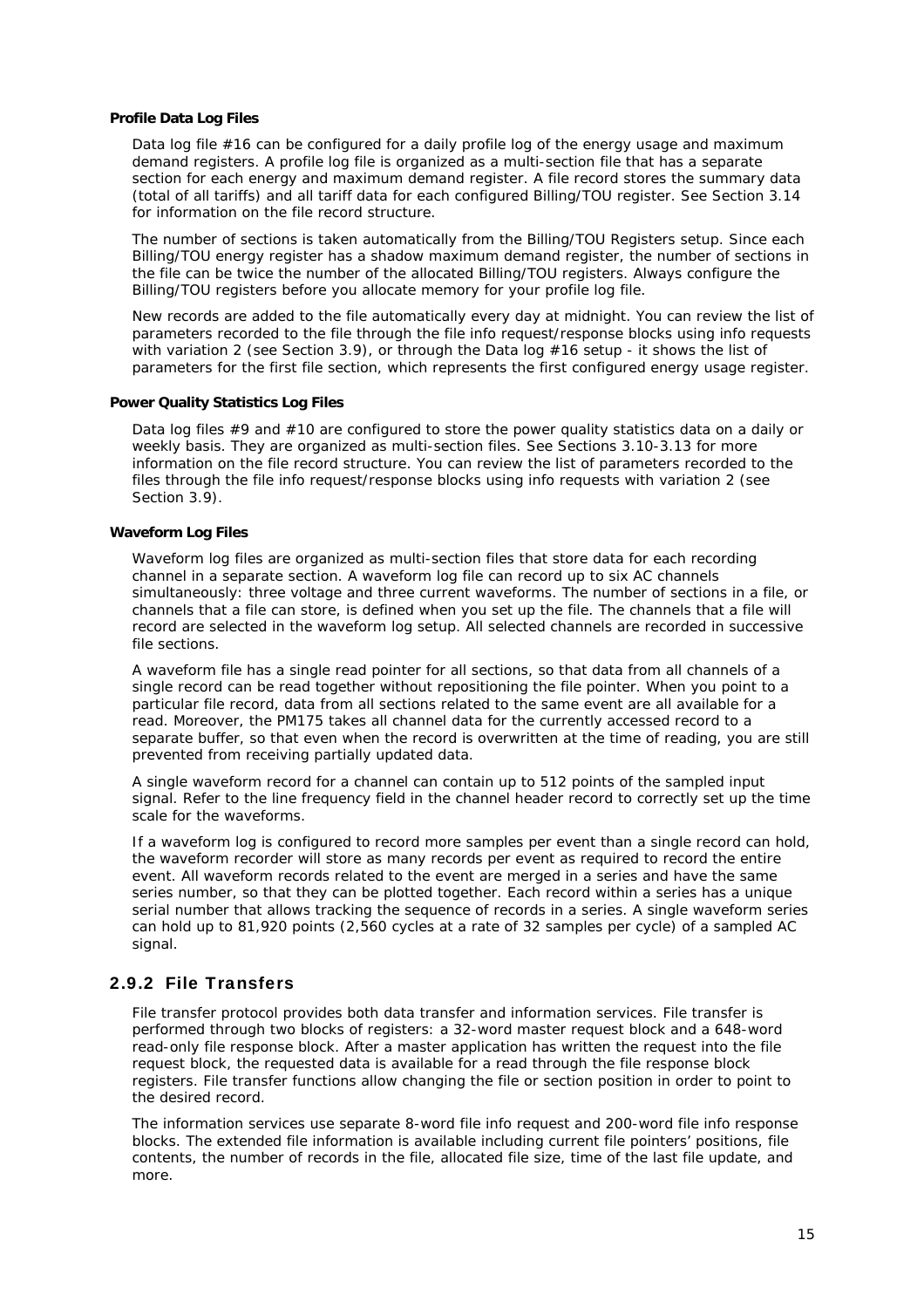**Profile Data Log Files**

Data log file #16 can be configured for a daily profile log of the energy usage and maximum demand registers. A profile log file is organized as a multi-section file that has a separate section for each energy and maximum demand register. A file record stores the summary data (total of all tariffs) and all tariff data for each configured Billing/TOU register. See Section 3.14 for information on the file record structure.

The number of sections is taken automatically from the Billing/TOU Registers setup. Since each Billing/TOU energy register has a shadow maximum demand register, the number of sections in the file can be twice the number of the allocated Billing/TOU registers. Always configure the Billing/TOU registers before you allocate memory for your profile log file.

New records are added to the file automatically every day at midnight. You can review the list of parameters recorded to the file through the file info request/response blocks using info requests with variation 2 (see Section 3.9), or through the Data log #16 setup - it shows the list of parameters for the first file section, which represents the first configured energy usage register.

**Power Quality Statistics Log Files**

Data log files #9 and #10 are configured to store the power quality statistics data on a daily or weekly basis. They are organized as multi-section files. See Sections 3.10-3.13 for more information on the file record structure. You can review the list of parameters recorded to the files through the file info request/response blocks using info requests with variation 2 (see Section 3.9).

**Waveform Log Files**

Waveform log files are organized as multi-section files that store data for each recording channel in a separate section. A waveform log file can record up to six AC channels simultaneously: three voltage and three current waveforms. The number of sections in a file, or channels that a file can store, is defined when you set up the file. The channels that a file will record are selected in the waveform log setup. All selected channels are recorded in successive file sections.

A waveform file has a single read pointer for all sections, so that data from all channels of a single record can be read together without repositioning the file pointer. When you point to a particular file record, data from all sections related to the same event are all available for a read. Moreover, the PM175 takes all channel data for the currently accessed record to a separate buffer, so that even when the record is overwritten at the time of reading, you are still prevented from receiving partially updated data.

A single waveform record for a channel can contain up to 512 points of the sampled input signal. Refer to the line frequency field in the channel header record to correctly set up the time scale for the waveforms.

If a waveform log is configured to record more samples per event than a single record can hold, the waveform recorder will store as many records per event as required to record the entire event. All waveform records related to the event are merged in a series and have the same series number, so that they can be plotted together. Each record within a series has a unique serial number that allows tracking the sequence of records in a series. A single waveform series can hold up to 81,920 points (2,560 cycles at a rate of 32 samples per cycle) of a sampled AC signal.

## 2.9.2 File Transfers

File transfer protocol provides both data transfer and information services. File transfer is performed through two blocks of registers: a 32-word master request block and a 648-word read-only file response block. After a master application has written the request into the file request block, the requested data is available for a read through the file response block registers. File transfer functions allow changing the file or section position in order to point to the desired record.

The information services use separate 8-word file info request and 200-word file info response blocks. The extended file information is available including current file pointers' positions, file contents, the number of records in the file, allocated file size, time of the last file update, and more.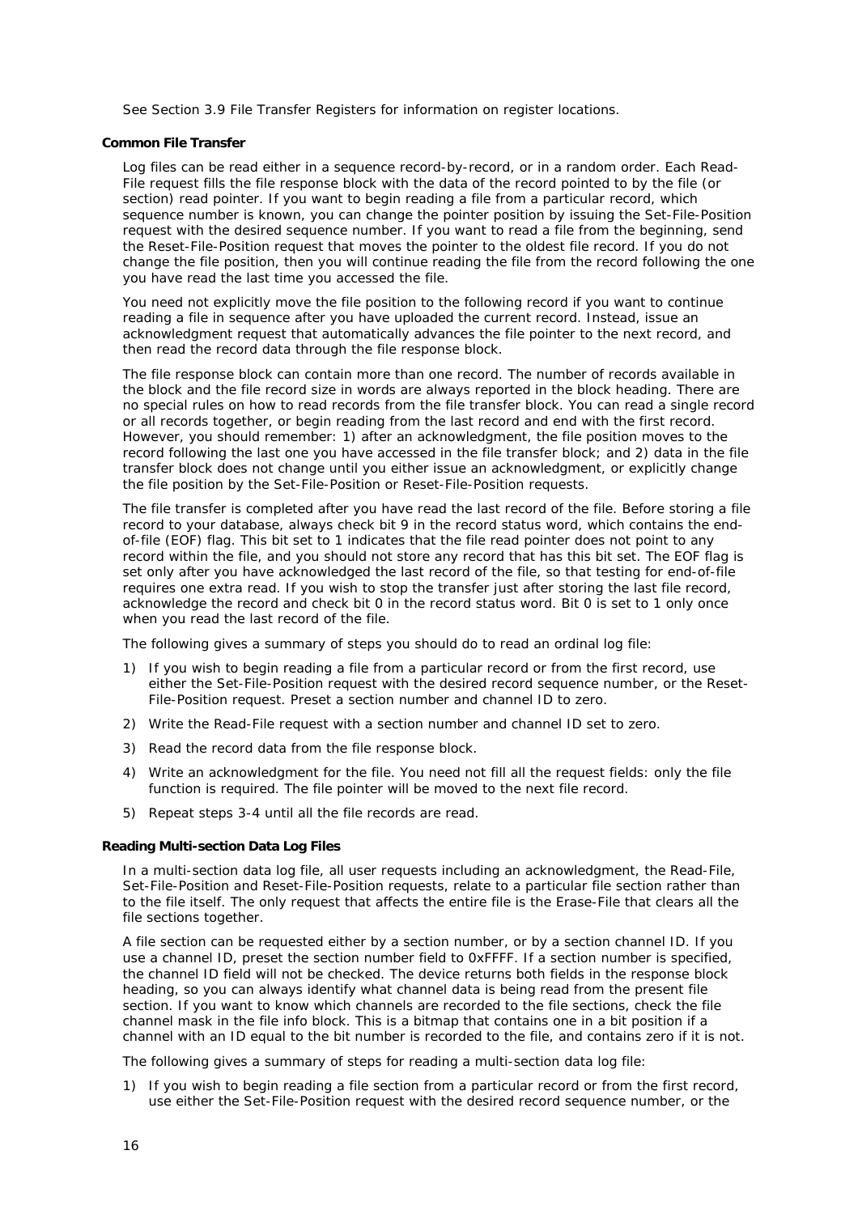See Section 3.9 File Transfer Registers for information on register locations.

**Common File Transfer**

Log files can be read either in a sequence record-by-record, or in a random order. Each Read-File request fills the file response block with the data of the record pointed to by the file (or section) read pointer. If you want to begin reading a file from a particular record, which sequence number is known, you can change the pointer position by issuing the Set-File-Position request with the desired sequence number. If you want to read a file from the beginning, send the Reset-File-Position request that moves the pointer to the oldest file record. If you do not change the file position, then you will continue reading the file from the record following the one you have read the last time you accessed the file.

You need not explicitly move the file position to the following record if you want to continue reading a file in sequence after you have uploaded the current record. Instead, issue an acknowledgment request that automatically advances the file pointer to the next record, and then read the record data through the file response block.

The file response block can contain more than one record. The number of records available in the block and the file record size in words are always reported in the block heading. There are no special rules on how to read records from the file transfer block. You can read a single record or all records together, or begin reading from the last record and end with the first record. However, you should remember: 1) after an acknowledgment, the file position moves to the record following the last one you have accessed in the file transfer block; and 2) data in the file transfer block does not change until you either issue an acknowledgment, or explicitly change the file position by the Set-File-Position or Reset-File-Position requests.

The file transfer is completed after you have read the last record of the file. Before storing a file record to your database, always check bit 9 in the record status word, which contains the end-of-file (EOF) flag. This bit set to 1 indicates that the file read pointer does not point to any record within the file, and you should not store any record that has this bit set. The EOF flag is set only after you have acknowledged the last record of the file, so that testing for end-of-file requires one extra read. If you wish to stop the transfer just after storing the last file record, acknowledge the record and check bit 0 in the record status word. Bit 0 is set to 1 only once when you read the last record of the file.

The following gives a summary of steps you should do to read an ordinal log file:

1) If you wish to begin reading a file from a particular record or from the first record, use either the Set-File-Position request with the desired record sequence number, or the Reset-File-Position request. Preset a section number and channel ID to zero.
2) Write the Read-File request with a section number and channel ID set to zero.
3) Read the record data from the file response block.
4) Write an acknowledgment for the file. You need not fill all the request fields: only the file function is required. The file pointer will be moved to the next file record.
5) Repeat steps 3-4 until all the file records are read.

**Reading Multi-section Data Log Files**

In a multi-section data log file, all user requests including an acknowledgment, the Read-File, Set-File-Position and Reset-File-Position requests, relate to a particular file section rather than to the file itself. The only request that affects the entire file is the Erase-File that clears all the file sections together.

A file section can be requested either by a section number, or by a section channel ID. If you use a channel ID, preset the section number field to 0xFFFF. If a section number is specified, the channel ID field will not be checked. The device returns both fields in the response block heading, so you can always identify what channel data is being read from the present file section. If you want to know which channels are recorded to the file sections, check the file channel mask in the file info block. This is a bitmap that contains one in a bit position if a channel with an ID equal to the bit number is recorded to the file, and contains zero if it is not.

The following gives a summary of steps for reading a multi-section data log file:

1) If you wish to begin reading a file section from a particular record or from the first record, use either the Set-File-Position request with the desired record sequence number, or the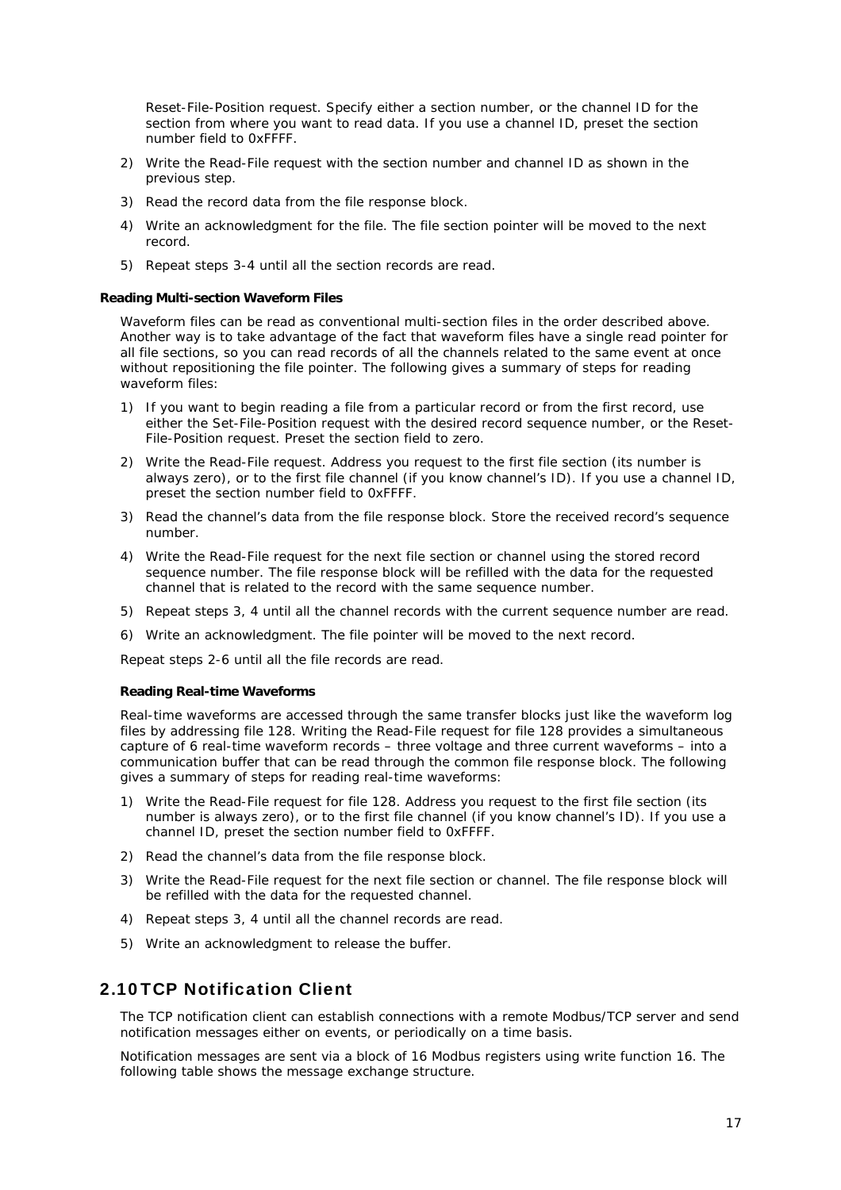Reset-File-Position request. Specify either a section number, or the channel ID for the section from where you want to read data. If you use a channel ID, preset the section number field to 0xFFFF.

2) Write the Read-File request with the section number and channel ID as shown in the previous step.
3) Read the record data from the file response block.
4) Write an acknowledgment for the file. The file section pointer will be moved to the next record.
5) Repeat steps 3-4 until all the section records are read.

**Reading Multi-section Waveform Files**

Waveform files can be read as conventional multi-section files in the order described above. Another way is to take advantage of the fact that waveform files have a single read pointer for all file sections, so you can read records of all the channels related to the same event at once without repositioning the file pointer. The following gives a summary of steps for reading waveform files:

1) If you want to begin reading a file from a particular record or from the first record, use either the Set-File-Position request with the desired record sequence number, or the Reset-File-Position request. Preset the section field to zero.
2) Write the Read-File request. Address you request to the first file section (its number is always zero), or to the first file channel (if you know channel's ID). If you use a channel ID, preset the section number field to 0xFFFF.
3) Read the channel's data from the file response block. Store the received record's sequence number.
4) Write the Read-File request for the next file section or channel using the stored record sequence number. The file response block will be refilled with the data for the requested channel that is related to the record with the same sequence number.
5) Repeat steps 3, 4 until all the channel records with the current sequence number are read.
6) Write an acknowledgment. The file pointer will be moved to the next record.

Repeat steps 2-6 until all the file records are read.

**Reading Real-time Waveforms**

Real-time waveforms are accessed through the same transfer blocks just like the waveform log files by addressing file 128. Writing the Read-File request for file 128 provides a simultaneous capture of 6 real-time waveform records – three voltage and three current waveforms – into a communication buffer that can be read through the common file response block. The following gives a summary of steps for reading real-time waveforms:

1) Write the Read-File request for file 128. Address you request to the first file section (its number is always zero), or to the first file channel (if you know channel's ID). If you use a channel ID, preset the section number field to 0xFFFF.
2) Read the channel's data from the file response block.
3) Write the Read-File request for the next file section or channel. The file response block will be refilled with the data for the requested channel.
4) Repeat steps 3, 4 until all the channel records are read.
5) Write an acknowledgment to release the buffer.

## 2.10 TCP Notification Client

The TCP notification client can establish connections with a remote Modbus/TCP server and send notification messages either on events, or periodically on a time basis.

Notification messages are sent via a block of 16 Modbus registers using write function 16. The following table shows the message exchange structure.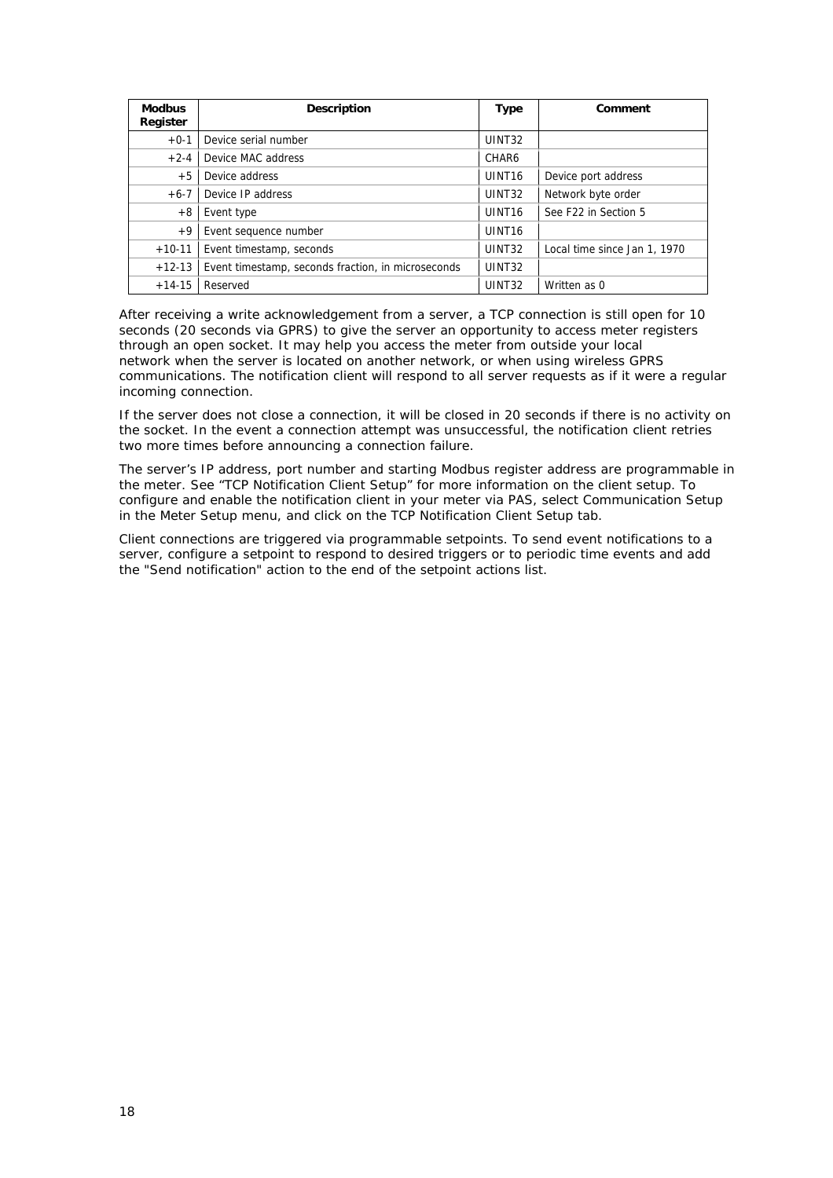| Modbus Register | Description | Type | Comment |
|---|---|---|---|
| +0-1 | Device serial number | UINT32 | |
| +2-4 | Device MAC address | CHAR6 | |
| +5 | Device address | UINT16 | Device port address |
| +6-7 | Device IP address | UINT32 | Network byte order |
| +8 | Event type | UINT16 | See F22 in Section 5 |
| +9 | Event sequence number | UINT16 | |
| +10-11 | Event timestamp, seconds | UINT32 | Local time since Jan 1, 1970 |
| +12-13 | Event timestamp, seconds fraction, in microseconds | UINT32 | |
| +14-15 | Reserved | UINT32 | Written as 0 |

After receiving a write acknowledgement from a server, a TCP connection is still open for 10 seconds (20 seconds via GPRS) to give the server an opportunity to access meter registers through an open socket. It may help you access the meter from outside your local network when the server is located on another network, or when using wireless GPRS communications. The notification client will respond to all server requests as if it were a regular incoming connection.

If the server does not close a connection, it will be closed in 20 seconds if there is no activity on the socket. In the event a connection attempt was unsuccessful, the notification client retries two more times before announcing a connection failure.

The server's IP address, port number and starting Modbus register address are programmable in the meter. See "TCP Notification Client Setup" for more information on the client setup. To configure and enable the notification client in your meter via PAS, select Communication Setup in the Meter Setup menu, and click on the TCP Notification Client Setup tab.

Client connections are triggered via programmable setpoints. To send event notifications to a server, configure a setpoint to respond to desired triggers or to periodic time events and add the "Send notification" action to the end of the setpoint actions list.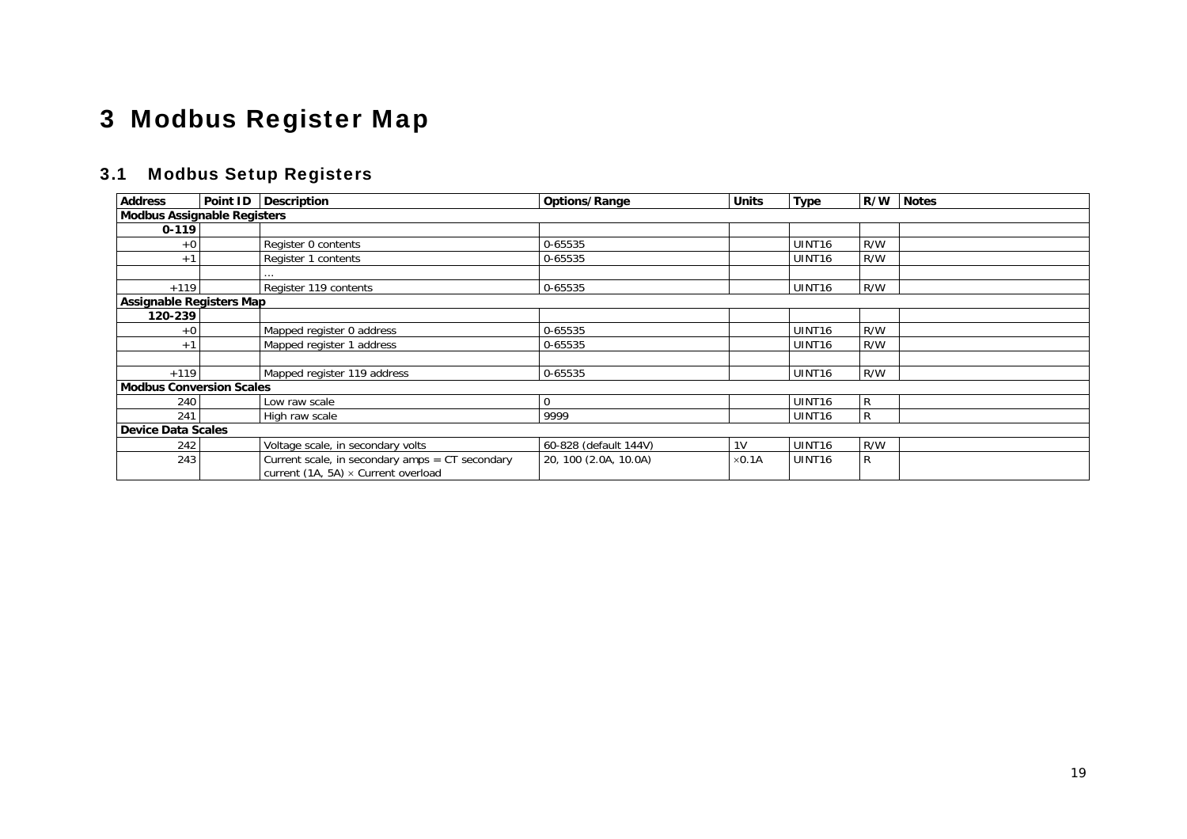# 3 Modbus Register Map

## 3.1 Modbus Setup Registers

| Address | Point ID | Description | Options/Range | Units | Type | R/W | Notes |
|---|---|---|---|---|---|---|---|
| **Modbus Assignable Registers** | | | | | | | |
| **0-119** | | | | | | | |
| +0 | | Register 0 contents | 0-65535 | | UINT16 | R/W | |
| +1 | | Register 1 contents | 0-65535 | | UINT16 | R/W | |
| | | … | | | | | |
| +119 | | Register 119 contents | 0-65535 | | UINT16 | R/W | |
| **Assignable Registers Map** | | | | | | | |
| **120-239** | | | | | | | |
| +0 | | Mapped register 0 address | 0-65535 | | UINT16 | R/W | |
| +1 | | Mapped register 1 address | 0-65535 | | UINT16 | R/W | |
| | | | | | | | |
| +119 | | Mapped register 119 address | 0-65535 | | UINT16 | R/W | |
| **Modbus Conversion Scales** | | | | | | | |
| 240 | | Low raw scale | 0 | | UINT16 | R | |
| 241 | | High raw scale | 9999 | | UINT16 | R | |
| **Device Data Scales** | | | | | | | |
| 242 | | Voltage scale, in secondary volts | 60-828 (default 144V) | 1V | UINT16 | R/W | |
| 243 | | Current scale, in secondary amps = CT secondary current (1A, 5A) × Current overload | 20, 100 (2.0A, 10.0A) | ×0.1A | UINT16 | R | |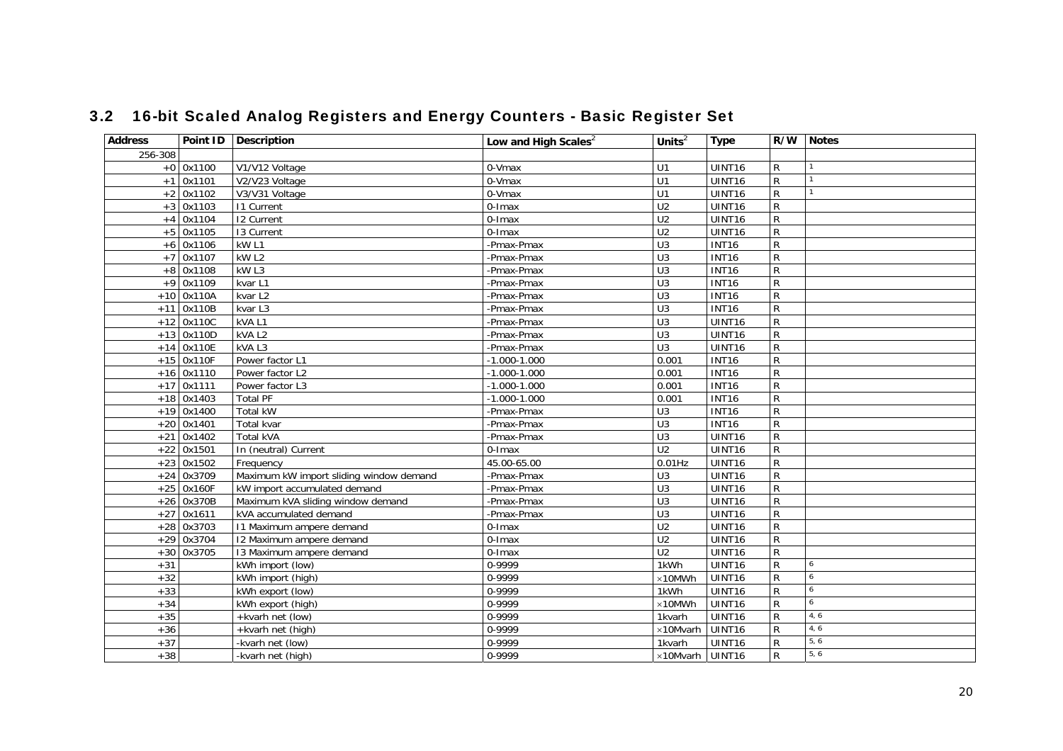## 3.2 16-bit Scaled Analog Registers and Energy Counters - Basic Register Set

| Address | Point ID | Description | Low and High Scales[2] | Units[2] | Type | R/W | Notes |
|---|---|---|---|---|---|---|---|
| 256-308 | | | | | | | |
| +0 | 0x1100 | V1/V12 Voltage | 0-Vmax | U1 | UINT16 | R | 1 |
| +1 | 0x1101 | V2/V23 Voltage | 0-Vmax | U1 | UINT16 | R | 1 |
| +2 | 0x1102 | V3/V31 Voltage | 0-Vmax | U1 | UINT16 | R | 1 |
| +3 | 0x1103 | I1 Current | 0-Imax | U2 | UINT16 | R | |
| +4 | 0x1104 | I2 Current | 0-Imax | U2 | UINT16 | R | |
| +5 | 0x1105 | I3 Current | 0-Imax | U2 | UINT16 | R | |
| +6 | 0x1106 | kW L1 | -Pmax-Pmax | U3 | INT16 | R | |
| +7 | 0x1107 | kW L2 | -Pmax-Pmax | U3 | INT16 | R | |
| +8 | 0x1108 | kW L3 | -Pmax-Pmax | U3 | INT16 | R | |
| +9 | 0x1109 | kvar L1 | -Pmax-Pmax | U3 | INT16 | R | |
| +10 | 0x110A | kvar L2 | -Pmax-Pmax | U3 | INT16 | R | |
| +11 | 0x110B | kvar L3 | -Pmax-Pmax | U3 | INT16 | R | |
| +12 | 0x110C | kVA L1 | -Pmax-Pmax | U3 | UINT16 | R | |
| +13 | 0x110D | kVA L2 | -Pmax-Pmax | U3 | UINT16 | R | |
| +14 | 0x110E | kVA L3 | -Pmax-Pmax | U3 | UINT16 | R | |
| +15 | 0x110F | Power factor L1 | -1.000-1.000 | 0.001 | INT16 | R | |
| +16 | 0x1110 | Power factor L2 | -1.000-1.000 | 0.001 | INT16 | R | |
| +17 | 0x1111 | Power factor L3 | -1.000-1.000 | 0.001 | INT16 | R | |
| +18 | 0x1403 | Total PF | -1.000-1.000 | 0.001 | INT16 | R | |
| +19 | 0x1400 | Total kW | -Pmax-Pmax | U3 | INT16 | R | |
| +20 | 0x1401 | Total kvar | -Pmax-Pmax | U3 | INT16 | R | |
| +21 | 0x1402 | Total kVA | -Pmax-Pmax | U3 | UINT16 | R | |
| +22 | 0x1501 | In (neutral) Current | 0-Imax | U2 | UINT16 | R | |
| +23 | 0x1502 | Frequency | 45.00-65.00 | 0.01Hz | UINT16 | R | |
| +24 | 0x3709 | Maximum kW import sliding window demand | -Pmax-Pmax | U3 | UINT16 | R | |
| +25 | 0x160F | kW import accumulated demand | -Pmax-Pmax | U3 | UINT16 | R | |
| +26 | 0x370B | Maximum kVA sliding window demand | -Pmax-Pmax | U3 | UINT16 | R | |
| +27 | 0x1611 | kVA accumulated demand | -Pmax-Pmax | U3 | UINT16 | R | |
| +28 | 0x3703 | I1 Maximum ampere demand | 0-Imax | U2 | UINT16 | R | |
| +29 | 0x3704 | I2 Maximum ampere demand | 0-Imax | U2 | UINT16 | R | |
| +30 | 0x3705 | I3 Maximum ampere demand | 0-Imax | U2 | UINT16 | R | |
| +31 | | kWh import (low) | 0-9999 | 1kWh | UINT16 | R | 6 |
| +32 | | kWh import (high) | 0-9999 | ×10MWh | UINT16 | R | 6 |
| +33 | | kWh export (low) | 0-9999 | 1kWh | UINT16 | R | 6 |
| +34 | | kWh export (high) | 0-9999 | ×10MWh | UINT16 | R | 6 |
| +35 | | +kvarh net (low) | 0-9999 | 1kvarh | UINT16 | R | 4, 6 |
| +36 | | +kvarh net (high) | 0-9999 | ×10Mvarh | UINT16 | R | 4, 6 |
| +37 | | -kvarh net (low) | 0-9999 | 1kvarh | UINT16 | R | 5, 6 |
| +38 | | -kvarh net (high) | 0-9999 | ×10Mvarh | UINT16 | R | 5, 6 |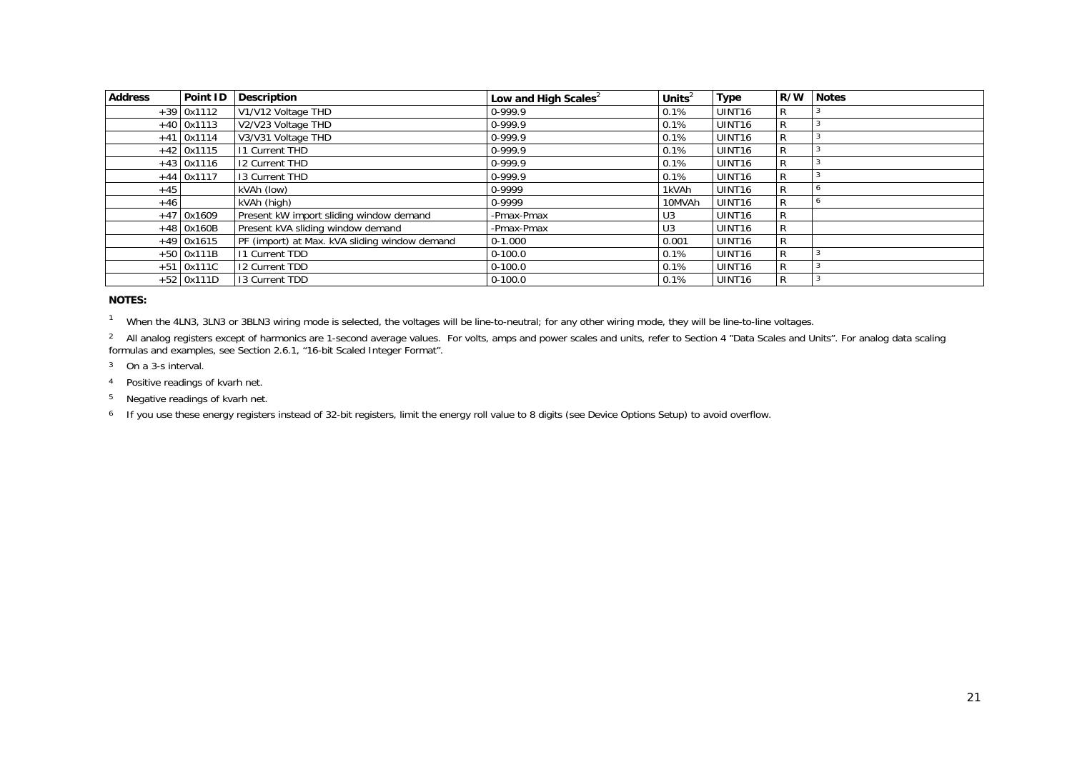| Address | Point ID | Description | Low and High Scales[2] | Units[2] | Type | R/W | Notes |
|---|---|---|---|---|---|---|---|
| +39 | 0x1112 | V1/V12 Voltage THD | 0-999.9 | 0.1% | UINT16 | R | 3 |
| +40 | 0x1113 | V2/V23 Voltage THD | 0-999.9 | 0.1% | UINT16 | R | 3 |
| +41 | 0x1114 | V3/V31 Voltage THD | 0-999.9 | 0.1% | UINT16 | R | 3 |
| +42 | 0x1115 | I1 Current THD | 0-999.9 | 0.1% | UINT16 | R | 3 |
| +43 | 0x1116 | I2 Current THD | 0-999.9 | 0.1% | UINT16 | R | 3 |
| +44 | 0x1117 | I3 Current THD | 0-999.9 | 0.1% | UINT16 | R | 3 |
| +45 | | kVAh (low) | 0-9999 | 1kVAh | UINT16 | R | 6 |
| +46 | | kVAh (high) | 0-9999 | 10MVAh | UINT16 | R | 6 |
| +47 | 0x1609 | Present kW import sliding window demand | -Pmax-Pmax | U3 | UINT16 | R | |
| +48 | 0x160B | Present kVA sliding window demand | -Pmax-Pmax | U3 | UINT16 | R | |
| +49 | 0x1615 | PF (import) at Max. kVA sliding window demand | 0-1.000 | 0.001 | UINT16 | R | |
| +50 | 0x111B | I1 Current TDD | 0-100.0 | 0.1% | UINT16 | R | 3 |
| +51 | 0x111C | I2 Current TDD | 0-100.0 | 0.1% | UINT16 | R | 3 |
| +52 | 0x111D | I3 Current TDD | 0-100.0 | 0.1% | UINT16 | R | 3 |

**NOTES:**

[1] When the 4LN3, 3LN3 or 3BLN3 wiring mode is selected, the voltages will be line-to-neutral; for any other wiring mode, they will be line-to-line voltages.

[2] All analog registers except of harmonics are 1-second average values. For volts, amps and power scales and units, refer to Section 4 "Data Scales and Units". For analog data scaling formulas and examples, see Section 2.6.1, "16-bit Scaled Integer Format".

[3] On a 3-s interval.

[4] Positive readings of kvarh net.

[5] Negative readings of kvarh net.

[6] If you use these energy registers instead of 32-bit registers, limit the energy roll value to 8 digits (see Device Options Setup) to avoid overflow.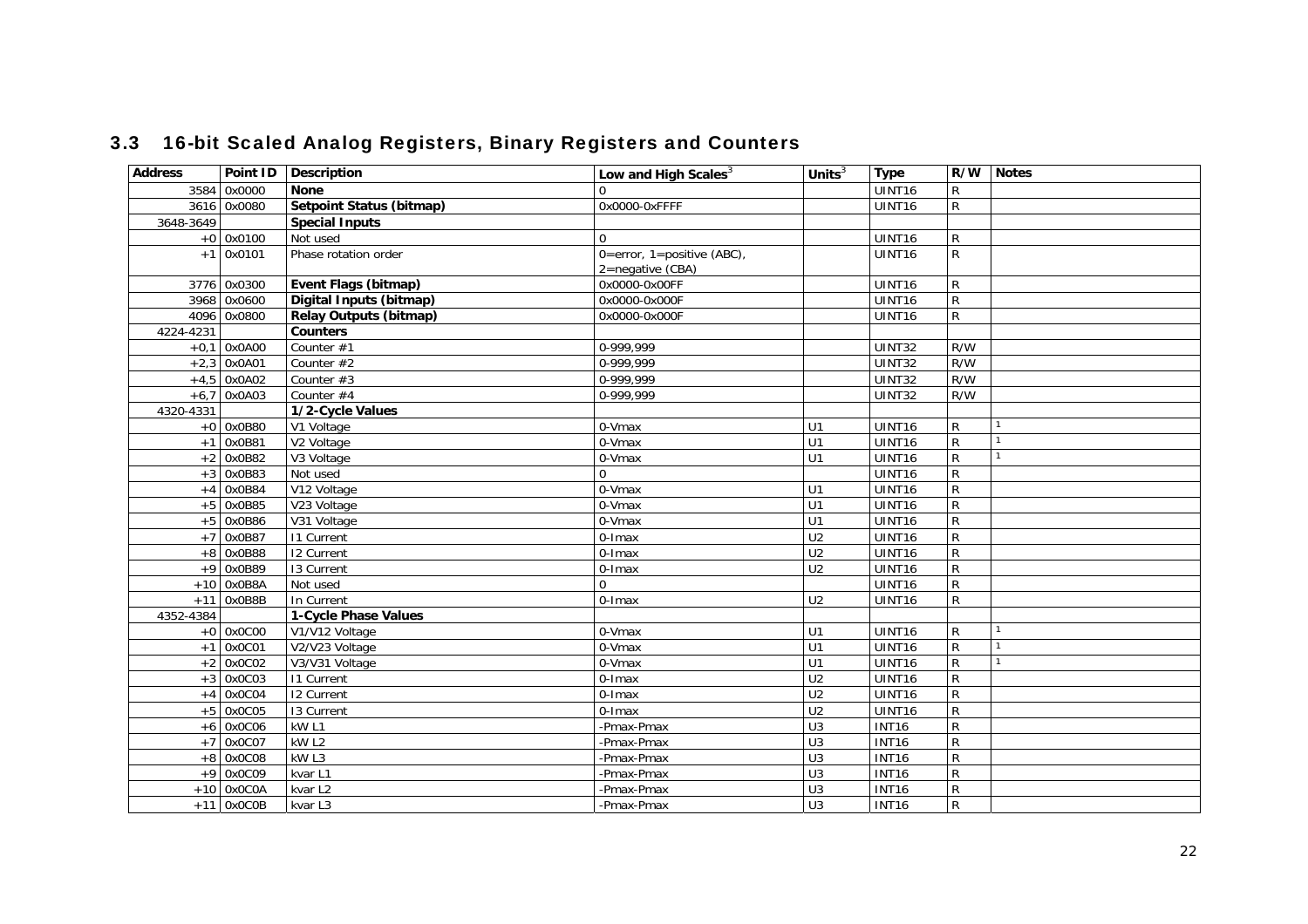## 3.3 16-bit Scaled Analog Registers, Binary Registers and Counters

| Address | Point ID | Description | Low and High Scales[3] | Units[3] | Type | R/W | Notes |
|---|---|---|---|---|---|---|---|
| 3584 | 0x0000 | **None** | 0 | | UINT16 | R | |
| 3616 | 0x0080 | **Setpoint Status (bitmap)** | 0x0000-0xFFFF | | UINT16 | R | |
| 3648-3649 | | **Special Inputs** | | | | | |
| +0 | 0x0100 | Not used | 0 | | UINT16 | R | |
| +1 | 0x0101 | Phase rotation order | 0=error, 1=positive (ABC), 2=negative (CBA) | | UINT16 | R | |
| 3776 | 0x0300 | **Event Flags (bitmap)** | 0x0000-0x00FF | | UINT16 | R | |
| 3968 | 0x0600 | **Digital Inputs (bitmap)** | 0x0000-0x000F | | UINT16 | R | |
| 4096 | 0x0800 | **Relay Outputs (bitmap)** | 0x0000-0x000F | | UINT16 | R | |
| 4224-4231 | | **Counters** | | | | | |
| +0,1 | 0x0A00 | Counter #1 | 0-999,999 | | UINT32 | R/W | |
| +2,3 | 0x0A01 | Counter #2 | 0-999,999 | | UINT32 | R/W | |
| +4,5 | 0x0A02 | Counter #3 | 0-999,999 | | UINT32 | R/W | |
| +6,7 | 0x0A03 | Counter #4 | 0-999,999 | | UINT32 | R/W | |
| 4320-4331 | | **1/2-Cycle Values** | | | | | |
| +0 | 0x0B80 | V1 Voltage | 0-Vmax | U1 | UINT16 | R | 1 |
| +1 | 0x0B81 | V2 Voltage | 0-Vmax | U1 | UINT16 | R | 1 |
| +2 | 0x0B82 | V3 Voltage | 0-Vmax | U1 | UINT16 | R | 1 |
| +3 | 0x0B83 | Not used | 0 | | UINT16 | R | |
| +4 | 0x0B84 | V12 Voltage | 0-Vmax | U1 | UINT16 | R | |
| +5 | 0x0B85 | V23 Voltage | 0-Vmax | U1 | UINT16 | R | |
| +5 | 0x0B86 | V31 Voltage | 0-Vmax | U1 | UINT16 | R | |
| +7 | 0x0B87 | I1 Current | 0-Imax | U2 | UINT16 | R | |
| +8 | 0x0B88 | I2 Current | 0-Imax | U2 | UINT16 | R | |
| +9 | 0x0B89 | I3 Current | 0-Imax | U2 | UINT16 | R | |
| +10 | 0x0B8A | Not used | 0 | | UINT16 | R | |
| +11 | 0x0B8B | In Current | 0-Imax | U2 | UINT16 | R | |
| 4352-4384 | | **1-Cycle Phase Values** | | | | | |
| +0 | 0x0C00 | V1/V12 Voltage | 0-Vmax | U1 | UINT16 | R | 1 |
| +1 | 0x0C01 | V2/V23 Voltage | 0-Vmax | U1 | UINT16 | R | 1 |
| +2 | 0x0C02 | V3/V31 Voltage | 0-Vmax | U1 | UINT16 | R | 1 |
| +3 | 0x0C03 | I1 Current | 0-Imax | U2 | UINT16 | R | |
| +4 | 0x0C04 | I2 Current | 0-Imax | U2 | UINT16 | R | |
| +5 | 0x0C05 | I3 Current | 0-Imax | U2 | UINT16 | R | |
| +6 | 0x0C06 | kW L1 | -Pmax-Pmax | U3 | INT16 | R | |
| +7 | 0x0C07 | kW L2 | -Pmax-Pmax | U3 | INT16 | R | |
| +8 | 0x0C08 | kW L3 | -Pmax-Pmax | U3 | INT16 | R | |
| +9 | 0x0C09 | kvar L1 | -Pmax-Pmax | U3 | INT16 | R | |
| +10 | 0x0C0A | kvar L2 | -Pmax-Pmax | U3 | INT16 | R | |
| +11 | 0x0C0B | kvar L3 | -Pmax-Pmax | U3 | INT16 | R | |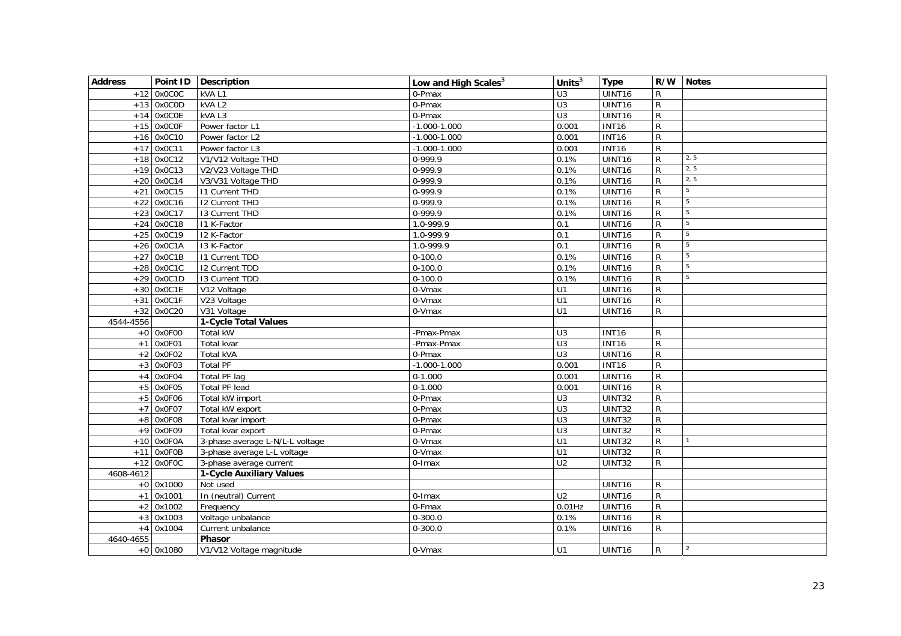| Address | Point ID | Description | Low and High Scales[3] | Units[3] | Type | R/W | Notes |
|---|---|---|---|---|---|---|---|
| +12 | 0x0C0C | kVA L1 | 0-Pmax | U3 | UINT16 | R | |
| +13 | 0x0C0D | kVA L2 | 0-Pmax | U3 | UINT16 | R | |
| +14 | 0x0C0E | kVA L3 | 0-Pmax | U3 | UINT16 | R | |
| +15 | 0x0C0F | Power factor L1 | -1.000-1.000 | 0.001 | INT16 | R | |
| +16 | 0x0C10 | Power factor L2 | -1.000-1.000 | 0.001 | INT16 | R | |
| +17 | 0x0C11 | Power factor L3 | -1.000-1.000 | 0.001 | INT16 | R | |
| +18 | 0x0C12 | V1/V12 Voltage THD | 0-999.9 | 0.1% | UINT16 | R | 2, 5 |
| +19 | 0x0C13 | V2/V23 Voltage THD | 0-999.9 | 0.1% | UINT16 | R | 2, 5 |
| +20 | 0x0C14 | V3/V31 Voltage THD | 0-999.9 | 0.1% | UINT16 | R | 2, 5 |
| +21 | 0x0C15 | I1 Current THD | 0-999.9 | 0.1% | UINT16 | R | 5 |
| +22 | 0x0C16 | I2 Current THD | 0-999.9 | 0.1% | UINT16 | R | 5 |
| +23 | 0x0C17 | I3 Current THD | 0-999.9 | 0.1% | UINT16 | R | 5 |
| +24 | 0x0C18 | I1 K-Factor | 1.0-999.9 | 0.1 | UINT16 | R | 5 |
| +25 | 0x0C19 | I2 K-Factor | 1.0-999.9 | 0.1 | UINT16 | R | 5 |
| +26 | 0x0C1A | I3 K-Factor | 1.0-999.9 | 0.1 | UINT16 | R | 5 |
| +27 | 0x0C1B | I1 Current TDD | 0-100.0 | 0.1% | UINT16 | R | 5 |
| +28 | 0x0C1C | I2 Current TDD | 0-100.0 | 0.1% | UINT16 | R | 5 |
| +29 | 0x0C1D | I3 Current TDD | 0-100.0 | 0.1% | UINT16 | R | 5 |
| +30 | 0x0C1E | V12 Voltage | 0-Vmax | U1 | UINT16 | R | |
| +31 | 0x0C1F | V23 Voltage | 0-Vmax | U1 | UINT16 | R | |
| +32 | 0x0C20 | V31 Voltage | 0-Vmax | U1 | UINT16 | R | |
| 4544-4556 | | **1-Cycle Total Values** | | | | | |
| +0 | 0x0F00 | Total kW | -Pmax-Pmax | U3 | INT16 | R | |
| +1 | 0x0F01 | Total kvar | -Pmax-Pmax | U3 | INT16 | R | |
| +2 | 0x0F02 | Total kVA | 0-Pmax | U3 | UINT16 | R | |
| +3 | 0x0F03 | Total PF | -1.000-1.000 | 0.001 | INT16 | R | |
| +4 | 0x0F04 | Total PF lag | 0-1.000 | 0.001 | UINT16 | R | |
| +5 | 0x0F05 | Total PF lead | 0-1.000 | 0.001 | UINT16 | R | |
| +5 | 0x0F06 | Total kW import | 0-Pmax | U3 | UINT32 | R | |
| +7 | 0x0F07 | Total kW export | 0-Pmax | U3 | UINT32 | R | |
| +8 | 0x0F08 | Total kvar import | 0-Pmax | U3 | UINT32 | R | |
| +9 | 0x0F09 | Total kvar export | 0-Pmax | U3 | UINT32 | R | |
| +10 | 0x0F0A | 3-phase average L-N/L-L voltage | 0-Vmax | U1 | UINT32 | R | 1 |
| +11 | 0x0F0B | 3-phase average L-L voltage | 0-Vmax | U1 | UINT32 | R | |
| +12 | 0x0F0C | 3-phase average current | 0-Imax | U2 | UINT32 | R | |
| 4608-4612 | | **1-Cycle Auxiliary Values** | | | | | |
| +0 | 0x1000 | Not used | | | UINT16 | R | |
| +1 | 0x1001 | In (neutral) Current | 0-Imax | U2 | UINT16 | R | |
| +2 | 0x1002 | Frequency | 0-Fmax | 0.01Hz | UINT16 | R | |
| +3 | 0x1003 | Voltage unbalance | 0-300.0 | 0.1% | UINT16 | R | |
| +4 | 0x1004 | Current unbalance | 0-300.0 | 0.1% | UINT16 | R | |
| 4640-4655 | | **Phasor** | | | | | |
| +0 | 0x1080 | V1/V12 Voltage magnitude | 0-Vmax | U1 | UINT16 | R | 2 |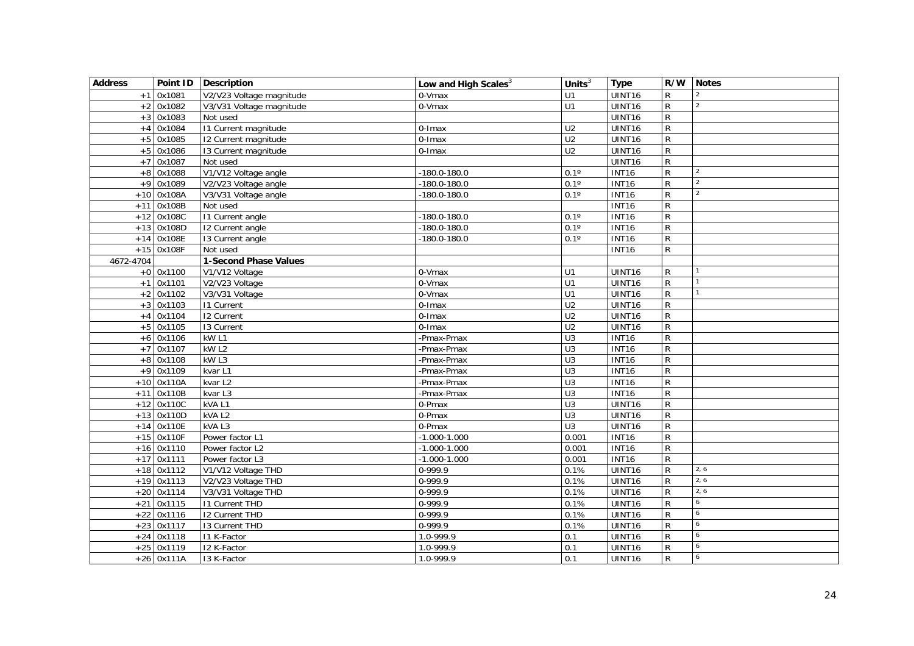| Address | Point ID | Description | Low and High Scales[3] | Units[3] | Type | R/W | Notes |
|---|---|---|---|---|---|---|---|
| +1 | 0x1081 | V2/V23 Voltage magnitude | 0-Vmax | U1 | UINT16 | R | 2 |
| +2 | 0x1082 | V3/V31 Voltage magnitude | 0-Vmax | U1 | UINT16 | R | 2 |
| +3 | 0x1083 | Not used | | | UINT16 | R | |
| +4 | 0x1084 | I1 Current magnitude | 0-Imax | U2 | UINT16 | R | |
| +5 | 0x1085 | I2 Current magnitude | 0-Imax | U2 | UINT16 | R | |
| +5 | 0x1086 | I3 Current magnitude | 0-Imax | U2 | UINT16 | R | |
| +7 | 0x1087 | Not used | | | UINT16 | R | |
| +8 | 0x1088 | V1/V12 Voltage angle | -180.0-180.0 | 0.1º | INT16 | R | 2 |
| +9 | 0x1089 | V2/V23 Voltage angle | -180.0-180.0 | 0.1º | INT16 | R | 2 |
| +10 | 0x108A | V3/V31 Voltage angle | -180.0-180.0 | 0.1º | INT16 | R | 2 |
| +11 | 0x108B | Not used | | | INT16 | R | |
| +12 | 0x108C | I1 Current angle | -180.0-180.0 | 0.1º | INT16 | R | |
| +13 | 0x108D | I2 Current angle | -180.0-180.0 | 0.1º | INT16 | R | |
| +14 | 0x108E | I3 Current angle | -180.0-180.0 | 0.1º | INT16 | R | |
| +15 | 0x108F | Not used | | | INT16 | R | |
| 4672-4704 | | **1-Second Phase Values** | | | | | |
| +0 | 0x1100 | V1/V12 Voltage | 0-Vmax | U1 | UINT16 | R | 1 |
| +1 | 0x1101 | V2/V23 Voltage | 0-Vmax | U1 | UINT16 | R | 1 |
| +2 | 0x1102 | V3/V31 Voltage | 0-Vmax | U1 | UINT16 | R | 1 |
| +3 | 0x1103 | I1 Current | 0-Imax | U2 | UINT16 | R | |
| +4 | 0x1104 | I2 Current | 0-Imax | U2 | UINT16 | R | |
| +5 | 0x1105 | I3 Current | 0-Imax | U2 | UINT16 | R | |
| +6 | 0x1106 | kW L1 | -Pmax-Pmax | U3 | INT16 | R | |
| +7 | 0x1107 | kW L2 | -Pmax-Pmax | U3 | INT16 | R | |
| +8 | 0x1108 | kW L3 | -Pmax-Pmax | U3 | INT16 | R | |
| +9 | 0x1109 | kvar L1 | -Pmax-Pmax | U3 | INT16 | R | |
| +10 | 0x110A | kvar L2 | -Pmax-Pmax | U3 | INT16 | R | |
| +11 | 0x110B | kvar L3 | -Pmax-Pmax | U3 | INT16 | R | |
| +12 | 0x110C | kVA L1 | 0-Pmax | U3 | UINT16 | R | |
| +13 | 0x110D | kVA L2 | 0-Pmax | U3 | UINT16 | R | |
| +14 | 0x110E | kVA L3 | 0-Pmax | U3 | UINT16 | R | |
| +15 | 0x110F | Power factor L1 | -1.000-1.000 | 0.001 | INT16 | R | |
| +16 | 0x1110 | Power factor L2 | -1.000-1.000 | 0.001 | INT16 | R | |
| +17 | 0x1111 | Power factor L3 | -1.000-1.000 | 0.001 | INT16 | R | |
| +18 | 0x1112 | V1/V12 Voltage THD | 0-999.9 | 0.1% | UINT16 | R | 2, 6 |
| +19 | 0x1113 | V2/V23 Voltage THD | 0-999.9 | 0.1% | UINT16 | R | 2, 6 |
| +20 | 0x1114 | V3/V31 Voltage THD | 0-999.9 | 0.1% | UINT16 | R | 2, 6 |
| +21 | 0x1115 | I1 Current THD | 0-999.9 | 0.1% | UINT16 | R | 6 |
| +22 | 0x1116 | I2 Current THD | 0-999.9 | 0.1% | UINT16 | R | 6 |
| +23 | 0x1117 | I3 Current THD | 0-999.9 | 0.1% | UINT16 | R | 6 |
| +24 | 0x1118 | I1 K-Factor | 1.0-999.9 | 0.1 | UINT16 | R | 6 |
| +25 | 0x1119 | I2 K-Factor | 1.0-999.9 | 0.1 | UINT16 | R | 6 |
| +26 | 0x111A | I3 K-Factor | 1.0-999.9 | 0.1 | UINT16 | R | 6 |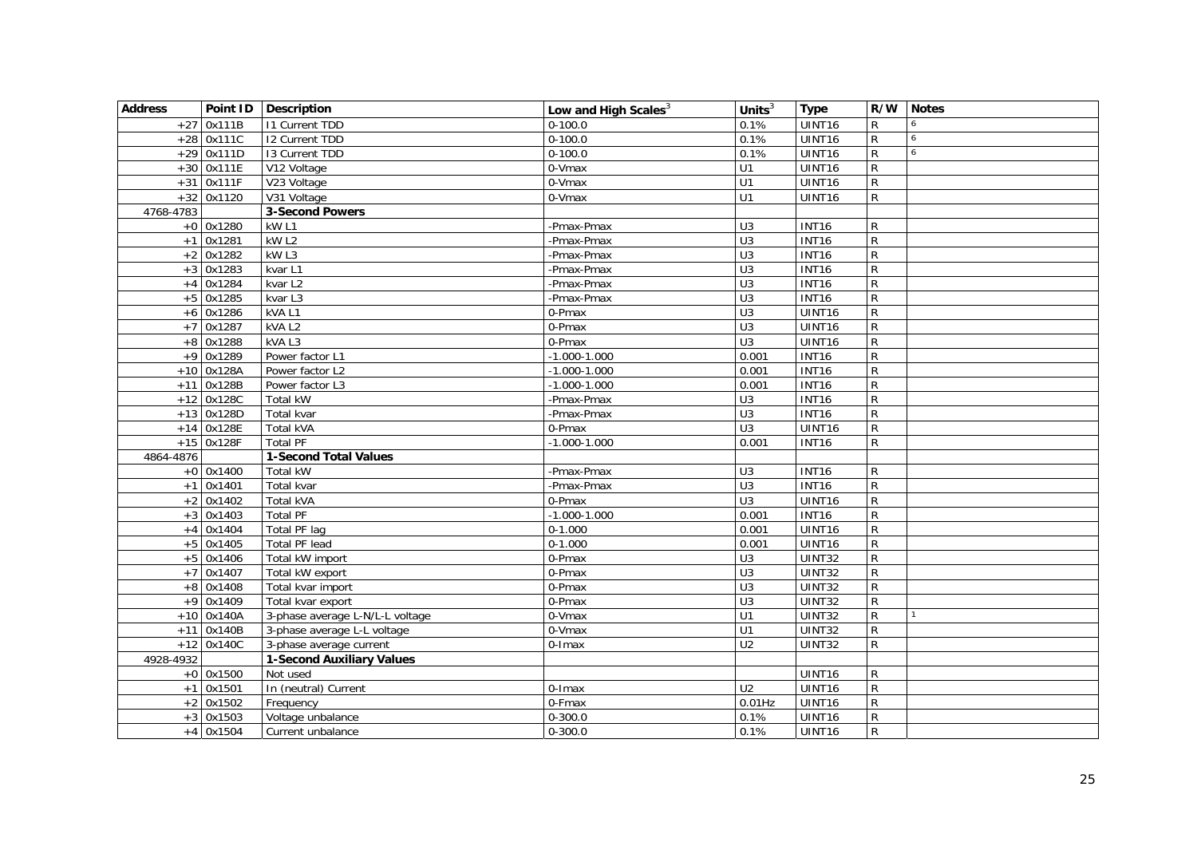| Address | Point ID | Description | Low and High Scales[3] | Units[3] | Type | R/W | Notes |
|---|---|---|---|---|---|---|---|
| +27 | 0x111B | I1 Current TDD | 0-100.0 | 0.1% | UINT16 | R | 6 |
| +28 | 0x111C | I2 Current TDD | 0-100.0 | 0.1% | UINT16 | R | 6 |
| +29 | 0x111D | I3 Current TDD | 0-100.0 | 0.1% | UINT16 | R | 6 |
| +30 | 0x111E | V12 Voltage | 0-Vmax | U1 | UINT16 | R | |
| +31 | 0x111F | V23 Voltage | 0-Vmax | U1 | UINT16 | R | |
| +32 | 0x1120 | V31 Voltage | 0-Vmax | U1 | UINT16 | R | |
| 4768-4783 | | **3-Second Powers** | | | | | |
| +0 | 0x1280 | kW L1 | -Pmax-Pmax | U3 | INT16 | R | |
| +1 | 0x1281 | kW L2 | -Pmax-Pmax | U3 | INT16 | R | |
| +2 | 0x1282 | kW L3 | -Pmax-Pmax | U3 | INT16 | R | |
| +3 | 0x1283 | kvar L1 | -Pmax-Pmax | U3 | INT16 | R | |
| +4 | 0x1284 | kvar L2 | -Pmax-Pmax | U3 | INT16 | R | |
| +5 | 0x1285 | kvar L3 | -Pmax-Pmax | U3 | INT16 | R | |
| +6 | 0x1286 | kVA L1 | 0-Pmax | U3 | UINT16 | R | |
| +7 | 0x1287 | kVA L2 | 0-Pmax | U3 | UINT16 | R | |
| +8 | 0x1288 | kVA L3 | 0-Pmax | U3 | UINT16 | R | |
| +9 | 0x1289 | Power factor L1 | -1.000-1.000 | 0.001 | INT16 | R | |
| +10 | 0x128A | Power factor L2 | -1.000-1.000 | 0.001 | INT16 | R | |
| +11 | 0x128B | Power factor L3 | -1.000-1.000 | 0.001 | INT16 | R | |
| +12 | 0x128C | Total kW | -Pmax-Pmax | U3 | INT16 | R | |
| +13 | 0x128D | Total kvar | -Pmax-Pmax | U3 | INT16 | R | |
| +14 | 0x128E | Total kVA | 0-Pmax | U3 | UINT16 | R | |
| +15 | 0x128F | Total PF | -1.000-1.000 | 0.001 | INT16 | R | |
| 4864-4876 | | **1-Second Total Values** | | | | | |
| +0 | 0x1400 | Total kW | -Pmax-Pmax | U3 | INT16 | R | |
| +1 | 0x1401 | Total kvar | -Pmax-Pmax | U3 | INT16 | R | |
| +2 | 0x1402 | Total kVA | 0-Pmax | U3 | UINT16 | R | |
| +3 | 0x1403 | Total PF | -1.000-1.000 | 0.001 | INT16 | R | |
| +4 | 0x1404 | Total PF lag | 0-1.000 | 0.001 | UINT16 | R | |
| +5 | 0x1405 | Total PF lead | 0-1.000 | 0.001 | UINT16 | R | |
| +5 | 0x1406 | Total kW import | 0-Pmax | U3 | UINT32 | R | |
| +7 | 0x1407 | Total kW export | 0-Pmax | U3 | UINT32 | R | |
| +8 | 0x1408 | Total kvar import | 0-Pmax | U3 | UINT32 | R | |
| +9 | 0x1409 | Total kvar export | 0-Pmax | U3 | UINT32 | R | |
| +10 | 0x140A | 3-phase average L-N/L-L voltage | 0-Vmax | U1 | UINT32 | R | 1 |
| +11 | 0x140B | 3-phase average L-L voltage | 0-Vmax | U1 | UINT32 | R | |
| +12 | 0x140C | 3-phase average current | 0-Imax | U2 | UINT32 | R | |
| 4928-4932 | | **1-Second Auxiliary Values** | | | | | |
| +0 | 0x1500 | Not used | | | UINT16 | R | |
| +1 | 0x1501 | In (neutral) Current | 0-Imax | U2 | UINT16 | R | |
| +2 | 0x1502 | Frequency | 0-Fmax | 0.01Hz | UINT16 | R | |
| +3 | 0x1503 | Voltage unbalance | 0-300.0 | 0.1% | UINT16 | R | |
| +4 | 0x1504 | Current unbalance | 0-300.0 | 0.1% | UINT16 | R | |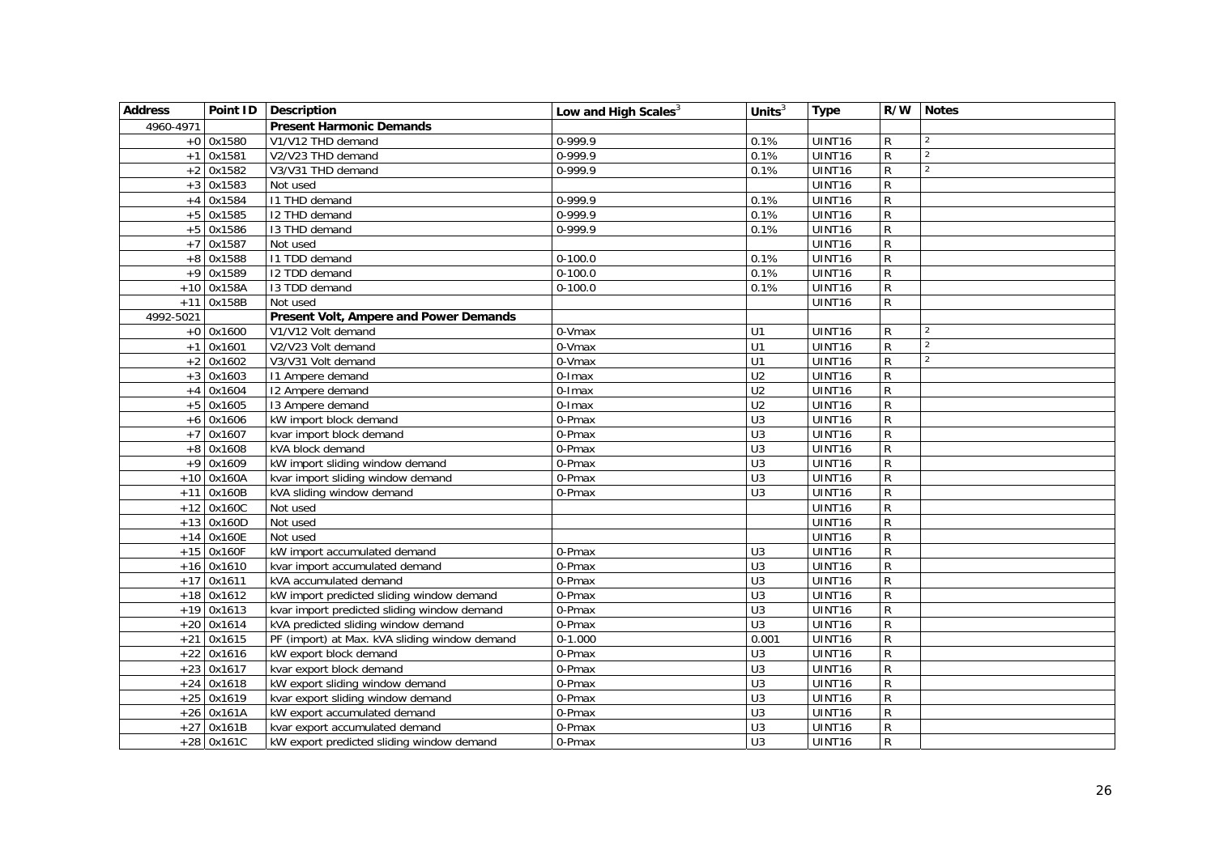| Address | Point ID | Description | Low and High Scales[3] | Units[3] | Type | R/W | Notes |
|---|---|---|---|---|---|---|---|
| 4960-4971 | | **Present Harmonic Demands** | | | | | |
| +0 | 0x1580 | V1/V12 THD demand | 0-999.9 | 0.1% | UINT16 | R | 2 |
| +1 | 0x1581 | V2/V23 THD demand | 0-999.9 | 0.1% | UINT16 | R | 2 |
| +2 | 0x1582 | V3/V31 THD demand | 0-999.9 | 0.1% | UINT16 | R | 2 |
| +3 | 0x1583 | Not used | | | UINT16 | R | |
| +4 | 0x1584 | I1 THD demand | 0-999.9 | 0.1% | UINT16 | R | |
| +5 | 0x1585 | I2 THD demand | 0-999.9 | 0.1% | UINT16 | R | |
| +5 | 0x1586 | I3 THD demand | 0-999.9 | 0.1% | UINT16 | R | |
| +7 | 0x1587 | Not used | | | UINT16 | R | |
| +8 | 0x1588 | I1 TDD demand | 0-100.0 | 0.1% | UINT16 | R | |
| +9 | 0x1589 | I2 TDD demand | 0-100.0 | 0.1% | UINT16 | R | |
| +10 | 0x158A | I3 TDD demand | 0-100.0 | 0.1% | UINT16 | R | |
| +11 | 0x158B | Not used | | | UINT16 | R | |
| 4992-5021 | | **Present Volt, Ampere and Power Demands** | | | | | |
| +0 | 0x1600 | V1/V12 Volt demand | 0-Vmax | U1 | UINT16 | R | 2 |
| +1 | 0x1601 | V2/V23 Volt demand | 0-Vmax | U1 | UINT16 | R | 2 |
| +2 | 0x1602 | V3/V31 Volt demand | 0-Vmax | U1 | UINT16 | R | 2 |
| +3 | 0x1603 | I1 Ampere demand | 0-Imax | U2 | UINT16 | R | |
| +4 | 0x1604 | I2 Ampere demand | 0-Imax | U2 | UINT16 | R | |
| +5 | 0x1605 | I3 Ampere demand | 0-Imax | U2 | UINT16 | R | |
| +6 | 0x1606 | kW import block demand | 0-Pmax | U3 | UINT16 | R | |
| +7 | 0x1607 | kvar import block demand | 0-Pmax | U3 | UINT16 | R | |
| +8 | 0x1608 | kVA block demand | 0-Pmax | U3 | UINT16 | R | |
| +9 | 0x1609 | kW import sliding window demand | 0-Pmax | U3 | UINT16 | R | |
| +10 | 0x160A | kvar import sliding window demand | 0-Pmax | U3 | UINT16 | R | |
| +11 | 0x160B | kVA sliding window demand | 0-Pmax | U3 | UINT16 | R | |
| +12 | 0x160C | Not used | | | UINT16 | R | |
| +13 | 0x160D | Not used | | | UINT16 | R | |
| +14 | 0x160E | Not used | | | UINT16 | R | |
| +15 | 0x160F | kW import accumulated demand | 0-Pmax | U3 | UINT16 | R | |
| +16 | 0x1610 | kvar import accumulated demand | 0-Pmax | U3 | UINT16 | R | |
| +17 | 0x1611 | kVA accumulated demand | 0-Pmax | U3 | UINT16 | R | |
| +18 | 0x1612 | kW import predicted sliding window demand | 0-Pmax | U3 | UINT16 | R | |
| +19 | 0x1613 | kvar import predicted sliding window demand | 0-Pmax | U3 | UINT16 | R | |
| +20 | 0x1614 | kVA predicted sliding window demand | 0-Pmax | U3 | UINT16 | R | |
| +21 | 0x1615 | PF (import) at Max. kVA sliding window demand | 0-1.000 | 0.001 | UINT16 | R | |
| +22 | 0x1616 | kW export block demand | 0-Pmax | U3 | UINT16 | R | |
| +23 | 0x1617 | kvar export block demand | 0-Pmax | U3 | UINT16 | R | |
| +24 | 0x1618 | kW export sliding window demand | 0-Pmax | U3 | UINT16 | R | |
| +25 | 0x1619 | kvar export sliding window demand | 0-Pmax | U3 | UINT16 | R | |
| +26 | 0x161A | kW export accumulated demand | 0-Pmax | U3 | UINT16 | R | |
| +27 | 0x161B | kvar export accumulated demand | 0-Pmax | U3 | UINT16 | R | |
| +28 | 0x161C | kW export predicted sliding window demand | 0-Pmax | U3 | UINT16 | R | |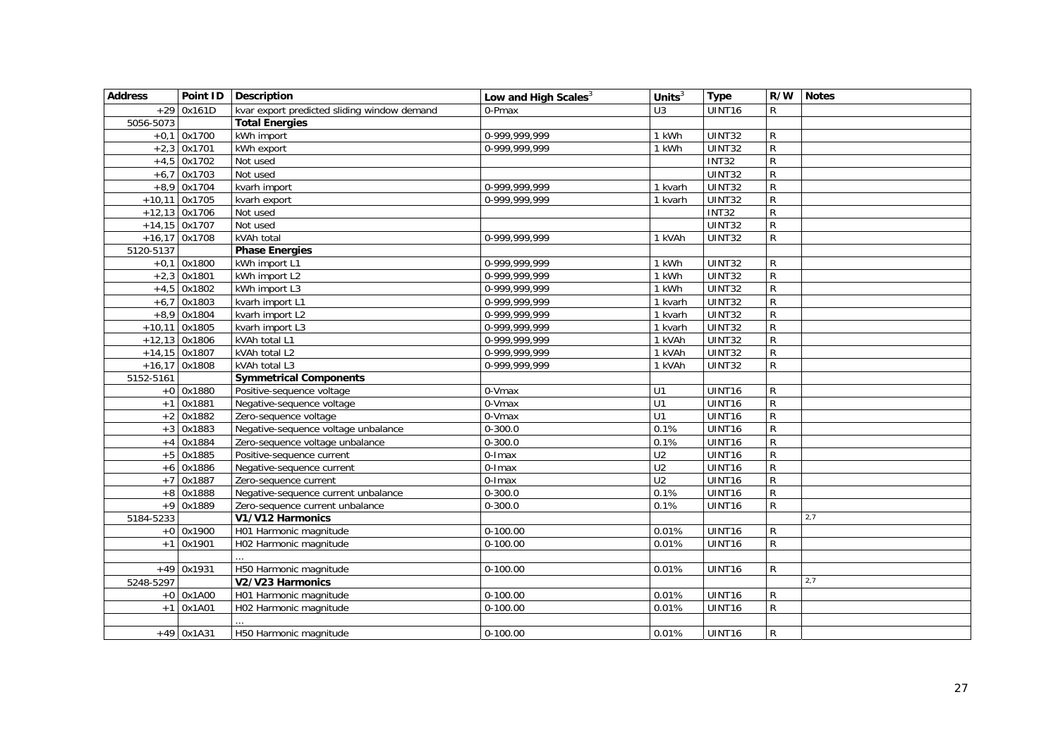| Address | Point ID | Description | Low and High Scales[3] | Units[3] | Type | R/W | Notes |
|---|---|---|---|---|---|---|---|
| +29 | 0x161D | kvar export predicted sliding window demand | 0-Pmax | U3 | UINT16 | R | |
| 5056-5073 | | **Total Energies** | | | | | |
| +0,1 | 0x1700 | kWh import | 0-999,999,999 | 1 kWh | UINT32 | R | |
| +2,3 | 0x1701 | kWh export | 0-999,999,999 | 1 kWh | UINT32 | R | |
| +4,5 | 0x1702 | Not used | | | INT32 | R | |
| +6,7 | 0x1703 | Not used | | | UINT32 | R | |
| +8,9 | 0x1704 | kvarh import | 0-999,999,999 | 1 kvarh | UINT32 | R | |
| +10,11 | 0x1705 | kvarh export | 0-999,999,999 | 1 kvarh | UINT32 | R | |
| +12,13 | 0x1706 | Not used | | | INT32 | R | |
| +14,15 | 0x1707 | Not used | | | UINT32 | R | |
| +16,17 | 0x1708 | kVAh total | 0-999,999,999 | 1 kVAh | UINT32 | R | |
| 5120-5137 | | **Phase Energies** | | | | | |
| +0,1 | 0x1800 | kWh import L1 | 0-999,999,999 | 1 kWh | UINT32 | R | |
| +2,3 | 0x1801 | kWh import L2 | 0-999,999,999 | 1 kWh | UINT32 | R | |
| +4,5 | 0x1802 | kWh import L3 | 0-999,999,999 | 1 kWh | UINT32 | R | |
| +6,7 | 0x1803 | kvarh import L1 | 0-999,999,999 | 1 kvarh | UINT32 | R | |
| +8,9 | 0x1804 | kvarh import L2 | 0-999,999,999 | 1 kvarh | UINT32 | R | |
| +10,11 | 0x1805 | kvarh import L3 | 0-999,999,999 | 1 kvarh | UINT32 | R | |
| +12,13 | 0x1806 | kVAh total L1 | 0-999,999,999 | 1 kVAh | UINT32 | R | |
| +14,15 | 0x1807 | kVAh total L2 | 0-999,999,999 | 1 kVAh | UINT32 | R | |
| +16,17 | 0x1808 | kVAh total L3 | 0-999,999,999 | 1 kVAh | UINT32 | R | |
| 5152-5161 | | **Symmetrical Components** | | | | | |
| +0 | 0x1880 | Positive-sequence voltage | 0-Vmax | U1 | UINT16 | R | |
| +1 | 0x1881 | Negative-sequence voltage | 0-Vmax | U1 | UINT16 | R | |
| +2 | 0x1882 | Zero-sequence voltage | 0-Vmax | U1 | UINT16 | R | |
| +3 | 0x1883 | Negative-sequence voltage unbalance | 0-300.0 | 0.1% | UINT16 | R | |
| +4 | 0x1884 | Zero-sequence voltage unbalance | 0-300.0 | 0.1% | UINT16 | R | |
| +5 | 0x1885 | Positive-sequence current | 0-Imax | U2 | UINT16 | R | |
| +6 | 0x1886 | Negative-sequence current | 0-Imax | U2 | UINT16 | R | |
| +7 | 0x1887 | Zero-sequence current | 0-Imax | U2 | UINT16 | R | |
| +8 | 0x1888 | Negative-sequence current unbalance | 0-300.0 | 0.1% | UINT16 | R | |
| +9 | 0x1889 | Zero-sequence current unbalance | 0-300.0 | 0.1% | UINT16 | R | |
| 5184-5233 | | **V1/V12 Harmonics** | | | | | 2,7 |
| +0 | 0x1900 | H01 Harmonic magnitude | 0-100.00 | 0.01% | UINT16 | R | |
| +1 | 0x1901 | H02 Harmonic magnitude | 0-100.00 | 0.01% | UINT16 | R | |
| | | ... | | | | | |
| +49 | 0x1931 | H50 Harmonic magnitude | 0-100.00 | 0.01% | UINT16 | R | |
| 5248-5297 | | **V2/V23 Harmonics** | | | | | 2,7 |
| +0 | 0x1A00 | H01 Harmonic magnitude | 0-100.00 | 0.01% | UINT16 | R | |
| +1 | 0x1A01 | H02 Harmonic magnitude | 0-100.00 | 0.01% | UINT16 | R | |
| | | ... | | | | | |
| +49 | 0x1A31 | H50 Harmonic magnitude | 0-100.00 | 0.01% | UINT16 | R | |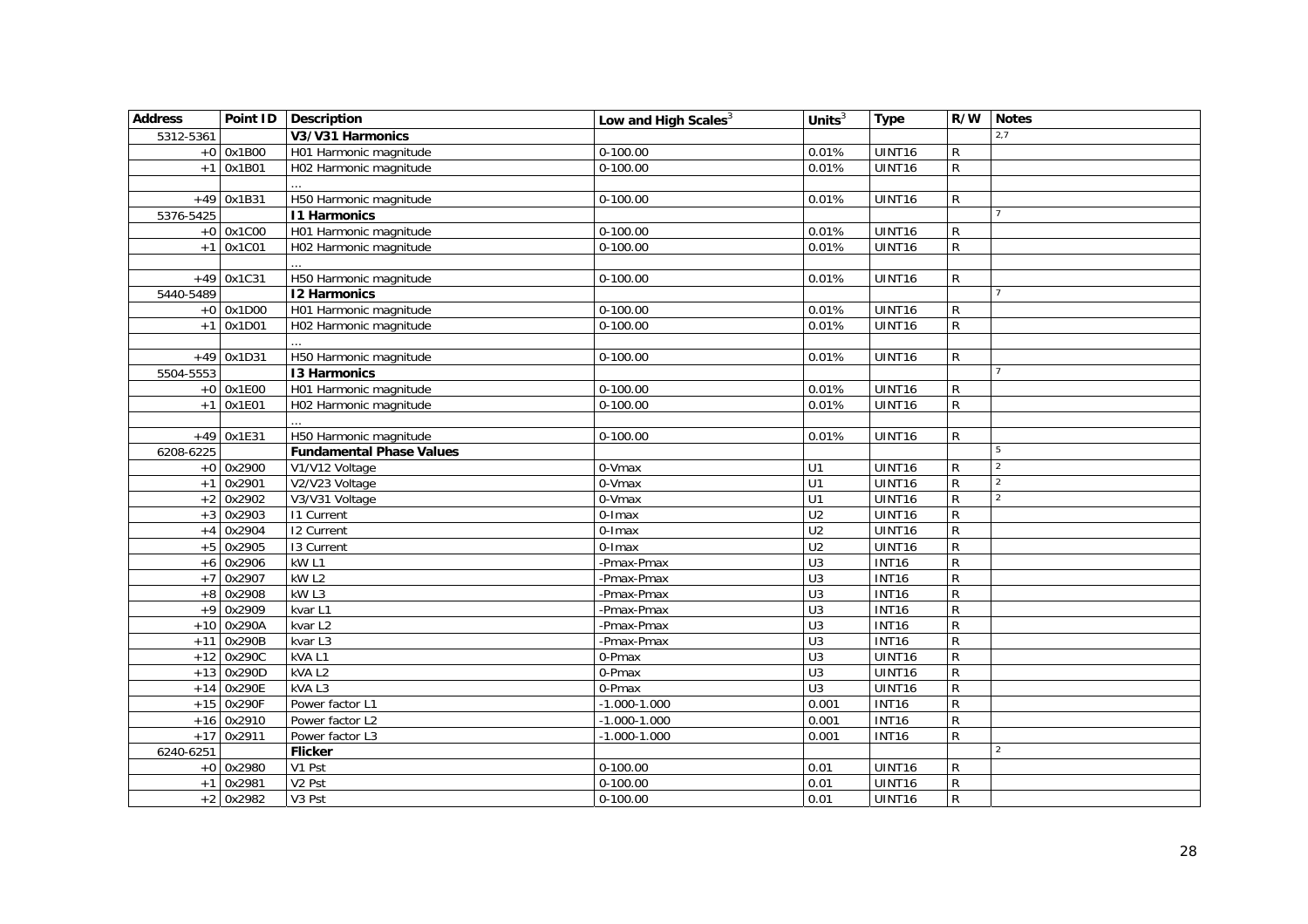| Address | Point ID | Description | Low and High Scales[3] | Units[3] | Type | R/W | Notes |
|---|---|---|---|---|---|---|---|
| 5312-5361 | | **V3/V31 Harmonics** | | | | | 2,7 |
| +0 | 0x1B00 | H01 Harmonic magnitude | 0-100.00 | 0.01% | UINT16 | R | |
| +1 | 0x1B01 | H02 Harmonic magnitude | 0-100.00 | 0.01% | UINT16 | R | |
| | | … | | | | | |
| +49 | 0x1B31 | H50 Harmonic magnitude | 0-100.00 | 0.01% | UINT16 | R | |
| 5376-5425 | | **I1 Harmonics** | | | | | 7 |
| +0 | 0x1C00 | H01 Harmonic magnitude | 0-100.00 | 0.01% | UINT16 | R | |
| +1 | 0x1C01 | H02 Harmonic magnitude | 0-100.00 | 0.01% | UINT16 | R | |
| | | … | | | | | |
| +49 | 0x1C31 | H50 Harmonic magnitude | 0-100.00 | 0.01% | UINT16 | R | |
| 5440-5489 | | **I2 Harmonics** | | | | | 7 |
| +0 | 0x1D00 | H01 Harmonic magnitude | 0-100.00 | 0.01% | UINT16 | R | |
| +1 | 0x1D01 | H02 Harmonic magnitude | 0-100.00 | 0.01% | UINT16 | R | |
| | | … | | | | | |
| +49 | 0x1D31 | H50 Harmonic magnitude | 0-100.00 | 0.01% | UINT16 | R | |
| 5504-5553 | | **I3 Harmonics** | | | | | 7 |
| +0 | 0x1E00 | H01 Harmonic magnitude | 0-100.00 | 0.01% | UINT16 | R | |
| +1 | 0x1E01 | H02 Harmonic magnitude | 0-100.00 | 0.01% | UINT16 | R | |
| | | … | | | | | |
| +49 | 0x1E31 | H50 Harmonic magnitude | 0-100.00 | 0.01% | UINT16 | R | |
| 6208-6225 | | **Fundamental Phase Values** | | | | | 5 |
| +0 | 0x2900 | V1/V12 Voltage | 0-Vmax | U1 | UINT16 | R | 2 |
| +1 | 0x2901 | V2/V23 Voltage | 0-Vmax | U1 | UINT16 | R | 2 |
| +2 | 0x2902 | V3/V31 Voltage | 0-Vmax | U1 | UINT16 | R | 2 |
| +3 | 0x2903 | I1 Current | 0-Imax | U2 | UINT16 | R | |
| +4 | 0x2904 | I2 Current | 0-Imax | U2 | UINT16 | R | |
| +5 | 0x2905 | I3 Current | 0-Imax | U2 | UINT16 | R | |
| +6 | 0x2906 | kW L1 | -Pmax-Pmax | U3 | INT16 | R | |
| +7 | 0x2907 | kW L2 | -Pmax-Pmax | U3 | INT16 | R | |
| +8 | 0x2908 | kW L3 | -Pmax-Pmax | U3 | INT16 | R | |
| +9 | 0x2909 | kvar L1 | -Pmax-Pmax | U3 | INT16 | R | |
| +10 | 0x290A | kvar L2 | -Pmax-Pmax | U3 | INT16 | R | |
| +11 | 0x290B | kvar L3 | -Pmax-Pmax | U3 | INT16 | R | |
| +12 | 0x290C | kVA L1 | 0-Pmax | U3 | UINT16 | R | |
| +13 | 0x290D | kVA L2 | 0-Pmax | U3 | UINT16 | R | |
| +14 | 0x290E | kVA L3 | 0-Pmax | U3 | UINT16 | R | |
| +15 | 0x290F | Power factor L1 | -1.000-1.000 | 0.001 | INT16 | R | |
| +16 | 0x2910 | Power factor L2 | -1.000-1.000 | 0.001 | INT16 | R | |
| +17 | 0x2911 | Power factor L3 | -1.000-1.000 | 0.001 | INT16 | R | |
| 6240-6251 | | **Flicker** | | | | | 2 |
| +0 | 0x2980 | V1 Pst | 0-100.00 | 0.01 | UINT16 | R | |
| +1 | 0x2981 | V2 Pst | 0-100.00 | 0.01 | UINT16 | R | |
| +2 | 0x2982 | V3 Pst | 0-100.00 | 0.01 | UINT16 | R | |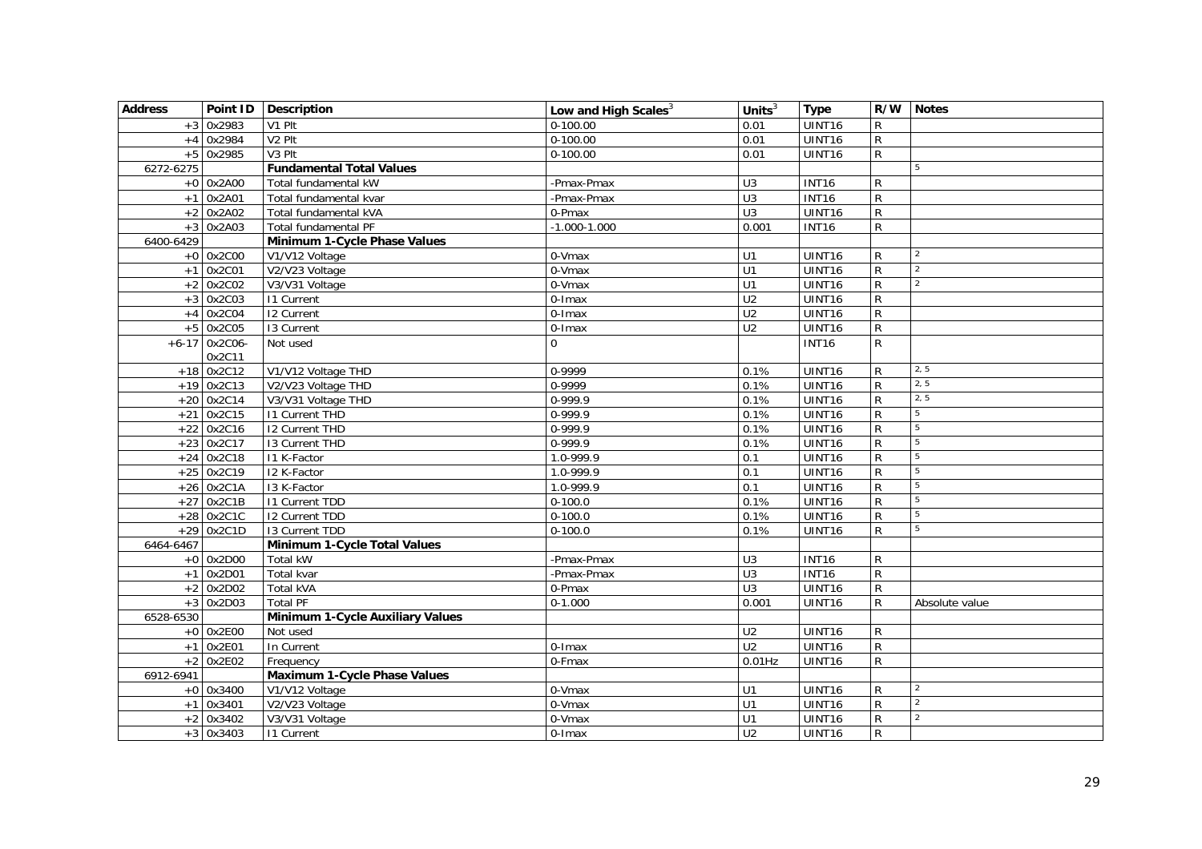| Address | Point ID | Description | Low and High Scales[3] | Units[3] | Type | R/W | Notes |
|---|---|---|---|---|---|---|---|
| +3 | 0x2983 | V1 Plt | 0-100.00 | 0.01 | UINT16 | R | |
| +4 | 0x2984 | V2 Plt | 0-100.00 | 0.01 | UINT16 | R | |
| +5 | 0x2985 | V3 Plt | 0-100.00 | 0.01 | UINT16 | R | |
| 6272-6275 | | **Fundamental Total Values** | | | | | 5 |
| +0 | 0x2A00 | Total fundamental kW | -Pmax-Pmax | U3 | INT16 | R | |
| +1 | 0x2A01 | Total fundamental kvar | -Pmax-Pmax | U3 | INT16 | R | |
| +2 | 0x2A02 | Total fundamental kVA | 0-Pmax | U3 | UINT16 | R | |
| +3 | 0x2A03 | Total fundamental PF | -1.000-1.000 | 0.001 | INT16 | R | |
| 6400-6429 | | **Minimum 1-Cycle Phase Values** | | | | | |
| +0 | 0x2C00 | V1/V12 Voltage | 0-Vmax | U1 | UINT16 | R | 2 |
| +1 | 0x2C01 | V2/V23 Voltage | 0-Vmax | U1 | UINT16 | R | 2 |
| +2 | 0x2C02 | V3/V31 Voltage | 0-Vmax | U1 | UINT16 | R | 2 |
| +3 | 0x2C03 | I1 Current | 0-Imax | U2 | UINT16 | R | |
| +4 | 0x2C04 | I2 Current | 0-Imax | U2 | UINT16 | R | |
| +5 | 0x2C05 | I3 Current | 0-Imax | U2 | UINT16 | R | |
| +6-17 | 0x2C06-0x2C11 | Not used | 0 | | INT16 | R | |
| +18 | 0x2C12 | V1/V12 Voltage THD | 0-9999 | 0.1% | UINT16 | R | 2, 5 |
| +19 | 0x2C13 | V2/V23 Voltage THD | 0-9999 | 0.1% | UINT16 | R | 2, 5 |
| +20 | 0x2C14 | V3/V31 Voltage THD | 0-999.9 | 0.1% | UINT16 | R | 2, 5 |
| +21 | 0x2C15 | I1 Current THD | 0-999.9 | 0.1% | UINT16 | R | 5 |
| +22 | 0x2C16 | I2 Current THD | 0-999.9 | 0.1% | UINT16 | R | 5 |
| +23 | 0x2C17 | I3 Current THD | 0-999.9 | 0.1% | UINT16 | R | 5 |
| +24 | 0x2C18 | I1 K-Factor | 1.0-999.9 | 0.1 | UINT16 | R | 5 |
| +25 | 0x2C19 | I2 K-Factor | 1.0-999.9 | 0.1 | UINT16 | R | 5 |
| +26 | 0x2C1A | I3 K-Factor | 1.0-999.9 | 0.1 | UINT16 | R | 5 |
| +27 | 0x2C1B | I1 Current TDD | 0-100.0 | 0.1% | UINT16 | R | 5 |
| +28 | 0x2C1C | I2 Current TDD | 0-100.0 | 0.1% | UINT16 | R | 5 |
| +29 | 0x2C1D | I3 Current TDD | 0-100.0 | 0.1% | UINT16 | R | 5 |
| 6464-6467 | | **Minimum 1-Cycle Total Values** | | | | | |
| +0 | 0x2D00 | Total kW | -Pmax-Pmax | U3 | INT16 | R | |
| +1 | 0x2D01 | Total kvar | -Pmax-Pmax | U3 | INT16 | R | |
| +2 | 0x2D02 | Total kVA | 0-Pmax | U3 | UINT16 | R | |
| +3 | 0x2D03 | Total PF | 0-1.000 | 0.001 | UINT16 | R | Absolute value |
| 6528-6530 | | **Minimum 1-Cycle Auxiliary Values** | | | | | |
| +0 | 0x2E00 | Not used | | U2 | UINT16 | R | |
| +1 | 0x2E01 | In Current | 0-Imax | U2 | UINT16 | R | |
| +2 | 0x2E02 | Frequency | 0-Fmax | 0.01Hz | UINT16 | R | |
| 6912-6941 | | **Maximum 1-Cycle Phase Values** | | | | | |
| +0 | 0x3400 | V1/V12 Voltage | 0-Vmax | U1 | UINT16 | R | 2 |
| +1 | 0x3401 | V2/V23 Voltage | 0-Vmax | U1 | UINT16 | R | 2 |
| +2 | 0x3402 | V3/V31 Voltage | 0-Vmax | U1 | UINT16 | R | 2 |
| +3 | 0x3403 | I1 Current | 0-Imax | U2 | UINT16 | R | |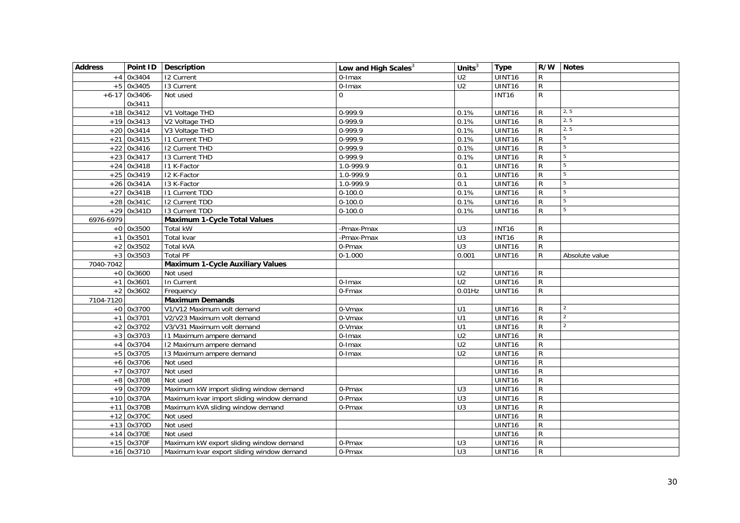| Address | Point ID | Description | Low and High Scales[3] | Units[3] | Type | R/W | Notes |
|---|---|---|---|---|---|---|---|
| +4 | 0x3404 | I2 Current | 0-Imax | U2 | UINT16 | R | |
| +5 | 0x3405 | I3 Current | 0-Imax | U2 | UINT16 | R | |
| +6-17 | 0x3406-0x3411 | Not used | 0 | | INT16 | R | |
| +18 | 0x3412 | V1 Voltage THD | 0-999.9 | 0.1% | UINT16 | R | 2, 5 |
| +19 | 0x3413 | V2 Voltage THD | 0-999.9 | 0.1% | UINT16 | R | 2, 5 |
| +20 | 0x3414 | V3 Voltage THD | 0-999.9 | 0.1% | UINT16 | R | 2, 5 |
| +21 | 0x3415 | I1 Current THD | 0-999.9 | 0.1% | UINT16 | R | 5 |
| +22 | 0x3416 | I2 Current THD | 0-999.9 | 0.1% | UINT16 | R | 5 |
| +23 | 0x3417 | I3 Current THD | 0-999.9 | 0.1% | UINT16 | R | 5 |
| +24 | 0x3418 | I1 K-Factor | 1.0-999.9 | 0.1 | UINT16 | R | 5 |
| +25 | 0x3419 | I2 K-Factor | 1.0-999.9 | 0.1 | UINT16 | R | 5 |
| +26 | 0x341A | I3 K-Factor | 1.0-999.9 | 0.1 | UINT16 | R | 5 |
| +27 | 0x341B | I1 Current TDD | 0-100.0 | 0.1% | UINT16 | R | 5 |
| +28 | 0x341C | I2 Current TDD | 0-100.0 | 0.1% | UINT16 | R | 5 |
| +29 | 0x341D | I3 Current TDD | 0-100.0 | 0.1% | UINT16 | R | 5 |
| 6976-6979 | | **Maximum 1-Cycle Total Values** | | | | | |
| +0 | 0x3500 | Total kW | -Pmax-Pmax | U3 | INT16 | R | |
| +1 | 0x3501 | Total kvar | -Pmax-Pmax | U3 | INT16 | R | |
| +2 | 0x3502 | Total kVA | 0-Pmax | U3 | UINT16 | R | |
| +3 | 0x3503 | Total PF | 0-1.000 | 0.001 | UINT16 | R | Absolute value |
| 7040-7042 | | **Maximum 1-Cycle Auxiliary Values** | | | | | |
| +0 | 0x3600 | Not used | | U2 | UINT16 | R | |
| +1 | 0x3601 | In Current | 0-Imax | U2 | UINT16 | R | |
| +2 | 0x3602 | Frequency | 0-Fmax | 0.01Hz | UINT16 | R | |
| 7104-7120 | | **Maximum Demands** | | | | | |
| +0 | 0x3700 | V1/V12 Maximum volt demand | 0-Vmax | U1 | UINT16 | R | 2 |
| +1 | 0x3701 | V2/V23 Maximum volt demand | 0-Vmax | U1 | UINT16 | R | 2 |
| +2 | 0x3702 | V3/V31 Maximum volt demand | 0-Vmax | U1 | UINT16 | R | 2 |
| +3 | 0x3703 | I1 Maximum ampere demand | 0-Imax | U2 | UINT16 | R | |
| +4 | 0x3704 | I2 Maximum ampere demand | 0-Imax | U2 | UINT16 | R | |
| +5 | 0x3705 | I3 Maximum ampere demand | 0-Imax | U2 | UINT16 | R | |
| +6 | 0x3706 | Not used | | | UINT16 | R | |
| +7 | 0x3707 | Not used | | | UINT16 | R | |
| +8 | 0x3708 | Not used | | | UINT16 | R | |
| +9 | 0x3709 | Maximum kW import sliding window demand | 0-Pmax | U3 | UINT16 | R | |
| +10 | 0x370A | Maximum kvar import sliding window demand | 0-Pmax | U3 | UINT16 | R | |
| +11 | 0x370B | Maximum kVA sliding window demand | 0-Pmax | U3 | UINT16 | R | |
| +12 | 0x370C | Not used | | | UINT16 | R | |
| +13 | 0x370D | Not used | | | UINT16 | R | |
| +14 | 0x370E | Not used | | | UINT16 | R | |
| +15 | 0x370F | Maximum kW export sliding window demand | 0-Pmax | U3 | UINT16 | R | |
| +16 | 0x3710 | Maximum kvar export sliding window demand | 0-Pmax | U3 | UINT16 | R | |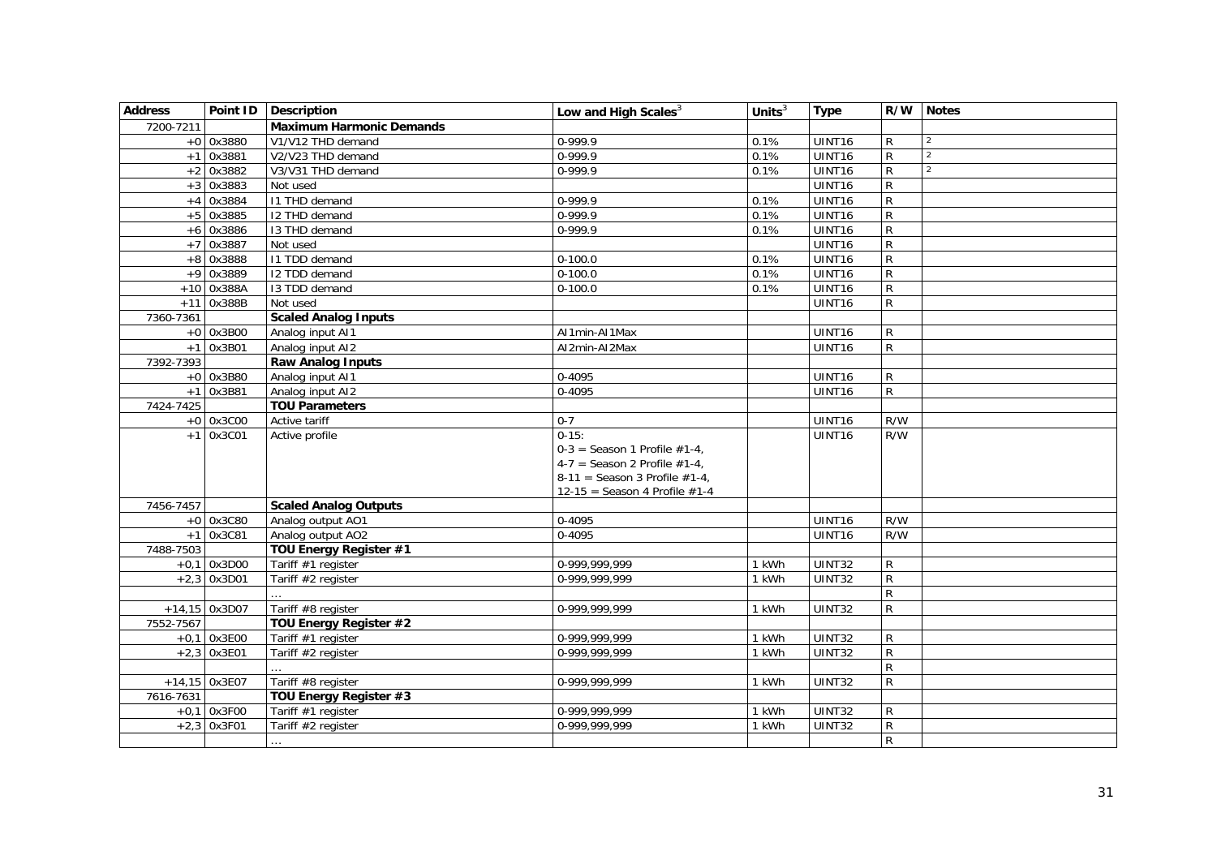| Address | Point ID | Description | Low and High Scales[3] | Units[3] | Type | R/W | Notes |
|---|---|---|---|---|---|---|---|
| 7200-7211 | | **Maximum Harmonic Demands** | | | | | |
| +0 | 0x3880 | V1/V12 THD demand | 0-999.9 | 0.1% | UINT16 | R | [2] |
| +1 | 0x3881 | V2/V23 THD demand | 0-999.9 | 0.1% | UINT16 | R | [2] |
| +2 | 0x3882 | V3/V31 THD demand | 0-999.9 | 0.1% | UINT16 | R | [2] |
| +3 | 0x3883 | Not used | | | UINT16 | R | |
| +4 | 0x3884 | I1 THD demand | 0-999.9 | 0.1% | UINT16 | R | |
| +5 | 0x3885 | I2 THD demand | 0-999.9 | 0.1% | UINT16 | R | |
| +6 | 0x3886 | I3 THD demand | 0-999.9 | 0.1% | UINT16 | R | |
| +7 | 0x3887 | Not used | | | UINT16 | R | |
| +8 | 0x3888 | I1 TDD demand | 0-100.0 | 0.1% | UINT16 | R | |
| +9 | 0x3889 | I2 TDD demand | 0-100.0 | 0.1% | UINT16 | R | |
| +10 | 0x388A | I3 TDD demand | 0-100.0 | 0.1% | UINT16 | R | |
| +11 | 0x388B | Not used | | | UINT16 | R | |
| 7360-7361 | | **Scaled Analog Inputs** | | | | | |
| +0 | 0x3B00 | Analog input AI1 | AI1min-AI1Max | | UINT16 | R | |
| +1 | 0x3B01 | Analog input AI2 | AI2min-AI2Max | | UINT16 | R | |
| 7392-7393 | | **Raw Analog Inputs** | | | | | |
| +0 | 0x3B80 | Analog input AI1 | 0-4095 | | UINT16 | R | |
| +1 | 0x3B81 | Analog input AI2 | 0-4095 | | UINT16 | R | |
| 7424-7425 | | **TOU Parameters** | | | | | |
| +0 | 0x3C00 | Active tariff | 0-7 | | UINT16 | R/W | |
| +1 | 0x3C01 | Active profile | 0-15:<br>0-3 = Season 1 Profile #1-4,<br>4-7 = Season 2 Profile #1-4,<br>8-11 = Season 3 Profile #1-4,<br>12-15 = Season 4 Profile #1-4 | | UINT16 | R/W | |
| 7456-7457 | | **Scaled Analog Outputs** | | | | | |
| +0 | 0x3C80 | Analog output AO1 | 0-4095 | | UINT16 | R/W | |
| +1 | 0x3C81 | Analog output AO2 | 0-4095 | | UINT16 | R/W | |
| 7488-7503 | | **TOU Energy Register #1** | | | | | |
| +0,1 | 0x3D00 | Tariff #1 register | 0-999,999,999 | 1 kWh | UINT32 | R | |
| +2,3 | 0x3D01 | Tariff #2 register | 0-999,999,999 | 1 kWh | UINT32 | R | |
| | | … | | | | R | |
| +14,15 | 0x3D07 | Tariff #8 register | 0-999,999,999 | 1 kWh | UINT32 | R | |
| 7552-7567 | | **TOU Energy Register #2** | | | | | |
| +0,1 | 0x3E00 | Tariff #1 register | 0-999,999,999 | 1 kWh | UINT32 | R | |
| +2,3 | 0x3E01 | Tariff #2 register | 0-999,999,999 | 1 kWh | UINT32 | R | |
| | | … | | | | R | |
| +14,15 | 0x3E07 | Tariff #8 register | 0-999,999,999 | 1 kWh | UINT32 | R | |
| 7616-7631 | | **TOU Energy Register #3** | | | | | |
| +0,1 | 0x3F00 | Tariff #1 register | 0-999,999,999 | 1 kWh | UINT32 | R | |
| +2,3 | 0x3F01 | Tariff #2 register | 0-999,999,999 | 1 kWh | UINT32 | R | |
| | | … | | | | R | |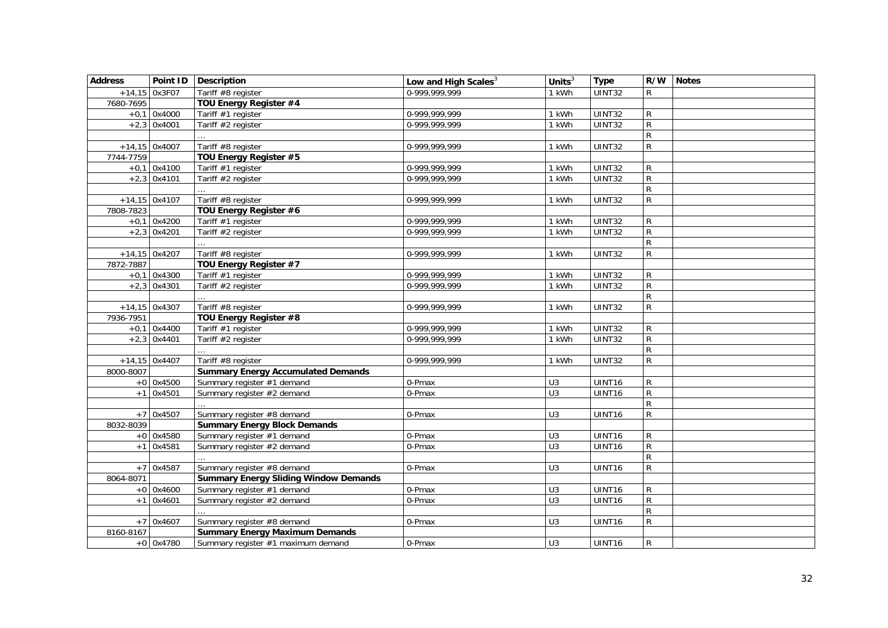| Address | Point ID | Description | Low and High Scales[3] | Units[3] | Type | R/W | Notes |
|---|---|---|---|---|---|---|---|
| +14,15 | 0x3F07 | Tariff #8 register | 0-999,999,999 | 1 kWh | UINT32 | R | |
| 7680-7695 | | **TOU Energy Register #4** | | | | | |
| +0,1 | 0x4000 | Tariff #1 register | 0-999,999,999 | 1 kWh | UINT32 | R | |
| +2,3 | 0x4001 | Tariff #2 register | 0-999,999,999 | 1 kWh | UINT32 | R | |
| | | … | | | | R | |
| +14,15 | 0x4007 | Tariff #8 register | 0-999,999,999 | 1 kWh | UINT32 | R | |
| 7744-7759 | | **TOU Energy Register #5** | | | | | |
| +0,1 | 0x4100 | Tariff #1 register | 0-999,999,999 | 1 kWh | UINT32 | R | |
| +2,3 | 0x4101 | Tariff #2 register | 0-999,999,999 | 1 kWh | UINT32 | R | |
| | | … | | | | R | |
| +14,15 | 0x4107 | Tariff #8 register | 0-999,999,999 | 1 kWh | UINT32 | R | |
| 7808-7823 | | **TOU Energy Register #6** | | | | | |
| +0,1 | 0x4200 | Tariff #1 register | 0-999,999,999 | 1 kWh | UINT32 | R | |
| +2,3 | 0x4201 | Tariff #2 register | 0-999,999,999 | 1 kWh | UINT32 | R | |
| | | … | | | | R | |
| +14,15 | 0x4207 | Tariff #8 register | 0-999,999,999 | 1 kWh | UINT32 | R | |
| 7872-7887 | | **TOU Energy Register #7** | | | | | |
| +0,1 | 0x4300 | Tariff #1 register | 0-999,999,999 | 1 kWh | UINT32 | R | |
| +2,3 | 0x4301 | Tariff #2 register | 0-999,999,999 | 1 kWh | UINT32 | R | |
| | | … | | | | R | |
| +14,15 | 0x4307 | Tariff #8 register | 0-999,999,999 | 1 kWh | UINT32 | R | |
| 7936-7951 | | **TOU Energy Register #8** | | | | | |
| +0,1 | 0x4400 | Tariff #1 register | 0-999,999,999 | 1 kWh | UINT32 | R | |
| +2,3 | 0x4401 | Tariff #2 register | 0-999,999,999 | 1 kWh | UINT32 | R | |
| | | … | | | | R | |
| +14,15 | 0x4407 | Tariff #8 register | 0-999,999,999 | 1 kWh | UINT32 | R | |
| 8000-8007 | | **Summary Energy Accumulated Demands** | | | | | |
| +0 | 0x4500 | Summary register #1 demand | 0-Pmax | U3 | UINT16 | R | |
| +1 | 0x4501 | Summary register #2 demand | 0-Pmax | U3 | UINT16 | R | |
| | | … | | | | R | |
| +7 | 0x4507 | Summary register #8 demand | 0-Pmax | U3 | UINT16 | R | |
| 8032-8039 | | **Summary Energy Block Demands** | | | | | |
| +0 | 0x4580 | Summary register #1 demand | 0-Pmax | U3 | UINT16 | R | |
| +1 | 0x4581 | Summary register #2 demand | 0-Pmax | U3 | UINT16 | R | |
| | | … | | | | R | |
| +7 | 0x4587 | Summary register #8 demand | 0-Pmax | U3 | UINT16 | R | |
| 8064-8071 | | **Summary Energy Sliding Window Demands** | | | | | |
| +0 | 0x4600 | Summary register #1 demand | 0-Pmax | U3 | UINT16 | R | |
| +1 | 0x4601 | Summary register #2 demand | 0-Pmax | U3 | UINT16 | R | |
| | | … | | | | R | |
| +7 | 0x4607 | Summary register #8 demand | 0-Pmax | U3 | UINT16 | R | |
| 8160-8167 | | **Summary Energy Maximum Demands** | | | | | |
| +0 | 0x4780 | Summary register #1 maximum demand | 0-Pmax | U3 | UINT16 | R | |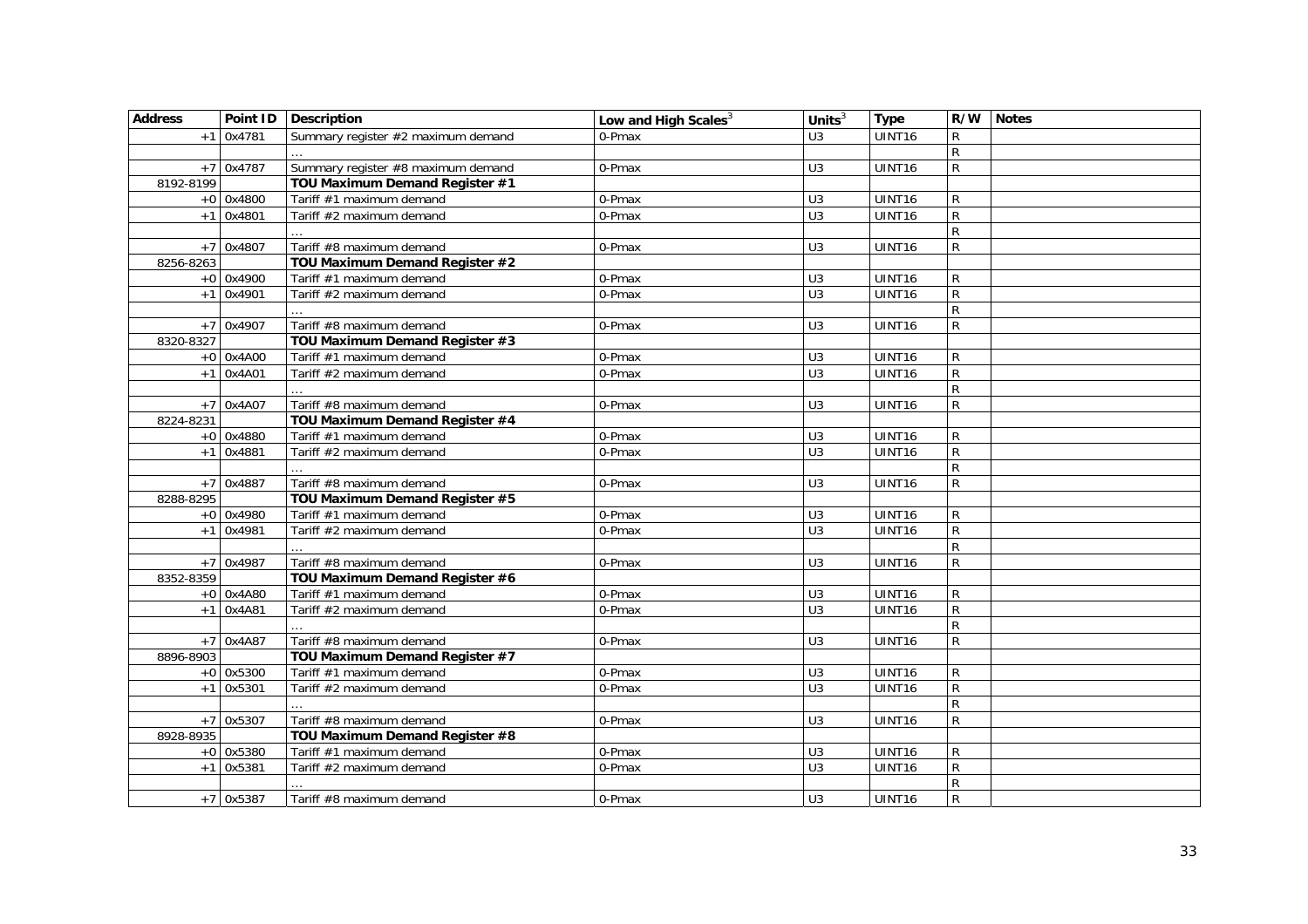| Address | Point ID | Description | Low and High Scales[3] | Units[3] | Type | R/W | Notes |
|---|---|---|---|---|---|---|---|
| +1 | 0x4781 | Summary register #2 maximum demand | 0-Pmax | U3 | UINT16 | R | |
| | | … | | | | R | |
| +7 | 0x4787 | Summary register #8 maximum demand | 0-Pmax | U3 | UINT16 | R | |
| 8192-8199 | | **TOU Maximum Demand Register #1** | | | | | |
| +0 | 0x4800 | Tariff #1 maximum demand | 0-Pmax | U3 | UINT16 | R | |
| +1 | 0x4801 | Tariff #2 maximum demand | 0-Pmax | U3 | UINT16 | R | |
| | | … | | | | R | |
| +7 | 0x4807 | Tariff #8 maximum demand | 0-Pmax | U3 | UINT16 | R | |
| 8256-8263 | | **TOU Maximum Demand Register #2** | | | | | |
| +0 | 0x4900 | Tariff #1 maximum demand | 0-Pmax | U3 | UINT16 | R | |
| +1 | 0x4901 | Tariff #2 maximum demand | 0-Pmax | U3 | UINT16 | R | |
| | | … | | | | R | |
| +7 | 0x4907 | Tariff #8 maximum demand | 0-Pmax | U3 | UINT16 | R | |
| 8320-8327 | | **TOU Maximum Demand Register #3** | | | | | |
| +0 | 0x4A00 | Tariff #1 maximum demand | 0-Pmax | U3 | UINT16 | R | |
| +1 | 0x4A01 | Tariff #2 maximum demand | 0-Pmax | U3 | UINT16 | R | |
| | | … | | | | R | |
| +7 | 0x4A07 | Tariff #8 maximum demand | 0-Pmax | U3 | UINT16 | R | |
| 8224-8231 | | **TOU Maximum Demand Register #4** | | | | | |
| +0 | 0x4880 | Tariff #1 maximum demand | 0-Pmax | U3 | UINT16 | R | |
| +1 | 0x4881 | Tariff #2 maximum demand | 0-Pmax | U3 | UINT16 | R | |
| | | … | | | | R | |
| +7 | 0x4887 | Tariff #8 maximum demand | 0-Pmax | U3 | UINT16 | R | |
| 8288-8295 | | **TOU Maximum Demand Register #5** | | | | | |
| +0 | 0x4980 | Tariff #1 maximum demand | 0-Pmax | U3 | UINT16 | R | |
| +1 | 0x4981 | Tariff #2 maximum demand | 0-Pmax | U3 | UINT16 | R | |
| | | … | | | | R | |
| +7 | 0x4987 | Tariff #8 maximum demand | 0-Pmax | U3 | UINT16 | R | |
| 8352-8359 | | **TOU Maximum Demand Register #6** | | | | | |
| +0 | 0x4A80 | Tariff #1 maximum demand | 0-Pmax | U3 | UINT16 | R | |
| +1 | 0x4A81 | Tariff #2 maximum demand | 0-Pmax | U3 | UINT16 | R | |
| | | … | | | | R | |
| +7 | 0x4A87 | Tariff #8 maximum demand | 0-Pmax | U3 | UINT16 | R | |
| 8896-8903 | | **TOU Maximum Demand Register #7** | | | | | |
| +0 | 0x5300 | Tariff #1 maximum demand | 0-Pmax | U3 | UINT16 | R | |
| +1 | 0x5301 | Tariff #2 maximum demand | 0-Pmax | U3 | UINT16 | R | |
| | | … | | | | R | |
| +7 | 0x5307 | Tariff #8 maximum demand | 0-Pmax | U3 | UINT16 | R | |
| 8928-8935 | | **TOU Maximum Demand Register #8** | | | | | |
| +0 | 0x5380 | Tariff #1 maximum demand | 0-Pmax | U3 | UINT16 | R | |
| +1 | 0x5381 | Tariff #2 maximum demand | 0-Pmax | U3 | UINT16 | R | |
| | | … | | | | R | |
| +7 | 0x5387 | Tariff #8 maximum demand | 0-Pmax | U3 | UINT16 | R | |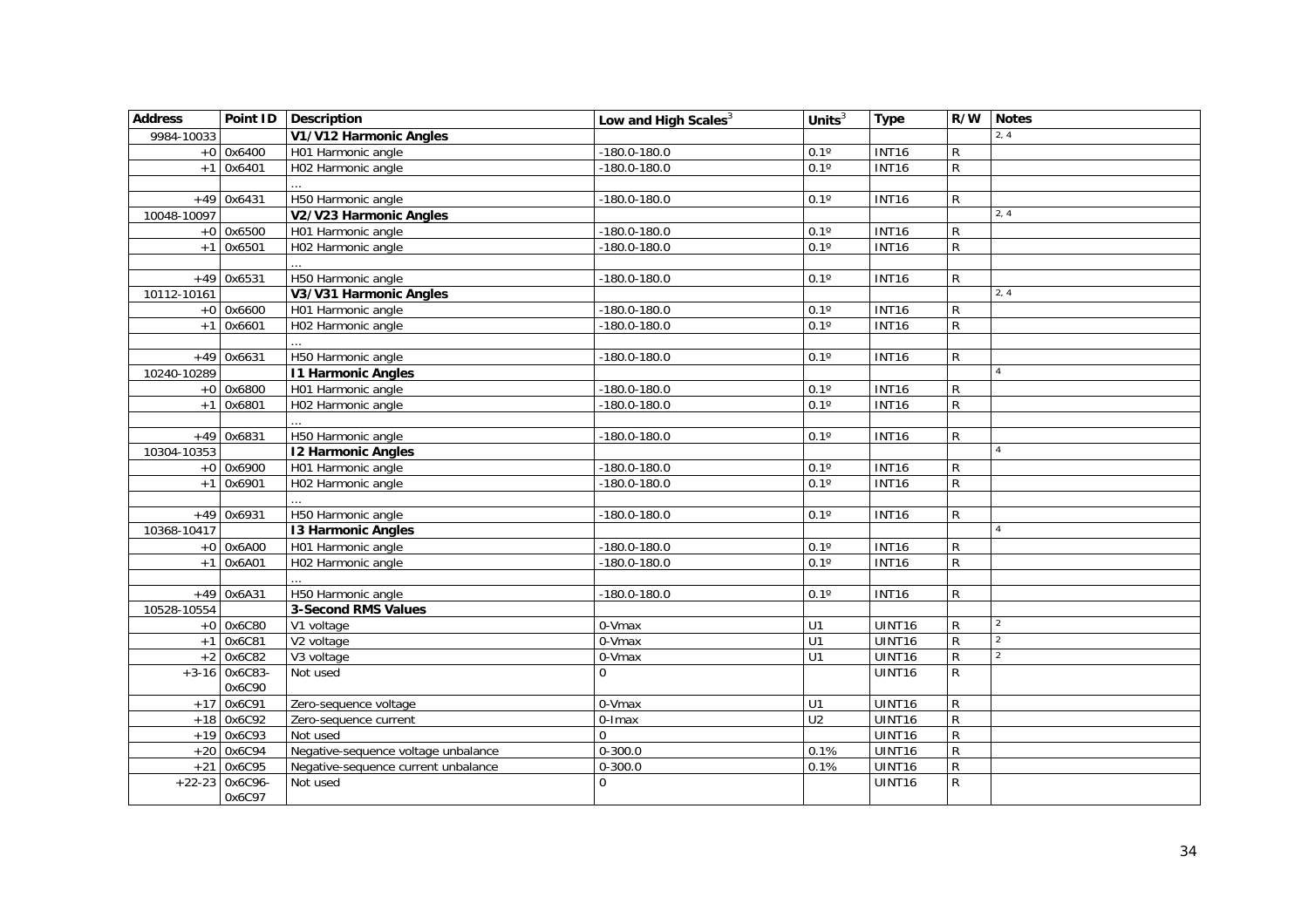| Address | Point ID | Description | Low and High Scales[3] | Units[3] | Type | R/W | Notes |
|---|---|---|---|---|---|---|---|
| 9984-10033 | | **V1/V12 Harmonic Angles** | | | | | 2, 4 |
| +0 | 0x6400 | H01 Harmonic angle | -180.0-180.0 | 0.1º | INT16 | R | |
| +1 | 0x6401 | H02 Harmonic angle | -180.0-180.0 | 0.1º | INT16 | R | |
| | | … | | | | | |
| +49 | 0x6431 | H50 Harmonic angle | -180.0-180.0 | 0.1º | INT16 | R | |
| 10048-10097 | | **V2/V23 Harmonic Angles** | | | | | 2, 4 |
| +0 | 0x6500 | H01 Harmonic angle | -180.0-180.0 | 0.1º | INT16 | R | |
| +1 | 0x6501 | H02 Harmonic angle | -180.0-180.0 | 0.1º | INT16 | R | |
| | | … | | | | | |
| +49 | 0x6531 | H50 Harmonic angle | -180.0-180.0 | 0.1º | INT16 | R | |
| 10112-10161 | | **V3/V31 Harmonic Angles** | | | | | 2, 4 |
| +0 | 0x6600 | H01 Harmonic angle | -180.0-180.0 | 0.1º | INT16 | R | |
| +1 | 0x6601 | H02 Harmonic angle | -180.0-180.0 | 0.1º | INT16 | R | |
| | | … | | | | | |
| +49 | 0x6631 | H50 Harmonic angle | -180.0-180.0 | 0.1º | INT16 | R | |
| 10240-10289 | | **I1 Harmonic Angles** | | | | | 4 |
| +0 | 0x6800 | H01 Harmonic angle | -180.0-180.0 | 0.1º | INT16 | R | |
| +1 | 0x6801 | H02 Harmonic angle | -180.0-180.0 | 0.1º | INT16 | R | |
| | | … | | | | | |
| +49 | 0x6831 | H50 Harmonic angle | -180.0-180.0 | 0.1º | INT16 | R | |
| 10304-10353 | | **I2 Harmonic Angles** | | | | | 4 |
| +0 | 0x6900 | H01 Harmonic angle | -180.0-180.0 | 0.1º | INT16 | R | |
| +1 | 0x6901 | H02 Harmonic angle | -180.0-180.0 | 0.1º | INT16 | R | |
| | | … | | | | | |
| +49 | 0x6931 | H50 Harmonic angle | -180.0-180.0 | 0.1º | INT16 | R | |
| 10368-10417 | | **I3 Harmonic Angles** | | | | | 4 |
| +0 | 0x6A00 | H01 Harmonic angle | -180.0-180.0 | 0.1º | INT16 | R | |
| +1 | 0x6A01 | H02 Harmonic angle | -180.0-180.0 | 0.1º | INT16 | R | |
| | | … | | | | | |
| +49 | 0x6A31 | H50 Harmonic angle | -180.0-180.0 | 0.1º | INT16 | R | |
| 10528-10554 | | **3-Second RMS Values** | | | | | |
| +0 | 0x6C80 | V1 voltage | 0-Vmax | U1 | UINT16 | R | 2 |
| +1 | 0x6C81 | V2 voltage | 0-Vmax | U1 | UINT16 | R | 2 |
| +2 | 0x6C82 | V3 voltage | 0-Vmax | U1 | UINT16 | R | 2 |
| +3-16 | 0x6C83-0x6C90 | Not used | 0 | | UINT16 | R | |
| +17 | 0x6C91 | Zero-sequence voltage | 0-Vmax | U1 | UINT16 | R | |
| +18 | 0x6C92 | Zero-sequence current | 0-Imax | U2 | UINT16 | R | |
| +19 | 0x6C93 | Not used | 0 | | UINT16 | R | |
| +20 | 0x6C94 | Negative-sequence voltage unbalance | 0-300.0 | 0.1% | UINT16 | R | |
| +21 | 0x6C95 | Negative-sequence current unbalance | 0-300.0 | 0.1% | UINT16 | R | |
| +22-23 | 0x6C96-0x6C97 | Not used | 0 | | UINT16 | R | |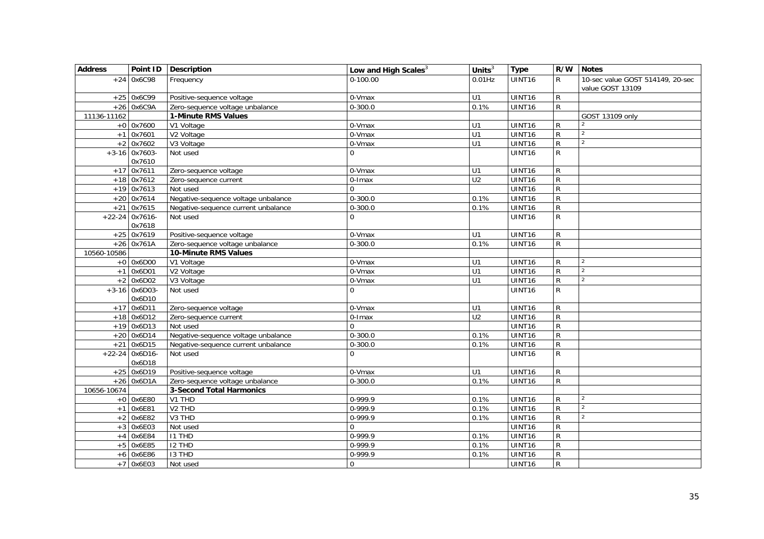| Address | Point ID | Description | Low and High Scales[3] | Units[3] | Type | R/W | Notes |
|---|---|---|---|---|---|---|---|
| +24 | 0x6C98 | Frequency | 0-100.00 | 0.01Hz | UINT16 | R | 10-sec value GOST 514149, 20-sec value GOST 13109 |
| +25 | 0x6C99 | Positive-sequence voltage | 0-Vmax | U1 | UINT16 | R | |
| +26 | 0x6C9A | Zero-sequence voltage unbalance | 0-300.0 | 0.1% | UINT16 | R | |
| 11136-11162 | | **1-Minute RMS Values** | | | | | GOST 13109 only |
| +0 | 0x7600 | V1 Voltage | 0-Vmax | U1 | UINT16 | R | [2] |
| +1 | 0x7601 | V2 Voltage | 0-Vmax | U1 | UINT16 | R | [2] |
| +2 | 0x7602 | V3 Voltage | 0-Vmax | U1 | UINT16 | R | [2] |
| +3-16 | 0x7603-0x7610 | Not used | 0 | | UINT16 | R | |
| +17 | 0x7611 | Zero-sequence voltage | 0-Vmax | U1 | UINT16 | R | |
| +18 | 0x7612 | Zero-sequence current | 0-Imax | U2 | UINT16 | R | |
| +19 | 0x7613 | Not used | 0 | | UINT16 | R | |
| +20 | 0x7614 | Negative-sequence voltage unbalance | 0-300.0 | 0.1% | UINT16 | R | |
| +21 | 0x7615 | Negative-sequence current unbalance | 0-300.0 | 0.1% | UINT16 | R | |
| +22-24 | 0x7616-0x7618 | Not used | 0 | | UINT16 | R | |
| +25 | 0x7619 | Positive-sequence voltage | 0-Vmax | U1 | UINT16 | R | |
| +26 | 0x761A | Zero-sequence voltage unbalance | 0-300.0 | 0.1% | UINT16 | R | |
| 10560-10586 | | **10-Minute RMS Values** | | | | | |
| +0 | 0x6D00 | V1 Voltage | 0-Vmax | U1 | UINT16 | R | [2] |
| +1 | 0x6D01 | V2 Voltage | 0-Vmax | U1 | UINT16 | R | [2] |
| +2 | 0x6D02 | V3 Voltage | 0-Vmax | U1 | UINT16 | R | [2] |
| +3-16 | 0x6D03-0x6D10 | Not used | 0 | | UINT16 | R | |
| +17 | 0x6D11 | Zero-sequence voltage | 0-Vmax | U1 | UINT16 | R | |
| +18 | 0x6D12 | Zero-sequence current | 0-Imax | U2 | UINT16 | R | |
| +19 | 0x6D13 | Not used | 0 | | UINT16 | R | |
| +20 | 0x6D14 | Negative-sequence voltage unbalance | 0-300.0 | 0.1% | UINT16 | R | |
| +21 | 0x6D15 | Negative-sequence current unbalance | 0-300.0 | 0.1% | UINT16 | R | |
| +22-24 | 0x6D16-0x6D18 | Not used | 0 | | UINT16 | R | |
| +25 | 0x6D19 | Positive-sequence voltage | 0-Vmax | U1 | UINT16 | R | |
| +26 | 0x6D1A | Zero-sequence voltage unbalance | 0-300.0 | 0.1% | UINT16 | R | |
| 10656-10674 | | **3-Second Total Harmonics** | | | | | |
| +0 | 0x6E80 | V1 THD | 0-999.9 | 0.1% | UINT16 | R | [2] |
| +1 | 0x6E81 | V2 THD | 0-999.9 | 0.1% | UINT16 | R | [2] |
| +2 | 0x6E82 | V3 THD | 0-999.9 | 0.1% | UINT16 | R | [2] |
| +3 | 0x6E03 | Not used | 0 | | UINT16 | R | |
| +4 | 0x6E84 | I1 THD | 0-999.9 | 0.1% | UINT16 | R | |
| +5 | 0x6E85 | I2 THD | 0-999.9 | 0.1% | UINT16 | R | |
| +6 | 0x6E86 | I3 THD | 0-999.9 | 0.1% | UINT16 | R | |
| +7 | 0x6E03 | Not used | 0 | | UINT16 | R | |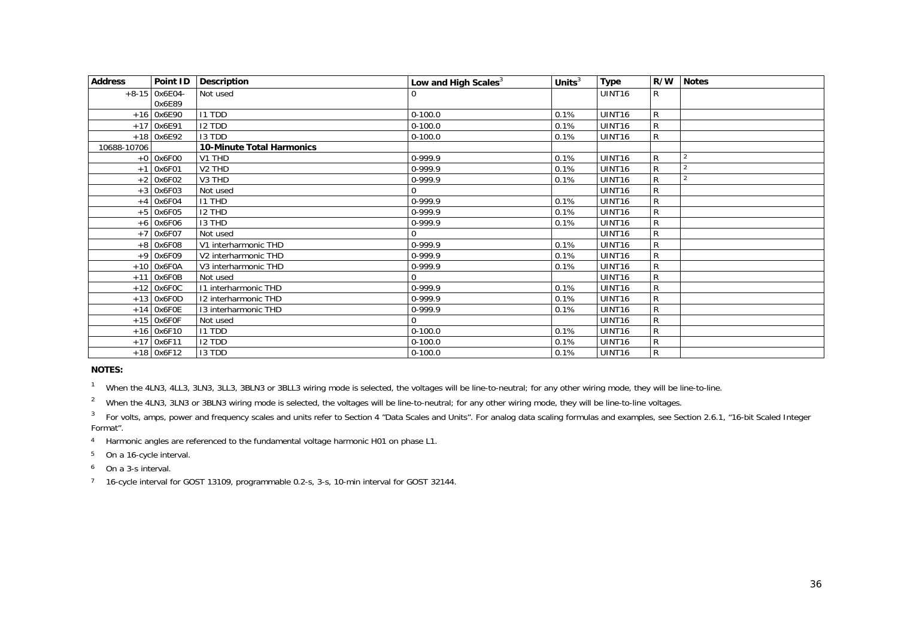| Address | Point ID | Description | Low and High Scales[3] | Units[3] | Type | R/W | Notes |
|---|---|---|---|---|---|---|---|
| +8-15 | 0x6E04-0x6E89 | Not used | 0 | | UINT16 | R | |
| +16 | 0x6E90 | I1 TDD | 0-100.0 | 0.1% | UINT16 | R | |
| +17 | 0x6E91 | I2 TDD | 0-100.0 | 0.1% | UINT16 | R | |
| +18 | 0x6E92 | I3 TDD | 0-100.0 | 0.1% | UINT16 | R | |
| 10688-10706 | | **10-Minute Total Harmonics** | | | | | |
| +0 | 0x6F00 | V1 THD | 0-999.9 | 0.1% | UINT16 | R | 2 |
| +1 | 0x6F01 | V2 THD | 0-999.9 | 0.1% | UINT16 | R | 2 |
| +2 | 0x6F02 | V3 THD | 0-999.9 | 0.1% | UINT16 | R | 2 |
| +3 | 0x6F03 | Not used | 0 | | UINT16 | R | |
| +4 | 0x6F04 | I1 THD | 0-999.9 | 0.1% | UINT16 | R | |
| +5 | 0x6F05 | I2 THD | 0-999.9 | 0.1% | UINT16 | R | |
| +6 | 0x6F06 | I3 THD | 0-999.9 | 0.1% | UINT16 | R | |
| +7 | 0x6F07 | Not used | 0 | | UINT16 | R | |
| +8 | 0x6F08 | V1 interharmonic THD | 0-999.9 | 0.1% | UINT16 | R | |
| +9 | 0x6F09 | V2 interharmonic THD | 0-999.9 | 0.1% | UINT16 | R | |
| +10 | 0x6F0A | V3 interharmonic THD | 0-999.9 | 0.1% | UINT16 | R | |
| +11 | 0x6F0B | Not used | 0 | | UINT16 | R | |
| +12 | 0x6F0C | I1 interharmonic THD | 0-999.9 | 0.1% | UINT16 | R | |
| +13 | 0x6F0D | I2 interharmonic THD | 0-999.9 | 0.1% | UINT16 | R | |
| +14 | 0x6F0E | I3 interharmonic THD | 0-999.9 | 0.1% | UINT16 | R | |
| +15 | 0x6F0F | Not used | 0 | | UINT16 | R | |
| +16 | 0x6F10 | I1 TDD | 0-100.0 | 0.1% | UINT16 | R | |
| +17 | 0x6F11 | I2 TDD | 0-100.0 | 0.1% | UINT16 | R | |
| +18 | 0x6F12 | I3 TDD | 0-100.0 | 0.1% | UINT16 | R | |

**NOTES:**

[1] When the 4LN3, 4LL3, 3LN3, 3LL3, 3BLN3 or 3BLL3 wiring mode is selected, the voltages will be line-to-neutral; for any other wiring mode, they will be line-to-line.

[2] When the 4LN3, 3LN3 or 3BLN3 wiring mode is selected, the voltages will be line-to-neutral; for any other wiring mode, they will be line-to-line voltages.

[3] For volts, amps, power and frequency scales and units refer to Section 4 "Data Scales and Units". For analog data scaling formulas and examples, see Section 2.6.1, "16-bit Scaled Integer Format".

[4] Harmonic angles are referenced to the fundamental voltage harmonic H01 on phase L1.

[5] On a 16-cycle interval.

[6] On a 3-s interval.

[7] 16-cycle interval for GOST 13109, programmable 0.2-s, 3-s, 10-min interval for GOST 32144.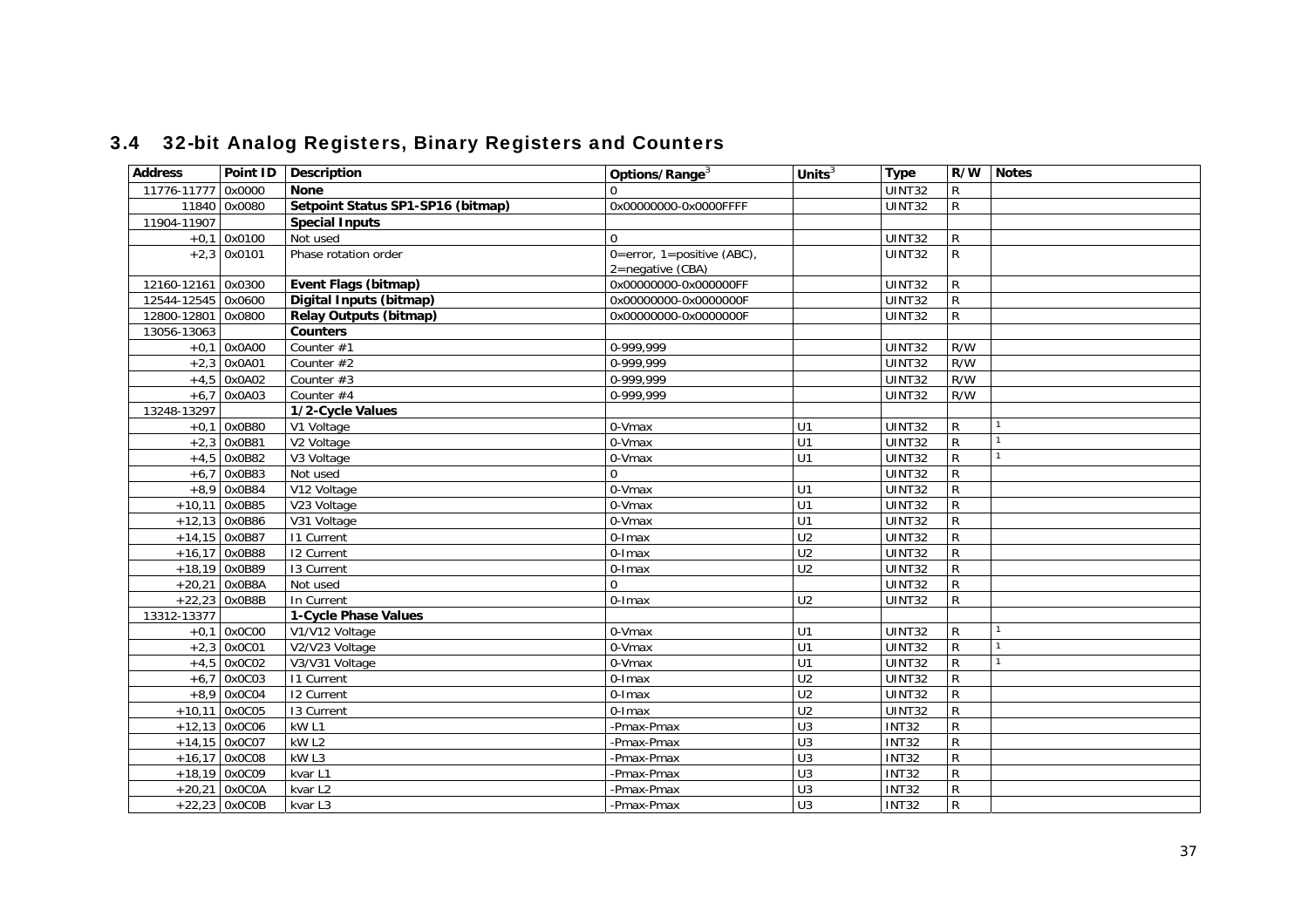## 3.4 32-bit Analog Registers, Binary Registers and Counters

| Address | Point ID | Description | Options/Range[3] | Units[3] | Type | R/W | Notes |
|---|---|---|---|---|---|---|---|
| 11776-11777 | 0x0000 | **None** | 0 | | UINT32 | R | |
| 11840 | 0x0080 | **Setpoint Status SP1-SP16 (bitmap)** | 0x00000000-0x0000FFFF | | UINT32 | R | |
| 11904-11907 | | **Special Inputs** | | | | | |
| +0,1 | 0x0100 | Not used | 0 | | UINT32 | R | |
| +2,3 | 0x0101 | Phase rotation order | 0=error, 1=positive (ABC), 2=negative (CBA) | | UINT32 | R | |
| 12160-12161 | 0x0300 | **Event Flags (bitmap)** | 0x00000000-0x000000FF | | UINT32 | R | |
| 12544-12545 | 0x0600 | **Digital Inputs (bitmap)** | 0x00000000-0x0000000F | | UINT32 | R | |
| 12800-12801 | 0x0800 | **Relay Outputs (bitmap)** | 0x00000000-0x0000000F | | UINT32 | R | |
| 13056-13063 | | **Counters** | | | | | |
| +0,1 | 0x0A00 | Counter #1 | 0-999,999 | | UINT32 | R/W | |
| +2,3 | 0x0A01 | Counter #2 | 0-999,999 | | UINT32 | R/W | |
| +4,5 | 0x0A02 | Counter #3 | 0-999,999 | | UINT32 | R/W | |
| +6,7 | 0x0A03 | Counter #4 | 0-999,999 | | UINT32 | R/W | |
| 13248-13297 | | **1/2-Cycle Values** | | | | | |
| +0,1 | 0x0B80 | V1 Voltage | 0-Vmax | U1 | UINT32 | R | [1] |
| +2,3 | 0x0B81 | V2 Voltage | 0-Vmax | U1 | UINT32 | R | [1] |
| +4,5 | 0x0B82 | V3 Voltage | 0-Vmax | U1 | UINT32 | R | [1] |
| +6,7 | 0x0B83 | Not used | 0 | | UINT32 | R | |
| +8,9 | 0x0B84 | V12 Voltage | 0-Vmax | U1 | UINT32 | R | |
| +10,11 | 0x0B85 | V23 Voltage | 0-Vmax | U1 | UINT32 | R | |
| +12,13 | 0x0B86 | V31 Voltage | 0-Vmax | U1 | UINT32 | R | |
| +14,15 | 0x0B87 | I1 Current | 0-Imax | U2 | UINT32 | R | |
| +16,17 | 0x0B88 | I2 Current | 0-Imax | U2 | UINT32 | R | |
| +18,19 | 0x0B89 | I3 Current | 0-Imax | U2 | UINT32 | R | |
| +20,21 | 0x0B8A | Not used | 0 | | UINT32 | R | |
| +22,23 | 0x0B8B | In Current | 0-Imax | U2 | UINT32 | R | |
| 13312-13377 | | **1-Cycle Phase Values** | | | | | |
| +0,1 | 0x0C00 | V1/V12 Voltage | 0-Vmax | U1 | UINT32 | R | [1] |
| +2,3 | 0x0C01 | V2/V23 Voltage | 0-Vmax | U1 | UINT32 | R | [1] |
| +4,5 | 0x0C02 | V3/V31 Voltage | 0-Vmax | U1 | UINT32 | R | [1] |
| +6,7 | 0x0C03 | I1 Current | 0-Imax | U2 | UINT32 | R | |
| +8,9 | 0x0C04 | I2 Current | 0-Imax | U2 | UINT32 | R | |
| +10,11 | 0x0C05 | I3 Current | 0-Imax | U2 | UINT32 | R | |
| +12,13 | 0x0C06 | kW L1 | -Pmax-Pmax | U3 | INT32 | R | |
| +14,15 | 0x0C07 | kW L2 | -Pmax-Pmax | U3 | INT32 | R | |
| +16,17 | 0x0C08 | kW L3 | -Pmax-Pmax | U3 | INT32 | R | |
| +18,19 | 0x0C09 | kvar L1 | -Pmax-Pmax | U3 | INT32 | R | |
| +20,21 | 0x0C0A | kvar L2 | -Pmax-Pmax | U3 | INT32 | R | |
| +22,23 | 0x0C0B | kvar L3 | -Pmax-Pmax | U3 | INT32 | R | |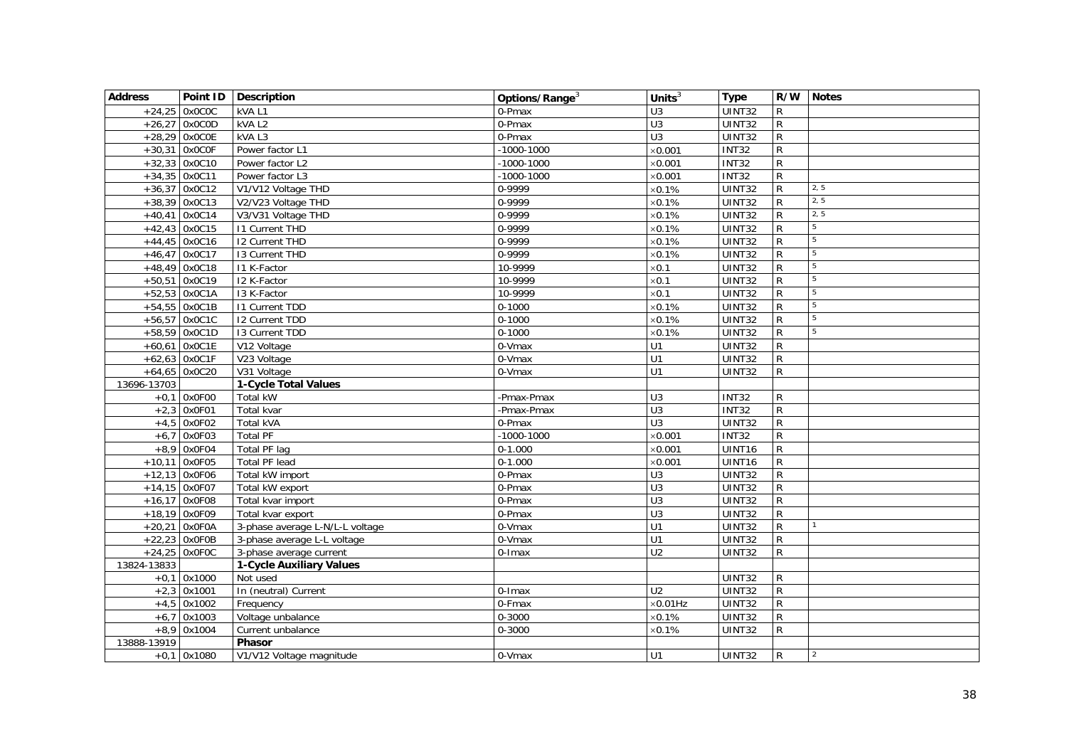| Address | Point ID | Description | Options/Range[3] | Units[3] | Type | R/W | Notes |
|---|---|---|---|---|---|---|---|
| +24,25 | 0x0C0C | kVA L1 | 0-Pmax | U3 | UINT32 | R | |
| +26,27 | 0x0C0D | kVA L2 | 0-Pmax | U3 | UINT32 | R | |
| +28,29 | 0x0C0E | kVA L3 | 0-Pmax | U3 | UINT32 | R | |
| +30,31 | 0x0C0F | Power factor L1 | -1000-1000 | ×0.001 | INT32 | R | |
| +32,33 | 0x0C10 | Power factor L2 | -1000-1000 | ×0.001 | INT32 | R | |
| +34,35 | 0x0C11 | Power factor L3 | -1000-1000 | ×0.001 | INT32 | R | |
| +36,37 | 0x0C12 | V1/V12 Voltage THD | 0-9999 | ×0.1% | UINT32 | R | 2, 5 |
| +38,39 | 0x0C13 | V2/V23 Voltage THD | 0-9999 | ×0.1% | UINT32 | R | 2, 5 |
| +40,41 | 0x0C14 | V3/V31 Voltage THD | 0-9999 | ×0.1% | UINT32 | R | 2, 5 |
| +42,43 | 0x0C15 | I1 Current THD | 0-9999 | ×0.1% | UINT32 | R | 5 |
| +44,45 | 0x0C16 | I2 Current THD | 0-9999 | ×0.1% | UINT32 | R | 5 |
| +46,47 | 0x0C17 | I3 Current THD | 0-9999 | ×0.1% | UINT32 | R | 5 |
| +48,49 | 0x0C18 | I1 K-Factor | 10-9999 | ×0.1 | UINT32 | R | 5 |
| +50,51 | 0x0C19 | I2 K-Factor | 10-9999 | ×0.1 | UINT32 | R | 5 |
| +52,53 | 0x0C1A | I3 K-Factor | 10-9999 | ×0.1 | UINT32 | R | 5 |
| +54,55 | 0x0C1B | I1 Current TDD | 0-1000 | ×0.1% | UINT32 | R | 5 |
| +56,57 | 0x0C1C | I2 Current TDD | 0-1000 | ×0.1% | UINT32 | R | 5 |
| +58,59 | 0x0C1D | I3 Current TDD | 0-1000 | ×0.1% | UINT32 | R | 5 |
| +60,61 | 0x0C1E | V12 Voltage | 0-Vmax | U1 | UINT32 | R | |
| +62,63 | 0x0C1F | V23 Voltage | 0-Vmax | U1 | UINT32 | R | |
| +64,65 | 0x0C20 | V31 Voltage | 0-Vmax | U1 | UINT32 | R | |
| 13696-13703 | | **1-Cycle Total Values** | | | | | |
| +0,1 | 0x0F00 | Total kW | -Pmax-Pmax | U3 | INT32 | R | |
| +2,3 | 0x0F01 | Total kvar | -Pmax-Pmax | U3 | INT32 | R | |
| +4,5 | 0x0F02 | Total kVA | 0-Pmax | U3 | UINT32 | R | |
| +6,7 | 0x0F03 | Total PF | -1000-1000 | ×0.001 | INT32 | R | |
| +8,9 | 0x0F04 | Total PF lag | 0-1.000 | ×0.001 | UINT16 | R | |
| +10,11 | 0x0F05 | Total PF lead | 0-1.000 | ×0.001 | UINT16 | R | |
| +12,13 | 0x0F06 | Total kW import | 0-Pmax | U3 | UINT32 | R | |
| +14,15 | 0x0F07 | Total kW export | 0-Pmax | U3 | UINT32 | R | |
| +16,17 | 0x0F08 | Total kvar import | 0-Pmax | U3 | UINT32 | R | |
| +18,19 | 0x0F09 | Total kvar export | 0-Pmax | U3 | UINT32 | R | |
| +20,21 | 0x0F0A | 3-phase average L-N/L-L voltage | 0-Vmax | U1 | UINT32 | R | 1 |
| +22,23 | 0x0F0B | 3-phase average L-L voltage | 0-Vmax | U1 | UINT32 | R | |
| +24,25 | 0x0F0C | 3-phase average current | 0-Imax | U2 | UINT32 | R | |
| 13824-13833 | | **1-Cycle Auxiliary Values** | | | | | |
| +0,1 | 0x1000 | Not used | | | UINT32 | R | |
| +2,3 | 0x1001 | In (neutral) Current | 0-Imax | U2 | UINT32 | R | |
| +4,5 | 0x1002 | Frequency | 0-Fmax | ×0.01Hz | UINT32 | R | |
| +6,7 | 0x1003 | Voltage unbalance | 0-3000 | ×0.1% | UINT32 | R | |
| +8,9 | 0x1004 | Current unbalance | 0-3000 | ×0.1% | UINT32 | R | |
| 13888-13919 | | **Phasor** | | | | | |
| +0,1 | 0x1080 | V1/V12 Voltage magnitude | 0-Vmax | U1 | UINT32 | R | 2 |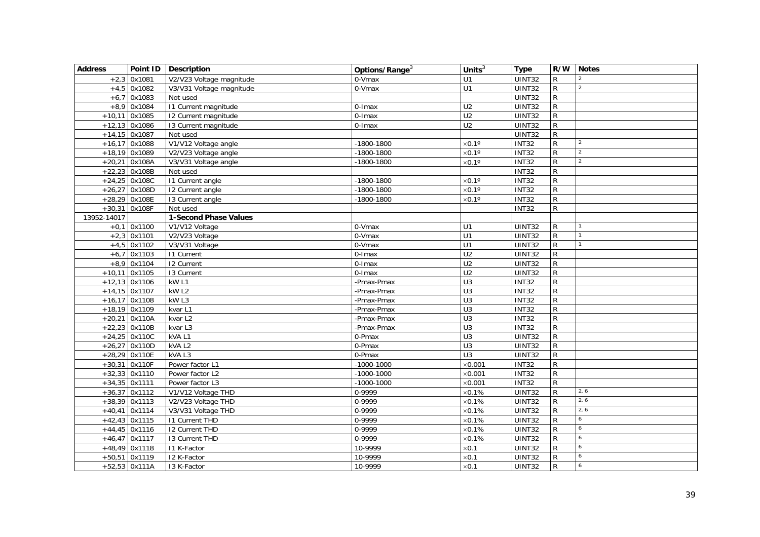| Address | Point ID | Description | Options/Range[3] | Units[3] | Type | R/W | Notes |
|---|---|---|---|---|---|---|---|
| +2,3 | 0x1081 | V2/V23 Voltage magnitude | 0-Vmax | U1 | UINT32 | R | 2 |
| +4,5 | 0x1082 | V3/V31 Voltage magnitude | 0-Vmax | U1 | UINT32 | R | 2 |
| +6,7 | 0x1083 | Not used | | | UINT32 | R | |
| +8,9 | 0x1084 | I1 Current magnitude | 0-Imax | U2 | UINT32 | R | |
| +10,11 | 0x1085 | I2 Current magnitude | 0-Imax | U2 | UINT32 | R | |
| +12,13 | 0x1086 | I3 Current magnitude | 0-Imax | U2 | UINT32 | R | |
| +14,15 | 0x1087 | Not used | | | UINT32 | R | |
| +16,17 | 0x1088 | V1/V12 Voltage angle | -1800-1800 | ×0.1º | INT32 | R | 2 |
| +18,19 | 0x1089 | V2/V23 Voltage angle | -1800-1800 | ×0.1º | INT32 | R | 2 |
| +20,21 | 0x108A | V3/V31 Voltage angle | -1800-1800 | ×0.1º | INT32 | R | 2 |
| +22,23 | 0x108B | Not used | | | INT32 | R | |
| +24,25 | 0x108C | I1 Current angle | -1800-1800 | ×0.1º | INT32 | R | |
| +26,27 | 0x108D | I2 Current angle | -1800-1800 | ×0.1º | INT32 | R | |
| +28,29 | 0x108E | I3 Current angle | -1800-1800 | ×0.1º | INT32 | R | |
| +30,31 | 0x108F | Not used | | | INT32 | R | |
| 13952-14017 | | **1-Second Phase Values** | | | | | |
| +0,1 | 0x1100 | V1/V12 Voltage | 0-Vmax | U1 | UINT32 | R | 1 |
| +2,3 | 0x1101 | V2/V23 Voltage | 0-Vmax | U1 | UINT32 | R | 1 |
| +4,5 | 0x1102 | V3/V31 Voltage | 0-Vmax | U1 | UINT32 | R | 1 |
| +6,7 | 0x1103 | I1 Current | 0-Imax | U2 | UINT32 | R | |
| +8,9 | 0x1104 | I2 Current | 0-Imax | U2 | UINT32 | R | |
| +10,11 | 0x1105 | I3 Current | 0-Imax | U2 | UINT32 | R | |
| +12,13 | 0x1106 | kW L1 | -Pmax-Pmax | U3 | INT32 | R | |
| +14,15 | 0x1107 | kW L2 | -Pmax-Pmax | U3 | INT32 | R | |
| +16,17 | 0x1108 | kW L3 | -Pmax-Pmax | U3 | INT32 | R | |
| +18,19 | 0x1109 | kvar L1 | -Pmax-Pmax | U3 | INT32 | R | |
| +20,21 | 0x110A | kvar L2 | -Pmax-Pmax | U3 | INT32 | R | |
| +22,23 | 0x110B | kvar L3 | -Pmax-Pmax | U3 | INT32 | R | |
| +24,25 | 0x110C | kVA L1 | 0-Pmax | U3 | UINT32 | R | |
| +26,27 | 0x110D | kVA L2 | 0-Pmax | U3 | UINT32 | R | |
| +28,29 | 0x110E | kVA L3 | 0-Pmax | U3 | UINT32 | R | |
| +30,31 | 0x110F | Power factor L1 | -1000-1000 | ×0.001 | INT32 | R | |
| +32,33 | 0x1110 | Power factor L2 | -1000-1000 | ×0.001 | INT32 | R | |
| +34,35 | 0x1111 | Power factor L3 | -1000-1000 | ×0.001 | INT32 | R | |
| +36,37 | 0x1112 | V1/V12 Voltage THD | 0-9999 | ×0.1% | UINT32 | R | 2, 6 |
| +38,39 | 0x1113 | V2/V23 Voltage THD | 0-9999 | ×0.1% | UINT32 | R | 2, 6 |
| +40,41 | 0x1114 | V3/V31 Voltage THD | 0-9999 | ×0.1% | UINT32 | R | 2, 6 |
| +42,43 | 0x1115 | I1 Current THD | 0-9999 | ×0.1% | UINT32 | R | 6 |
| +44,45 | 0x1116 | I2 Current THD | 0-9999 | ×0.1% | UINT32 | R | 6 |
| +46,47 | 0x1117 | I3 Current THD | 0-9999 | ×0.1% | UINT32 | R | 6 |
| +48,49 | 0x1118 | I1 K-Factor | 10-9999 | ×0.1 | UINT32 | R | 6 |
| +50,51 | 0x1119 | I2 K-Factor | 10-9999 | ×0.1 | UINT32 | R | 6 |
| +52,53 | 0x111A | I3 K-Factor | 10-9999 | ×0.1 | UINT32 | R | 6 |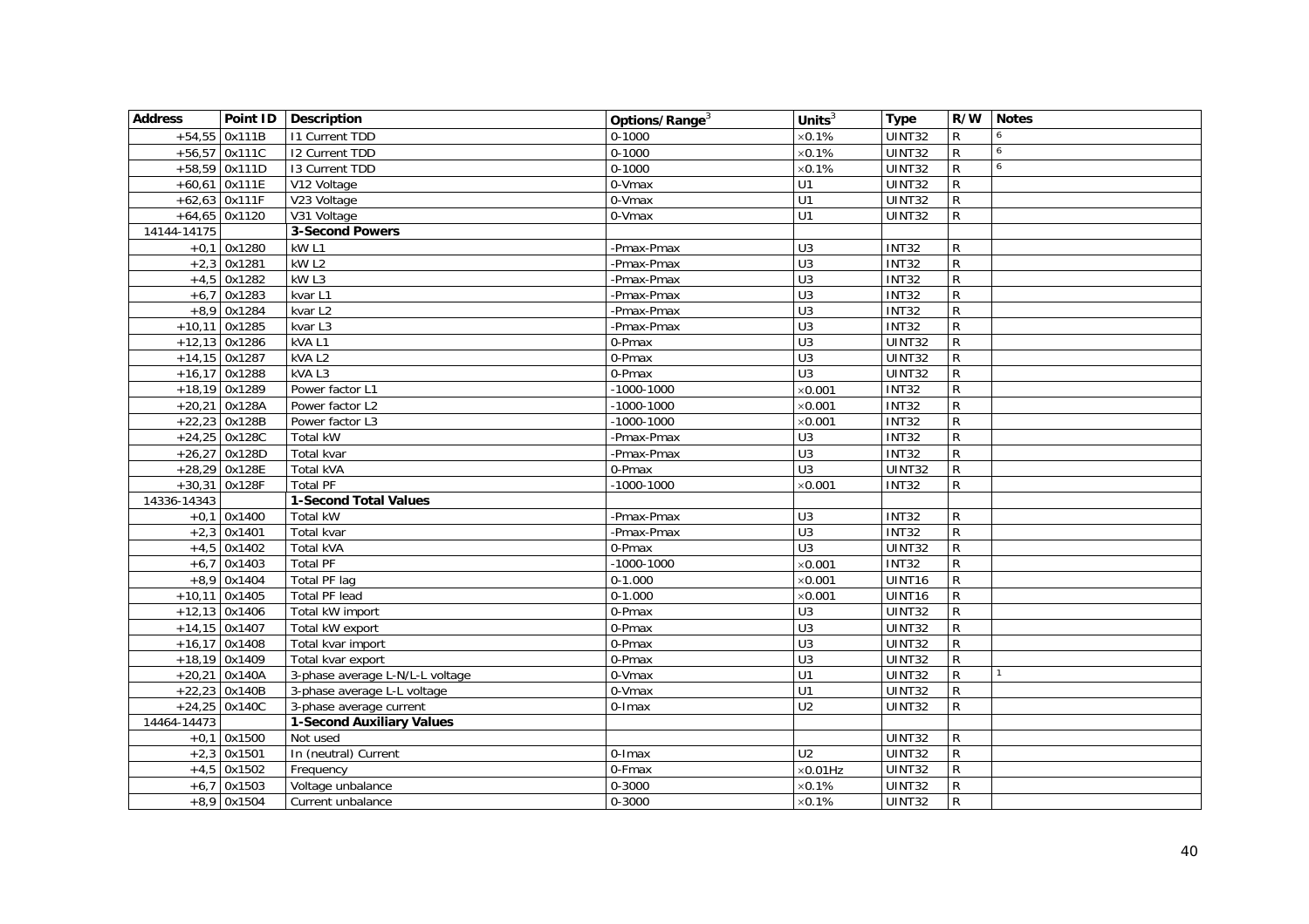| Address | Point ID | Description | Options/Range[3] | Units[3] | Type | R/W | Notes |
|---|---|---|---|---|---|---|---|
| +54,55 | 0x111B | I1 Current TDD | 0-1000 | ×0.1% | UINT32 | R | 6 |
| +56,57 | 0x111C | I2 Current TDD | 0-1000 | ×0.1% | UINT32 | R | 6 |
| +58,59 | 0x111D | I3 Current TDD | 0-1000 | ×0.1% | UINT32 | R | 6 |
| +60,61 | 0x111E | V12 Voltage | 0-Vmax | U1 | UINT32 | R | |
| +62,63 | 0x111F | V23 Voltage | 0-Vmax | U1 | UINT32 | R | |
| +64,65 | 0x1120 | V31 Voltage | 0-Vmax | U1 | UINT32 | R | |
| 14144-14175 | | **3-Second Powers** | | | | | |
| +0,1 | 0x1280 | kW L1 | -Pmax-Pmax | U3 | INT32 | R | |
| +2,3 | 0x1281 | kW L2 | -Pmax-Pmax | U3 | INT32 | R | |
| +4,5 | 0x1282 | kW L3 | -Pmax-Pmax | U3 | INT32 | R | |
| +6,7 | 0x1283 | kvar L1 | -Pmax-Pmax | U3 | INT32 | R | |
| +8,9 | 0x1284 | kvar L2 | -Pmax-Pmax | U3 | INT32 | R | |
| +10,11 | 0x1285 | kvar L3 | -Pmax-Pmax | U3 | INT32 | R | |
| +12,13 | 0x1286 | kVA L1 | 0-Pmax | U3 | UINT32 | R | |
| +14,15 | 0x1287 | kVA L2 | 0-Pmax | U3 | UINT32 | R | |
| +16,17 | 0x1288 | kVA L3 | 0-Pmax | U3 | UINT32 | R | |
| +18,19 | 0x1289 | Power factor L1 | -1000-1000 | ×0.001 | INT32 | R | |
| +20,21 | 0x128A | Power factor L2 | -1000-1000 | ×0.001 | INT32 | R | |
| +22,23 | 0x128B | Power factor L3 | -1000-1000 | ×0.001 | INT32 | R | |
| +24,25 | 0x128C | Total kW | -Pmax-Pmax | U3 | INT32 | R | |
| +26,27 | 0x128D | Total kvar | -Pmax-Pmax | U3 | INT32 | R | |
| +28,29 | 0x128E | Total kVA | 0-Pmax | U3 | UINT32 | R | |
| +30,31 | 0x128F | Total PF | -1000-1000 | ×0.001 | INT32 | R | |
| 14336-14343 | | **1-Second Total Values** | | | | | |
| +0,1 | 0x1400 | Total kW | -Pmax-Pmax | U3 | INT32 | R | |
| +2,3 | 0x1401 | Total kvar | -Pmax-Pmax | U3 | INT32 | R | |
| +4,5 | 0x1402 | Total kVA | 0-Pmax | U3 | UINT32 | R | |
| +6,7 | 0x1403 | Total PF | -1000-1000 | ×0.001 | INT32 | R | |
| +8,9 | 0x1404 | Total PF lag | 0-1.000 | ×0.001 | UINT16 | R | |
| +10,11 | 0x1405 | Total PF lead | 0-1.000 | ×0.001 | UINT16 | R | |
| +12,13 | 0x1406 | Total kW import | 0-Pmax | U3 | UINT32 | R | |
| +14,15 | 0x1407 | Total kW export | 0-Pmax | U3 | UINT32 | R | |
| +16,17 | 0x1408 | Total kvar import | 0-Pmax | U3 | UINT32 | R | |
| +18,19 | 0x1409 | Total kvar export | 0-Pmax | U3 | UINT32 | R | |
| +20,21 | 0x140A | 3-phase average L-N/L-L voltage | 0-Vmax | U1 | UINT32 | R | 1 |
| +22,23 | 0x140B | 3-phase average L-L voltage | 0-Vmax | U1 | UINT32 | R | |
| +24,25 | 0x140C | 3-phase average current | 0-Imax | U2 | UINT32 | R | |
| 14464-14473 | | **1-Second Auxiliary Values** | | | | | |
| +0,1 | 0x1500 | Not used | | | UINT32 | R | |
| +2,3 | 0x1501 | In (neutral) Current | 0-Imax | U2 | UINT32 | R | |
| +4,5 | 0x1502 | Frequency | 0-Fmax | ×0.01Hz | UINT32 | R | |
| +6,7 | 0x1503 | Voltage unbalance | 0-3000 | ×0.1% | UINT32 | R | |
| +8,9 | 0x1504 | Current unbalance | 0-3000 | ×0.1% | UINT32 | R | |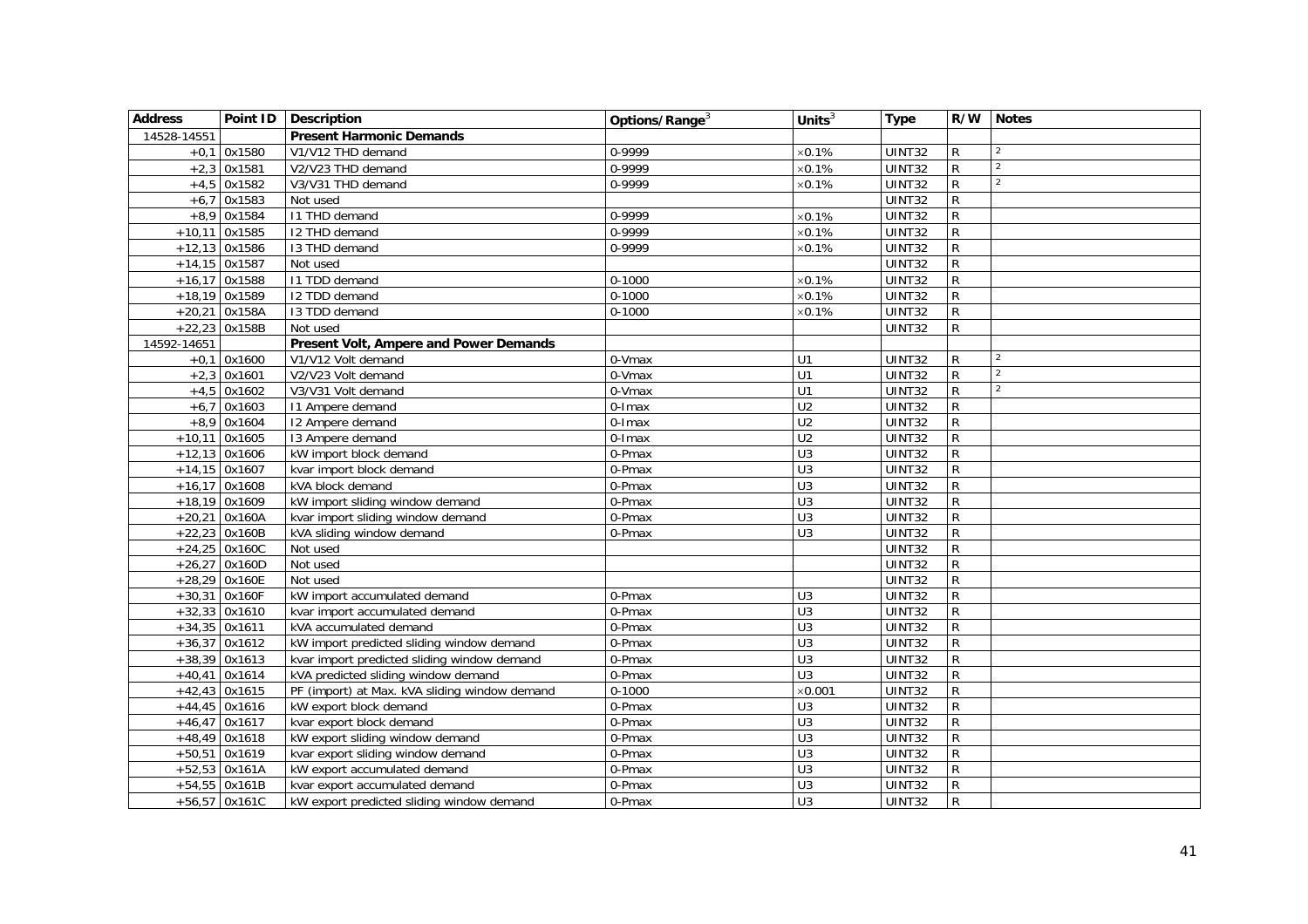| Address | Point ID | Description | Options/Range[3] | Units[3] | Type | R/W | Notes |
|---|---|---|---|---|---|---|---|
| 14528-14551 | | **Present Harmonic Demands** | | | | | |
| +0,1 | 0x1580 | V1/V12 THD demand | 0-9999 | ×0.1% | UINT32 | R | [2] |
| +2,3 | 0x1581 | V2/V23 THD demand | 0-9999 | ×0.1% | UINT32 | R | [2] |
| +4,5 | 0x1582 | V3/V31 THD demand | 0-9999 | ×0.1% | UINT32 | R | [2] |
| +6,7 | 0x1583 | Not used | | | UINT32 | R | |
| +8,9 | 0x1584 | I1 THD demand | 0-9999 | ×0.1% | UINT32 | R | |
| +10,11 | 0x1585 | I2 THD demand | 0-9999 | ×0.1% | UINT32 | R | |
| +12,13 | 0x1586 | I3 THD demand | 0-9999 | ×0.1% | UINT32 | R | |
| +14,15 | 0x1587 | Not used | | | UINT32 | R | |
| +16,17 | 0x1588 | I1 TDD demand | 0-1000 | ×0.1% | UINT32 | R | |
| +18,19 | 0x1589 | I2 TDD demand | 0-1000 | ×0.1% | UINT32 | R | |
| +20,21 | 0x158A | I3 TDD demand | 0-1000 | ×0.1% | UINT32 | R | |
| +22,23 | 0x158B | Not used | | | UINT32 | R | |
| 14592-14651 | | **Present Volt, Ampere and Power Demands** | | | | | |
| +0,1 | 0x1600 | V1/V12 Volt demand | 0-Vmax | U1 | UINT32 | R | [2] |
| +2,3 | 0x1601 | V2/V23 Volt demand | 0-Vmax | U1 | UINT32 | R | [2] |
| +4,5 | 0x1602 | V3/V31 Volt demand | 0-Vmax | U1 | UINT32 | R | [2] |
| +6,7 | 0x1603 | I1 Ampere demand | 0-Imax | U2 | UINT32 | R | |
| +8,9 | 0x1604 | I2 Ampere demand | 0-Imax | U2 | UINT32 | R | |
| +10,11 | 0x1605 | I3 Ampere demand | 0-Imax | U2 | UINT32 | R | |
| +12,13 | 0x1606 | kW import block demand | 0-Pmax | U3 | UINT32 | R | |
| +14,15 | 0x1607 | kvar import block demand | 0-Pmax | U3 | UINT32 | R | |
| +16,17 | 0x1608 | kVA block demand | 0-Pmax | U3 | UINT32 | R | |
| +18,19 | 0x1609 | kW import sliding window demand | 0-Pmax | U3 | UINT32 | R | |
| +20,21 | 0x160A | kvar import sliding window demand | 0-Pmax | U3 | UINT32 | R | |
| +22,23 | 0x160B | kVA sliding window demand | 0-Pmax | U3 | UINT32 | R | |
| +24,25 | 0x160C | Not used | | | UINT32 | R | |
| +26,27 | 0x160D | Not used | | | UINT32 | R | |
| +28,29 | 0x160E | Not used | | | UINT32 | R | |
| +30,31 | 0x160F | kW import accumulated demand | 0-Pmax | U3 | UINT32 | R | |
| +32,33 | 0x1610 | kvar import accumulated demand | 0-Pmax | U3 | UINT32 | R | |
| +34,35 | 0x1611 | kVA accumulated demand | 0-Pmax | U3 | UINT32 | R | |
| +36,37 | 0x1612 | kW import predicted sliding window demand | 0-Pmax | U3 | UINT32 | R | |
| +38,39 | 0x1613 | kvar import predicted sliding window demand | 0-Pmax | U3 | UINT32 | R | |
| +40,41 | 0x1614 | kVA predicted sliding window demand | 0-Pmax | U3 | UINT32 | R | |
| +42,43 | 0x1615 | PF (import) at Max. kVA sliding window demand | 0-1000 | ×0.001 | UINT32 | R | |
| +44,45 | 0x1616 | kW export block demand | 0-Pmax | U3 | UINT32 | R | |
| +46,47 | 0x1617 | kvar export block demand | 0-Pmax | U3 | UINT32 | R | |
| +48,49 | 0x1618 | kW export sliding window demand | 0-Pmax | U3 | UINT32 | R | |
| +50,51 | 0x1619 | kvar export sliding window demand | 0-Pmax | U3 | UINT32 | R | |
| +52,53 | 0x161A | kW export accumulated demand | 0-Pmax | U3 | UINT32 | R | |
| +54,55 | 0x161B | kvar export accumulated demand | 0-Pmax | U3 | UINT32 | R | |
| +56,57 | 0x161C | kW export predicted sliding window demand | 0-Pmax | U3 | UINT32 | R | |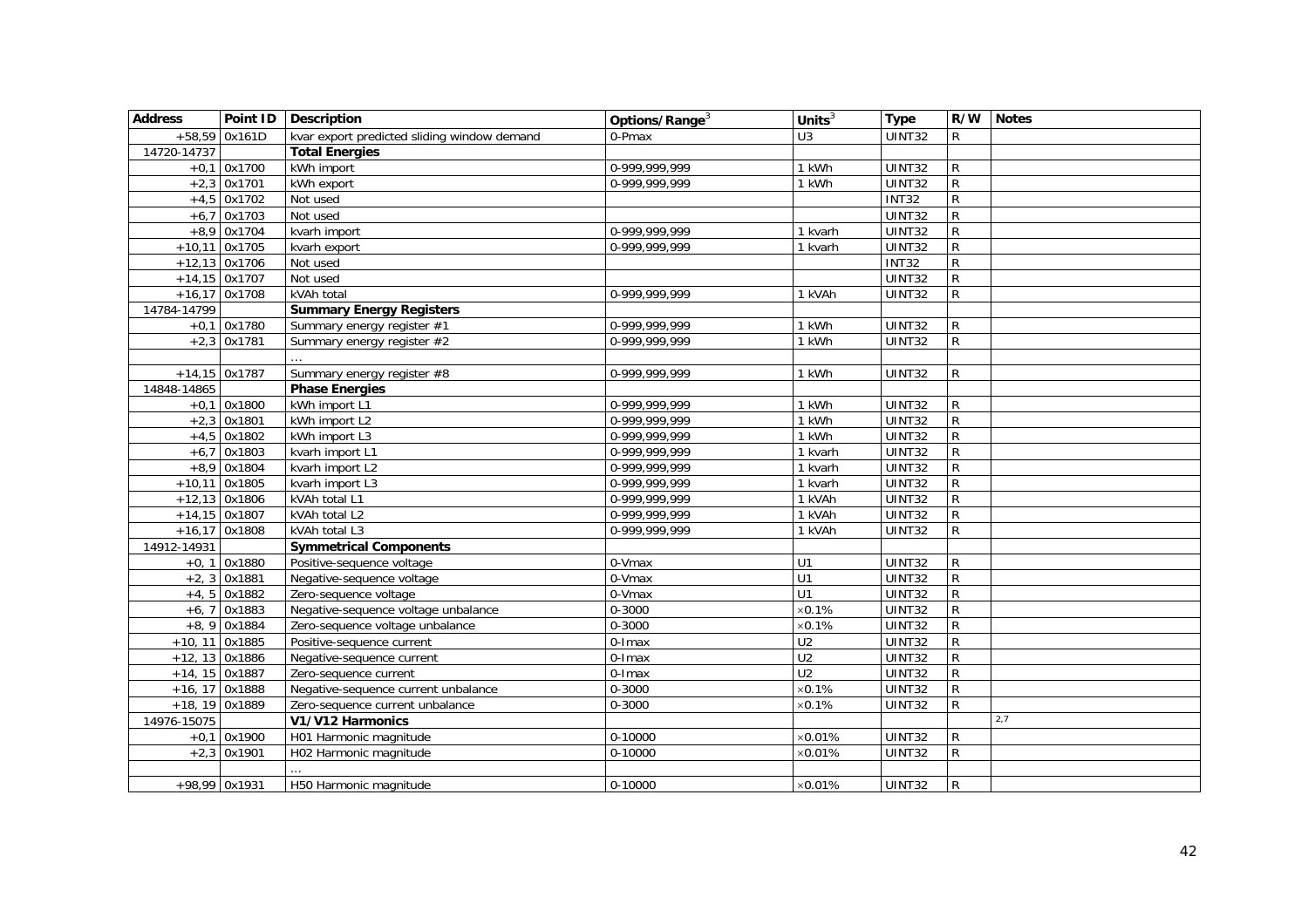| Address | Point ID | Description | Options/Range[3] | Units[3] | Type | R/W | Notes |
|---|---|---|---|---|---|---|---|
| +58,59 | 0x161D | kvar export predicted sliding window demand | 0-Pmax | U3 | UINT32 | R | |
| 14720-14737 | | **Total Energies** | | | | | |
| +0,1 | 0x1700 | kWh import | 0-999,999,999 | 1 kWh | UINT32 | R | |
| +2,3 | 0x1701 | kWh export | 0-999,999,999 | 1 kWh | UINT32 | R | |
| +4,5 | 0x1702 | Not used | | | INT32 | R | |
| +6,7 | 0x1703 | Not used | | | UINT32 | R | |
| +8,9 | 0x1704 | kvarh import | 0-999,999,999 | 1 kvarh | UINT32 | R | |
| +10,11 | 0x1705 | kvarh export | 0-999,999,999 | 1 kvarh | UINT32 | R | |
| +12,13 | 0x1706 | Not used | | | INT32 | R | |
| +14,15 | 0x1707 | Not used | | | UINT32 | R | |
| +16,17 | 0x1708 | kVAh total | 0-999,999,999 | 1 kVAh | UINT32 | R | |
| 14784-14799 | | **Summary Energy Registers** | | | | | |
| +0,1 | 0x1780 | Summary energy register #1 | 0-999,999,999 | 1 kWh | UINT32 | R | |
| +2,3 | 0x1781 | Summary energy register #2 | 0-999,999,999 | 1 kWh | UINT32 | R | |
| | | … | | | | | |
| +14,15 | 0x1787 | Summary energy register #8 | 0-999,999,999 | 1 kWh | UINT32 | R | |
| 14848-14865 | | **Phase Energies** | | | | | |
| +0,1 | 0x1800 | kWh import L1 | 0-999,999,999 | 1 kWh | UINT32 | R | |
| +2,3 | 0x1801 | kWh import L2 | 0-999,999,999 | 1 kWh | UINT32 | R | |
| +4,5 | 0x1802 | kWh import L3 | 0-999,999,999 | 1 kWh | UINT32 | R | |
| +6,7 | 0x1803 | kvarh import L1 | 0-999,999,999 | 1 kvarh | UINT32 | R | |
| +8,9 | 0x1804 | kvarh import L2 | 0-999,999,999 | 1 kvarh | UINT32 | R | |
| +10,11 | 0x1805 | kvarh import L3 | 0-999,999,999 | 1 kvarh | UINT32 | R | |
| +12,13 | 0x1806 | kVAh total L1 | 0-999,999,999 | 1 kVAh | UINT32 | R | |
| +14,15 | 0x1807 | kVAh total L2 | 0-999,999,999 | 1 kVAh | UINT32 | R | |
| +16,17 | 0x1808 | kVAh total L3 | 0-999,999,999 | 1 kVAh | UINT32 | R | |
| 14912-14931 | | **Symmetrical Components** | | | | | |
| +0, 1 | 0x1880 | Positive-sequence voltage | 0-Vmax | U1 | UINT32 | R | |
| +2, 3 | 0x1881 | Negative-sequence voltage | 0-Vmax | U1 | UINT32 | R | |
| +4, 5 | 0x1882 | Zero-sequence voltage | 0-Vmax | U1 | UINT32 | R | |
| +6, 7 | 0x1883 | Negative-sequence voltage unbalance | 0-3000 | ×0.1% | UINT32 | R | |
| +8, 9 | 0x1884 | Zero-sequence voltage unbalance | 0-3000 | ×0.1% | UINT32 | R | |
| +10, 11 | 0x1885 | Positive-sequence current | 0-Imax | U2 | UINT32 | R | |
| +12, 13 | 0x1886 | Negative-sequence current | 0-Imax | U2 | UINT32 | R | |
| +14, 15 | 0x1887 | Zero-sequence current | 0-Imax | U2 | UINT32 | R | |
| +16, 17 | 0x1888 | Negative-sequence current unbalance | 0-3000 | ×0.1% | UINT32 | R | |
| +18, 19 | 0x1889 | Zero-sequence current unbalance | 0-3000 | ×0.1% | UINT32 | R | |
| 14976-15075 | | **V1/V12 Harmonics** | | | | | 2,7 |
| +0,1 | 0x1900 | H01 Harmonic magnitude | 0-10000 | ×0.01% | UINT32 | R | |
| +2,3 | 0x1901 | H02 Harmonic magnitude | 0-10000 | ×0.01% | UINT32 | R | |
| | | … | | | | | |
| +98,99 | 0x1931 | H50 Harmonic magnitude | 0-10000 | ×0.01% | UINT32 | R | |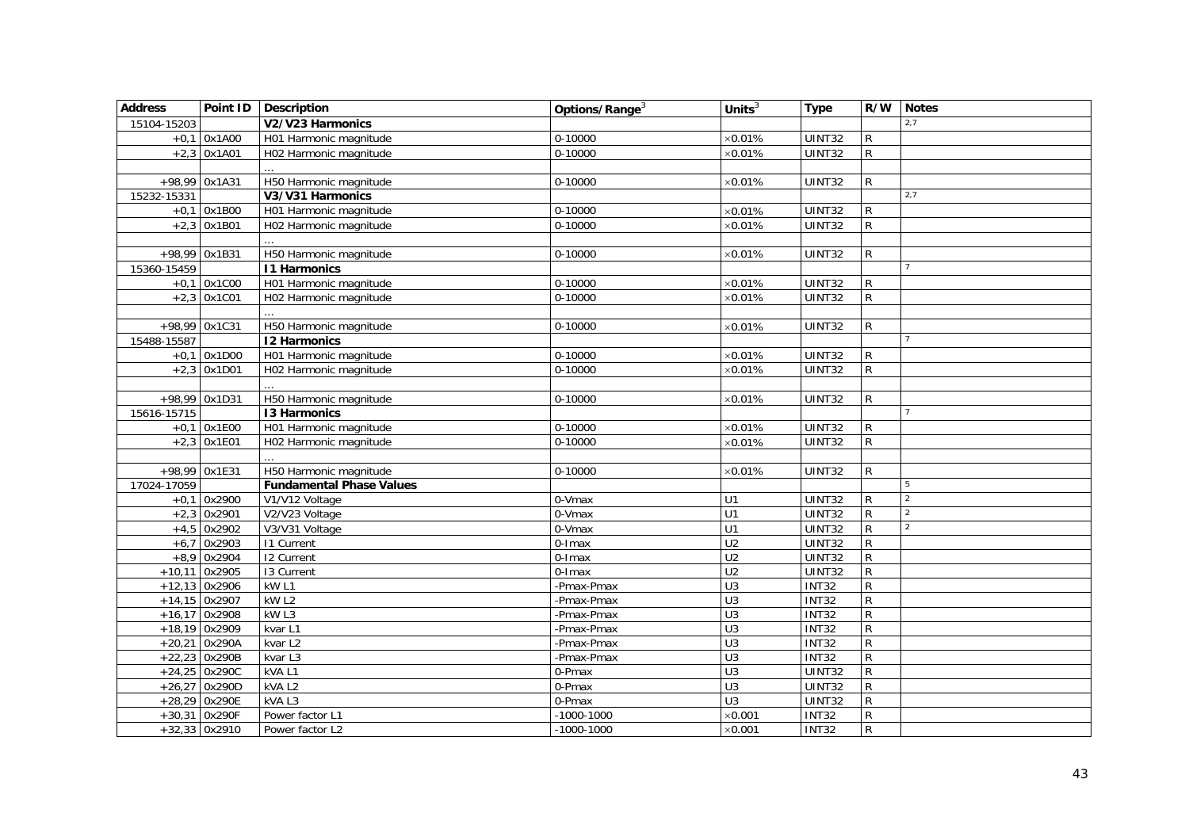| Address | Point ID | Description | Options/Range[3] | Units[3] | Type | R/W | Notes |
|---|---|---|---|---|---|---|---|
| 15104-15203 | | **V2/V23 Harmonics** | | | | | 2,7 |
| +0,1 | 0x1A00 | H01 Harmonic magnitude | 0-10000 | ×0.01% | UINT32 | R | |
| +2,3 | 0x1A01 | H02 Harmonic magnitude | 0-10000 | ×0.01% | UINT32 | R | |
| | | … | | | | | |
| +98,99 | 0x1A31 | H50 Harmonic magnitude | 0-10000 | ×0.01% | UINT32 | R | |
| 15232-15331 | | **V3/V31 Harmonics** | | | | | 2,7 |
| +0,1 | 0x1B00 | H01 Harmonic magnitude | 0-10000 | ×0.01% | UINT32 | R | |
| +2,3 | 0x1B01 | H02 Harmonic magnitude | 0-10000 | ×0.01% | UINT32 | R | |
| | | … | | | | | |
| +98,99 | 0x1B31 | H50 Harmonic magnitude | 0-10000 | ×0.01% | UINT32 | R | |
| 15360-15459 | | **I1 Harmonics** | | | | | 7 |
| +0,1 | 0x1C00 | H01 Harmonic magnitude | 0-10000 | ×0.01% | UINT32 | R | |
| +2,3 | 0x1C01 | H02 Harmonic magnitude | 0-10000 | ×0.01% | UINT32 | R | |
| | | … | | | | | |
| +98,99 | 0x1C31 | H50 Harmonic magnitude | 0-10000 | ×0.01% | UINT32 | R | |
| 15488-15587 | | **I2 Harmonics** | | | | | 7 |
| +0,1 | 0x1D00 | H01 Harmonic magnitude | 0-10000 | ×0.01% | UINT32 | R | |
| +2,3 | 0x1D01 | H02 Harmonic magnitude | 0-10000 | ×0.01% | UINT32 | R | |
| | | … | | | | | |
| +98,99 | 0x1D31 | H50 Harmonic magnitude | 0-10000 | ×0.01% | UINT32 | R | |
| 15616-15715 | | **I3 Harmonics** | | | | | 7 |
| +0,1 | 0x1E00 | H01 Harmonic magnitude | 0-10000 | ×0.01% | UINT32 | R | |
| +2,3 | 0x1E01 | H02 Harmonic magnitude | 0-10000 | ×0.01% | UINT32 | R | |
| | | … | | | | | |
| +98,99 | 0x1E31 | H50 Harmonic magnitude | 0-10000 | ×0.01% | UINT32 | R | |
| 17024-17059 | | **Fundamental Phase Values** | | | | | 5 |
| +0,1 | 0x2900 | V1/V12 Voltage | 0-Vmax | U1 | UINT32 | R | 2 |
| +2,3 | 0x2901 | V2/V23 Voltage | 0-Vmax | U1 | UINT32 | R | 2 |
| +4,5 | 0x2902 | V3/V31 Voltage | 0-Vmax | U1 | UINT32 | R | 2 |
| +6,7 | 0x2903 | I1 Current | 0-Imax | U2 | UINT32 | R | |
| +8,9 | 0x2904 | I2 Current | 0-Imax | U2 | UINT32 | R | |
| +10,11 | 0x2905 | I3 Current | 0-Imax | U2 | UINT32 | R | |
| +12,13 | 0x2906 | kW L1 | -Pmax-Pmax | U3 | INT32 | R | |
| +14,15 | 0x2907 | kW L2 | -Pmax-Pmax | U3 | INT32 | R | |
| +16,17 | 0x2908 | kW L3 | -Pmax-Pmax | U3 | INT32 | R | |
| +18,19 | 0x2909 | kvar L1 | -Pmax-Pmax | U3 | INT32 | R | |
| +20,21 | 0x290A | kvar L2 | -Pmax-Pmax | U3 | INT32 | R | |
| +22,23 | 0x290B | kvar L3 | -Pmax-Pmax | U3 | INT32 | R | |
| +24,25 | 0x290C | kVA L1 | 0-Pmax | U3 | UINT32 | R | |
| +26,27 | 0x290D | kVA L2 | 0-Pmax | U3 | UINT32 | R | |
| +28,29 | 0x290E | kVA L3 | 0-Pmax | U3 | UINT32 | R | |
| +30,31 | 0x290F | Power factor L1 | -1000-1000 | ×0.001 | INT32 | R | |
| +32,33 | 0x2910 | Power factor L2 | -1000-1000 | ×0.001 | INT32 | R | |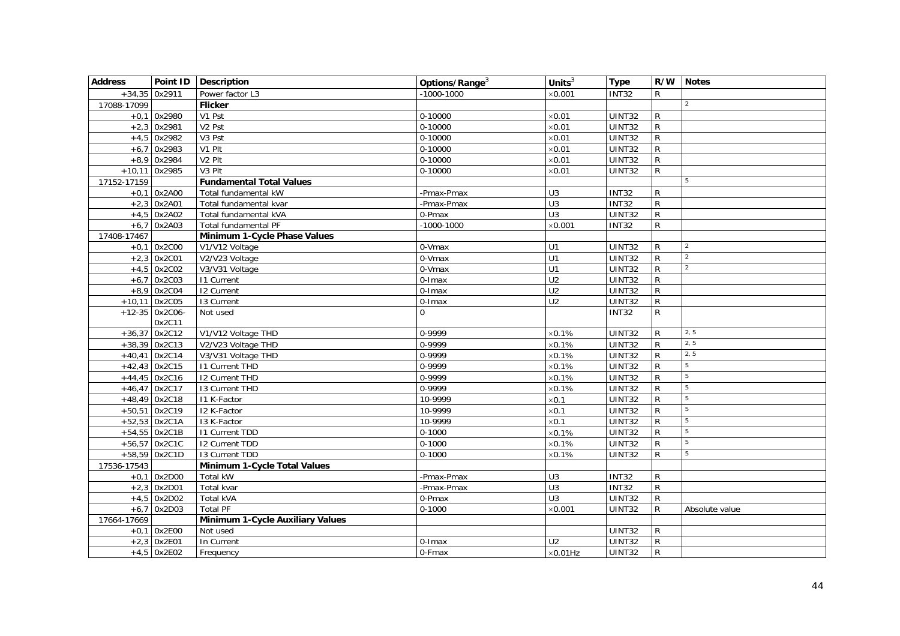| Address | Point ID | Description | Options/Range[3] | Units[3] | Type | R/W | Notes |
|---|---|---|---|---|---|---|---|
| +34,35 | 0x2911 | Power factor L3 | -1000-1000 | ×0.001 | INT32 | R | |
| 17088-17099 | | **Flicker** | | | | | 2 |
| +0,1 | 0x2980 | V1 Pst | 0-10000 | ×0.01 | UINT32 | R | |
| +2,3 | 0x2981 | V2 Pst | 0-10000 | ×0.01 | UINT32 | R | |
| +4,5 | 0x2982 | V3 Pst | 0-10000 | ×0.01 | UINT32 | R | |
| +6,7 | 0x2983 | V1 Plt | 0-10000 | ×0.01 | UINT32 | R | |
| +8,9 | 0x2984 | V2 Plt | 0-10000 | ×0.01 | UINT32 | R | |
| +10,11 | 0x2985 | V3 Plt | 0-10000 | ×0.01 | UINT32 | R | |
| 17152-17159 | | **Fundamental Total Values** | | | | | 5 |
| +0,1 | 0x2A00 | Total fundamental kW | -Pmax-Pmax | U3 | INT32 | R | |
| +2,3 | 0x2A01 | Total fundamental kvar | -Pmax-Pmax | U3 | INT32 | R | |
| +4,5 | 0x2A02 | Total fundamental kVA | 0-Pmax | U3 | UINT32 | R | |
| +6,7 | 0x2A03 | Total fundamental PF | -1000-1000 | ×0.001 | INT32 | R | |
| 17408-17467 | | **Minimum 1-Cycle Phase Values** | | | | | |
| +0,1 | 0x2C00 | V1/V12 Voltage | 0-Vmax | U1 | UINT32 | R | 2 |
| +2,3 | 0x2C01 | V2/V23 Voltage | 0-Vmax | U1 | UINT32 | R | 2 |
| +4,5 | 0x2C02 | V3/V31 Voltage | 0-Vmax | U1 | UINT32 | R | 2 |
| +6,7 | 0x2C03 | I1 Current | 0-Imax | U2 | UINT32 | R | |
| +8,9 | 0x2C04 | I2 Current | 0-Imax | U2 | UINT32 | R | |
| +10,11 | 0x2C05 | I3 Current | 0-Imax | U2 | UINT32 | R | |
| +12-35 | 0x2C06-0x2C11 | Not used | 0 | | INT32 | R | |
| +36,37 | 0x2C12 | V1/V12 Voltage THD | 0-9999 | ×0.1% | UINT32 | R | 2, 5 |
| +38,39 | 0x2C13 | V2/V23 Voltage THD | 0-9999 | ×0.1% | UINT32 | R | 2, 5 |
| +40,41 | 0x2C14 | V3/V31 Voltage THD | 0-9999 | ×0.1% | UINT32 | R | 2, 5 |
| +42,43 | 0x2C15 | I1 Current THD | 0-9999 | ×0.1% | UINT32 | R | 5 |
| +44,45 | 0x2C16 | I2 Current THD | 0-9999 | ×0.1% | UINT32 | R | 5 |
| +46,47 | 0x2C17 | I3 Current THD | 0-9999 | ×0.1% | UINT32 | R | 5 |
| +48,49 | 0x2C18 | I1 K-Factor | 10-9999 | ×0.1 | UINT32 | R | 5 |
| +50,51 | 0x2C19 | I2 K-Factor | 10-9999 | ×0.1 | UINT32 | R | 5 |
| +52,53 | 0x2C1A | I3 K-Factor | 10-9999 | ×0.1 | UINT32 | R | 5 |
| +54,55 | 0x2C1B | I1 Current TDD | 0-1000 | ×0.1% | UINT32 | R | 5 |
| +56,57 | 0x2C1C | I2 Current TDD | 0-1000 | ×0.1% | UINT32 | R | 5 |
| +58,59 | 0x2C1D | I3 Current TDD | 0-1000 | ×0.1% | UINT32 | R | 5 |
| 17536-17543 | | **Minimum 1-Cycle Total Values** | | | | | |
| +0,1 | 0x2D00 | Total kW | -Pmax-Pmax | U3 | INT32 | R | |
| +2,3 | 0x2D01 | Total kvar | -Pmax-Pmax | U3 | INT32 | R | |
| +4,5 | 0x2D02 | Total kVA | 0-Pmax | U3 | UINT32 | R | |
| +6,7 | 0x2D03 | Total PF | 0-1000 | ×0.001 | UINT32 | R | Absolute value |
| 17664-17669 | | **Minimum 1-Cycle Auxiliary Values** | | | | | |
| +0,1 | 0x2E00 | Not used | | | UINT32 | R | |
| +2,3 | 0x2E01 | In Current | 0-Imax | U2 | UINT32 | R | |
| +4,5 | 0x2E02 | Frequency | 0-Fmax | ×0.01Hz | UINT32 | R | |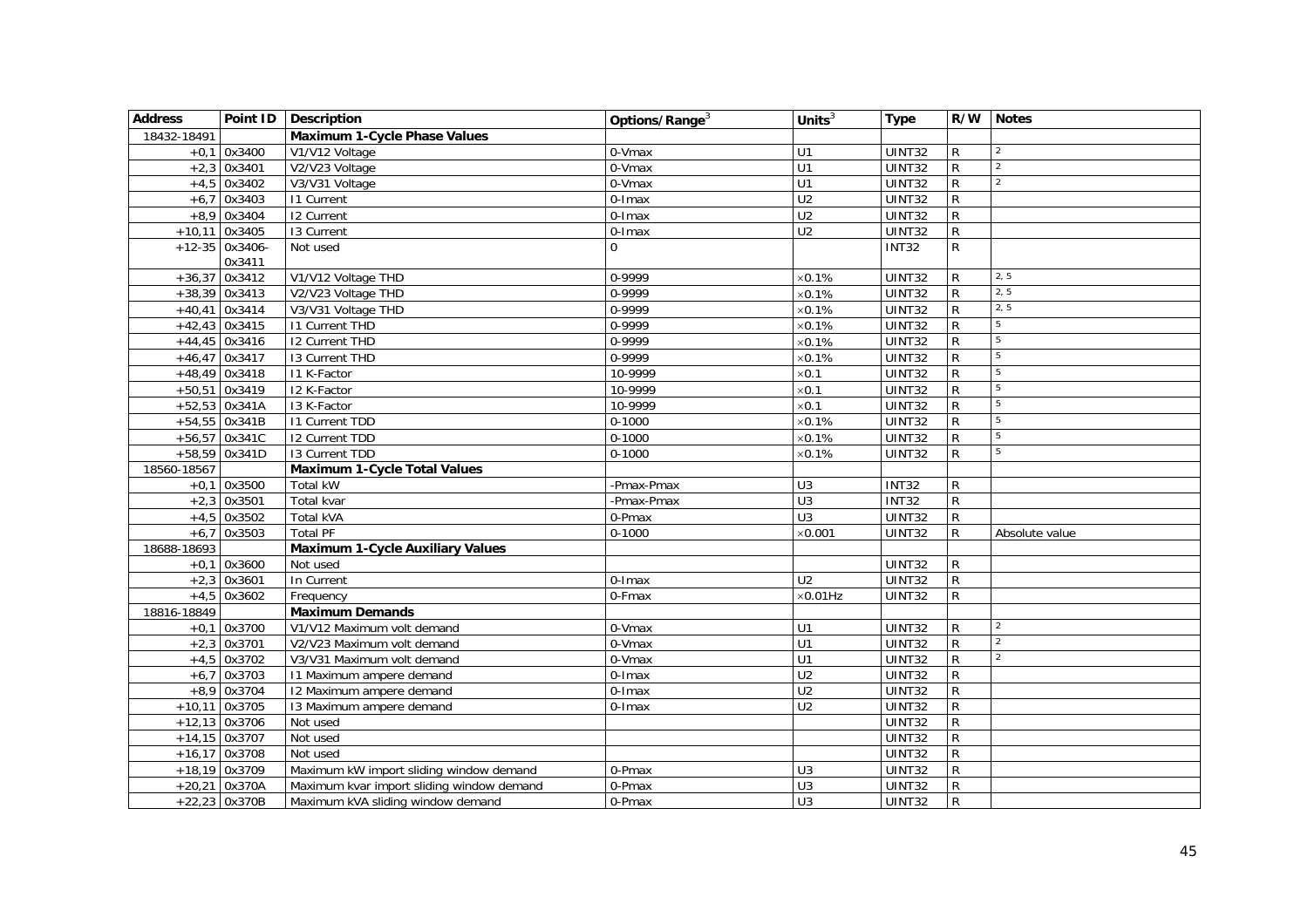| Address | Point ID | Description | Options/Range[3] | Units[3] | Type | R/W | Notes |
|---|---|---|---|---|---|---|---|
| 18432-18491 | | **Maximum 1-Cycle Phase Values** | | | | | |
| +0,1 | 0x3400 | V1/V12 Voltage | 0-Vmax | U1 | UINT32 | R | [2] |
| +2,3 | 0x3401 | V2/V23 Voltage | 0-Vmax | U1 | UINT32 | R | [2] |
| +4,5 | 0x3402 | V3/V31 Voltage | 0-Vmax | U1 | UINT32 | R | [2] |
| +6,7 | 0x3403 | I1 Current | 0-Imax | U2 | UINT32 | R | |
| +8,9 | 0x3404 | I2 Current | 0-Imax | U2 | UINT32 | R | |
| +10,11 | 0x3405 | I3 Current | 0-Imax | U2 | UINT32 | R | |
| +12-35 | 0x3406-0x3411 | Not used | 0 | | INT32 | R | |
| +36,37 | 0x3412 | V1/V12 Voltage THD | 0-9999 | ×0.1% | UINT32 | R | [2, 5] |
| +38,39 | 0x3413 | V2/V23 Voltage THD | 0-9999 | ×0.1% | UINT32 | R | [2, 5] |
| +40,41 | 0x3414 | V3/V31 Voltage THD | 0-9999 | ×0.1% | UINT32 | R | [2, 5] |
| +42,43 | 0x3415 | I1 Current THD | 0-9999 | ×0.1% | UINT32 | R | [5] |
| +44,45 | 0x3416 | I2 Current THD | 0-9999 | ×0.1% | UINT32 | R | [5] |
| +46,47 | 0x3417 | I3 Current THD | 0-9999 | ×0.1% | UINT32 | R | [5] |
| +48,49 | 0x3418 | I1 K-Factor | 10-9999 | ×0.1 | UINT32 | R | [5] |
| +50,51 | 0x3419 | I2 K-Factor | 10-9999 | ×0.1 | UINT32 | R | [5] |
| +52,53 | 0x341A | I3 K-Factor | 10-9999 | ×0.1 | UINT32 | R | [5] |
| +54,55 | 0x341B | I1 Current TDD | 0-1000 | ×0.1% | UINT32 | R | [5] |
| +56,57 | 0x341C | I2 Current TDD | 0-1000 | ×0.1% | UINT32 | R | [5] |
| +58,59 | 0x341D | I3 Current TDD | 0-1000 | ×0.1% | UINT32 | R | [5] |
| 18560-18567 | | **Maximum 1-Cycle Total Values** | | | | | |
| +0,1 | 0x3500 | Total kW | -Pmax-Pmax | U3 | INT32 | R | |
| +2,3 | 0x3501 | Total kvar | -Pmax-Pmax | U3 | INT32 | R | |
| +4,5 | 0x3502 | Total kVA | 0-Pmax | U3 | UINT32 | R | |
| +6,7 | 0x3503 | Total PF | 0-1000 | ×0.001 | UINT32 | R | Absolute value |
| 18688-18693 | | **Maximum 1-Cycle Auxiliary Values** | | | | | |
| +0,1 | 0x3600 | Not used | | | UINT32 | R | |
| +2,3 | 0x3601 | In Current | 0-Imax | U2 | UINT32 | R | |
| +4,5 | 0x3602 | Frequency | 0-Fmax | ×0.01Hz | UINT32 | R | |
| 18816-18849 | | **Maximum Demands** | | | | | |
| +0,1 | 0x3700 | V1/V12 Maximum volt demand | 0-Vmax | U1 | UINT32 | R | [2] |
| +2,3 | 0x3701 | V2/V23 Maximum volt demand | 0-Vmax | U1 | UINT32 | R | [2] |
| +4,5 | 0x3702 | V3/V31 Maximum volt demand | 0-Vmax | U1 | UINT32 | R | [2] |
| +6,7 | 0x3703 | I1 Maximum ampere demand | 0-Imax | U2 | UINT32 | R | |
| +8,9 | 0x3704 | I2 Maximum ampere demand | 0-Imax | U2 | UINT32 | R | |
| +10,11 | 0x3705 | I3 Maximum ampere demand | 0-Imax | U2 | UINT32 | R | |
| +12,13 | 0x3706 | Not used | | | UINT32 | R | |
| +14,15 | 0x3707 | Not used | | | UINT32 | R | |
| +16,17 | 0x3708 | Not used | | | UINT32 | R | |
| +18,19 | 0x3709 | Maximum kW import sliding window demand | 0-Pmax | U3 | UINT32 | R | |
| +20,21 | 0x370A | Maximum kvar import sliding window demand | 0-Pmax | U3 | UINT32 | R | |
| +22,23 | 0x370B | Maximum kVA sliding window demand | 0-Pmax | U3 | UINT32 | R | |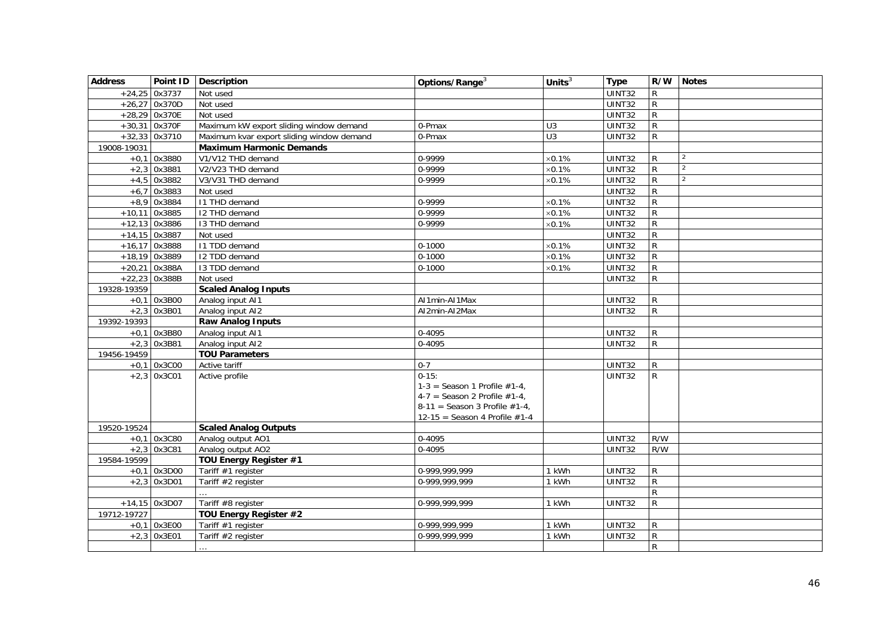| Address | Point ID | Description | Options/Range[3] | Units[3] | Type | R/W | Notes |
|---|---|---|---|---|---|---|---|
| +24,25 | 0x3737 | Not used | | | UINT32 | R | |
| +26,27 | 0x370D | Not used | | | UINT32 | R | |
| +28,29 | 0x370E | Not used | | | UINT32 | R | |
| +30,31 | 0x370F | Maximum kW export sliding window demand | 0-Pmax | U3 | UINT32 | R | |
| +32,33 | 0x3710 | Maximum kvar export sliding window demand | 0-Pmax | U3 | UINT32 | R | |
| 19008-19031 | | **Maximum Harmonic Demands** | | | | | |
| +0,1 | 0x3880 | V1/V12 THD demand | 0-9999 | ×0.1% | UINT32 | R | [2] |
| +2,3 | 0x3881 | V2/V23 THD demand | 0-9999 | ×0.1% | UINT32 | R | [2] |
| +4,5 | 0x3882 | V3/V31 THD demand | 0-9999 | ×0.1% | UINT32 | R | [2] |
| +6,7 | 0x3883 | Not used | | | UINT32 | R | |
| +8,9 | 0x3884 | I1 THD demand | 0-9999 | ×0.1% | UINT32 | R | |
| +10,11 | 0x3885 | I2 THD demand | 0-9999 | ×0.1% | UINT32 | R | |
| +12,13 | 0x3886 | I3 THD demand | 0-9999 | ×0.1% | UINT32 | R | |
| +14,15 | 0x3887 | Not used | | | UINT32 | R | |
| +16,17 | 0x3888 | I1 TDD demand | 0-1000 | ×0.1% | UINT32 | R | |
| +18,19 | 0x3889 | I2 TDD demand | 0-1000 | ×0.1% | UINT32 | R | |
| +20,21 | 0x388A | I3 TDD demand | 0-1000 | ×0.1% | UINT32 | R | |
| +22,23 | 0x388B | Not used | | | UINT32 | R | |
| 19328-19359 | | **Scaled Analog Inputs** | | | | | |
| +0,1 | 0x3B00 | Analog input AI1 | AI1min-AI1Max | | UINT32 | R | |
| +2,3 | 0x3B01 | Analog input AI2 | AI2min-AI2Max | | UINT32 | R | |
| 19392-19393 | | **Raw Analog Inputs** | | | | | |
| +0,1 | 0x3B80 | Analog input AI1 | 0-4095 | | UINT32 | R | |
| +2,3 | 0x3B81 | Analog input AI2 | 0-4095 | | UINT32 | R | |
| 19456-19459 | | **TOU Parameters** | | | | | |
| +0,1 | 0x3C00 | Active tariff | 0-7 | | UINT32 | R | |
| +2,3 | 0x3C01 | Active profile | 0-15:<br>1-3 = Season 1 Profile #1-4,<br>4-7 = Season 2 Profile #1-4,<br>8-11 = Season 3 Profile #1-4,<br>12-15 = Season 4 Profile #1-4 | | UINT32 | R | |
| 19520-19524 | | **Scaled Analog Outputs** | | | | | |
| +0,1 | 0x3C80 | Analog output AO1 | 0-4095 | | UINT32 | R/W | |
| +2,3 | 0x3C81 | Analog output AO2 | 0-4095 | | UINT32 | R/W | |
| 19584-19599 | | **TOU Energy Register #1** | | | | | |
| +0,1 | 0x3D00 | Tariff #1 register | 0-999,999,999 | 1 kWh | UINT32 | R | |
| +2,3 | 0x3D01 | Tariff #2 register | 0-999,999,999 | 1 kWh | UINT32 | R | |
| | | … | | | | R | |
| +14,15 | 0x3D07 | Tariff #8 register | 0-999,999,999 | 1 kWh | UINT32 | R | |
| 19712-19727 | | **TOU Energy Register #2** | | | | | |
| +0,1 | 0x3E00 | Tariff #1 register | 0-999,999,999 | 1 kWh | UINT32 | R | |
| +2,3 | 0x3E01 | Tariff #2 register | 0-999,999,999 | 1 kWh | UINT32 | R | |
| | | … | | | | R | |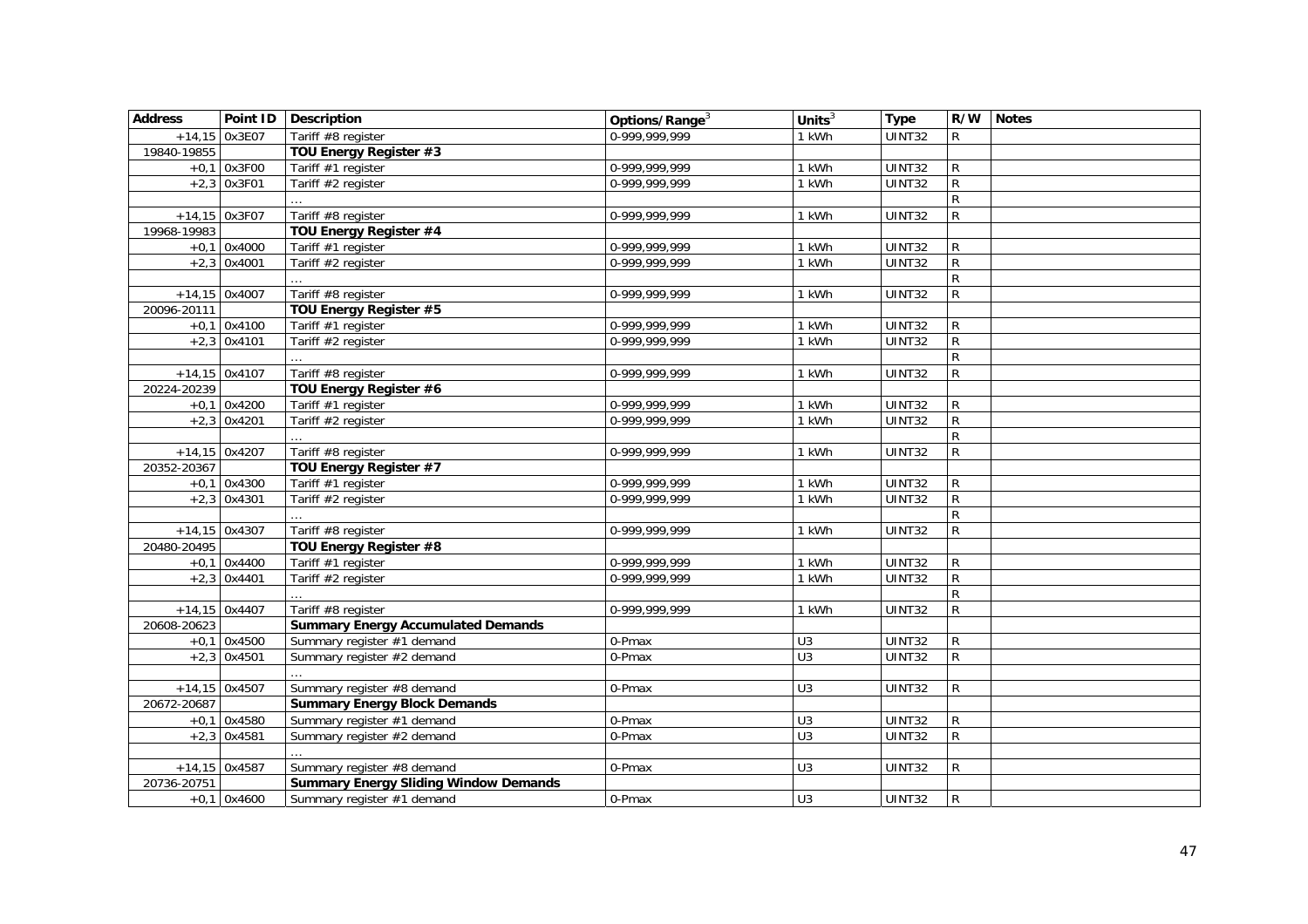| Address | Point ID | Description | Options/Range[3] | Units[3] | Type | R/W | Notes |
|---|---|---|---|---|---|---|---|
| +14,15 | 0x3E07 | Tariff #8 register | 0-999,999,999 | 1 kWh | UINT32 | R | |
| 19840-19855 | | **TOU Energy Register #3** | | | | | |
| +0,1 | 0x3F00 | Tariff #1 register | 0-999,999,999 | 1 kWh | UINT32 | R | |
| +2,3 | 0x3F01 | Tariff #2 register | 0-999,999,999 | 1 kWh | UINT32 | R | |
| | | … | | | | R | |
| +14,15 | 0x3F07 | Tariff #8 register | 0-999,999,999 | 1 kWh | UINT32 | R | |
| 19968-19983 | | **TOU Energy Register #4** | | | | | |
| +0,1 | 0x4000 | Tariff #1 register | 0-999,999,999 | 1 kWh | UINT32 | R | |
| +2,3 | 0x4001 | Tariff #2 register | 0-999,999,999 | 1 kWh | UINT32 | R | |
| | | … | | | | R | |
| +14,15 | 0x4007 | Tariff #8 register | 0-999,999,999 | 1 kWh | UINT32 | R | |
| 20096-20111 | | **TOU Energy Register #5** | | | | | |
| +0,1 | 0x4100 | Tariff #1 register | 0-999,999,999 | 1 kWh | UINT32 | R | |
| +2,3 | 0x4101 | Tariff #2 register | 0-999,999,999 | 1 kWh | UINT32 | R | |
| | | … | | | | R | |
| +14,15 | 0x4107 | Tariff #8 register | 0-999,999,999 | 1 kWh | UINT32 | R | |
| 20224-20239 | | **TOU Energy Register #6** | | | | | |
| +0,1 | 0x4200 | Tariff #1 register | 0-999,999,999 | 1 kWh | UINT32 | R | |
| +2,3 | 0x4201 | Tariff #2 register | 0-999,999,999 | 1 kWh | UINT32 | R | |
| | | … | | | | R | |
| +14,15 | 0x4207 | Tariff #8 register | 0-999,999,999 | 1 kWh | UINT32 | R | |
| 20352-20367 | | **TOU Energy Register #7** | | | | | |
| +0,1 | 0x4300 | Tariff #1 register | 0-999,999,999 | 1 kWh | UINT32 | R | |
| +2,3 | 0x4301 | Tariff #2 register | 0-999,999,999 | 1 kWh | UINT32 | R | |
| | | … | | | | R | |
| +14,15 | 0x4307 | Tariff #8 register | 0-999,999,999 | 1 kWh | UINT32 | R | |
| 20480-20495 | | **TOU Energy Register #8** | | | | | |
| +0,1 | 0x4400 | Tariff #1 register | 0-999,999,999 | 1 kWh | UINT32 | R | |
| +2,3 | 0x4401 | Tariff #2 register | 0-999,999,999 | 1 kWh | UINT32 | R | |
| | | … | | | | R | |
| +14,15 | 0x4407 | Tariff #8 register | 0-999,999,999 | 1 kWh | UINT32 | R | |
| 20608-20623 | | **Summary Energy Accumulated Demands** | | | | | |
| +0,1 | 0x4500 | Summary register #1 demand | 0-Pmax | U3 | UINT32 | R | |
| +2,3 | 0x4501 | Summary register #2 demand | 0-Pmax | U3 | UINT32 | R | |
| | | … | | | | | |
| +14,15 | 0x4507 | Summary register #8 demand | 0-Pmax | U3 | UINT32 | R | |
| 20672-20687 | | **Summary Energy Block Demands** | | | | | |
| +0,1 | 0x4580 | Summary register #1 demand | 0-Pmax | U3 | UINT32 | R | |
| +2,3 | 0x4581 | Summary register #2 demand | 0-Pmax | U3 | UINT32 | R | |
| | | … | | | | | |
| +14,15 | 0x4587 | Summary register #8 demand | 0-Pmax | U3 | UINT32 | R | |
| 20736-20751 | | **Summary Energy Sliding Window Demands** | | | | | |
| +0,1 | 0x4600 | Summary register #1 demand | 0-Pmax | U3 | UINT32 | R | |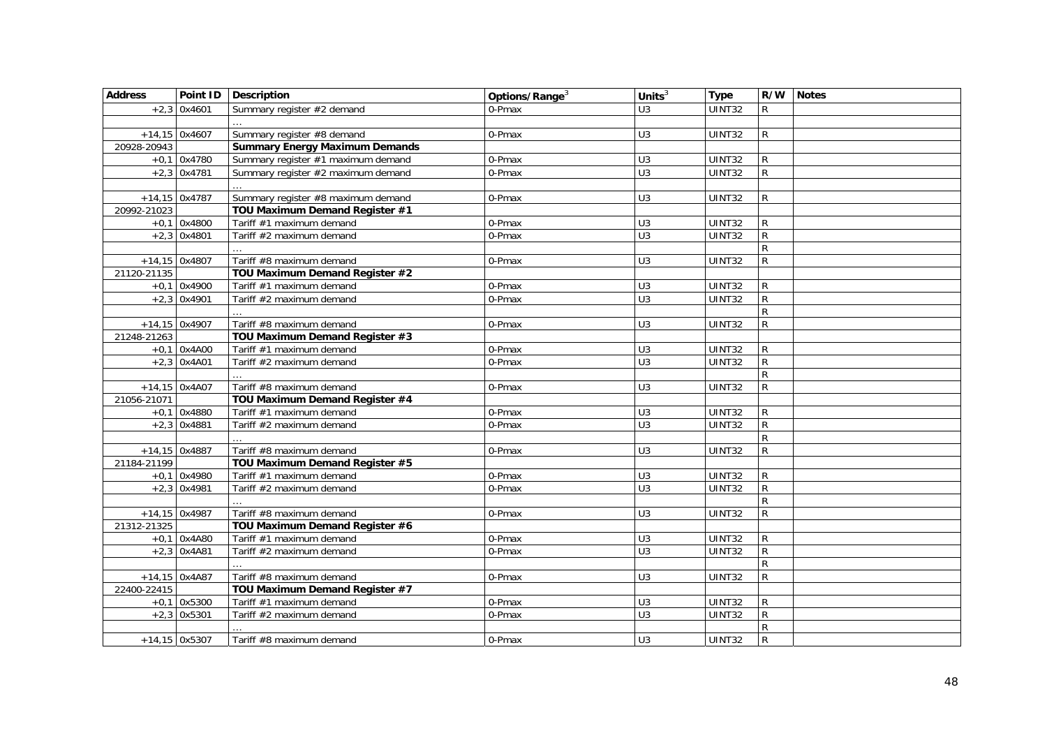| Address | Point ID | Description | Options/Range[3] | Units[3] | Type | R/W | Notes |
|---|---|---|---|---|---|---|---|
| +2,3 | 0x4601 | Summary register #2 demand | 0-Pmax | U3 | UINT32 | R | |
| | | … | | | | | |
| +14,15 | 0x4607 | Summary register #8 demand | 0-Pmax | U3 | UINT32 | R | |
| 20928-20943 | | **Summary Energy Maximum Demands** | | | | | |
| +0,1 | 0x4780 | Summary register #1 maximum demand | 0-Pmax | U3 | UINT32 | R | |
| +2,3 | 0x4781 | Summary register #2 maximum demand | 0-Pmax | U3 | UINT32 | R | |
| | | … | | | | | |
| +14,15 | 0x4787 | Summary register #8 maximum demand | 0-Pmax | U3 | UINT32 | R | |
| 20992-21023 | | **TOU Maximum Demand Register #1** | | | | | |
| +0,1 | 0x4800 | Tariff #1 maximum demand | 0-Pmax | U3 | UINT32 | R | |
| +2,3 | 0x4801 | Tariff #2 maximum demand | 0-Pmax | U3 | UINT32 | R | |
| | | … | | | | R | |
| +14,15 | 0x4807 | Tariff #8 maximum demand | 0-Pmax | U3 | UINT32 | R | |
| 21120-21135 | | **TOU Maximum Demand Register #2** | | | | | |
| +0,1 | 0x4900 | Tariff #1 maximum demand | 0-Pmax | U3 | UINT32 | R | |
| +2,3 | 0x4901 | Tariff #2 maximum demand | 0-Pmax | U3 | UINT32 | R | |
| | | … | | | | R | |
| +14,15 | 0x4907 | Tariff #8 maximum demand | 0-Pmax | U3 | UINT32 | R | |
| 21248-21263 | | **TOU Maximum Demand Register #3** | | | | | |
| +0,1 | 0x4A00 | Tariff #1 maximum demand | 0-Pmax | U3 | UINT32 | R | |
| +2,3 | 0x4A01 | Tariff #2 maximum demand | 0-Pmax | U3 | UINT32 | R | |
| | | … | | | | R | |
| +14,15 | 0x4A07 | Tariff #8 maximum demand | 0-Pmax | U3 | UINT32 | R | |
| 21056-21071 | | **TOU Maximum Demand Register #4** | | | | | |
| +0,1 | 0x4880 | Tariff #1 maximum demand | 0-Pmax | U3 | UINT32 | R | |
| +2,3 | 0x4881 | Tariff #2 maximum demand | 0-Pmax | U3 | UINT32 | R | |
| | | … | | | | R | |
| +14,15 | 0x4887 | Tariff #8 maximum demand | 0-Pmax | U3 | UINT32 | R | |
| 21184-21199 | | **TOU Maximum Demand Register #5** | | | | | |
| +0,1 | 0x4980 | Tariff #1 maximum demand | 0-Pmax | U3 | UINT32 | R | |
| +2,3 | 0x4981 | Tariff #2 maximum demand | 0-Pmax | U3 | UINT32 | R | |
| | | … | | | | R | |
| +14,15 | 0x4987 | Tariff #8 maximum demand | 0-Pmax | U3 | UINT32 | R | |
| 21312-21325 | | **TOU Maximum Demand Register #6** | | | | | |
| +0,1 | 0x4A80 | Tariff #1 maximum demand | 0-Pmax | U3 | UINT32 | R | |
| +2,3 | 0x4A81 | Tariff #2 maximum demand | 0-Pmax | U3 | UINT32 | R | |
| | | … | | | | R | |
| +14,15 | 0x4A87 | Tariff #8 maximum demand | 0-Pmax | U3 | UINT32 | R | |
| 22400-22415 | | **TOU Maximum Demand Register #7** | | | | | |
| +0,1 | 0x5300 | Tariff #1 maximum demand | 0-Pmax | U3 | UINT32 | R | |
| +2,3 | 0x5301 | Tariff #2 maximum demand | 0-Pmax | U3 | UINT32 | R | |
| | | … | | | | R | |
| +14,15 | 0x5307 | Tariff #8 maximum demand | 0-Pmax | U3 | UINT32 | R | |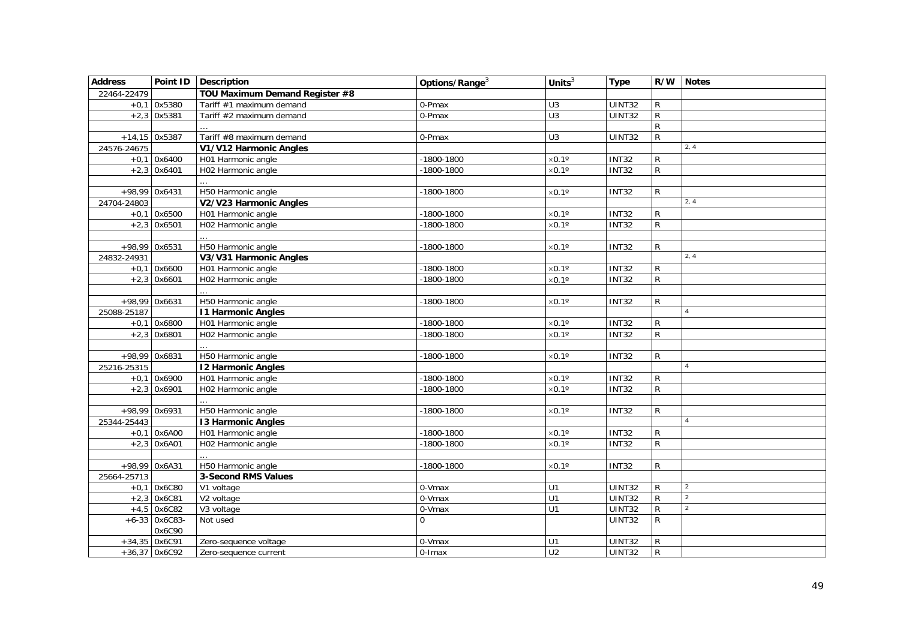| Address | Point ID | Description | Options/Range[3] | Units[3] | Type | R/W | Notes |
|---|---|---|---|---|---|---|---|
| 22464-22479 | | **TOU Maximum Demand Register #8** | | | | | |
| +0,1 | 0x5380 | Tariff #1 maximum demand | 0-Pmax | U3 | UINT32 | R | |
| +2,3 | 0x5381 | Tariff #2 maximum demand | 0-Pmax | U3 | UINT32 | R | |
| | | … | | | | R | |
| +14,15 | 0x5387 | Tariff #8 maximum demand | 0-Pmax | U3 | UINT32 | R | |
| 24576-24675 | | **V1/V12 Harmonic Angles** | | | | | 2, 4 |
| +0,1 | 0x6400 | H01 Harmonic angle | -1800-1800 | ×0.1º | INT32 | R | |
| +2,3 | 0x6401 | H02 Harmonic angle | -1800-1800 | ×0.1º | INT32 | R | |
| | | … | | | | | |
| +98,99 | 0x6431 | H50 Harmonic angle | -1800-1800 | ×0.1º | INT32 | R | |
| 24704-24803 | | **V2/V23 Harmonic Angles** | | | | | 2, 4 |
| +0,1 | 0x6500 | H01 Harmonic angle | -1800-1800 | ×0.1º | INT32 | R | |
| +2,3 | 0x6501 | H02 Harmonic angle | -1800-1800 | ×0.1º | INT32 | R | |
| | | … | | | | | |
| +98,99 | 0x6531 | H50 Harmonic angle | -1800-1800 | ×0.1º | INT32 | R | |
| 24832-24931 | | **V3/V31 Harmonic Angles** | | | | | 2, 4 |
| +0,1 | 0x6600 | H01 Harmonic angle | -1800-1800 | ×0.1º | INT32 | R | |
| +2,3 | 0x6601 | H02 Harmonic angle | -1800-1800 | ×0.1º | INT32 | R | |
| | | … | | | | | |
| +98,99 | 0x6631 | H50 Harmonic angle | -1800-1800 | ×0.1º | INT32 | R | |
| 25088-25187 | | **I1 Harmonic Angles** | | | | | 4 |
| +0,1 | 0x6800 | H01 Harmonic angle | -1800-1800 | ×0.1º | INT32 | R | |
| +2,3 | 0x6801 | H02 Harmonic angle | -1800-1800 | ×0.1º | INT32 | R | |
| | | … | | | | | |
| +98,99 | 0x6831 | H50 Harmonic angle | -1800-1800 | ×0.1º | INT32 | R | |
| 25216-25315 | | **I2 Harmonic Angles** | | | | | 4 |
| +0,1 | 0x6900 | H01 Harmonic angle | -1800-1800 | ×0.1º | INT32 | R | |
| +2,3 | 0x6901 | H02 Harmonic angle | -1800-1800 | ×0.1º | INT32 | R | |
| | | … | | | | | |
| +98,99 | 0x6931 | H50 Harmonic angle | -1800-1800 | ×0.1º | INT32 | R | |
| 25344-25443 | | **I3 Harmonic Angles** | | | | | 4 |
| +0,1 | 0x6A00 | H01 Harmonic angle | -1800-1800 | ×0.1º | INT32 | R | |
| +2,3 | 0x6A01 | H02 Harmonic angle | -1800-1800 | ×0.1º | INT32 | R | |
| | | … | | | | | |
| +98,99 | 0x6A31 | H50 Harmonic angle | -1800-1800 | ×0.1º | INT32 | R | |
| 25664-25713 | | **3-Second RMS Values** | | | | | |
| +0,1 | 0x6C80 | V1 voltage | 0-Vmax | U1 | UINT32 | R | 2 |
| +2,3 | 0x6C81 | V2 voltage | 0-Vmax | U1 | UINT32 | R | 2 |
| +4,5 | 0x6C82 | V3 voltage | 0-Vmax | U1 | UINT32 | R | 2 |
| +6-33 | 0x6C83-0x6C90 | Not used | 0 | | UINT32 | R | |
| +34,35 | 0x6C91 | Zero-sequence voltage | 0-Vmax | U1 | UINT32 | R | |
| +36,37 | 0x6C92 | Zero-sequence current | 0-Imax | U2 | UINT32 | R | |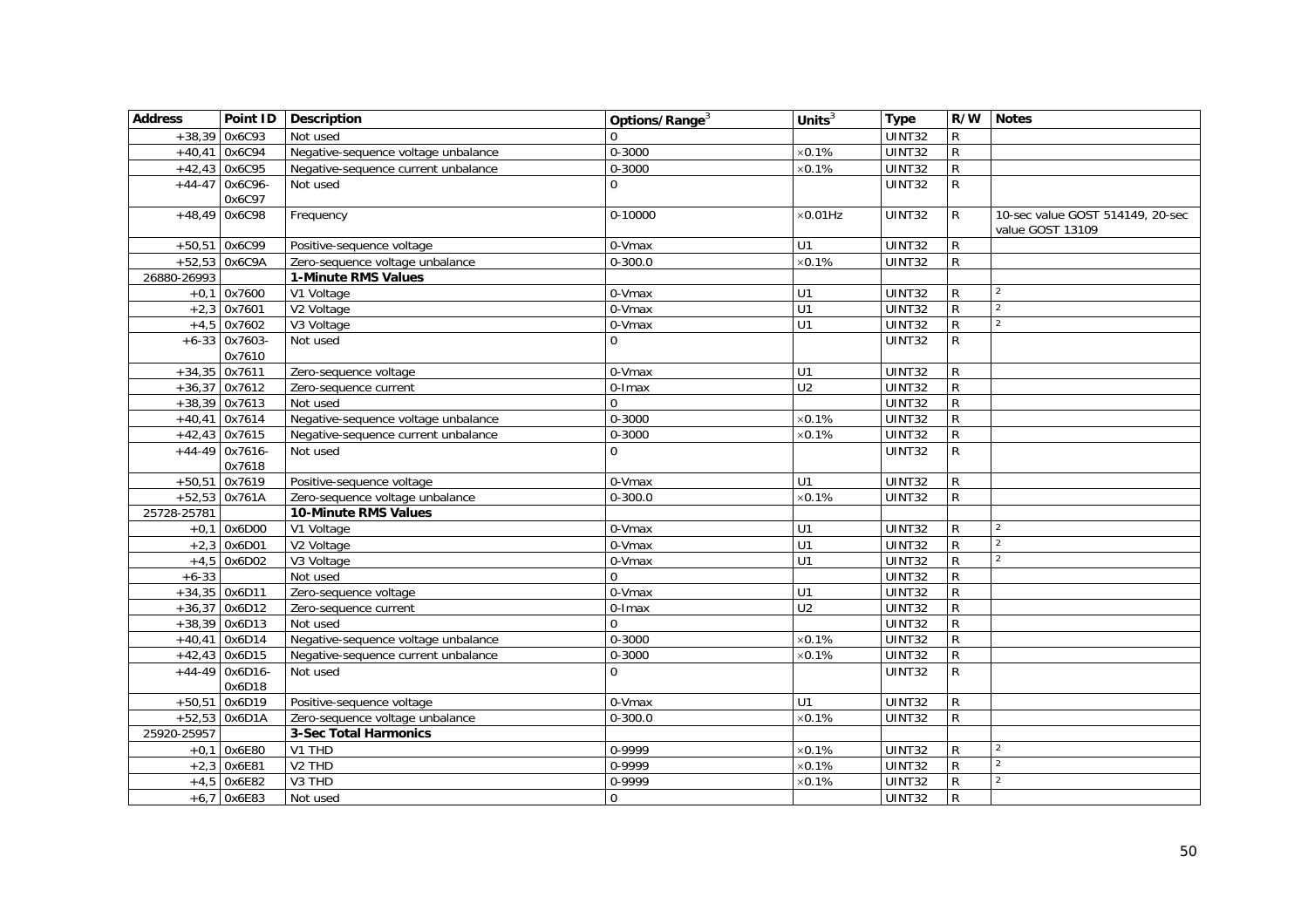| Address | Point ID | Description | Options/Range[3] | Units[3] | Type | R/W | Notes |
|---|---|---|---|---|---|---|---|
| +38,39 | 0x6C93 | Not used | 0 | | UINT32 | R | |
| +40,41 | 0x6C94 | Negative-sequence voltage unbalance | 0-3000 | ×0.1% | UINT32 | R | |
| +42,43 | 0x6C95 | Negative-sequence current unbalance | 0-3000 | ×0.1% | UINT32 | R | |
| +44-47 | 0x6C96-0x6C97 | Not used | 0 | | UINT32 | R | |
| +48,49 | 0x6C98 | Frequency | 0-10000 | ×0.01Hz | UINT32 | R | 10-sec value GOST 514149, 20-sec value GOST 13109 |
| +50,51 | 0x6C99 | Positive-sequence voltage | 0-Vmax | U1 | UINT32 | R | |
| +52,53 | 0x6C9A | Zero-sequence voltage unbalance | 0-300.0 | ×0.1% | UINT32 | R | |
| 26880-26993 | | **1-Minute RMS Values** | | | | | |
| +0,1 | 0x7600 | V1 Voltage | 0-Vmax | U1 | UINT32 | R | [2] |
| +2,3 | 0x7601 | V2 Voltage | 0-Vmax | U1 | UINT32 | R | [2] |
| +4,5 | 0x7602 | V3 Voltage | 0-Vmax | U1 | UINT32 | R | [2] |
| +6-33 | 0x7603-0x7610 | Not used | 0 | | UINT32 | R | |
| +34,35 | 0x7611 | Zero-sequence voltage | 0-Vmax | U1 | UINT32 | R | |
| +36,37 | 0x7612 | Zero-sequence current | 0-Imax | U2 | UINT32 | R | |
| +38,39 | 0x7613 | Not used | 0 | | UINT32 | R | |
| +40,41 | 0x7614 | Negative-sequence voltage unbalance | 0-3000 | ×0.1% | UINT32 | R | |
| +42,43 | 0x7615 | Negative-sequence current unbalance | 0-3000 | ×0.1% | UINT32 | R | |
| +44-49 | 0x7616-0x7618 | Not used | 0 | | UINT32 | R | |
| +50,51 | 0x7619 | Positive-sequence voltage | 0-Vmax | U1 | UINT32 | R | |
| +52,53 | 0x761A | Zero-sequence voltage unbalance | 0-300.0 | ×0.1% | UINT32 | R | |
| 25728-25781 | | **10-Minute RMS Values** | | | | | |
| +0,1 | 0x6D00 | V1 Voltage | 0-Vmax | U1 | UINT32 | R | [2] |
| +2,3 | 0x6D01 | V2 Voltage | 0-Vmax | U1 | UINT32 | R | [2] |
| +4,5 | 0x6D02 | V3 Voltage | 0-Vmax | U1 | UINT32 | R | [2] |
| +6-33 | | Not used | 0 | | UINT32 | R | |
| +34,35 | 0x6D11 | Zero-sequence voltage | 0-Vmax | U1 | UINT32 | R | |
| +36,37 | 0x6D12 | Zero-sequence current | 0-Imax | U2 | UINT32 | R | |
| +38,39 | 0x6D13 | Not used | 0 | | UINT32 | R | |
| +40,41 | 0x6D14 | Negative-sequence voltage unbalance | 0-3000 | ×0.1% | UINT32 | R | |
| +42,43 | 0x6D15 | Negative-sequence current unbalance | 0-3000 | ×0.1% | UINT32 | R | |
| +44-49 | 0x6D16-0x6D18 | Not used | 0 | | UINT32 | R | |
| +50,51 | 0x6D19 | Positive-sequence voltage | 0-Vmax | U1 | UINT32 | R | |
| +52,53 | 0x6D1A | Zero-sequence voltage unbalance | 0-300.0 | ×0.1% | UINT32 | R | |
| 25920-25957 | | **3-Sec Total Harmonics** | | | | | |
| +0,1 | 0x6E80 | V1 THD | 0-9999 | ×0.1% | UINT32 | R | [2] |
| +2,3 | 0x6E81 | V2 THD | 0-9999 | ×0.1% | UINT32 | R | [2] |
| +4,5 | 0x6E82 | V3 THD | 0-9999 | ×0.1% | UINT32 | R | [2] |
| +6,7 | 0x6E83 | Not used | 0 | | UINT32 | R | |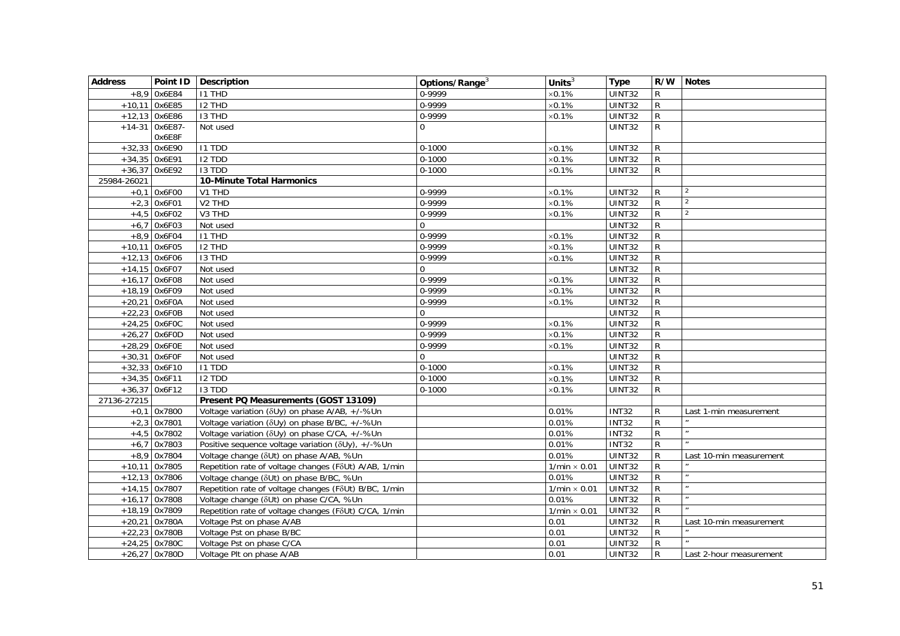| Address | Point ID | Description | Options/Range[3] | Units[3] | Type | R/W | Notes |
|---|---|---|---|---|---|---|---|
| +8,9 | 0x6E84 | I1 THD | 0-9999 | ×0.1% | UINT32 | R | |
| +10,11 | 0x6E85 | I2 THD | 0-9999 | ×0.1% | UINT32 | R | |
| +12,13 | 0x6E86 | I3 THD | 0-9999 | ×0.1% | UINT32 | R | |
| +14-31 | 0x6E87-0x6E8F | Not used | 0 | | UINT32 | R | |
| +32,33 | 0x6E90 | I1 TDD | 0-1000 | ×0.1% | UINT32 | R | |
| +34,35 | 0x6E91 | I2 TDD | 0-1000 | ×0.1% | UINT32 | R | |
| +36,37 | 0x6E92 | I3 TDD | 0-1000 | ×0.1% | UINT32 | R | |
| 25984-26021 | | **10-Minute Total Harmonics** | | | | | |
| +0,1 | 0x6F00 | V1 THD | 0-9999 | ×0.1% | UINT32 | R | 2 |
| +2,3 | 0x6F01 | V2 THD | 0-9999 | ×0.1% | UINT32 | R | 2 |
| +4,5 | 0x6F02 | V3 THD | 0-9999 | ×0.1% | UINT32 | R | 2 |
| +6,7 | 0x6F03 | Not used | 0 | | UINT32 | R | |
| +8,9 | 0x6F04 | I1 THD | 0-9999 | ×0.1% | UINT32 | R | |
| +10,11 | 0x6F05 | I2 THD | 0-9999 | ×0.1% | UINT32 | R | |
| +12,13 | 0x6F06 | I3 THD | 0-9999 | ×0.1% | UINT32 | R | |
| +14,15 | 0x6F07 | Not used | 0 | | UINT32 | R | |
| +16,17 | 0x6F08 | Not used | 0-9999 | ×0.1% | UINT32 | R | |
| +18,19 | 0x6F09 | Not used | 0-9999 | ×0.1% | UINT32 | R | |
| +20,21 | 0x6F0A | Not used | 0-9999 | ×0.1% | UINT32 | R | |
| +22,23 | 0x6F0B | Not used | 0 | | UINT32 | R | |
| +24,25 | 0x6F0C | Not used | 0-9999 | ×0.1% | UINT32 | R | |
| +26,27 | 0x6F0D | Not used | 0-9999 | ×0.1% | UINT32 | R | |
| +28,29 | 0x6F0E | Not used | 0-9999 | ×0.1% | UINT32 | R | |
| +30,31 | 0x6F0F | Not used | 0 | | UINT32 | R | |
| +32,33 | 0x6F10 | I1 TDD | 0-1000 | ×0.1% | UINT32 | R | |
| +34,35 | 0x6F11 | I2 TDD | 0-1000 | ×0.1% | UINT32 | R | |
| +36,37 | 0x6F12 | I3 TDD | 0-1000 | ×0.1% | UINT32 | R | |
| 27136-27215 | | **Present PQ Measurements (GOST 13109)** | | | | | |
| +0,1 | 0x7800 | Voltage variation (δUy) on phase A/AB, +/-%Un | | 0.01% | INT32 | R | Last 1-min measurement |
| +2,3 | 0x7801 | Voltage variation (δUy) on phase B/BC, +/-%Un | | 0.01% | INT32 | R | " |
| +4,5 | 0x7802 | Voltage variation (δUy) on phase C/CA, +/-%Un | | 0.01% | INT32 | R | " |
| +6,7 | 0x7803 | Positive sequence voltage variation (δUy), +/-%Un | | 0.01% | INT32 | R | " |
| +8,9 | 0x7804 | Voltage change (δUt) on phase A/AB, %Un | | 0.01% | UINT32 | R | Last 10-min measurement |
| +10,11 | 0x7805 | Repetition rate of voltage changes (FδUt) A/AB, 1/min | | 1/min × 0.01 | UINT32 | R | " |
| +12,13 | 0x7806 | Voltage change (δUt) on phase B/BC, %Un | | 0.01% | UINT32 | R | " |
| +14,15 | 0x7807 | Repetition rate of voltage changes (FδUt) B/BC, 1/min | | 1/min × 0.01 | UINT32 | R | " |
| +16,17 | 0x7808 | Voltage change (δUt) on phase C/CA, %Un | | 0.01% | UINT32 | R | " |
| +18,19 | 0x7809 | Repetition rate of voltage changes (FδUt) C/CA, 1/min | | 1/min × 0.01 | UINT32 | R | " |
| +20,21 | 0x780A | Voltage Pst on phase A/AB | | 0.01 | UINT32 | R | Last 10-min measurement |
| +22,23 | 0x780B | Voltage Pst on phase B/BC | | 0.01 | UINT32 | R | " |
| +24,25 | 0x780C | Voltage Pst on phase C/CA | | 0.01 | UINT32 | R | " |
| +26,27 | 0x780D | Voltage Plt on phase A/AB | | 0.01 | UINT32 | R | Last 2-hour measurement |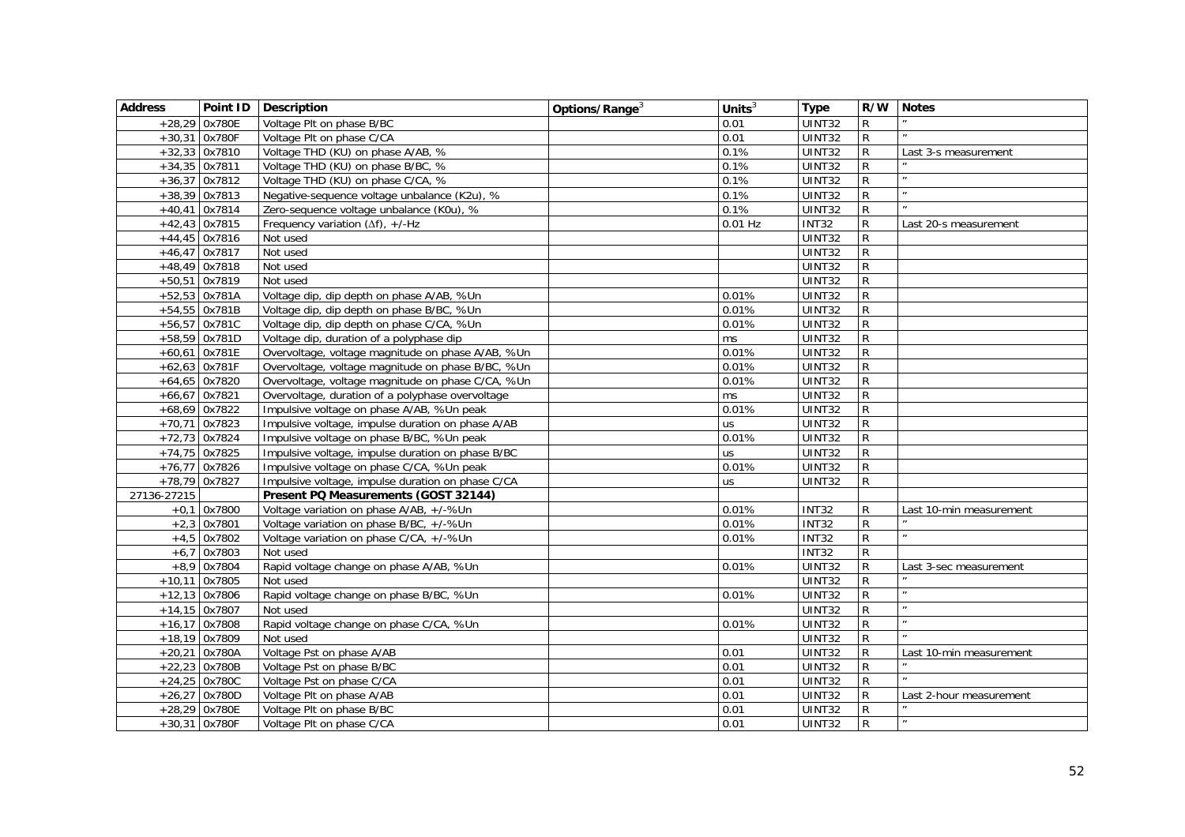| Address | Point ID | Description | Options/Range[3] | Units[3] | Type | R/W | Notes |
|---|---|---|---|---|---|---|---|
| +28,29 | 0x780E | Voltage Plt on phase B/BC | | 0.01 | UINT32 | R | " |
| +30,31 | 0x780F | Voltage Plt on phase C/CA | | 0.01 | UINT32 | R | " |
| +32,33 | 0x7810 | Voltage THD (KU) on phase A/AB, % | | 0.1% | UINT32 | R | Last 3-s measurement |
| +34,35 | 0x7811 | Voltage THD (KU) on phase B/BC, % | | 0.1% | UINT32 | R | " |
| +36,37 | 0x7812 | Voltage THD (KU) on phase C/CA, % | | 0.1% | UINT32 | R | " |
| +38,39 | 0x7813 | Negative-sequence voltage unbalance (K2u), % | | 0.1% | UINT32 | R | " |
| +40,41 | 0x7814 | Zero-sequence voltage unbalance (K0u), % | | 0.1% | UINT32 | R | " |
| +42,43 | 0x7815 | Frequency variation (Δf), +/-Hz | | 0.01 Hz | INT32 | R | Last 20-s measurement |
| +44,45 | 0x7816 | Not used | | | UINT32 | R | |
| +46,47 | 0x7817 | Not used | | | UINT32 | R | |
| +48,49 | 0x7818 | Not used | | | UINT32 | R | |
| +50,51 | 0x7819 | Not used | | | UINT32 | R | |
| +52,53 | 0x781A | Voltage dip, dip depth on phase A/AB, %Un | | 0.01% | UINT32 | R | |
| +54,55 | 0x781B | Voltage dip, dip depth on phase B/BC, %Un | | 0.01% | UINT32 | R | |
| +56,57 | 0x781C | Voltage dip, dip depth on phase C/CA, %Un | | 0.01% | UINT32 | R | |
| +58,59 | 0x781D | Voltage dip, duration of a polyphase dip | | ms | UINT32 | R | |
| +60,61 | 0x781E | Overvoltage, voltage magnitude on phase A/AB, %Un | | 0.01% | UINT32 | R | |
| +62,63 | 0x781F | Overvoltage, voltage magnitude on phase B/BC, %Un | | 0.01% | UINT32 | R | |
| +64,65 | 0x7820 | Overvoltage, voltage magnitude on phase C/CA, %Un | | 0.01% | UINT32 | R | |
| +66,67 | 0x7821 | Overvoltage, duration of a polyphase overvoltage | | ms | UINT32 | R | |
| +68,69 | 0x7822 | Impulsive voltage on phase A/AB, %Un peak | | 0.01% | UINT32 | R | |
| +70,71 | 0x7823 | Impulsive voltage, impulse duration on phase A/AB | | us | UINT32 | R | |
| +72,73 | 0x7824 | Impulsive voltage on phase B/BC, %Un peak | | 0.01% | UINT32 | R | |
| +74,75 | 0x7825 | Impulsive voltage, impulse duration on phase B/BC | | us | UINT32 | R | |
| +76,77 | 0x7826 | Impulsive voltage on phase C/CA, %Un peak | | 0.01% | UINT32 | R | |
| +78,79 | 0x7827 | Impulsive voltage, impulse duration on phase C/CA | | us | UINT32 | R | |
| 27136-27215 | | **Present PQ Measurements (GOST 32144)** | | | | | |
| +0,1 | 0x7800 | Voltage variation on phase A/AB, +/-%Un | | 0.01% | INT32 | R | Last 10-min measurement |
| +2,3 | 0x7801 | Voltage variation on phase B/BC, +/-%Un | | 0.01% | INT32 | R | " |
| +4,5 | 0x7802 | Voltage variation on phase C/CA, +/-%Un | | 0.01% | INT32 | R | " |
| +6,7 | 0x7803 | Not used | | | INT32 | R | |
| +8,9 | 0x7804 | Rapid voltage change on phase A/AB, %Un | | 0.01% | UINT32 | R | Last 3-sec measurement |
| +10,11 | 0x7805 | Not used | | | UINT32 | R | " |
| +12,13 | 0x7806 | Rapid voltage change on phase B/BC, %Un | | 0.01% | UINT32 | R | " |
| +14,15 | 0x7807 | Not used | | | UINT32 | R | " |
| +16,17 | 0x7808 | Rapid voltage change on phase C/CA, %Un | | 0.01% | UINT32 | R | " |
| +18,19 | 0x7809 | Not used | | | UINT32 | R | " |
| +20,21 | 0x780A | Voltage Pst on phase A/AB | | 0.01 | UINT32 | R | Last 10-min measurement |
| +22,23 | 0x780B | Voltage Pst on phase B/BC | | 0.01 | UINT32 | R | " |
| +24,25 | 0x780C | Voltage Pst on phase C/CA | | 0.01 | UINT32 | R | " |
| +26,27 | 0x780D | Voltage Plt on phase A/AB | | 0.01 | UINT32 | R | Last 2-hour measurement |
| +28,29 | 0x780E | Voltage Plt on phase B/BC | | 0.01 | UINT32 | R | " |
| +30,31 | 0x780F | Voltage Plt on phase C/CA | | 0.01 | UINT32 | R | " |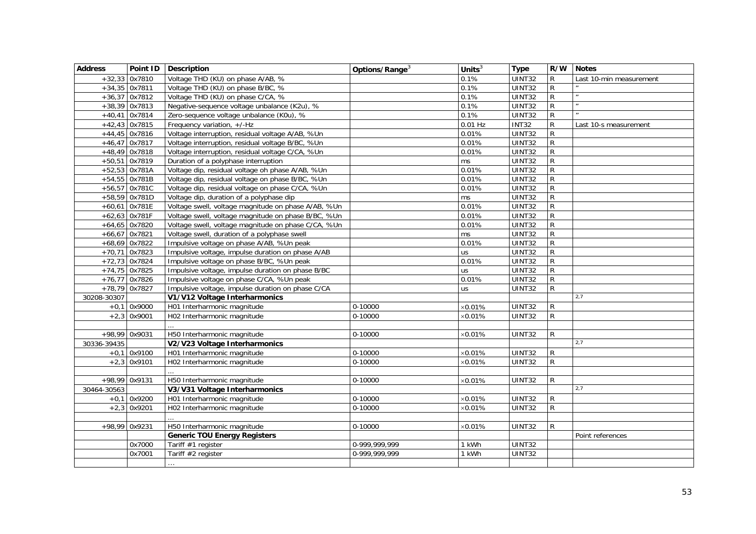| Address | Point ID | Description | Options/Range[3] | Units[3] | Type | R/W | Notes |
|---|---|---|---|---|---|---|---|
| +32,33 | 0x7810 | Voltage THD (KU) on phase A/AB, % | | 0.1% | UINT32 | R | Last 10-min measurement |
| +34,35 | 0x7811 | Voltage THD (KU) on phase B/BC, % | | 0.1% | UINT32 | R | " |
| +36,37 | 0x7812 | Voltage THD (KU) on phase C/CA, % | | 0.1% | UINT32 | R | " |
| +38,39 | 0x7813 | Negative-sequence voltage unbalance (K2u), % | | 0.1% | UINT32 | R | " |
| +40,41 | 0x7814 | Zero-sequence voltage unbalance (K0u), % | | 0.1% | UINT32 | R | " |
| +42,43 | 0x7815 | Frequency variation, +/-Hz | | 0.01 Hz | INT32 | R | Last 10-s measurement |
| +44,45 | 0x7816 | Voltage interruption, residual voltage A/AB, %Un | | 0.01% | UINT32 | R | |
| +46,47 | 0x7817 | Voltage interruption, residual voltage B/BC, %Un | | 0.01% | UINT32 | R | |
| +48,49 | 0x7818 | Voltage interruption, residual voltage C/CA, %Un | | 0.01% | UINT32 | R | |
| +50,51 | 0x7819 | Duration of a polyphase interruption | | ms | UINT32 | R | |
| +52,53 | 0x781A | Voltage dip, residual voltage oh phase A/AB, %Un | | 0.01% | UINT32 | R | |
| +54,55 | 0x781B | Voltage dip, residual voltage on phase B/BC, %Un | | 0.01% | UINT32 | R | |
| +56,57 | 0x781C | Voltage dip, residual voltage on phase C/CA, %Un | | 0.01% | UINT32 | R | |
| +58,59 | 0x781D | Voltage dip, duration of a polyphase dip | | ms | UINT32 | R | |
| +60,61 | 0x781E | Voltage swell, voltage magnitude on phase A/AB, %Un | | 0.01% | UINT32 | R | |
| +62,63 | 0x781F | Voltage swell, voltage magnitude on phase B/BC, %Un | | 0.01% | UINT32 | R | |
| +64,65 | 0x7820 | Voltage swell, voltage magnitude on phase C/CA, %Un | | 0.01% | UINT32 | R | |
| +66,67 | 0x7821 | Voltage swell, duration of a polyphase swell | | ms | UINT32 | R | |
| +68,69 | 0x7822 | Impulsive voltage on phase A/AB, %Un peak | | 0.01% | UINT32 | R | |
| +70,71 | 0x7823 | Impulsive voltage, impulse duration on phase A/AB | | us | UINT32 | R | |
| +72,73 | 0x7824 | Impulsive voltage on phase B/BC, %Un peak | | 0.01% | UINT32 | R | |
| +74,75 | 0x7825 | Impulsive voltage, impulse duration on phase B/BC | | us | UINT32 | R | |
| +76,77 | 0x7826 | Impulsive voltage on phase C/CA, %Un peak | | 0.01% | UINT32 | R | |
| +78,79 | 0x7827 | Impulsive voltage, impulse duration on phase C/CA | | us | UINT32 | R | |
| 30208-30307 | | **V1/V12 Voltage Interharmonics** | | | | | 2,7 |
| +0,1 | 0x9000 | H01 Interharmonic magnitude | 0-10000 | ×0.01% | UINT32 | R | |
| +2,3 | 0x9001 | H02 Interharmonic magnitude | 0-10000 | ×0.01% | UINT32 | R | |
| | | … | | | | | |
| +98,99 | 0x9031 | H50 Interharmonic magnitude | 0-10000 | ×0.01% | UINT32 | R | |
| 30336-39435 | | **V2/V23 Voltage Interharmonics** | | | | | 2,7 |
| +0,1 | 0x9100 | H01 Interharmonic magnitude | 0-10000 | ×0.01% | UINT32 | R | |
| +2,3 | 0x9101 | H02 Interharmonic magnitude | 0-10000 | ×0.01% | UINT32 | R | |
| | | … | | | | | |
| +98,99 | 0x9131 | H50 Interharmonic magnitude | 0-10000 | ×0.01% | UINT32 | R | |
| 30464-30563 | | **V3/V31 Voltage Interharmonics** | | | | | 2,7 |
| +0,1 | 0x9200 | H01 Interharmonic magnitude | 0-10000 | ×0.01% | UINT32 | R | |
| +2,3 | 0x9201 | H02 Interharmonic magnitude | 0-10000 | ×0.01% | UINT32 | R | |
| | | … | | | | | |
| +98,99 | 0x9231 | H50 Interharmonic magnitude | 0-10000 | ×0.01% | UINT32 | R | |
| | | **Generic TOU Energy Registers** | | | | | Point references |
| | 0x7000 | Tariff #1 register | 0-999,999,999 | 1 kWh | UINT32 | | |
| | 0x7001 | Tariff #2 register | 0-999,999,999 | 1 kWh | UINT32 | | |
| | | … | | | | | |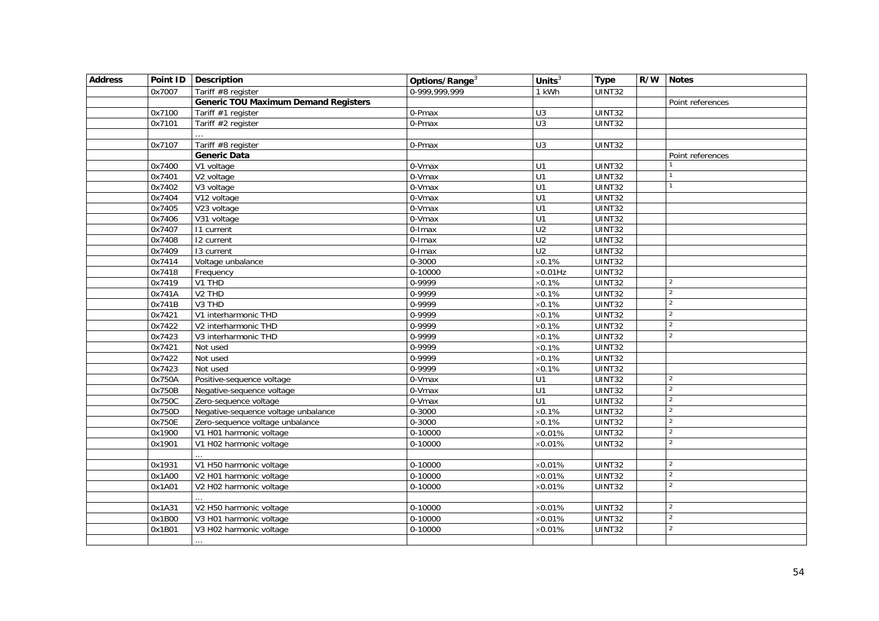| Address | Point ID | Description | Options/Range[3] | Units[3] | Type | R/W | Notes |
|---|---|---|---|---|---|---|---|
| | 0x7007 | Tariff #8 register | 0-999,999,999 | 1 kWh | UINT32 | | |
| | | **Generic TOU Maximum Demand Registers** | | | | | Point references |
| | 0x7100 | Tariff #1 register | 0-Pmax | U3 | UINT32 | | |
| | 0x7101 | Tariff #2 register | 0-Pmax | U3 | UINT32 | | |
| | | … | | | | | |
| | 0x7107 | Tariff #8 register | 0-Pmax | U3 | UINT32 | | |
| | | **Generic Data** | | | | | Point references |
| | 0x7400 | V1 voltage | 0-Vmax | U1 | UINT32 | | [1] |
| | 0x7401 | V2 voltage | 0-Vmax | U1 | UINT32 | | [1] |
| | 0x7402 | V3 voltage | 0-Vmax | U1 | UINT32 | | [1] |
| | 0x7404 | V12 voltage | 0-Vmax | U1 | UINT32 | | |
| | 0x7405 | V23 voltage | 0-Vmax | U1 | UINT32 | | |
| | 0x7406 | V31 voltage | 0-Vmax | U1 | UINT32 | | |
| | 0x7407 | I1 current | 0-Imax | U2 | UINT32 | | |
| | 0x7408 | I2 current | 0-Imax | U2 | UINT32 | | |
| | 0x7409 | I3 current | 0-Imax | U2 | UINT32 | | |
| | 0x7414 | Voltage unbalance | 0-3000 | ×0.1% | UINT32 | | |
| | 0x7418 | Frequency | 0-10000 | ×0.01Hz | UINT32 | | |
| | 0x7419 | V1 THD | 0-9999 | ×0.1% | UINT32 | | [2] |
| | 0x741A | V2 THD | 0-9999 | ×0.1% | UINT32 | | [2] |
| | 0x741B | V3 THD | 0-9999 | ×0.1% | UINT32 | | [2] |
| | 0x7421 | V1 interharmonic THD | 0-9999 | ×0.1% | UINT32 | | [2] |
| | 0x7422 | V2 interharmonic THD | 0-9999 | ×0.1% | UINT32 | | [2] |
| | 0x7423 | V3 interharmonic THD | 0-9999 | ×0.1% | UINT32 | | [2] |
| | 0x7421 | Not used | 0-9999 | ×0.1% | UINT32 | | |
| | 0x7422 | Not used | 0-9999 | ×0.1% | UINT32 | | |
| | 0x7423 | Not used | 0-9999 | ×0.1% | UINT32 | | |
| | 0x750A | Positive-sequence voltage | 0-Vmax | U1 | UINT32 | | [2] |
| | 0x750B | Negative-sequence voltage | 0-Vmax | U1 | UINT32 | | [2] |
| | 0x750C | Zero-sequence voltage | 0-Vmax | U1 | UINT32 | | [2] |
| | 0x750D | Negative-sequence voltage unbalance | 0-3000 | ×0.1% | UINT32 | | [2] |
| | 0x750E | Zero-sequence voltage unbalance | 0-3000 | ×0.1% | UINT32 | | [2] |
| | 0x1900 | V1 H01 harmonic voltage | 0-10000 | ×0.01% | UINT32 | | [2] |
| | 0x1901 | V1 H02 harmonic voltage | 0-10000 | ×0.01% | UINT32 | | [2] |
| | | … | | | | | |
| | 0x1931 | V1 H50 harmonic voltage | 0-10000 | ×0.01% | UINT32 | | [2] |
| | 0x1A00 | V2 H01 harmonic voltage | 0-10000 | ×0.01% | UINT32 | | [2] |
| | 0x1A01 | V2 H02 harmonic voltage | 0-10000 | ×0.01% | UINT32 | | [2] |
| | | … | | | | | |
| | 0x1A31 | V2 H50 harmonic voltage | 0-10000 | ×0.01% | UINT32 | | [2] |
| | 0x1B00 | V3 H01 harmonic voltage | 0-10000 | ×0.01% | UINT32 | | [2] |
| | 0x1B01 | V3 H02 harmonic voltage | 0-10000 | ×0.01% | UINT32 | | [2] |
| | | … | | | | | |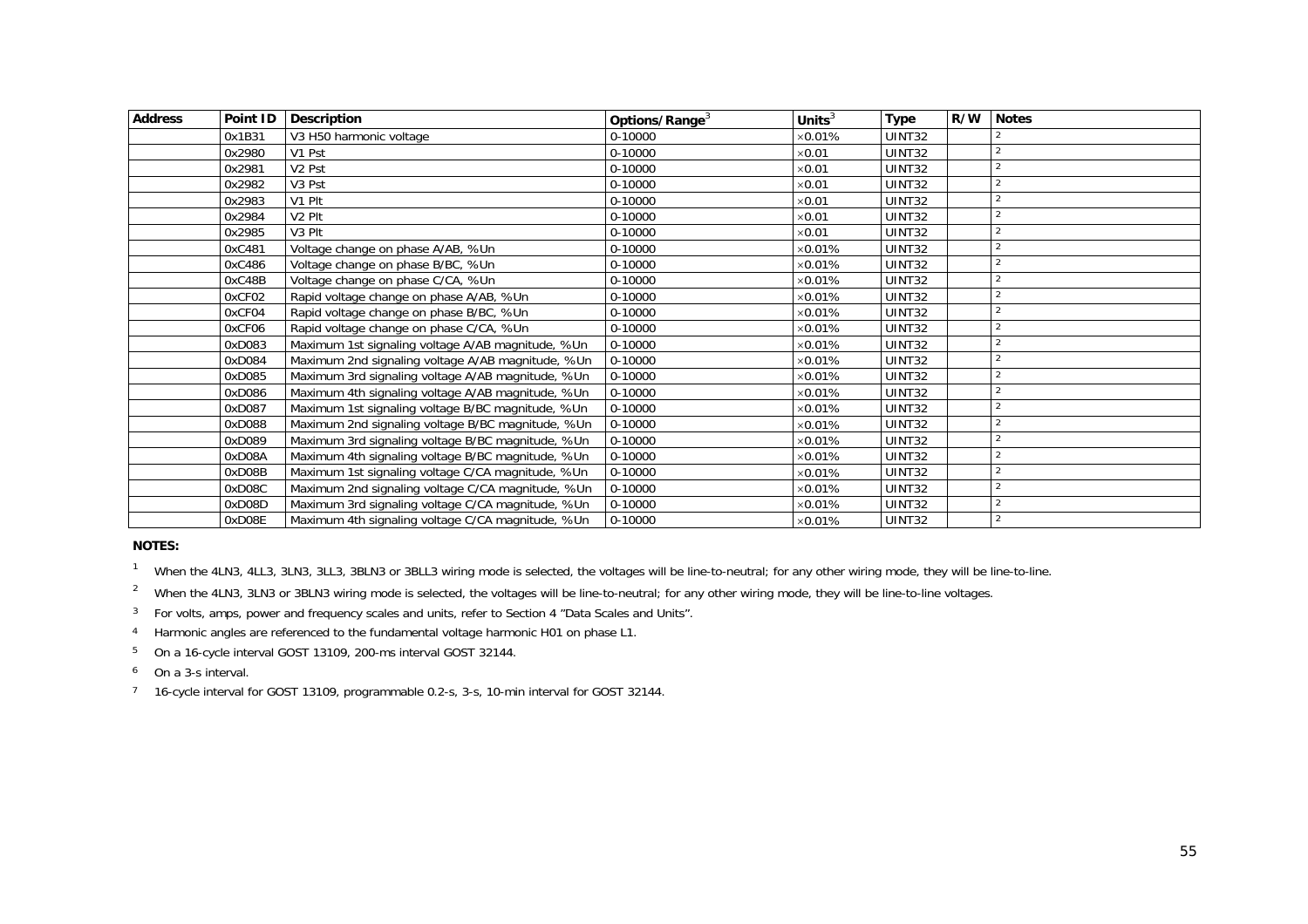| Address | Point ID | Description | Options/Range[3] | Units[3] | Type | R/W | Notes |
|---|---|---|---|---|---|---|---|
| | 0x1B31 | V3 H50 harmonic voltage | 0-10000 | ×0.01% | UINT32 | | [2] |
| | 0x2980 | V1 Pst | 0-10000 | ×0.01 | UINT32 | | [2] |
| | 0x2981 | V2 Pst | 0-10000 | ×0.01 | UINT32 | | [2] |
| | 0x2982 | V3 Pst | 0-10000 | ×0.01 | UINT32 | | [2] |
| | 0x2983 | V1 Plt | 0-10000 | ×0.01 | UINT32 | | [2] |
| | 0x2984 | V2 Plt | 0-10000 | ×0.01 | UINT32 | | [2] |
| | 0x2985 | V3 Plt | 0-10000 | ×0.01 | UINT32 | | [2] |
| | 0xC481 | Voltage change on phase A/AB, %Un | 0-10000 | ×0.01% | UINT32 | | [2] |
| | 0xC486 | Voltage change on phase B/BC, %Un | 0-10000 | ×0.01% | UINT32 | | [2] |
| | 0xC48B | Voltage change on phase C/CA, %Un | 0-10000 | ×0.01% | UINT32 | | [2] |
| | 0xCF02 | Rapid voltage change on phase A/AB, %Un | 0-10000 | ×0.01% | UINT32 | | [2] |
| | 0xCF04 | Rapid voltage change on phase B/BC, %Un | 0-10000 | ×0.01% | UINT32 | | [2] |
| | 0xCF06 | Rapid voltage change on phase C/CA, %Un | 0-10000 | ×0.01% | UINT32 | | [2] |
| | 0xD083 | Maximum 1st signaling voltage A/AB magnitude, %Un | 0-10000 | ×0.01% | UINT32 | | [2] |
| | 0xD084 | Maximum 2nd signaling voltage A/AB magnitude, %Un | 0-10000 | ×0.01% | UINT32 | | [2] |
| | 0xD085 | Maximum 3rd signaling voltage A/AB magnitude, %Un | 0-10000 | ×0.01% | UINT32 | | [2] |
| | 0xD086 | Maximum 4th signaling voltage A/AB magnitude, %Un | 0-10000 | ×0.01% | UINT32 | | [2] |
| | 0xD087 | Maximum 1st signaling voltage B/BC magnitude, %Un | 0-10000 | ×0.01% | UINT32 | | [2] |
| | 0xD088 | Maximum 2nd signaling voltage B/BC magnitude, %Un | 0-10000 | ×0.01% | UINT32 | | [2] |
| | 0xD089 | Maximum 3rd signaling voltage B/BC magnitude, %Un | 0-10000 | ×0.01% | UINT32 | | [2] |
| | 0xD08A | Maximum 4th signaling voltage B/BC magnitude, %Un | 0-10000 | ×0.01% | UINT32 | | [2] |
| | 0xD08B | Maximum 1st signaling voltage C/CA magnitude, %Un | 0-10000 | ×0.01% | UINT32 | | [2] |
| | 0xD08C | Maximum 2nd signaling voltage C/CA magnitude, %Un | 0-10000 | ×0.01% | UINT32 | | [2] |
| | 0xD08D | Maximum 3rd signaling voltage C/CA magnitude, %Un | 0-10000 | ×0.01% | UINT32 | | [2] |
| | 0xD08E | Maximum 4th signaling voltage C/CA magnitude, %Un | 0-10000 | ×0.01% | UINT32 | | [2] |

**NOTES:**

[1] When the 4LN3, 4LL3, 3LN3, 3LL3, 3BLN3 or 3BLL3 wiring mode is selected, the voltages will be line-to-neutral; for any other wiring mode, they will be line-to-line.

[2] When the 4LN3, 3LN3 or 3BLN3 wiring mode is selected, the voltages will be line-to-neutral; for any other wiring mode, they will be line-to-line voltages.

[3] For volts, amps, power and frequency scales and units, refer to Section 4 "Data Scales and Units".

[4] Harmonic angles are referenced to the fundamental voltage harmonic H01 on phase L1.

[5] On a 16-cycle interval GOST 13109, 200-ms interval GOST 32144.

[6] On a 3-s interval.

[7] 16-cycle interval for GOST 13109, programmable 0.2-s, 3-s, 10-min interval for GOST 32144.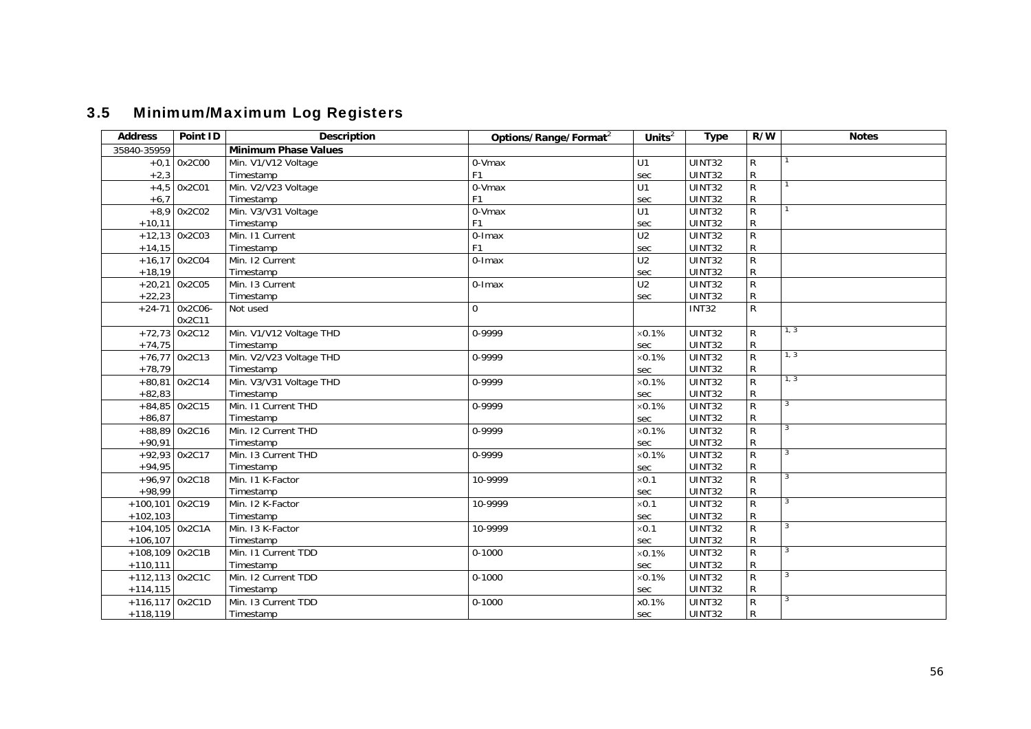## 3.5 Minimum/Maximum Log Registers

| Address | Point ID | Description | Options/Range/Format[2] | Units[2] | Type | R/W | Notes |
|---|---|---|---|---|---|---|---|
| 35840-35959 | | **Minimum Phase Values** | | | | | |
| +0,1 | 0x2C00 | Min. V1/V12 Voltage | 0-Vmax | U1 | UINT32 | R | 1 |
| +2,3 | | Timestamp | F1 | sec | UINT32 | R | |
| +4,5 | 0x2C01 | Min. V2/V23 Voltage | 0-Vmax | U1 | UINT32 | R | 1 |
| +6,7 | | Timestamp | F1 | sec | UINT32 | R | |
| +8,9 | 0x2C02 | Min. V3/V31 Voltage | 0-Vmax | U1 | UINT32 | R | 1 |
| +10,11 | | Timestamp | F1 | sec | UINT32 | R | |
| +12,13 | 0x2C03 | Min. I1 Current | 0-Imax | U2 | UINT32 | R | |
| +14,15 | | Timestamp | F1 | sec | UINT32 | R | |
| +16,17 | 0x2C04 | Min. I2 Current | 0-Imax | U2 | UINT32 | R | |
| +18,19 | | Timestamp | | sec | UINT32 | R | |
| +20,21 | 0x2C05 | Min. I3 Current | 0-Imax | U2 | UINT32 | R | |
| +22,23 | | Timestamp | | sec | UINT32 | R | |
| +24-71 | 0x2C06-0x2C11 | Not used | 0 | | INT32 | R | |
| +72,73 | 0x2C12 | Min. V1/V12 Voltage THD | 0-9999 | ×0.1% | UINT32 | R | 1, 3 |
| +74,75 | | Timestamp | | sec | UINT32 | R | |
| +76,77 | 0x2C13 | Min. V2/V23 Voltage THD | 0-9999 | ×0.1% | UINT32 | R | 1, 3 |
| +78,79 | | Timestamp | | sec | UINT32 | R | |
| +80,81 | 0x2C14 | Min. V3/V31 Voltage THD | 0-9999 | ×0.1% | UINT32 | R | 1, 3 |
| +82,83 | | Timestamp | | sec | UINT32 | R | |
| +84,85 | 0x2C15 | Min. I1 Current THD | 0-9999 | ×0.1% | UINT32 | R | 3 |
| +86,87 | | Timestamp | | sec | UINT32 | R | |
| +88,89 | 0x2C16 | Min. I2 Current THD | 0-9999 | ×0.1% | UINT32 | R | 3 |
| +90,91 | | Timestamp | | sec | UINT32 | R | |
| +92,93 | 0x2C17 | Min. I3 Current THD | 0-9999 | ×0.1% | UINT32 | R | 3 |
| +94,95 | | Timestamp | | sec | UINT32 | R | |
| +96,97 | 0x2C18 | Min. I1 K-Factor | 10-9999 | ×0.1 | UINT32 | R | 3 |
| +98,99 | | Timestamp | | sec | UINT32 | R | |
| +100,101 | 0x2C19 | Min. I2 K-Factor | 10-9999 | ×0.1 | UINT32 | R | 3 |
| +102,103 | | Timestamp | | sec | UINT32 | R | |
| +104,105 | 0x2C1A | Min. I3 K-Factor | 10-9999 | ×0.1 | UINT32 | R | 3 |
| +106,107 | | Timestamp | | sec | UINT32 | R | |
| +108,109 | 0x2C1B | Min. I1 Current TDD | 0-1000 | ×0.1% | UINT32 | R | 3 |
| +110,111 | | Timestamp | | sec | UINT32 | R | |
| +112,113 | 0x2C1C | Min. I2 Current TDD | 0-1000 | ×0.1% | UINT32 | R | 3 |
| +114,115 | | Timestamp | | sec | UINT32 | R | |
| +116,117 | 0x2C1D | Min. I3 Current TDD | 0-1000 | x0.1% | UINT32 | R | 3 |
| +118,119 | | Timestamp | | sec | UINT32 | R | |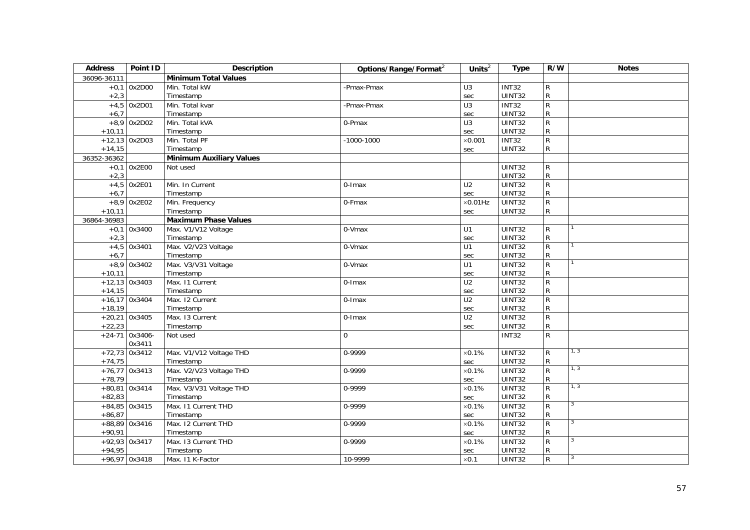| Address | Point ID | Description | Options/Range/Format[2] | Units[2] | Type | R/W | Notes |
|---|---|---|---|---|---|---|---|
| 36096-36111 | | **Minimum Total Values** | | | | | |
| +0,1 | 0x2D00 | Min. Total kW | -Pmax-Pmax | U3 | INT32 | R | |
| +2,3 | | Timestamp | | sec | UINT32 | R | |
| +4,5 | 0x2D01 | Min. Total kvar | -Pmax-Pmax | U3 | INT32 | R | |
| +6,7 | | Timestamp | | sec | UINT32 | R | |
| +8,9 | 0x2D02 | Min. Total kVA | 0-Pmax | U3 | UINT32 | R | |
| +10,11 | | Timestamp | | sec | UINT32 | R | |
| +12,13 | 0x2D03 | Min. Total PF | -1000-1000 | ×0.001 | INT32 | R | |
| +14,15 | | Timestamp | | sec | UINT32 | R | |
| 36352-36362 | | **Minimum Auxiliary Values** | | | | | |
| +0,1 | 0x2E00 | Not used | | | UINT32 | R | |
| +2,3 | | | | | UINT32 | R | |
| +4,5 | 0x2E01 | Min. In Current | 0-Imax | U2 | UINT32 | R | |
| +6,7 | | Timestamp | | sec | UINT32 | R | |
| +8,9 | 0x2E02 | Min. Frequency | 0-Fmax | ×0.01Hz | UINT32 | R | |
| +10,11 | | Timestamp | | sec | UINT32 | R | |
| 36864-36983 | | **Maximum Phase Values** | | | | | |
| +0,1 | 0x3400 | Max. V1/V12 Voltage | 0-Vmax | U1 | UINT32 | R | 1 |
| +2,3 | | Timestamp | | sec | UINT32 | R | |
| +4,5 | 0x3401 | Max. V2/V23 Voltage | 0-Vmax | U1 | UINT32 | R | 1 |
| +6,7 | | Timestamp | | sec | UINT32 | R | |
| +8,9 | 0x3402 | Max. V3/V31 Voltage | 0-Vmax | U1 | UINT32 | R | 1 |
| +10,11 | | Timestamp | | sec | UINT32 | R | |
| +12,13 | 0x3403 | Max. I1 Current | 0-Imax | U2 | UINT32 | R | |
| +14,15 | | Timestamp | | sec | UINT32 | R | |
| +16,17 | 0x3404 | Max. I2 Current | 0-Imax | U2 | UINT32 | R | |
| +18,19 | | Timestamp | | sec | UINT32 | R | |
| +20,21 | 0x3405 | Max. I3 Current | 0-Imax | U2 | UINT32 | R | |
| +22,23 | | Timestamp | | sec | UINT32 | R | |
| +24-71 | 0x3406-0x3411 | Not used | 0 | | INT32 | R | |
| +72,73 | 0x3412 | Max. V1/V12 Voltage THD | 0-9999 | ×0.1% | UINT32 | R | 1, 3 |
| +74,75 | | Timestamp | | sec | UINT32 | R | |
| +76,77 | 0x3413 | Max. V2/V23 Voltage THD | 0-9999 | ×0.1% | UINT32 | R | 1, 3 |
| +78,79 | | Timestamp | | sec | UINT32 | R | |
| +80,81 | 0x3414 | Max. V3/V31 Voltage THD | 0-9999 | ×0.1% | UINT32 | R | 1, 3 |
| +82,83 | | Timestamp | | sec | UINT32 | R | |
| +84,85 | 0x3415 | Max. I1 Current THD | 0-9999 | ×0.1% | UINT32 | R | 3 |
| +86,87 | | Timestamp | | sec | UINT32 | R | |
| +88,89 | 0x3416 | Max. I2 Current THD | 0-9999 | ×0.1% | UINT32 | R | 3 |
| +90,91 | | Timestamp | | sec | UINT32 | R | |
| +92,93 | 0x3417 | Max. I3 Current THD | 0-9999 | ×0.1% | UINT32 | R | 3 |
| +94,95 | | Timestamp | | sec | UINT32 | R | |
| +96,97 | 0x3418 | Max. I1 K-Factor | 10-9999 | ×0.1 | UINT32 | R | 3 |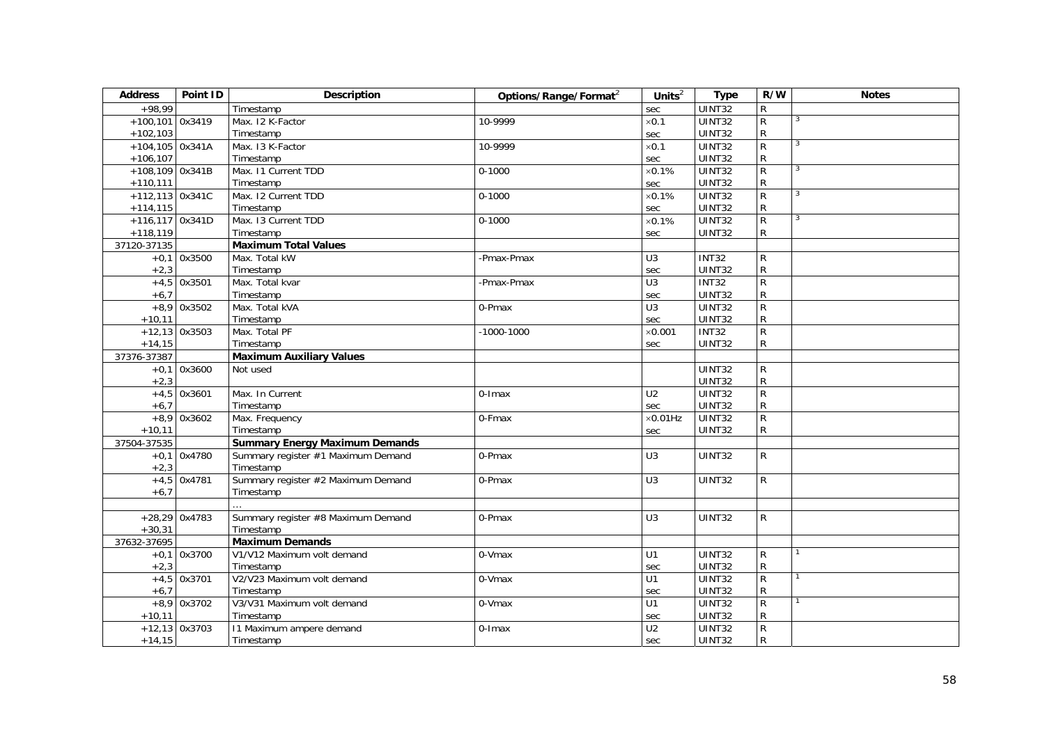| Address | Point ID | Description | Options/Range/Format[2] | Units[2] | Type | R/W | Notes |
|---|---|---|---|---|---|---|---|
| +98,99 | | Timestamp | | sec | UINT32 | R | |
| +100,101 | 0x3419 | Max. I2 K-Factor | 10-9999 | ×0.1 | UINT32 | R | [3] |
| +102,103 | | Timestamp | | sec | UINT32 | R | |
| +104,105 | 0x341A | Max. I3 K-Factor | 10-9999 | ×0.1 | UINT32 | R | [3] |
| +106,107 | | Timestamp | | sec | UINT32 | R | |
| +108,109 | 0x341B | Max. I1 Current TDD | 0-1000 | ×0.1% | UINT32 | R | [3] |
| +110,111 | | Timestamp | | sec | UINT32 | R | |
| +112,113 | 0x341C | Max. I2 Current TDD | 0-1000 | ×0.1% | UINT32 | R | [3] |
| +114,115 | | Timestamp | | sec | UINT32 | R | |
| +116,117 | 0x341D | Max. I3 Current TDD | 0-1000 | ×0.1% | UINT32 | R | [3] |
| +118,119 | | Timestamp | | sec | UINT32 | R | |
| 37120-37135 | | **Maximum Total Values** | | | | | |
| +0,1 | 0x3500 | Max. Total kW | -Pmax-Pmax | U3 | INT32 | R | |
| +2,3 | | Timestamp | | sec | UINT32 | R | |
| +4,5 | 0x3501 | Max. Total kvar | -Pmax-Pmax | U3 | INT32 | R | |
| +6,7 | | Timestamp | | sec | UINT32 | R | |
| +8,9 | 0x3502 | Max. Total kVA | 0-Pmax | U3 | UINT32 | R | |
| +10,11 | | Timestamp | | sec | UINT32 | R | |
| +12,13 | 0x3503 | Max. Total PF | -1000-1000 | ×0.001 | INT32 | R | |
| +14,15 | | Timestamp | | sec | UINT32 | R | |
| 37376-37387 | | **Maximum Auxiliary Values** | | | | | |
| +0,1 | 0x3600 | Not used | | | UINT32 | R | |
| +2,3 | | | | | UINT32 | R | |
| +4,5 | 0x3601 | Max. In Current | 0-Imax | U2 | UINT32 | R | |
| +6,7 | | Timestamp | | sec | UINT32 | R | |
| +8,9 | 0x3602 | Max. Frequency | 0-Fmax | ×0.01Hz | UINT32 | R | |
| +10,11 | | Timestamp | | sec | UINT32 | R | |
| 37504-37535 | | **Summary Energy Maximum Demands** | | | | | |
| +0,1 | 0x4780 | Summary register #1 Maximum Demand | 0-Pmax | U3 | UINT32 | R | |
| +2,3 | | Timestamp | | | | | |
| +4,5 | 0x4781 | Summary register #2 Maximum Demand | 0-Pmax | U3 | UINT32 | R | |
| +6,7 | | Timestamp | | | | | |
| | | … | | | | | |
| +28,29 | 0x4783 | Summary register #8 Maximum Demand | 0-Pmax | U3 | UINT32 | R | |
| +30,31 | | Timestamp | | | | | |
| 37632-37695 | | **Maximum Demands** | | | | | |
| +0,1 | 0x3700 | V1/V12 Maximum volt demand | 0-Vmax | U1 | UINT32 | R | [1] |
| +2,3 | | Timestamp | | sec | UINT32 | R | |
| +4,5 | 0x3701 | V2/V23 Maximum volt demand | 0-Vmax | U1 | UINT32 | R | [1] |
| +6,7 | | Timestamp | | sec | UINT32 | R | |
| +8,9 | 0x3702 | V3/V31 Maximum volt demand | 0-Vmax | U1 | UINT32 | R | [1] |
| +10,11 | | Timestamp | | sec | UINT32 | R | |
| +12,13 | 0x3703 | I1 Maximum ampere demand | 0-Imax | U2 | UINT32 | R | |
| +14,15 | | Timestamp | | sec | UINT32 | R | |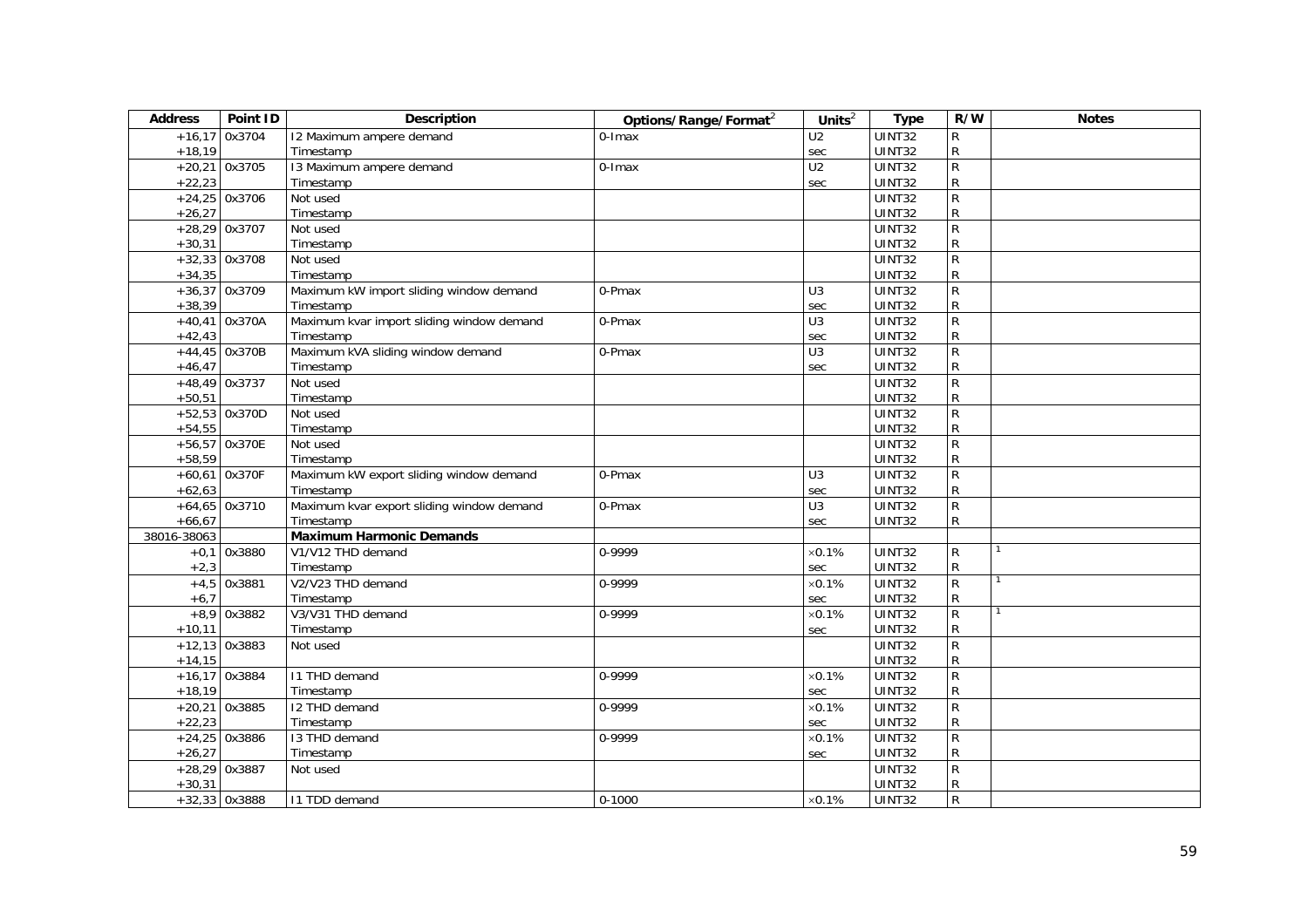| Address | Point ID | Description | Options/Range/Format[2] | Units[2] | Type | R/W | Notes |
|---|---|---|---|---|---|---|---|
| +16,17 | 0x3704 | I2 Maximum ampere demand | 0-Imax | U2 | UINT32 | R | |
| +18,19 | | Timestamp | | sec | UINT32 | R | |
| +20,21 | 0x3705 | I3 Maximum ampere demand | 0-Imax | U2 | UINT32 | R | |
| +22,23 | | Timestamp | | sec | UINT32 | R | |
| +24,25 | 0x3706 | Not used | | | UINT32 | R | |
| +26,27 | | Timestamp | | | UINT32 | R | |
| +28,29 | 0x3707 | Not used | | | UINT32 | R | |
| +30,31 | | Timestamp | | | UINT32 | R | |
| +32,33 | 0x3708 | Not used | | | UINT32 | R | |
| +34,35 | | Timestamp | | | UINT32 | R | |
| +36,37 | 0x3709 | Maximum kW import sliding window demand | 0-Pmax | U3 | UINT32 | R | |
| +38,39 | | Timestamp | | sec | UINT32 | R | |
| +40,41 | 0x370A | Maximum kvar import sliding window demand | 0-Pmax | U3 | UINT32 | R | |
| +42,43 | | Timestamp | | sec | UINT32 | R | |
| +44,45 | 0x370B | Maximum kVA sliding window demand | 0-Pmax | U3 | UINT32 | R | |
| +46,47 | | Timestamp | | sec | UINT32 | R | |
| +48,49 | 0x3737 | Not used | | | UINT32 | R | |
| +50,51 | | Timestamp | | | UINT32 | R | |
| +52,53 | 0x370D | Not used | | | UINT32 | R | |
| +54,55 | | Timestamp | | | UINT32 | R | |
| +56,57 | 0x370E | Not used | | | UINT32 | R | |
| +58,59 | | Timestamp | | | UINT32 | R | |
| +60,61 | 0x370F | Maximum kW export sliding window demand | 0-Pmax | U3 | UINT32 | R | |
| +62,63 | | Timestamp | | sec | UINT32 | R | |
| +64,65 | 0x3710 | Maximum kvar export sliding window demand | 0-Pmax | U3 | UINT32 | R | |
| +66,67 | | Timestamp | | sec | UINT32 | R | |
| 38016-38063 | | **Maximum Harmonic Demands** | | | | | |
| +0,1 | 0x3880 | V1/V12 THD demand | 0-9999 | ×0.1% | UINT32 | R | 1 |
| +2,3 | | Timestamp | | sec | UINT32 | R | |
| +4,5 | 0x3881 | V2/V23 THD demand | 0-9999 | ×0.1% | UINT32 | R | 1 |
| +6,7 | | Timestamp | | sec | UINT32 | R | |
| +8,9 | 0x3882 | V3/V31 THD demand | 0-9999 | ×0.1% | UINT32 | R | 1 |
| +10,11 | | Timestamp | | sec | UINT32 | R | |
| +12,13 | 0x3883 | Not used | | | UINT32 | R | |
| +14,15 | | | | | UINT32 | R | |
| +16,17 | 0x3884 | I1 THD demand | 0-9999 | ×0.1% | UINT32 | R | |
| +18,19 | | Timestamp | | sec | UINT32 | R | |
| +20,21 | 0x3885 | I2 THD demand | 0-9999 | ×0.1% | UINT32 | R | |
| +22,23 | | Timestamp | | sec | UINT32 | R | |
| +24,25 | 0x3886 | I3 THD demand | 0-9999 | ×0.1% | UINT32 | R | |
| +26,27 | | Timestamp | | sec | UINT32 | R | |
| +28,29 | 0x3887 | Not used | | | UINT32 | R | |
| +30,31 | | | | | UINT32 | R | |
| +32,33 | 0x3888 | I1 TDD demand | 0-1000 | ×0.1% | UINT32 | R | |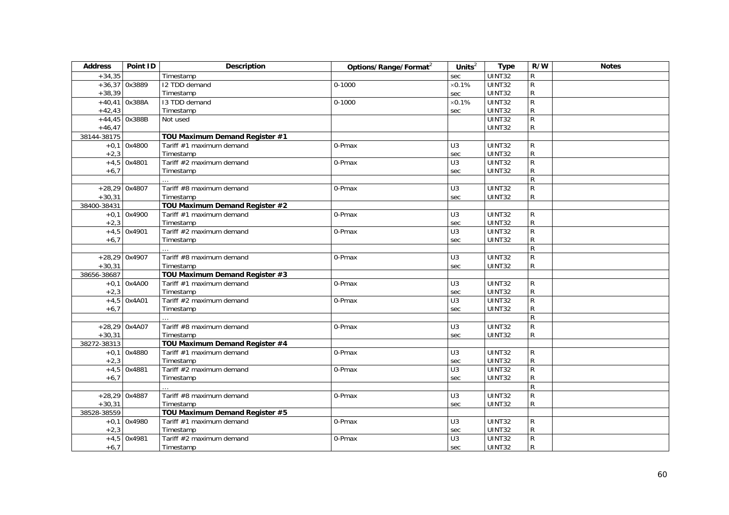| Address | Point ID | Description | Options/Range/Format² | Units² | Type | R/W | Notes |
|---|---|---|---|---|---|---|---|
| +34,35 | | Timestamp | | sec | UINT32 | R | |
| +36,37 | 0x3889 | I2 TDD demand | 0-1000 | ×0.1% | UINT32 | R | |
| +38,39 | | Timestamp | | sec | UINT32 | R | |
| +40,41 | 0x388A | I3 TDD demand | 0-1000 | ×0.1% | UINT32 | R | |
| +42,43 | | Timestamp | | sec | UINT32 | R | |
| +44,45 | 0x388B | Not used | | | UINT32 | R | |
| +46,47 | | | | | UINT32 | R | |
| 38144-38175 | | **TOU Maximum Demand Register #1** | | | | | |
| +0,1 | 0x4800 | Tariff #1 maximum demand | 0-Pmax | U3 | UINT32 | R | |
| +2,3 | | Timestamp | | sec | UINT32 | R | |
| +4,5 | 0x4801 | Tariff #2 maximum demand | 0-Pmax | U3 | UINT32 | R | |
| +6,7 | | Timestamp | | sec | UINT32 | R | |
| | | … | | | | R | |
| +28,29 | 0x4807 | Tariff #8 maximum demand | 0-Pmax | U3 | UINT32 | R | |
| +30,31 | | Timestamp | | sec | UINT32 | R | |
| 38400-38431 | | **TOU Maximum Demand Register #2** | | | | | |
| +0,1 | 0x4900 | Tariff #1 maximum demand | 0-Pmax | U3 | UINT32 | R | |
| +2,3 | | Timestamp | | sec | UINT32 | R | |
| +4,5 | 0x4901 | Tariff #2 maximum demand | 0-Pmax | U3 | UINT32 | R | |
| +6,7 | | Timestamp | | sec | UINT32 | R | |
| | | … | | | | R | |
| +28,29 | 0x4907 | Tariff #8 maximum demand | 0-Pmax | U3 | UINT32 | R | |
| +30,31 | | Timestamp | | sec | UINT32 | R | |
| 38656-38687 | | **TOU Maximum Demand Register #3** | | | | | |
| +0,1 | 0x4A00 | Tariff #1 maximum demand | 0-Pmax | U3 | UINT32 | R | |
| +2,3 | | Timestamp | | sec | UINT32 | R | |
| +4,5 | 0x4A01 | Tariff #2 maximum demand | 0-Pmax | U3 | UINT32 | R | |
| +6,7 | | Timestamp | | sec | UINT32 | R | |
| | | … | | | | R | |
| +28,29 | 0x4A07 | Tariff #8 maximum demand | 0-Pmax | U3 | UINT32 | R | |
| +30,31 | | Timestamp | | sec | UINT32 | R | |
| 38272-38313 | | **TOU Maximum Demand Register #4** | | | | | |
| +0,1 | 0x4880 | Tariff #1 maximum demand | 0-Pmax | U3 | UINT32 | R | |
| +2,3 | | Timestamp | | sec | UINT32 | R | |
| +4,5 | 0x4881 | Tariff #2 maximum demand | 0-Pmax | U3 | UINT32 | R | |
| +6,7 | | Timestamp | | sec | UINT32 | R | |
| | | … | | | | R | |
| +28,29 | 0x4887 | Tariff #8 maximum demand | 0-Pmax | U3 | UINT32 | R | |
| +30,31 | | Timestamp | | sec | UINT32 | R | |
| 38528-38559 | | **TOU Maximum Demand Register #5** | | | | | |
| +0,1 | 0x4980 | Tariff #1 maximum demand | 0-Pmax | U3 | UINT32 | R | |
| +2,3 | | Timestamp | | sec | UINT32 | R | |
| +4,5 | 0x4981 | Tariff #2 maximum demand | 0-Pmax | U3 | UINT32 | R | |
| +6,7 | | Timestamp | | sec | UINT32 | R | |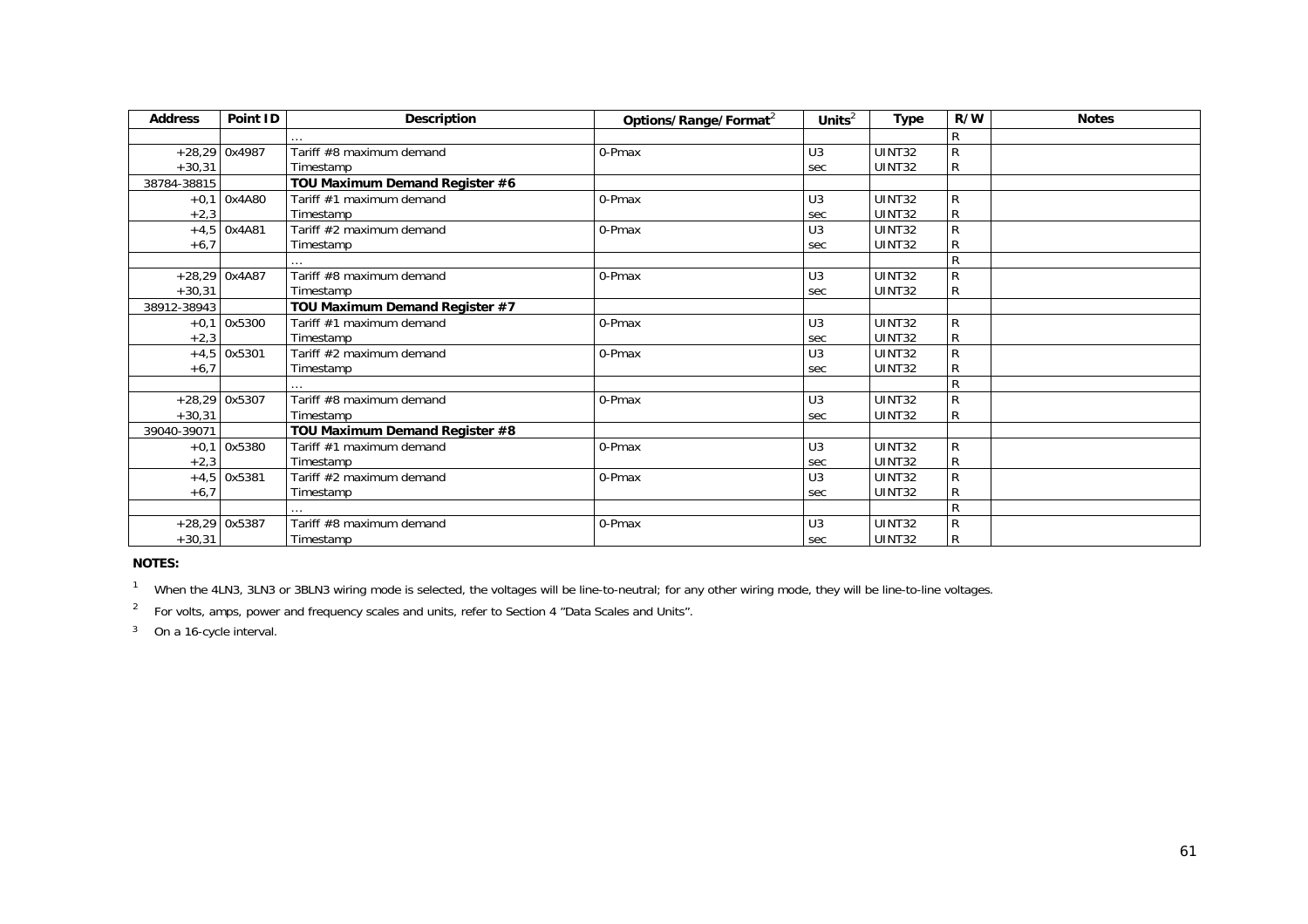| Address | Point ID | Description | Options/Range/Format[2] | Units[2] | Type | R/W | Notes |
|---|---|---|---|---|---|---|---|
| | | … | | | | R | |
| +28,29 | 0x4987 | Tariff #8 maximum demand | 0-Pmax | U3 | UINT32 | R | |
| +30,31 | | Timestamp | | sec | UINT32 | R | |
| 38784-38815 | | **TOU Maximum Demand Register #6** | | | | | |
| +0,1 | 0x4A80 | Tariff #1 maximum demand | 0-Pmax | U3 | UINT32 | R | |
| +2,3 | | Timestamp | | sec | UINT32 | R | |
| +4,5 | 0x4A81 | Tariff #2 maximum demand | 0-Pmax | U3 | UINT32 | R | |
| +6,7 | | Timestamp | | sec | UINT32 | R | |
| | | … | | | | R | |
| +28,29 | 0x4A87 | Tariff #8 maximum demand | 0-Pmax | U3 | UINT32 | R | |
| +30,31 | | Timestamp | | sec | UINT32 | R | |
| 38912-38943 | | **TOU Maximum Demand Register #7** | | | | | |
| +0,1 | 0x5300 | Tariff #1 maximum demand | 0-Pmax | U3 | UINT32 | R | |
| +2,3 | | Timestamp | | sec | UINT32 | R | |
| +4,5 | 0x5301 | Tariff #2 maximum demand | 0-Pmax | U3 | UINT32 | R | |
| +6,7 | | Timestamp | | sec | UINT32 | R | |
| | | … | | | | R | |
| +28,29 | 0x5307 | Tariff #8 maximum demand | 0-Pmax | U3 | UINT32 | R | |
| +30,31 | | Timestamp | | sec | UINT32 | R | |
| 39040-39071 | | **TOU Maximum Demand Register #8** | | | | | |
| +0,1 | 0x5380 | Tariff #1 maximum demand | 0-Pmax | U3 | UINT32 | R | |
| +2,3 | | Timestamp | | sec | UINT32 | R | |
| +4,5 | 0x5381 | Tariff #2 maximum demand | 0-Pmax | U3 | UINT32 | R | |
| +6,7 | | Timestamp | | sec | UINT32 | R | |
| | | … | | | | R | |
| +28,29 | 0x5387 | Tariff #8 maximum demand | 0-Pmax | U3 | UINT32 | R | |
| +30,31 | | Timestamp | | sec | UINT32 | R | |

**NOTES:**

[1] When the 4LN3, 3LN3 or 3BLN3 wiring mode is selected, the voltages will be line-to-neutral; for any other wiring mode, they will be line-to-line voltages.

[2] For volts, amps, power and frequency scales and units, refer to Section 4 "Data Scales and Units".

[3] On a 16-cycle interval.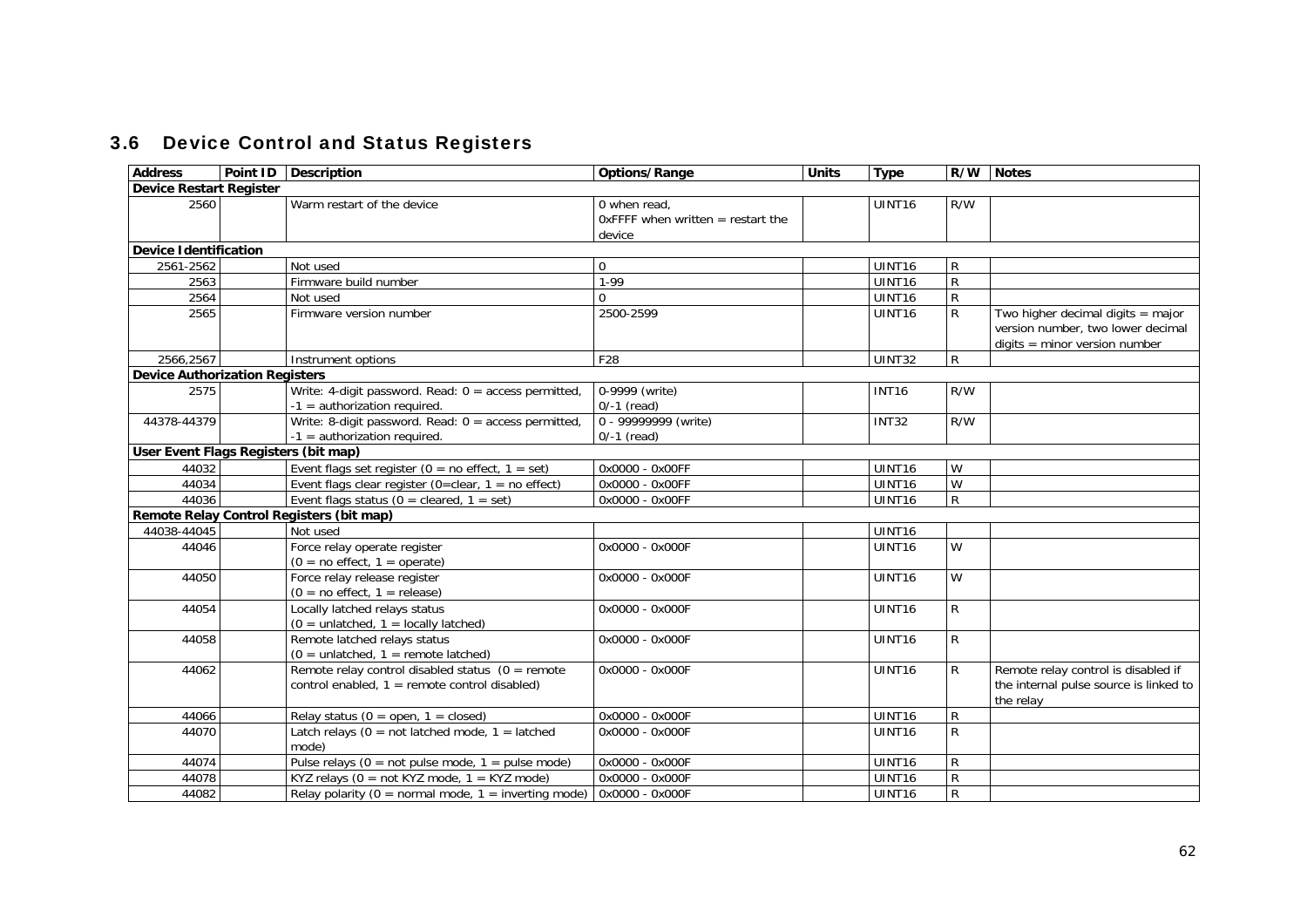## 3.6 Device Control and Status Registers

| Address | Point ID | Description | Options/Range | Units | Type | R/W | Notes |
|---|---|---|---|---|---|---|---|
| **Device Restart Register** | | | | | | | |
| 2560 | | Warm restart of the device | 0 when read, 0xFFFF when written = restart the device | | UINT16 | R/W | |
| **Device Identification** | | | | | | | |
| 2561-2562 | | Not used | 0 | | UINT16 | R | |
| 2563 | | Firmware build number | 1-99 | | UINT16 | R | |
| 2564 | | Not used | 0 | | UINT16 | R | |
| 2565 | | Firmware version number | 2500-2599 | | UINT16 | R | Two higher decimal digits = major version number, two lower decimal digits = minor version number |
| 2566,2567 | | Instrument options | F28 | | UINT32 | R | |
| **Device Authorization Registers** | | | | | | | |
| 2575 | | Write: 4-digit password. Read: 0 = access permitted, -1 = authorization required. | 0-9999 (write) 0/-1 (read) | | INT16 | R/W | |
| 44378-44379 | | Write: 8-digit password. Read: 0 = access permitted, -1 = authorization required. | 0 - 99999999 (write) 0/-1 (read) | | INT32 | R/W | |
| **User Event Flags Registers (bit map)** | | | | | | | |
| 44032 | | Event flags set register (0 = no effect, 1 = set) | 0x0000 - 0x00FF | | UINT16 | W | |
| 44034 | | Event flags clear register (0=clear, 1 = no effect) | 0x0000 - 0x00FF | | UINT16 | W | |
| 44036 | | Event flags status (0 = cleared, 1 = set) | 0x0000 - 0x00FF | | UINT16 | R | |
| **Remote Relay Control Registers (bit map)** | | | | | | | |
| 44038-44045 | | Not used | | | UINT16 | | |
| 44046 | | Force relay operate register (0 = no effect, 1 = operate) | 0x0000 - 0x000F | | UINT16 | W | |
| 44050 | | Force relay release register (0 = no effect, 1 = release) | 0x0000 - 0x000F | | UINT16 | W | |
| 44054 | | Locally latched relays status (0 = unlatched, 1 = locally latched) | 0x0000 - 0x000F | | UINT16 | R | |
| 44058 | | Remote latched relays status (0 = unlatched, 1 = remote latched) | 0x0000 - 0x000F | | UINT16 | R | |
| 44062 | | Remote relay control disabled status (0 = remote control enabled, 1 = remote control disabled) | 0x0000 - 0x000F | | UINT16 | R | Remote relay control is disabled if the internal pulse source is linked to the relay |
| 44066 | | Relay status (0 = open, 1 = closed) | 0x0000 - 0x000F | | UINT16 | R | |
| 44070 | | Latch relays (0 = not latched mode, 1 = latched mode) | 0x0000 - 0x000F | | UINT16 | R | |
| 44074 | | Pulse relays (0 = not pulse mode, 1 = pulse mode) | 0x0000 - 0x000F | | UINT16 | R | |
| 44078 | | KYZ relays (0 = not KYZ mode, 1 = KYZ mode) | 0x0000 - 0x000F | | UINT16 | R | |
| 44082 | | Relay polarity (0 = normal mode, 1 = inverting mode) | 0x0000 - 0x000F | | UINT16 | R | |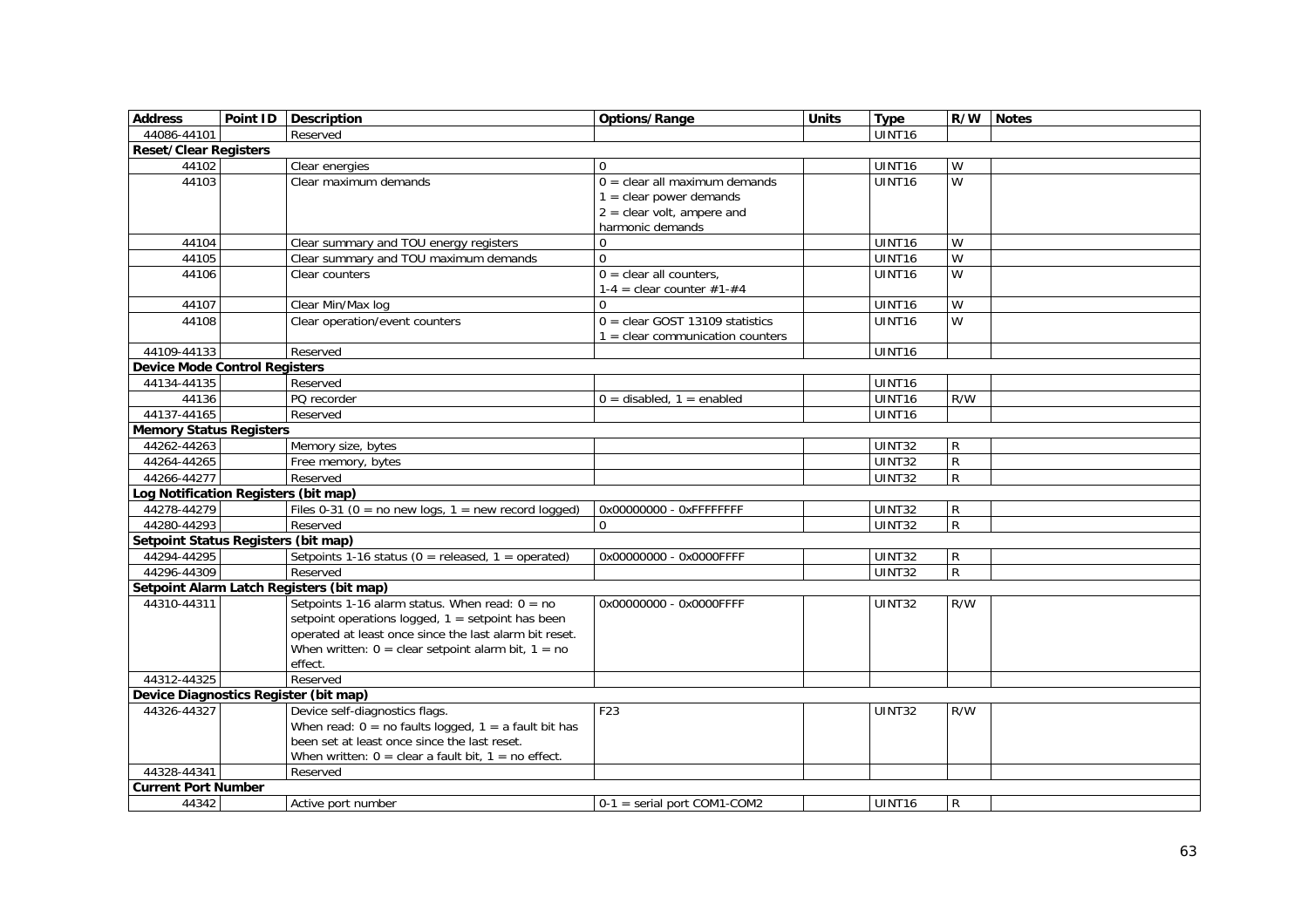| Address | Point ID | Description | Options/Range | Units | Type | R/W | Notes |
|---|---|---|---|---|---|---|---|
| 44086-44101 | | Reserved | | | UINT16 | | |
| **Reset/Clear Registers** | | | | | | | |
| 44102 | | Clear energies | 0 | | UINT16 | W | |
| 44103 | | Clear maximum demands | 0 = clear all maximum demands<br>1 = clear power demands<br>2 = clear volt, ampere and harmonic demands | | UINT16 | W | |
| 44104 | | Clear summary and TOU energy registers | 0 | | UINT16 | W | |
| 44105 | | Clear summary and TOU maximum demands | 0 | | UINT16 | W | |
| 44106 | | Clear counters | 0 = clear all counters,<br>1-4 = clear counter #1-#4 | | UINT16 | W | |
| 44107 | | Clear Min/Max log | 0 | | UINT16 | W | |
| 44108 | | Clear operation/event counters | 0 = clear GOST 13109 statistics<br>1 = clear communication counters | | UINT16 | W | |
| 44109-44133 | | Reserved | | | UINT16 | | |
| **Device Mode Control Registers** | | | | | | | |
| 44134-44135 | | Reserved | | | UINT16 | | |
| 44136 | | PQ recorder | 0 = disabled, 1 = enabled | | UINT16 | R/W | |
| 44137-44165 | | Reserved | | | UINT16 | | |
| **Memory Status Registers** | | | | | | | |
| 44262-44263 | | Memory size, bytes | | | UINT32 | R | |
| 44264-44265 | | Free memory, bytes | | | UINT32 | R | |
| 44266-44277 | | Reserved | | | UINT32 | R | |
| **Log Notification Registers (bit map)** | | | | | | | |
| 44278-44279 | | Files 0-31 (0 = no new logs, 1 = new record logged) | 0x00000000 - 0xFFFFFFFF | | UINT32 | R | |
| 44280-44293 | | Reserved | 0 | | UINT32 | R | |
| **Setpoint Status Registers (bit map)** | | | | | | | |
| 44294-44295 | | Setpoints 1-16 status (0 = released, 1 = operated) | 0x00000000 - 0x0000FFFF | | UINT32 | R | |
| 44296-44309 | | Reserved | | | UINT32 | R | |
| **Setpoint Alarm Latch Registers (bit map)** | | | | | | | |
| 44310-44311 | | Setpoints 1-16 alarm status. When read: 0 = no setpoint operations logged, 1 = setpoint has been operated at least once since the last alarm bit reset. When written: 0 = clear setpoint alarm bit, 1 = no effect. | 0x00000000 - 0x0000FFFF | | UINT32 | R/W | |
| 44312-44325 | | Reserved | | | | | |
| **Device Diagnostics Register (bit map)** | | | | | | | |
| 44326-44327 | | Device self-diagnostics flags. When read: 0 = no faults logged, 1 = a fault bit has been set at least once since the last reset. When written: 0 = clear a fault bit, 1 = no effect. | F23 | | UINT32 | R/W | |
| 44328-44341 | | Reserved | | | | | |
| **Current Port Number** | | | | | | | |
| 44342 | | Active port number | 0-1 = serial port COM1-COM2 | | UINT16 | R | |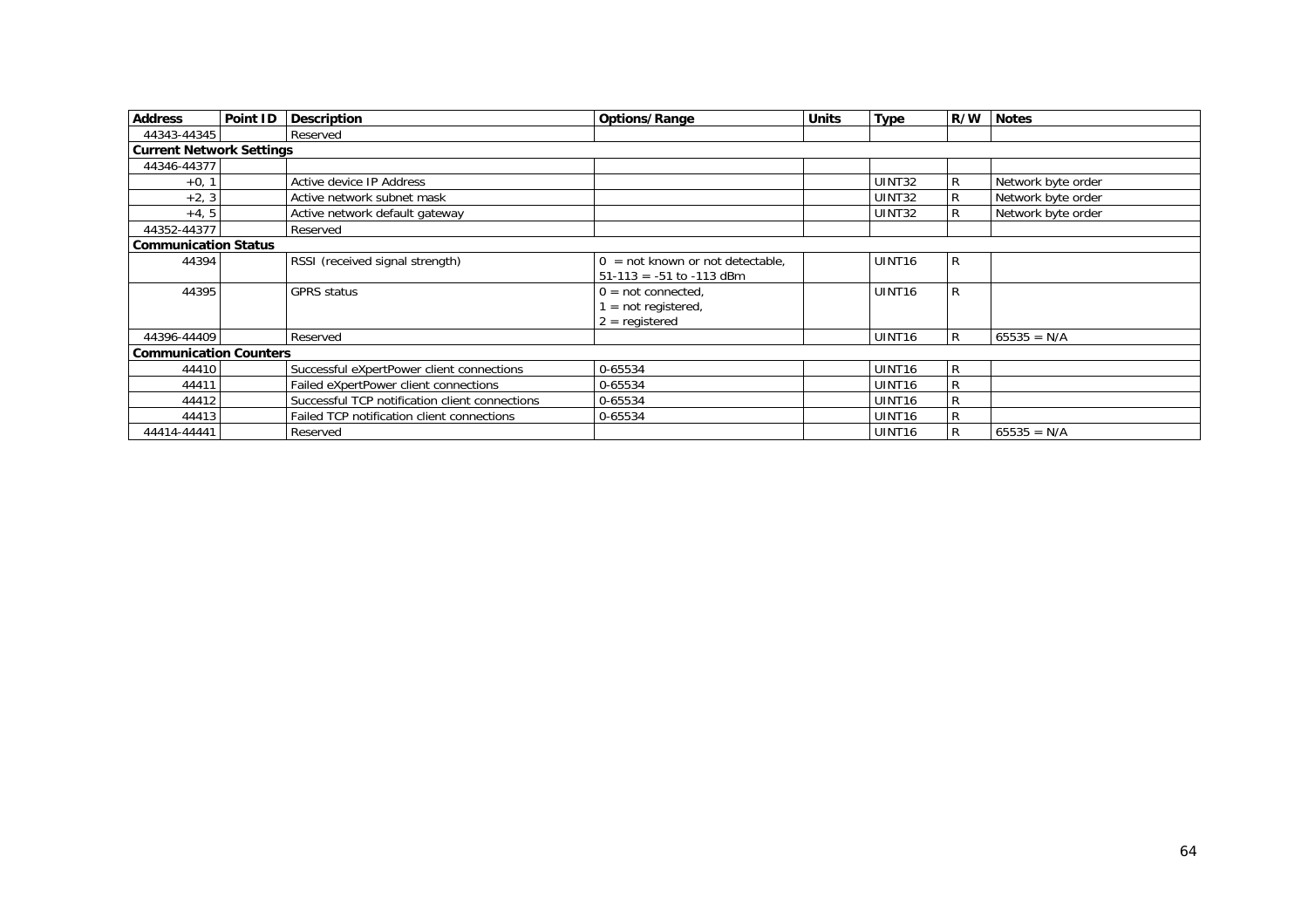| Address | Point ID | Description | Options/Range | Units | Type | R/W | Notes |
|---|---|---|---|---|---|---|---|
| 44343-44345 | | Reserved | | | | | |
| **Current Network Settings** | | | | | | | |
| 44346-44377 | | | | | | | |
| +0, 1 | | Active device IP Address | | | UINT32 | R | Network byte order |
| +2, 3 | | Active network subnet mask | | | UINT32 | R | Network byte order |
| +4, 5 | | Active network default gateway | | | UINT32 | R | Network byte order |
| 44352-44377 | | Reserved | | | | | |
| **Communication Status** | | | | | | | |
| 44394 | | RSSI (received signal strength) | 0 = not known or not detectable,<br>51-113 = -51 to -113 dBm | | UINT16 | R | |
| 44395 | | GPRS status | 0 = not connected,<br>1 = not registered,<br>2 = registered | | UINT16 | R | |
| 44396-44409 | | Reserved | | | UINT16 | R | 65535 = N/A |
| **Communication Counters** | | | | | | | |
| 44410 | | Successful eXpertPower client connections | 0-65534 | | UINT16 | R | |
| 44411 | | Failed eXpertPower client connections | 0-65534 | | UINT16 | R | |
| 44412 | | Successful TCP notification client connections | 0-65534 | | UINT16 | R | |
| 44413 | | Failed TCP notification client connections | 0-65534 | | UINT16 | R | |
| 44414-44441 | | Reserved | | | UINT16 | R | 65535 = N/A |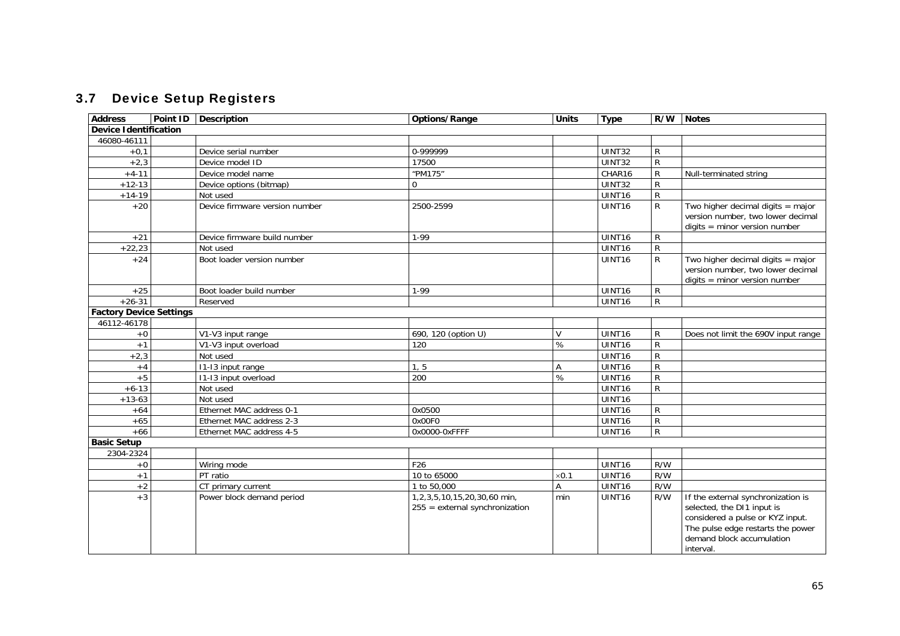## 3.7 Device Setup Registers

| Address | Point ID | Description | Options/Range | Units | Type | R/W | Notes |
|---|---|---|---|---|---|---|---|
| **Device Identification** | | | | | | | |
| 46080-46111 | | | | | | | |
| +0,1 | | Device serial number | 0-999999 | | UINT32 | R | |
| +2,3 | | Device model ID | 17500 | | UINT32 | R | |
| +4-11 | | Device model name | "PM175" | | CHAR16 | R | Null-terminated string |
| +12-13 | | Device options (bitmap) | 0 | | UINT32 | R | |
| +14-19 | | Not used | | | UINT16 | R | |
| +20 | | Device firmware version number | 2500-2599 | | UINT16 | R | Two higher decimal digits = major version number, two lower decimal digits = minor version number |
| +21 | | Device firmware build number | 1-99 | | UINT16 | R | |
| +22,23 | | Not used | | | UINT16 | R | |
| +24 | | Boot loader version number | | | UINT16 | R | Two higher decimal digits = major version number, two lower decimal digits = minor version number |
| +25 | | Boot loader build number | 1-99 | | UINT16 | R | |
| +26-31 | | Reserved | | | UINT16 | R | |
| **Factory Device Settings** | | | | | | | |
| 46112-46178 | | | | | | | |
| +0 | | V1-V3 input range | 690, 120 (option U) | V | UINT16 | R | Does not limit the 690V input range |
| +1 | | V1-V3 input overload | 120 | % | UINT16 | R | |
| +2,3 | | Not used | | | UINT16 | R | |
| +4 | | I1-I3 input range | 1, 5 | A | UINT16 | R | |
| +5 | | I1-I3 input overload | 200 | % | UINT16 | R | |
| +6-13 | | Not used | | | UINT16 | R | |
| +13-63 | | Not used | | | UINT16 | | |
| +64 | | Ethernet MAC address 0-1 | 0x0500 | | UINT16 | R | |
| +65 | | Ethernet MAC address 2-3 | 0x00F0 | | UINT16 | R | |
| +66 | | Ethernet MAC address 4-5 | 0x0000-0xFFFF | | UINT16 | R | |
| **Basic Setup** | | | | | | | |
| 2304-2324 | | | | | | | |
| +0 | | Wiring mode | F26 | | UINT16 | R/W | |
| +1 | | PT ratio | 10 to 65000 | ×0.1 | UINT16 | R/W | |
| +2 | | CT primary current | 1 to 50,000 | A | UINT16 | R/W | |
| +3 | | Power block demand period | 1,2,3,5,10,15,20,30,60 min, 255 = external synchronization | min | UINT16 | R/W | If the external synchronization is selected, the DI1 input is considered a pulse or KYZ input. The pulse edge restarts the power demand block accumulation interval. |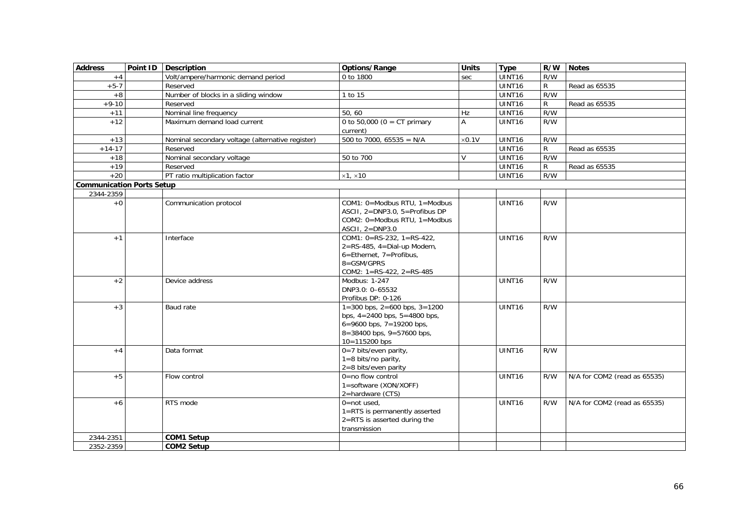| Address | Point ID | Description | Options/Range | Units | Type | R/W | Notes |
|---|---|---|---|---|---|---|---|
| +4 | | Volt/ampere/harmonic demand period | 0 to 1800 | sec | UINT16 | R/W | |
| +5-7 | | Reserved | | | UINT16 | R | Read as 65535 |
| +8 | | Number of blocks in a sliding window | 1 to 15 | | UINT16 | R/W | |
| +9-10 | | Reserved | | | UINT16 | R | Read as 65535 |
| +11 | | Nominal line frequency | 50, 60 | Hz | UINT16 | R/W | |
| +12 | | Maximum demand load current | 0 to 50,000 (0 = CT primary current) | A | UINT16 | R/W | |
| +13 | | Nominal secondary voltage (alternative register) | 500 to 7000, 65535 = N/A | ×0.1V | UINT16 | R/W | |
| +14-17 | | Reserved | | | UINT16 | R | Read as 65535 |
| +18 | | Nominal secondary voltage | 50 to 700 | V | UINT16 | R/W | |
| +19 | | Reserved | | | UINT16 | R | Read as 65535 |
| +20 | | PT ratio multiplication factor | ×1, ×10 | | UINT16 | R/W | |
| **Communication Ports Setup** | | | | | | | |
| 2344-2359 | | | | | | | |
| +0 | | Communication protocol | COM1: 0=Modbus RTU, 1=Modbus ASCII, 2=DNP3.0, 5=Profibus DP<br>COM2: 0=Modbus RTU, 1=Modbus ASCII, 2=DNP3.0 | | UINT16 | R/W | |
| +1 | | Interface | COM1: 0=RS-232, 1=RS-422, 2=RS-485, 4=Dial-up Modem, 6=Ethernet, 7=Profibus, 8=GSM/GPRS<br>COM2: 1=RS-422, 2=RS-485 | | UINT16 | R/W | |
| +2 | | Device address | Modbus: 1-247<br>DNP3.0: 0–65532<br>Profibus DP: 0-126 | | UINT16 | R/W | |
| +3 | | Baud rate | 1=300 bps, 2=600 bps, 3=1200 bps, 4=2400 bps, 5=4800 bps, 6=9600 bps, 7=19200 bps, 8=38400 bps, 9=57600 bps, 10=115200 bps | | UINT16 | R/W | |
| +4 | | Data format | 0=7 bits/even parity,<br>1=8 bits/no parity,<br>2=8 bits/even parity | | UINT16 | R/W | |
| +5 | | Flow control | 0=no flow control<br>1=software (XON/XOFF)<br>2=hardware (CTS) | | UINT16 | R/W | N/A for COM2 (read as 65535) |
| +6 | | RTS mode | 0=not used,<br>1=RTS is permanently asserted<br>2=RTS is asserted during the transmission | | UINT16 | R/W | N/A for COM2 (read as 65535) |
| 2344-2351 | | **COM1 Setup** | | | | | |
| 2352-2359 | | **COM2 Setup** | | | | | |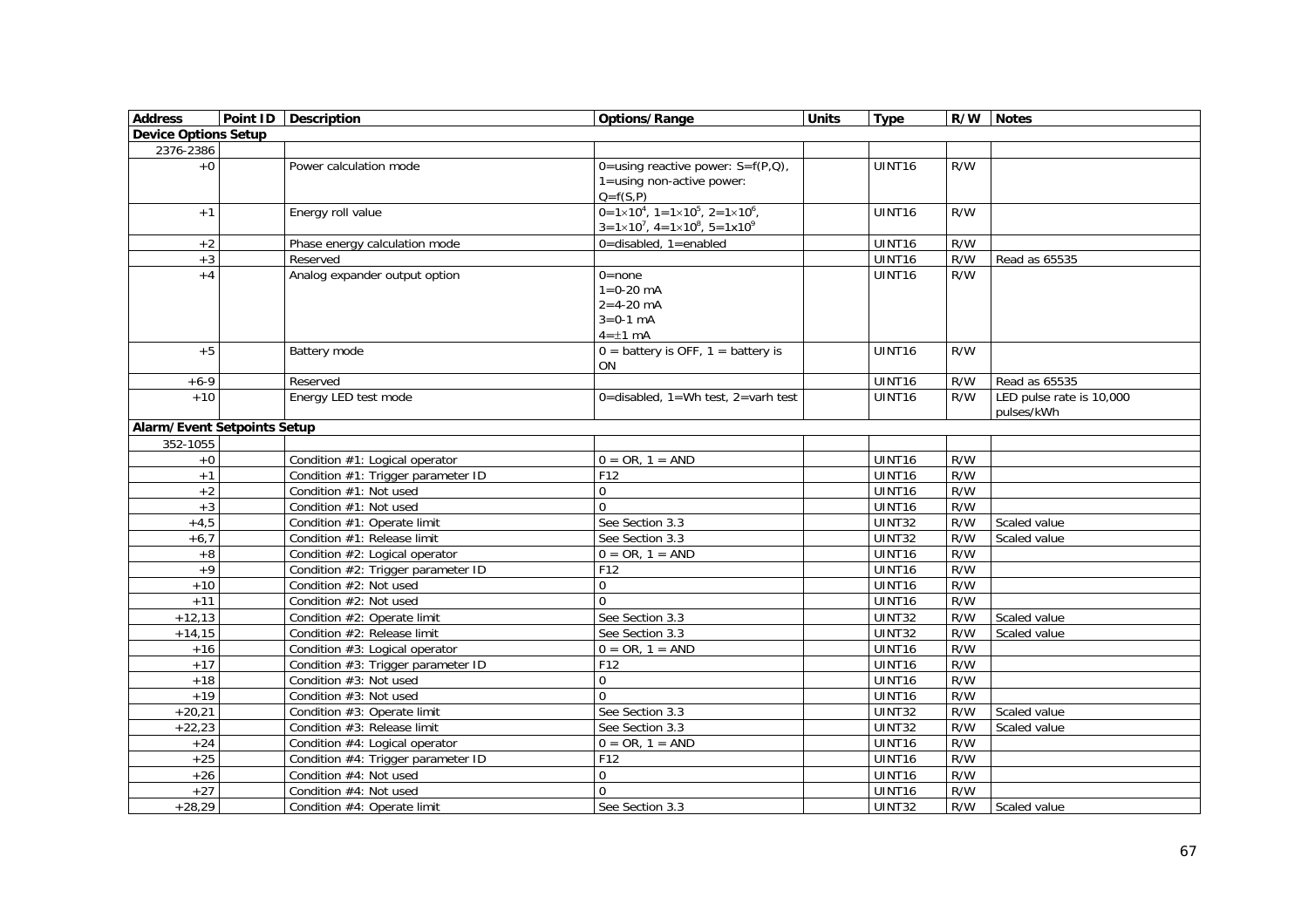| Address | Point ID | Description | Options/Range | Units | Type | R/W | Notes |
|---|---|---|---|---|---|---|---|
| **Device Options Setup** | | | | | | | |
| 2376-2386 | | | | | | | |
| +0 | | Power calculation mode | 0=using reactive power: S=f(P,Q), 1=using non-active power: Q=f(S,P) | | UINT16 | R/W | |
| +1 | | Energy roll value | 0=$1\times10^4$, 1=$1\times10^5$, 2=$1\times10^6$, 3=$1\times10^7$, 4=$1\times10^8$, 5=$1\times10^9$ | | UINT16 | R/W | |
| +2 | | Phase energy calculation mode | 0=disabled, 1=enabled | | UINT16 | R/W | |
| +3 | | Reserved | | | UINT16 | R/W | Read as 65535 |
| +4 | | Analog expander output option | 0=none<br>1=0-20 mA<br>2=4-20 mA<br>3=0-1 mA<br>4=±1 mA | | UINT16 | R/W | |
| +5 | | Battery mode | 0 = battery is OFF, 1 = battery is ON | | UINT16 | R/W | |
| +6-9 | | Reserved | | | UINT16 | R/W | Read as 65535 |
| +10 | | Energy LED test mode | 0=disabled, 1=Wh test, 2=varh test | | UINT16 | R/W | LED pulse rate is 10,000 pulses/kWh |
| **Alarm/Event Setpoints Setup** | | | | | | | |
| 352-1055 | | | | | | | |
| +0 | | Condition #1: Logical operator | 0 = OR, 1 = AND | | UINT16 | R/W | |
| +1 | | Condition #1: Trigger parameter ID | F12 | | UINT16 | R/W | |
| +2 | | Condition #1: Not used | 0 | | UINT16 | R/W | |
| +3 | | Condition #1: Not used | 0 | | UINT16 | R/W | |
| +4,5 | | Condition #1: Operate limit | See Section 3.3 | | UINT32 | R/W | Scaled value |
| +6,7 | | Condition #1: Release limit | See Section 3.3 | | UINT32 | R/W | Scaled value |
| +8 | | Condition #2: Logical operator | 0 = OR, 1 = AND | | UINT16 | R/W | |
| +9 | | Condition #2: Trigger parameter ID | F12 | | UINT16 | R/W | |
| +10 | | Condition #2: Not used | 0 | | UINT16 | R/W | |
| +11 | | Condition #2: Not used | 0 | | UINT16 | R/W | |
| +12,13 | | Condition #2: Operate limit | See Section 3.3 | | UINT32 | R/W | Scaled value |
| +14,15 | | Condition #2: Release limit | See Section 3.3 | | UINT32 | R/W | Scaled value |
| +16 | | Condition #3: Logical operator | 0 = OR, 1 = AND | | UINT16 | R/W | |
| +17 | | Condition #3: Trigger parameter ID | F12 | | UINT16 | R/W | |
| +18 | | Condition #3: Not used | 0 | | UINT16 | R/W | |
| +19 | | Condition #3: Not used | 0 | | UINT16 | R/W | |
| +20,21 | | Condition #3: Operate limit | See Section 3.3 | | UINT32 | R/W | Scaled value |
| +22,23 | | Condition #3: Release limit | See Section 3.3 | | UINT32 | R/W | Scaled value |
| +24 | | Condition #4: Logical operator | 0 = OR, 1 = AND | | UINT16 | R/W | |
| +25 | | Condition #4: Trigger parameter ID | F12 | | UINT16 | R/W | |
| +26 | | Condition #4: Not used | 0 | | UINT16 | R/W | |
| +27 | | Condition #4: Not used | 0 | | UINT16 | R/W | |
| +28,29 | | Condition #4: Operate limit | See Section 3.3 | | UINT32 | R/W | Scaled value |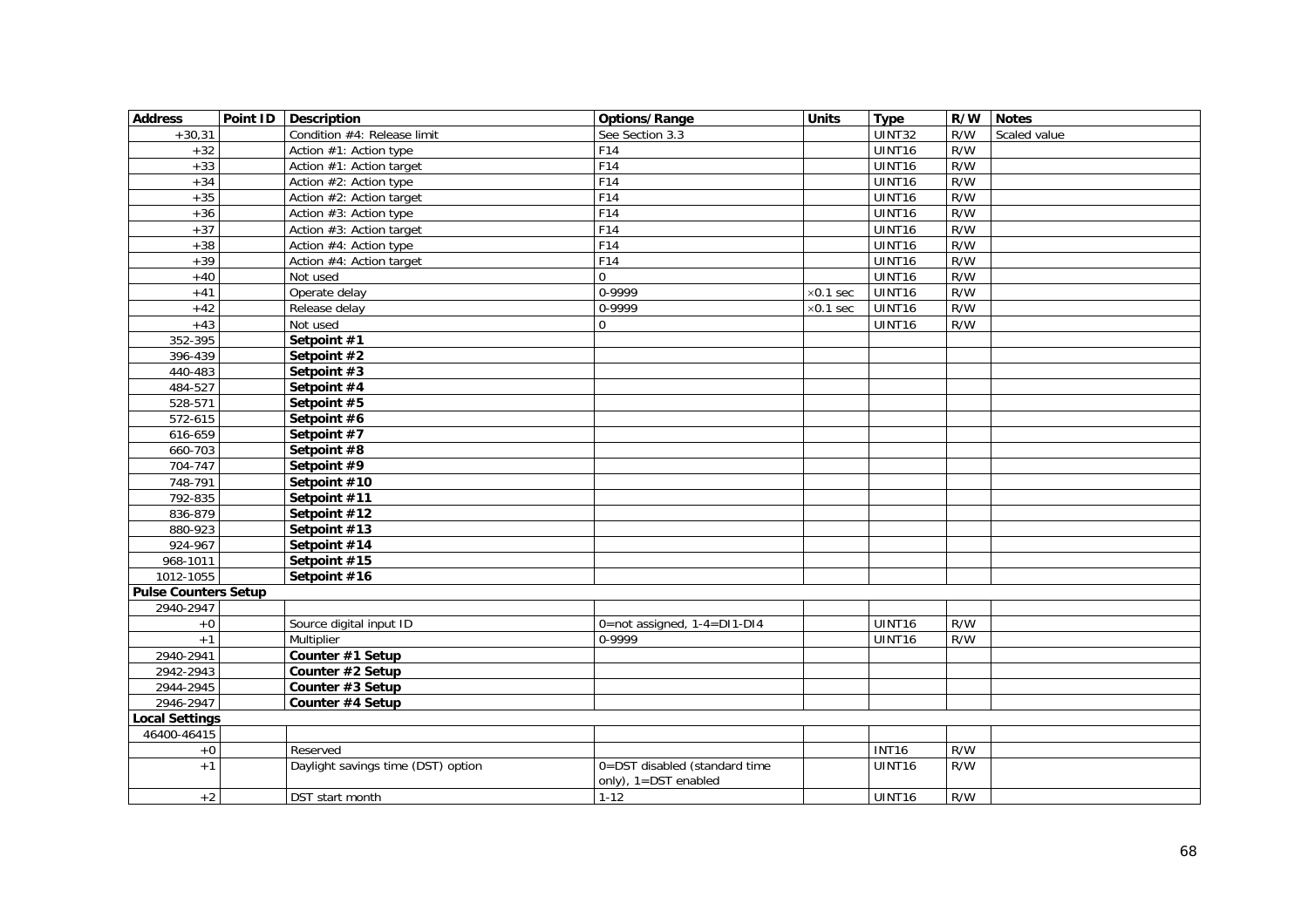| Address | Point ID | Description | Options/Range | Units | Type | R/W | Notes |
|---|---|---|---|---|---|---|---|
| +30,31 | | Condition #4: Release limit | See Section 3.3 | | UINT32 | R/W | Scaled value |
| +32 | | Action #1: Action type | F14 | | UINT16 | R/W | |
| +33 | | Action #1: Action target | F14 | | UINT16 | R/W | |
| +34 | | Action #2: Action type | F14 | | UINT16 | R/W | |
| +35 | | Action #2: Action target | F14 | | UINT16 | R/W | |
| +36 | | Action #3: Action type | F14 | | UINT16 | R/W | |
| +37 | | Action #3: Action target | F14 | | UINT16 | R/W | |
| +38 | | Action #4: Action type | F14 | | UINT16 | R/W | |
| +39 | | Action #4: Action target | F14 | | UINT16 | R/W | |
| +40 | | Not used | 0 | | UINT16 | R/W | |
| +41 | | Operate delay | 0-9999 | ×0.1 sec | UINT16 | R/W | |
| +42 | | Release delay | 0-9999 | ×0.1 sec | UINT16 | R/W | |
| +43 | | Not used | 0 | | UINT16 | R/W | |
| 352-395 | | **Setpoint #1** | | | | | |
| 396-439 | | **Setpoint #2** | | | | | |
| 440-483 | | **Setpoint #3** | | | | | |
| 484-527 | | **Setpoint #4** | | | | | |
| 528-571 | | **Setpoint #5** | | | | | |
| 572-615 | | **Setpoint #6** | | | | | |
| 616-659 | | **Setpoint #7** | | | | | |
| 660-703 | | **Setpoint #8** | | | | | |
| 704-747 | | **Setpoint #9** | | | | | |
| 748-791 | | **Setpoint #10** | | | | | |
| 792-835 | | **Setpoint #11** | | | | | |
| 836-879 | | **Setpoint #12** | | | | | |
| 880-923 | | **Setpoint #13** | | | | | |
| 924-967 | | **Setpoint #14** | | | | | |
| 968-1011 | | **Setpoint #15** | | | | | |
| 1012-1055 | | **Setpoint #16** | | | | | |
| **Pulse Counters Setup** | | | | | | | |
| 2940-2947 | | | | | | | |
| +0 | | Source digital input ID | 0=not assigned, 1-4=DI1-DI4 | | UINT16 | R/W | |
| +1 | | Multiplier | 0-9999 | | UINT16 | R/W | |
| 2940-2941 | | **Counter #1 Setup** | | | | | |
| 2942-2943 | | **Counter #2 Setup** | | | | | |
| 2944-2945 | | **Counter #3 Setup** | | | | | |
| 2946-2947 | | **Counter #4 Setup** | | | | | |
| **Local Settings** | | | | | | | |
| 46400-46415 | | | | | | | |
| +0 | | Reserved | | | INT16 | R/W | |
| +1 | | Daylight savings time (DST) option | 0=DST disabled (standard time only), 1=DST enabled | | UINT16 | R/W | |
| +2 | | DST start month | 1-12 | | UINT16 | R/W | |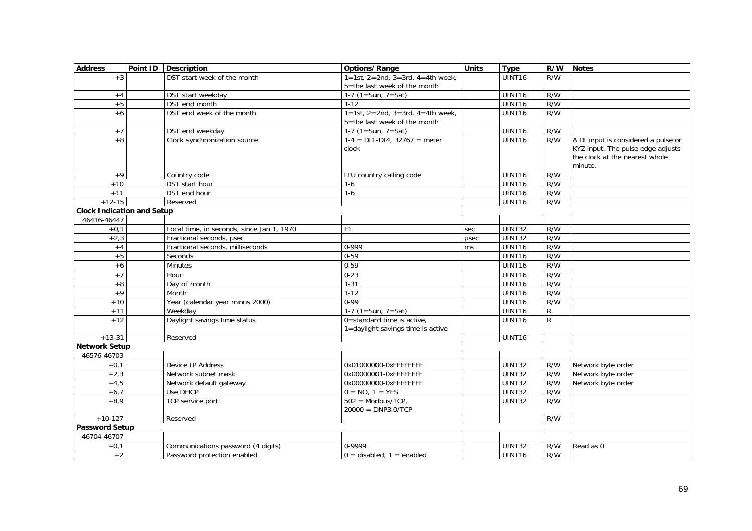| Address | Point ID | Description | Options/Range | Units | Type | R/W | Notes |
|---|---|---|---|---|---|---|---|
| +3 | | DST start week of the month | 1=1st, 2=2nd, 3=3rd, 4=4th week, 5=the last week of the month | | UINT16 | R/W | |
| +4 | | DST start weekday | 1-7 (1=Sun, 7=Sat) | | UINT16 | R/W | |
| +5 | | DST end month | 1-12 | | UINT16 | R/W | |
| +6 | | DST end week of the month | 1=1st, 2=2nd, 3=3rd, 4=4th week, 5=the last week of the month | | UINT16 | R/W | |
| +7 | | DST end weekday | 1-7 (1=Sun, 7=Sat) | | UINT16 | R/W | |
| +8 | | Clock synchronization source | 1-4 = DI1-DI4, 32767 = meter clock | | UINT16 | R/W | A DI input is considered a pulse or KYZ input. The pulse edge adjusts the clock at the nearest whole minute. |
| +9 | | Country code | ITU country calling code | | UINT16 | R/W | |
| +10 | | DST start hour | 1-6 | | UINT16 | R/W | |
| +11 | | DST end hour | 1-6 | | UINT16 | R/W | |
| +12-15 | | Reserved | | | UINT16 | R/W | |
| **Clock Indication and Setup** | | | | | | | |
| 46416-46447 | | | | | | | |
| +0,1 | | Local time, in seconds, since Jan 1, 1970 | F1 | sec | UINT32 | R/W | |
| +2,3 | | Fractional seconds, μsec | | μsec | UINT32 | R/W | |
| +4 | | Fractional seconds, milliseconds | 0-999 | ms | UINT16 | R/W | |
| +5 | | Seconds | 0-59 | | UINT16 | R/W | |
| +6 | | Minutes | 0-59 | | UINT16 | R/W | |
| +7 | | Hour | 0-23 | | UINT16 | R/W | |
| +8 | | Day of month | 1-31 | | UINT16 | R/W | |
| +9 | | Month | 1-12 | | UINT16 | R/W | |
| +10 | | Year (calendar year minus 2000) | 0-99 | | UINT16 | R/W | |
| +11 | | Weekday | 1-7 (1=Sun, 7=Sat) | | UINT16 | R | |
| +12 | | Daylight savings time status | 0=standard time is active, 1=daylight savings time is active | | UINT16 | R | |
| +13-31 | | Reserved | | | UINT16 | | |
| **Network Setup** | | | | | | | |
| 46576-46703 | | | | | | | |
| +0,1 | | Device IP Address | 0x01000000-0xFFFFFFFF | | UINT32 | R/W | Network byte order |
| +2,3 | | Network subnet mask | 0x00000001-0xFFFFFFFF | | UINT32 | R/W | Network byte order |
| +4,5 | | Network default gateway | 0x00000000-0xFFFFFFFF | | UINT32 | R/W | Network byte order |
| +6,7 | | Use DHCP | 0 = NO, 1 = YES | | UINT32 | R/W | |
| +8,9 | | TCP service port | 502 = Modbus/TCP, 20000 = DNP3.0/TCP | | UINT32 | R/W | |
| +10-127 | | Reserved | | | | R/W | |
| **Password Setup** | | | | | | | |
| 46704-46707 | | | | | | | |
| +0,1 | | Communications password (4 digits) | 0-9999 | | UINT32 | R/W | Read as 0 |
| +2 | | Password protection enabled | 0 = disabled, 1 = enabled | | UINT16 | R/W | |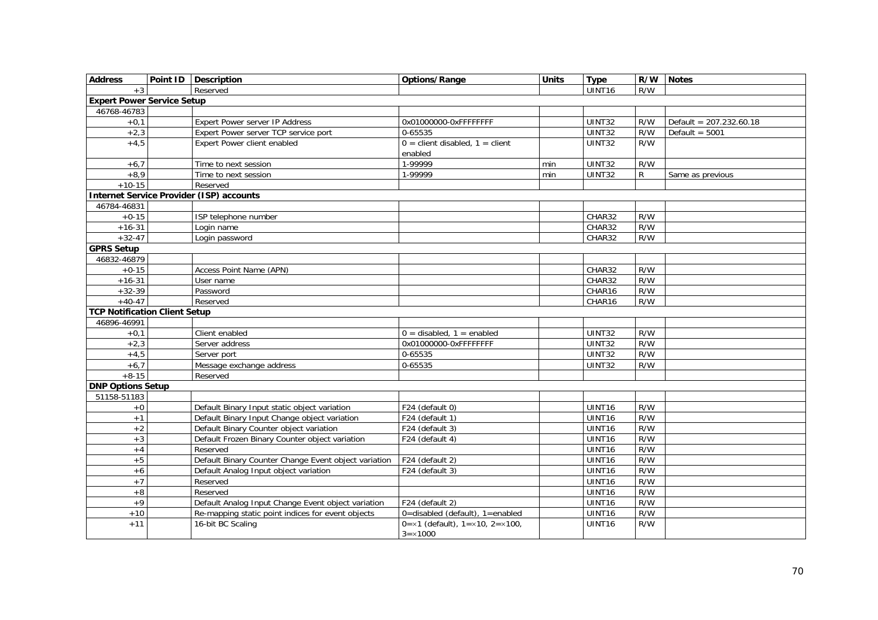| Address | Point ID | Description | Options/Range | Units | Type | R/W | Notes |
|---|---|---|---|---|---|---|---|
| +3 | | Reserved | | | UINT16 | R/W | |
| **Expert Power Service Setup** | | | | | | | |
| 46768-46783 | | | | | | | |
| +0,1 | | Expert Power server IP Address | 0x01000000-0xFFFFFFFF | | UINT32 | R/W | Default = 207.232.60.18 |
| +2,3 | | Expert Power server TCP service port | 0-65535 | | UINT32 | R/W | Default = 5001 |
| +4,5 | | Expert Power client enabled | 0 = client disabled, 1 = client enabled | | UINT32 | R/W | |
| +6,7 | | Time to next session | 1-99999 | min | UINT32 | R/W | |
| +8,9 | | Time to next session | 1-99999 | min | UINT32 | R | Same as previous |
| +10-15 | | Reserved | | | | | |
| **Internet Service Provider (ISP) accounts** | | | | | | | |
| 46784-46831 | | | | | | | |
| +0-15 | | ISP telephone number | | | CHAR32 | R/W | |
| +16-31 | | Login name | | | CHAR32 | R/W | |
| +32-47 | | Login password | | | CHAR32 | R/W | |
| **GPRS Setup** | | | | | | | |
| 46832-46879 | | | | | | | |
| +0-15 | | Access Point Name (APN) | | | CHAR32 | R/W | |
| +16-31 | | User name | | | CHAR32 | R/W | |
| +32-39 | | Password | | | CHAR16 | R/W | |
| +40-47 | | Reserved | | | CHAR16 | R/W | |
| **TCP Notification Client Setup** | | | | | | | |
| 46896-46991 | | | | | | | |
| +0,1 | | Client enabled | 0 = disabled, 1 = enabled | | UINT32 | R/W | |
| +2,3 | | Server address | 0x01000000-0xFFFFFFFF | | UINT32 | R/W | |
| +4,5 | | Server port | 0-65535 | | UINT32 | R/W | |
| +6,7 | | Message exchange address | 0-65535 | | UINT32 | R/W | |
| +8-15 | | Reserved | | | | | |
| **DNP Options Setup** | | | | | | | |
| 51158-51183 | | | | | | | |
| +0 | | Default Binary Input static object variation | F24 (default 0) | | UINT16 | R/W | |
| +1 | | Default Binary Input Change object variation | F24 (default 1) | | UINT16 | R/W | |
| +2 | | Default Binary Counter object variation | F24 (default 3) | | UINT16 | R/W | |
| +3 | | Default Frozen Binary Counter object variation | F24 (default 4) | | UINT16 | R/W | |
| +4 | | Reserved | | | UINT16 | R/W | |
| +5 | | Default Binary Counter Change Event object variation | F24 (default 2) | | UINT16 | R/W | |
| +6 | | Default Analog Input object variation | F24 (default 3) | | UINT16 | R/W | |
| +7 | | Reserved | | | UINT16 | R/W | |
| +8 | | Reserved | | | UINT16 | R/W | |
| +9 | | Default Analog Input Change Event object variation | F24 (default 2) | | UINT16 | R/W | |
| +10 | | Re-mapping static point indices for event objects | 0=disabled (default), 1=enabled | | UINT16 | R/W | |
| +11 | | 16-bit BC Scaling | 0=×1 (default), 1=×10, 2=×100, 3=×1000 | | UINT16 | R/W | |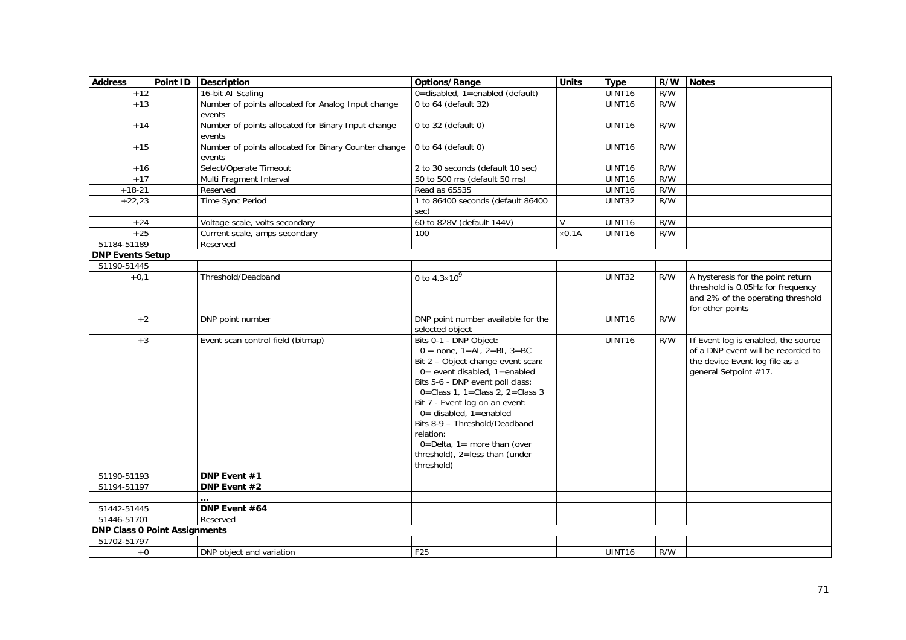| Address | Point ID | Description | Options/Range | Units | Type | R/W | Notes |
|---|---|---|---|---|---|---|---|
| +12 | | 16-bit AI Scaling | 0=disabled, 1=enabled (default) | | UINT16 | R/W | |
| +13 | | Number of points allocated for Analog Input change events | 0 to 64 (default 32) | | UINT16 | R/W | |
| +14 | | Number of points allocated for Binary Input change events | 0 to 32 (default 0) | | UINT16 | R/W | |
| +15 | | Number of points allocated for Binary Counter change events | 0 to 64 (default 0) | | UINT16 | R/W | |
| +16 | | Select/Operate Timeout | 2 to 30 seconds (default 10 sec) | | UINT16 | R/W | |
| +17 | | Multi Fragment Interval | 50 to 500 ms (default 50 ms) | | UINT16 | R/W | |
| +18-21 | | Reserved | Read as 65535 | | UINT16 | R/W | |
| +22,23 | | Time Sync Period | 1 to 86400 seconds (default 86400 sec) | | UINT32 | R/W | |
| +24 | | Voltage scale, volts secondary | 60 to 828V (default 144V) | V | UINT16 | R/W | |
| +25 | | Current scale, amps secondary | 100 | ×0.1A | UINT16 | R/W | |
| 51184-51189 | | Reserved | | | | | |
| **DNP Events Setup** | | | | | | | |
| 51190-51445 | | | | | | | |
| +0,1 | | Threshold/Deadband | 0 to $4.3 \times 10^9$ | | UINT32 | R/W | A hysteresis for the point return threshold is 0.05Hz for frequency and 2% of the operating threshold for other points |
| +2 | | DNP point number | DNP point number available for the selected object | | UINT16 | R/W | |
| +3 | | Event scan control field (bitmap) | Bits 0-1 - DNP Object: 0 = none, 1=AI, 2=BI, 3=BC<br>Bit 2 – Object change event scan: 0= event disabled, 1=enabled<br>Bits 5-6 - DNP event poll class: 0=Class 1, 1=Class 2, 2=Class 3<br>Bit 7 - Event log on an event: 0= disabled, 1=enabled<br>Bits 8-9 – Threshold/Deadband relation: 0=Delta, 1= more than (over threshold), 2=less than (under threshold) | | UINT16 | R/W | If Event log is enabled, the source of a DNP event will be recorded to the device Event log file as a general Setpoint #17. |
| 51190-51193 | | **DNP Event #1** | | | | | |
| 51194-51197 | | **DNP Event #2** | | | | | |
| | | **...** | | | | | |
| 51442-51445 | | **DNP Event #64** | | | | | |
| 51446-51701 | | Reserved | | | | | |
| **DNP Class 0 Point Assignments** | | | | | | | |
| 51702-51797 | | | | | | | |
| +0 | | DNP object and variation | F25 | | UINT16 | R/W | |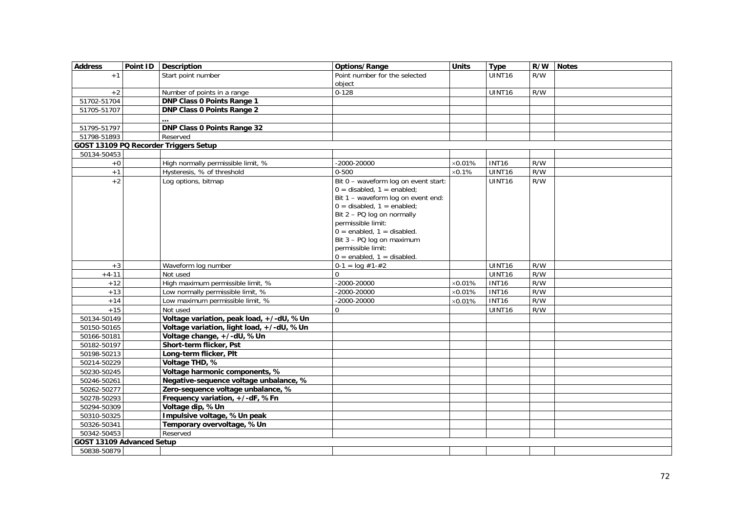| Address | Point ID | Description | Options/Range | Units | Type | R/W | Notes |
|---|---|---|---|---|---|---|---|
| +1 | | Start point number | Point number for the selected object | | UINT16 | R/W | |
| +2 | | Number of points in a range | 0-128 | | UINT16 | R/W | |
| 51702-51704 | | **DNP Class 0 Points Range 1** | | | | | |
| 51705-51707 | | **DNP Class 0 Points Range 2** | | | | | |
| | | **...** | | | | | |
| 51795-51797 | | **DNP Class 0 Points Range 32** | | | | | |
| 51798-51893 | | Reserved | | | | | |
| **GOST 13109 PQ Recorder Triggers Setup** | | | | | | | |
| 50134-50453 | | | | | | | |
| +0 | | High normally permissible limit, % | -2000-20000 | ×0.01% | INT16 | R/W | |
| +1 | | Hysteresis, % of threshold | 0-500 | ×0.1% | UINT16 | R/W | |
| +2 | | Log options, bitmap | Bit 0 – waveform log on event start: 0 = disabled, 1 = enabled; Bit 1 – waveform log on event end: 0 = disabled, 1 = enabled; Bit 2 – PQ log on normally permissible limit: 0 = enabled, 1 = disabled. Bit 3 – PQ log on maximum permissible limit: 0 = enabled, 1 = disabled. | | UINT16 | R/W | |
| +3 | | Waveform log number | 0-1 = log #1-#2 | | UINT16 | R/W | |
| +4-11 | | Not used | 0 | | UINT16 | R/W | |
| +12 | | High maximum permissible limit, % | -2000-20000 | ×0.01% | INT16 | R/W | |
| +13 | | Low normally permissible limit, % | -2000-20000 | ×0.01% | INT16 | R/W | |
| +14 | | Low maximum permissible limit, % | -2000-20000 | ×0.01% | INT16 | R/W | |
| +15 | | Not used | 0 | | UINT16 | R/W | |
| 50134-50149 | | **Voltage variation, peak load, +/-dU, % Un** | | | | | |
| 50150-50165 | | **Voltage variation, light load, +/-dU, % Un** | | | | | |
| 50166-50181 | | **Voltage change, +/-dU, % Un** | | | | | |
| 50182-50197 | | **Short-term flicker, Pst** | | | | | |
| 50198-50213 | | **Long-term flicker, Plt** | | | | | |
| 50214-50229 | | **Voltage THD, %** | | | | | |
| 50230-50245 | | **Voltage harmonic components, %** | | | | | |
| 50246-50261 | | **Negative-sequence voltage unbalance, %** | | | | | |
| 50262-50277 | | **Zero-sequence voltage unbalance, %** | | | | | |
| 50278-50293 | | **Frequency variation, +/-dF, % Fn** | | | | | |
| 50294-50309 | | **Voltage dip, % Un** | | | | | |
| 50310-50325 | | **Impulsive voltage, % Un peak** | | | | | |
| 50326-50341 | | **Temporary overvoltage, % Un** | | | | | |
| 50342-50453 | | Reserved | | | | | |
| **GOST 13109 Advanced Setup** | | | | | | | |
| 50838-50879 | | | | | | | |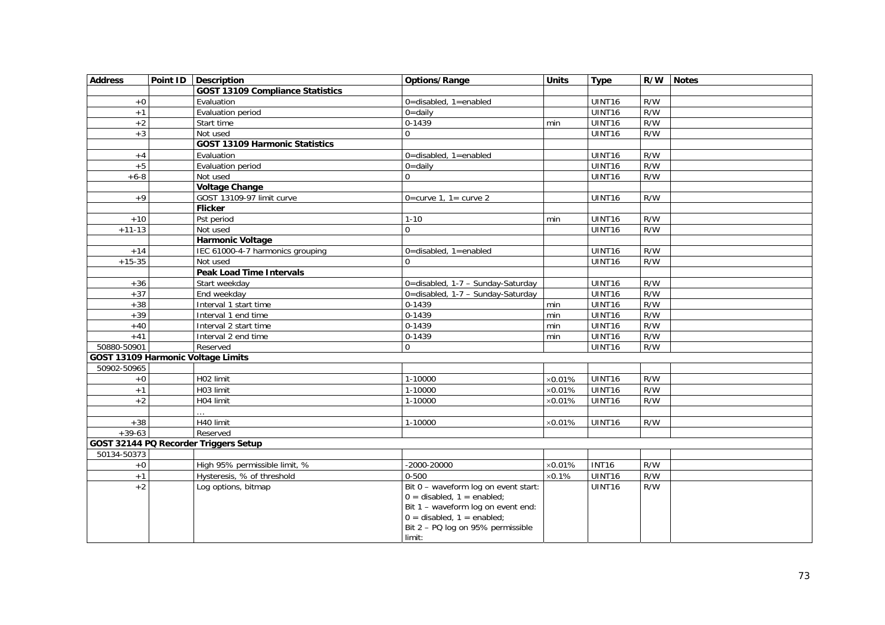| Address | Point ID | Description | Options/Range | Units | Type | R/W | Notes |
|---|---|---|---|---|---|---|---|
| | | **GOST 13109 Compliance Statistics** | | | | | |
| +0 | | Evaluation | 0=disabled, 1=enabled | | UINT16 | R/W | |
| +1 | | Evaluation period | 0=daily | | UINT16 | R/W | |
| +2 | | Start time | 0-1439 | min | UINT16 | R/W | |
| +3 | | Not used | 0 | | UINT16 | R/W | |
| | | **GOST 13109 Harmonic Statistics** | | | | | |
| +4 | | Evaluation | 0=disabled, 1=enabled | | UINT16 | R/W | |
| +5 | | Evaluation period | 0=daily | | UINT16 | R/W | |
| +6-8 | | Not used | 0 | | UINT16 | R/W | |
| | | **Voltage Change** | | | | | |
| +9 | | GOST 13109-97 limit curve | 0=curve 1, 1= curve 2 | | UINT16 | R/W | |
| | | **Flicker** | | | | | |
| +10 | | Pst period | 1-10 | min | UINT16 | R/W | |
| +11-13 | | Not used | 0 | | UINT16 | R/W | |
| | | **Harmonic Voltage** | | | | | |
| +14 | | IEC 61000-4-7 harmonics grouping | 0=disabled, 1=enabled | | UINT16 | R/W | |
| +15-35 | | Not used | 0 | | UINT16 | R/W | |
| | | **Peak Load Time Intervals** | | | | | |
| +36 | | Start weekday | 0=disabled, 1-7 – Sunday-Saturday | | UINT16 | R/W | |
| +37 | | End weekday | 0=disabled, 1-7 – Sunday-Saturday | | UINT16 | R/W | |
| +38 | | Interval 1 start time | 0-1439 | min | UINT16 | R/W | |
| +39 | | Interval 1 end time | 0-1439 | min | UINT16 | R/W | |
| +40 | | Interval 2 start time | 0-1439 | min | UINT16 | R/W | |
| +41 | | Interval 2 end time | 0-1439 | min | UINT16 | R/W | |
| 50880-50901 | | Reserved | 0 | | UINT16 | R/W | |
| **GOST 13109 Harmonic Voltage Limits** | | | | | | | |
| 50902-50965 | | | | | | | |
| +0 | | H02 limit | 1-10000 | ×0.01% | UINT16 | R/W | |
| +1 | | H03 limit | 1-10000 | ×0.01% | UINT16 | R/W | |
| +2 | | H04 limit | 1-10000 | ×0.01% | UINT16 | R/W | |
| | | … | | | | | |
| +38 | | H40 limit | 1-10000 | ×0.01% | UINT16 | R/W | |
| +39-63 | | Reserved | | | | | |
| **GOST 32144 PQ Recorder Triggers Setup** | | | | | | | |
| 50134-50373 | | | | | | | |
| +0 | | High 95% permissible limit, % | -2000-20000 | ×0.01% | INT16 | R/W | |
| +1 | | Hysteresis, % of threshold | 0-500 | ×0.1% | UINT16 | R/W | |
| +2 | | Log options, bitmap | Bit 0 – waveform log on event start: 0 = disabled, 1 = enabled; Bit 1 – waveform log on event end: 0 = disabled, 1 = enabled; Bit 2 – PQ log on 95% permissible limit: | | UINT16 | R/W | |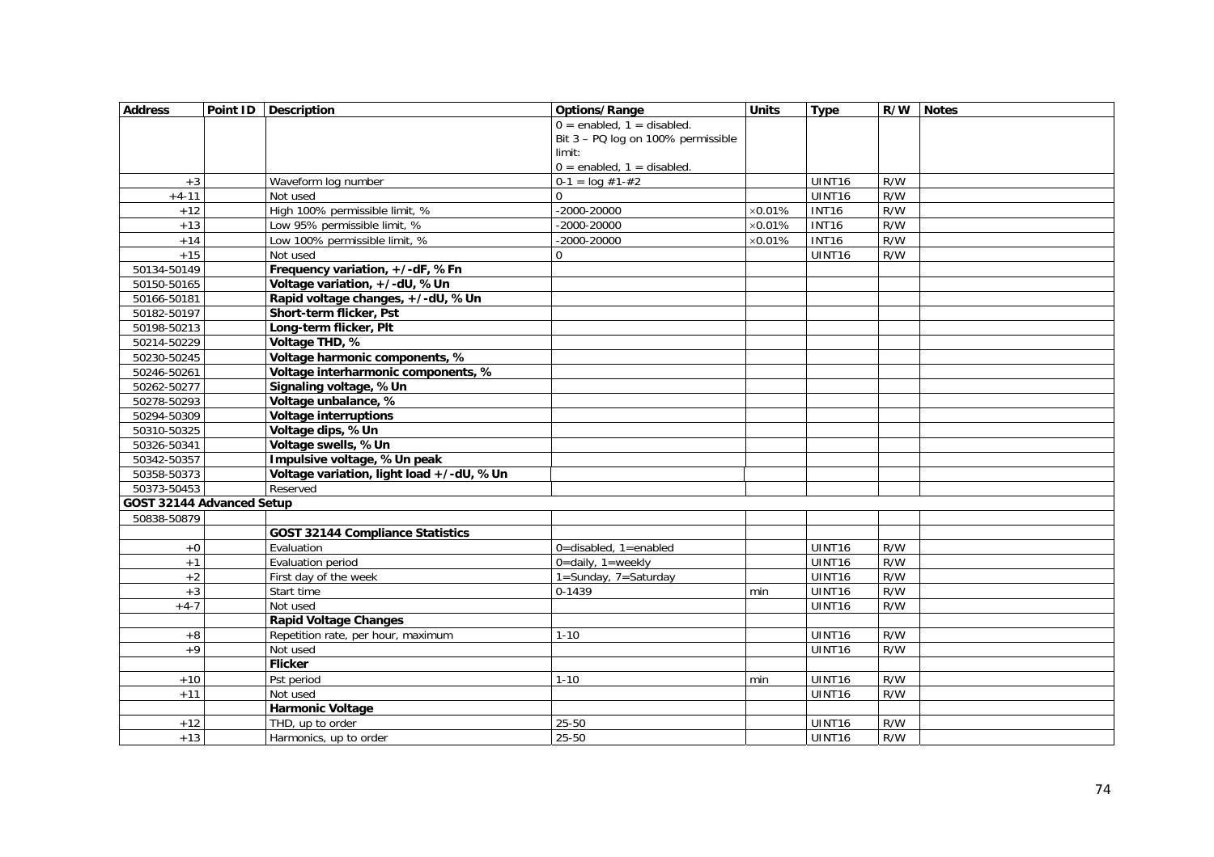| Address | Point ID | Description | Options/Range | Units | Type | R/W | Notes |
|---|---|---|---|---|---|---|---|
| | | | 0 = enabled, 1 = disabled. Bit 3 – PQ log on 100% permissible limit: 0 = enabled, 1 = disabled. | | | | |
| +3 | | Waveform log number | 0-1 = log #1-#2 | | UINT16 | R/W | |
| +4-11 | | Not used | 0 | | UINT16 | R/W | |
| +12 | | High 100% permissible limit, % | -2000-20000 | ×0.01% | INT16 | R/W | |
| +13 | | Low 95% permissible limit, % | -2000-20000 | ×0.01% | INT16 | R/W | |
| +14 | | Low 100% permissible limit, % | -2000-20000 | ×0.01% | INT16 | R/W | |
| +15 | | Not used | 0 | | UINT16 | R/W | |
| 50134-50149 | | **Frequency variation, +/-dF, % Fn** | | | | | |
| 50150-50165 | | **Voltage variation, +/-dU, % Un** | | | | | |
| 50166-50181 | | **Rapid voltage changes, +/-dU, % Un** | | | | | |
| 50182-50197 | | **Short-term flicker, Pst** | | | | | |
| 50198-50213 | | **Long-term flicker, Plt** | | | | | |
| 50214-50229 | | **Voltage THD, %** | | | | | |
| 50230-50245 | | **Voltage harmonic components, %** | | | | | |
| 50246-50261 | | **Voltage interharmonic components, %** | | | | | |
| 50262-50277 | | **Signaling voltage, % Un** | | | | | |
| 50278-50293 | | **Voltage unbalance, %** | | | | | |
| 50294-50309 | | **Voltage interruptions** | | | | | |
| 50310-50325 | | **Voltage dips, % Un** | | | | | |
| 50326-50341 | | **Voltage swells, % Un** | | | | | |
| 50342-50357 | | **Impulsive voltage, % Un peak** | | | | | |
| 50358-50373 | | **Voltage variation, light load +/-dU, % Un** | | | | | |
| 50373-50453 | | Reserved | | | | | |
| **GOST 32144 Advanced Setup** | | | | | | | |
| 50838-50879 | | | | | | | |
| | | **GOST 32144 Compliance Statistics** | | | | | |
| +0 | | Evaluation | 0=disabled, 1=enabled | | UINT16 | R/W | |
| +1 | | Evaluation period | 0=daily, 1=weekly | | UINT16 | R/W | |
| +2 | | First day of the week | 1=Sunday, 7=Saturday | | UINT16 | R/W | |
| +3 | | Start time | 0-1439 | min | UINT16 | R/W | |
| +4-7 | | Not used | | | UINT16 | R/W | |
| | | **Rapid Voltage Changes** | | | | | |
| +8 | | Repetition rate, per hour, maximum | 1-10 | | UINT16 | R/W | |
| +9 | | Not used | | | UINT16 | R/W | |
| | | **Flicker** | | | | | |
| +10 | | Pst period | 1-10 | min | UINT16 | R/W | |
| +11 | | Not used | | | UINT16 | R/W | |
| | | **Harmonic Voltage** | | | | | |
| +12 | | THD, up to order | 25-50 | | UINT16 | R/W | |
| +13 | | Harmonics, up to order | 25-50 | | UINT16 | R/W | |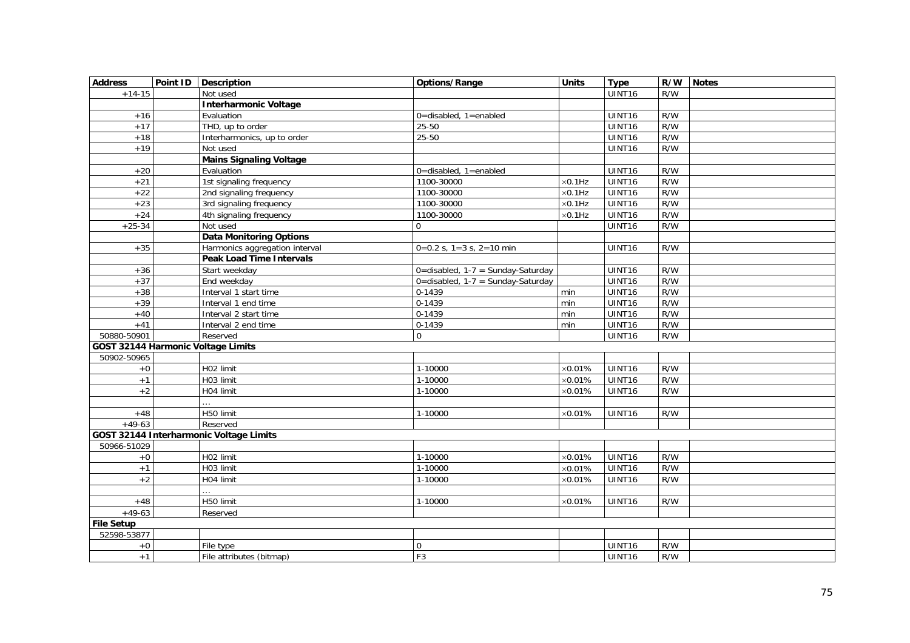| Address | Point ID | Description | Options/Range | Units | Type | R/W | Notes |
|---|---|---|---|---|---|---|---|
| +14-15 | | Not used | | | UINT16 | R/W | |
| | | **Interharmonic Voltage** | | | | | |
| +16 | | Evaluation | 0=disabled, 1=enabled | | UINT16 | R/W | |
| +17 | | THD, up to order | 25-50 | | UINT16 | R/W | |
| +18 | | Interharmonics, up to order | 25-50 | | UINT16 | R/W | |
| +19 | | Not used | | | UINT16 | R/W | |
| | | **Mains Signaling Voltage** | | | | | |
| +20 | | Evaluation | 0=disabled, 1=enabled | | UINT16 | R/W | |
| +21 | | 1st signaling frequency | 1100-30000 | ×0.1Hz | UINT16 | R/W | |
| +22 | | 2nd signaling frequency | 1100-30000 | ×0.1Hz | UINT16 | R/W | |
| +23 | | 3rd signaling frequency | 1100-30000 | ×0.1Hz | UINT16 | R/W | |
| +24 | | 4th signaling frequency | 1100-30000 | ×0.1Hz | UINT16 | R/W | |
| +25-34 | | Not used | 0 | | UINT16 | R/W | |
| | | **Data Monitoring Options** | | | | | |
| +35 | | Harmonics aggregation interval | 0=0.2 s, 1=3 s, 2=10 min | | UINT16 | R/W | |
| | | **Peak Load Time Intervals** | | | | | |
| +36 | | Start weekday | 0=disabled, 1-7 = Sunday-Saturday | | UINT16 | R/W | |
| +37 | | End weekday | 0=disabled, 1-7 = Sunday-Saturday | | UINT16 | R/W | |
| +38 | | Interval 1 start time | 0-1439 | min | UINT16 | R/W | |
| +39 | | Interval 1 end time | 0-1439 | min | UINT16 | R/W | |
| +40 | | Interval 2 start time | 0-1439 | min | UINT16 | R/W | |
| +41 | | Interval 2 end time | 0-1439 | min | UINT16 | R/W | |
| 50880-50901 | | Reserved | 0 | | UINT16 | R/W | |
| **GOST 32144 Harmonic Voltage Limits** | | | | | | | |
| 50902-50965 | | | | | | | |
| +0 | | H02 limit | 1-10000 | ×0.01% | UINT16 | R/W | |
| +1 | | H03 limit | 1-10000 | ×0.01% | UINT16 | R/W | |
| +2 | | H04 limit | 1-10000 | ×0.01% | UINT16 | R/W | |
| | | … | | | | | |
| +48 | | H50 limit | 1-10000 | ×0.01% | UINT16 | R/W | |
| +49-63 | | Reserved | | | | | |
| **GOST 32144 Interharmonic Voltage Limits** | | | | | | | |
| 50966-51029 | | | | | | | |
| +0 | | H02 limit | 1-10000 | ×0.01% | UINT16 | R/W | |
| +1 | | H03 limit | 1-10000 | ×0.01% | UINT16 | R/W | |
| +2 | | H04 limit | 1-10000 | ×0.01% | UINT16 | R/W | |
| | | … | | | | | |
| +48 | | H50 limit | 1-10000 | ×0.01% | UINT16 | R/W | |
| +49-63 | | Reserved | | | | | |
| **File Setup** | | | | | | | |
| 52598-53877 | | | | | | | |
| +0 | | File type | 0 | | UINT16 | R/W | |
| +1 | | File attributes (bitmap) | F3 | | UINT16 | R/W | |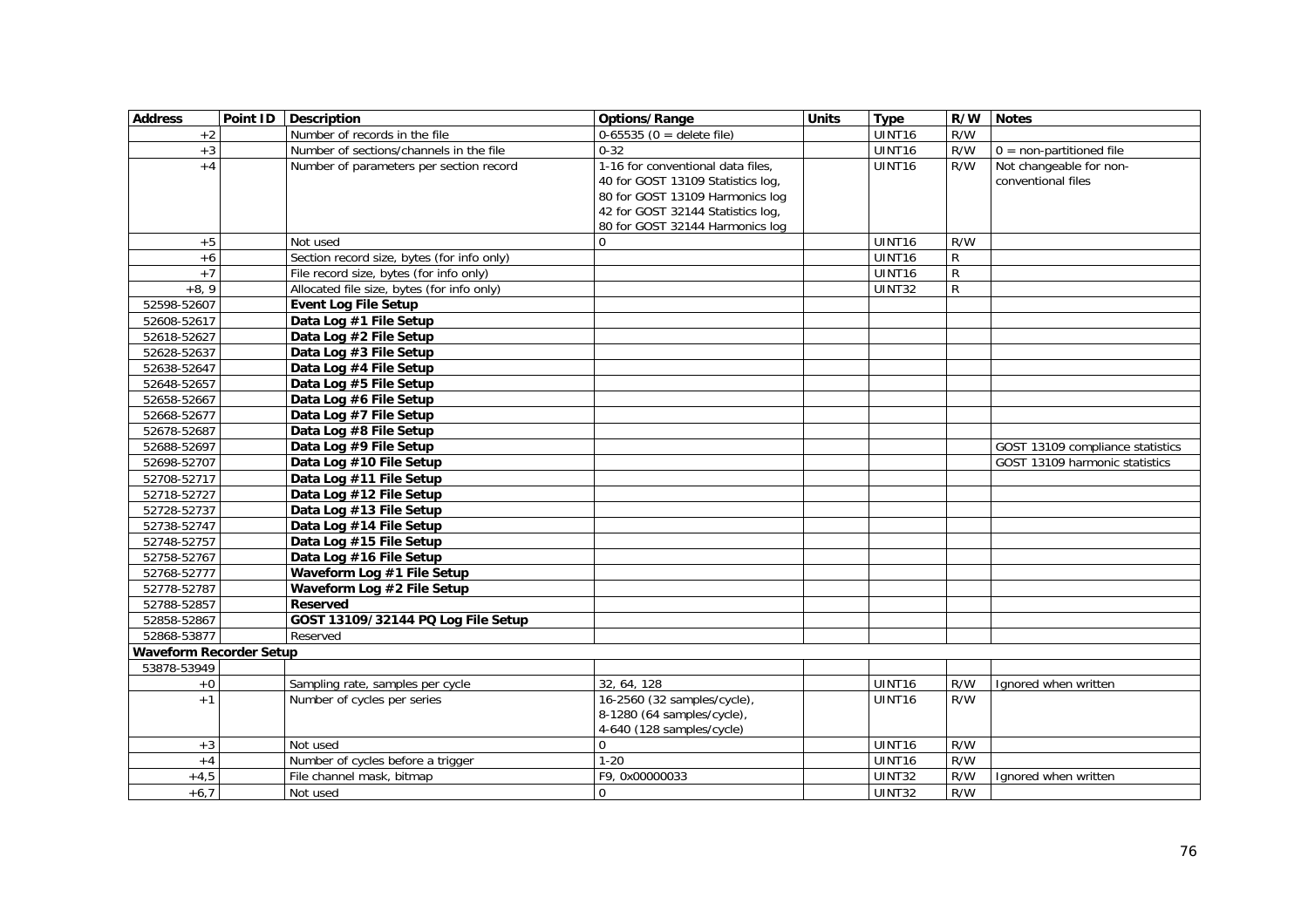| Address | Point ID | Description | Options/Range | Units | Type | R/W | Notes |
|---|---|---|---|---|---|---|---|
| +2 | | Number of records in the file | 0-65535 (0 = delete file) | | UINT16 | R/W | |
| +3 | | Number of sections/channels in the file | 0-32 | | UINT16 | R/W | 0 = non-partitioned file |
| +4 | | Number of parameters per section record | 1-16 for conventional data files, 40 for GOST 13109 Statistics log, 80 for GOST 13109 Harmonics log 42 for GOST 32144 Statistics log, 80 for GOST 32144 Harmonics log | | UINT16 | R/W | Not changeable for non-conventional files |
| +5 | | Not used | 0 | | UINT16 | R/W | |
| +6 | | Section record size, bytes (for info only) | | | UINT16 | R | |
| +7 | | File record size, bytes (for info only) | | | UINT16 | R | |
| +8, 9 | | Allocated file size, bytes (for info only) | | | UINT32 | R | |
| 52598-52607 | | **Event Log File Setup** | | | | | |
| 52608-52617 | | **Data Log #1 File Setup** | | | | | |
| 52618-52627 | | **Data Log #2 File Setup** | | | | | |
| 52628-52637 | | **Data Log #3 File Setup** | | | | | |
| 52638-52647 | | **Data Log #4 File Setup** | | | | | |
| 52648-52657 | | **Data Log #5 File Setup** | | | | | |
| 52658-52667 | | **Data Log #6 File Setup** | | | | | |
| 52668-52677 | | **Data Log #7 File Setup** | | | | | |
| 52678-52687 | | **Data Log #8 File Setup** | | | | | |
| 52688-52697 | | **Data Log #9 File Setup** | | | | | GOST 13109 compliance statistics |
| 52698-52707 | | **Data Log #10 File Setup** | | | | | GOST 13109 harmonic statistics |
| 52708-52717 | | **Data Log #11 File Setup** | | | | | |
| 52718-52727 | | **Data Log #12 File Setup** | | | | | |
| 52728-52737 | | **Data Log #13 File Setup** | | | | | |
| 52738-52747 | | **Data Log #14 File Setup** | | | | | |
| 52748-52757 | | **Data Log #15 File Setup** | | | | | |
| 52758-52767 | | **Data Log #16 File Setup** | | | | | |
| 52768-52777 | | **Waveform Log #1 File Setup** | | | | | |
| 52778-52787 | | **Waveform Log #2 File Setup** | | | | | |
| 52788-52857 | | **Reserved** | | | | | |
| 52858-52867 | | **GOST 13109/32144 PQ Log File Setup** | | | | | |
| 52868-53877 | | Reserved | | | | | |
| **Waveform Recorder Setup** | | | | | | | |
| 53878-53949 | | | | | | | |
| +0 | | Sampling rate, samples per cycle | 32, 64, 128 | | UINT16 | R/W | Ignored when written |
| +1 | | Number of cycles per series | 16-2560 (32 samples/cycle), 8-1280 (64 samples/cycle), 4-640 (128 samples/cycle) | | UINT16 | R/W | |
| +3 | | Not used | 0 | | UINT16 | R/W | |
| +4 | | Number of cycles before a trigger | 1-20 | | UINT16 | R/W | |
| +4,5 | | File channel mask, bitmap | F9, 0x00000033 | | UINT32 | R/W | Ignored when written |
| +6,7 | | Not used | 0 | | UINT32 | R/W | |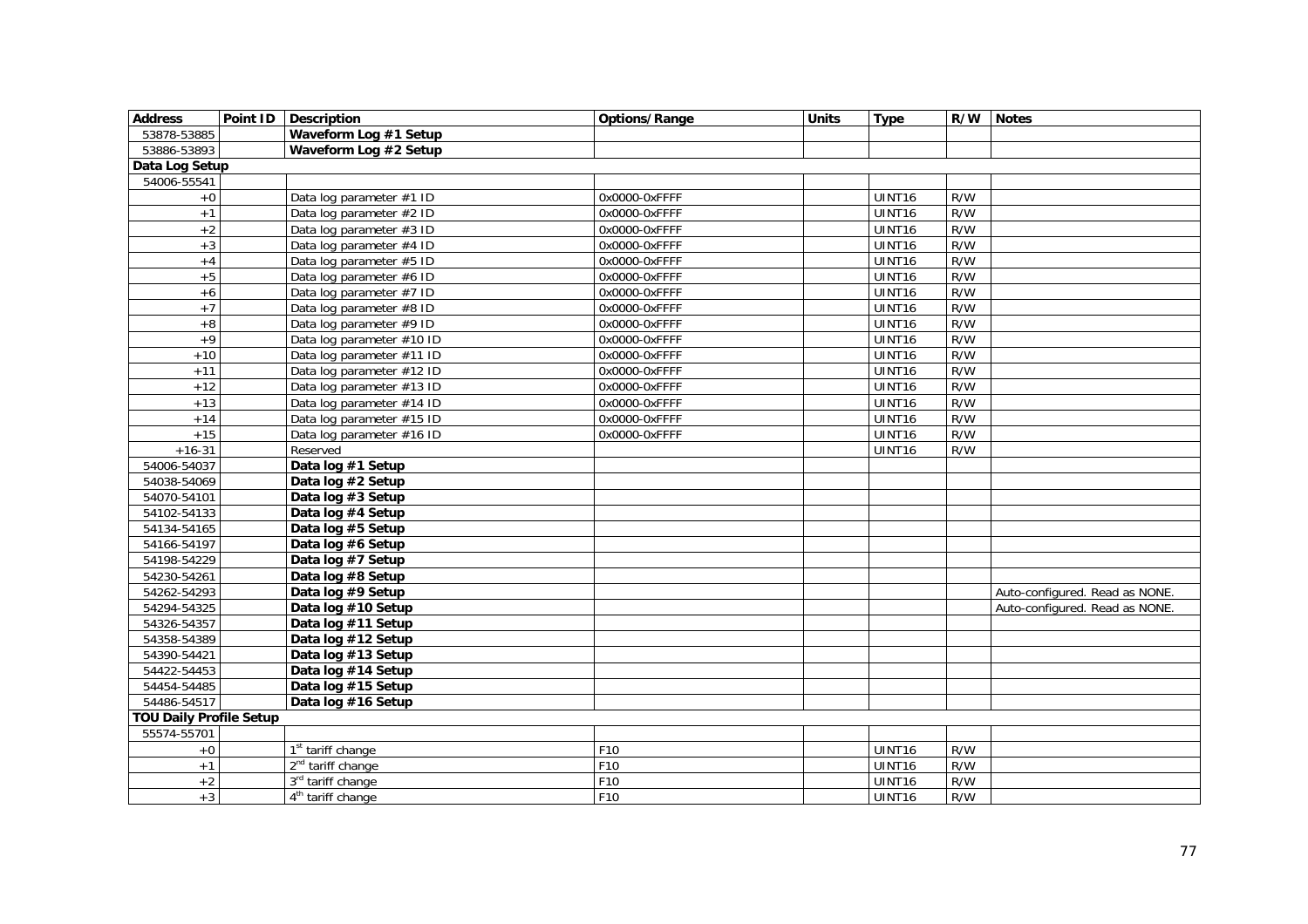| Address | Point ID | Description | Options/Range | Units | Type | R/W | Notes |
|---|---|---|---|---|---|---|---|
| 53878-53885 | | **Waveform Log #1 Setup** | | | | | |
| 53886-53893 | | **Waveform Log #2 Setup** | | | | | |
| **Data Log Setup** | | | | | | | |
| 54006-55541 | | | | | | | |
| +0 | | Data log parameter #1 ID | 0x0000-0xFFFF | | UINT16 | R/W | |
| +1 | | Data log parameter #2 ID | 0x0000-0xFFFF | | UINT16 | R/W | |
| +2 | | Data log parameter #3 ID | 0x0000-0xFFFF | | UINT16 | R/W | |
| +3 | | Data log parameter #4 ID | 0x0000-0xFFFF | | UINT16 | R/W | |
| +4 | | Data log parameter #5 ID | 0x0000-0xFFFF | | UINT16 | R/W | |
| +5 | | Data log parameter #6 ID | 0x0000-0xFFFF | | UINT16 | R/W | |
| +6 | | Data log parameter #7 ID | 0x0000-0xFFFF | | UINT16 | R/W | |
| +7 | | Data log parameter #8 ID | 0x0000-0xFFFF | | UINT16 | R/W | |
| +8 | | Data log parameter #9 ID | 0x0000-0xFFFF | | UINT16 | R/W | |
| +9 | | Data log parameter #10 ID | 0x0000-0xFFFF | | UINT16 | R/W | |
| +10 | | Data log parameter #11 ID | 0x0000-0xFFFF | | UINT16 | R/W | |
| +11 | | Data log parameter #12 ID | 0x0000-0xFFFF | | UINT16 | R/W | |
| +12 | | Data log parameter #13 ID | 0x0000-0xFFFF | | UINT16 | R/W | |
| +13 | | Data log parameter #14 ID | 0x0000-0xFFFF | | UINT16 | R/W | |
| +14 | | Data log parameter #15 ID | 0x0000-0xFFFF | | UINT16 | R/W | |
| +15 | | Data log parameter #16 ID | 0x0000-0xFFFF | | UINT16 | R/W | |
| +16-31 | | Reserved | | | UINT16 | R/W | |
| 54006-54037 | | **Data log #1 Setup** | | | | | |
| 54038-54069 | | **Data log #2 Setup** | | | | | |
| 54070-54101 | | **Data log #3 Setup** | | | | | |
| 54102-54133 | | **Data log #4 Setup** | | | | | |
| 54134-54165 | | **Data log #5 Setup** | | | | | |
| 54166-54197 | | **Data log #6 Setup** | | | | | |
| 54198-54229 | | **Data log #7 Setup** | | | | | |
| 54230-54261 | | **Data log #8 Setup** | | | | | |
| 54262-54293 | | **Data log #9 Setup** | | | | | Auto-configured. Read as NONE. |
| 54294-54325 | | **Data log #10 Setup** | | | | | Auto-configured. Read as NONE. |
| 54326-54357 | | **Data log #11 Setup** | | | | | |
| 54358-54389 | | **Data log #12 Setup** | | | | | |
| 54390-54421 | | **Data log #13 Setup** | | | | | |
| 54422-54453 | | **Data log #14 Setup** | | | | | |
| 54454-54485 | | **Data log #15 Setup** | | | | | |
| 54486-54517 | | **Data log #16 Setup** | | | | | |
| **TOU Daily Profile Setup** | | | | | | | |
| 55574-55701 | | | | | | | |
| +0 | | 1st tariff change | F10 | | UINT16 | R/W | |
| +1 | | 2nd tariff change | F10 | | UINT16 | R/W | |
| +2 | | 3rd tariff change | F10 | | UINT16 | R/W | |
| +3 | | 4th tariff change | F10 | | UINT16 | R/W | |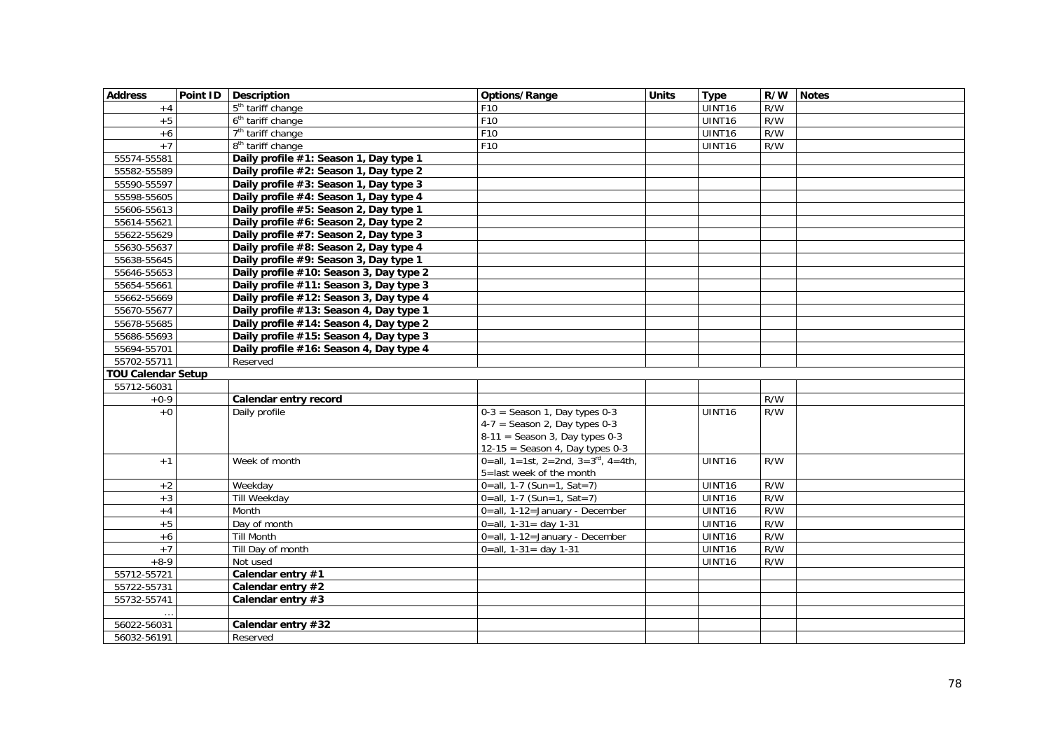| Address | Point ID | Description | Options/Range | Units | Type | R/W | Notes |
|---|---|---|---|---|---|---|---|
| +4 | | 5th tariff change | F10 | | UINT16 | R/W | |
| +5 | | 6th tariff change | F10 | | UINT16 | R/W | |
| +6 | | 7th tariff change | F10 | | UINT16 | R/W | |
| +7 | | 8th tariff change | F10 | | UINT16 | R/W | |
| 55574-55581 | | **Daily profile #1: Season 1, Day type 1** | | | | | |
| 55582-55589 | | **Daily profile #2: Season 1, Day type 2** | | | | | |
| 55590-55597 | | **Daily profile #3: Season 1, Day type 3** | | | | | |
| 55598-55605 | | **Daily profile #4: Season 1, Day type 4** | | | | | |
| 55606-55613 | | **Daily profile #5: Season 2, Day type 1** | | | | | |
| 55614-55621 | | **Daily profile #6: Season 2, Day type 2** | | | | | |
| 55622-55629 | | **Daily profile #7: Season 2, Day type 3** | | | | | |
| 55630-55637 | | **Daily profile #8: Season 2, Day type 4** | | | | | |
| 55638-55645 | | **Daily profile #9: Season 3, Day type 1** | | | | | |
| 55646-55653 | | **Daily profile #10: Season 3, Day type 2** | | | | | |
| 55654-55661 | | **Daily profile #11: Season 3, Day type 3** | | | | | |
| 55662-55669 | | **Daily profile #12: Season 3, Day type 4** | | | | | |
| 55670-55677 | | **Daily profile #13: Season 4, Day type 1** | | | | | |
| 55678-55685 | | **Daily profile #14: Season 4, Day type 2** | | | | | |
| 55686-55693 | | **Daily profile #15: Season 4, Day type 3** | | | | | |
| 55694-55701 | | **Daily profile #16: Season 4, Day type 4** | | | | | |
| 55702-55711 | | Reserved | | | | | |
| **TOU Calendar Setup** | | | | | | | |
| 55712-56031 | | | | | | | |
| +0-9 | | **Calendar entry record** | | | | R/W | |
| +0 | | Daily profile | 0-3 = Season 1, Day types 0-3<br>4-7 = Season 2, Day types 0-3<br>8-11 = Season 3, Day types 0-3<br>12-15 = Season 4, Day types 0-3 | | UINT16 | R/W | |
| +1 | | Week of month | 0=all, 1=1st, 2=2nd, 3=3rd, 4=4th, 5=last week of the month | | UINT16 | R/W | |
| +2 | | Weekday | 0=all, 1-7 (Sun=1, Sat=7) | | UINT16 | R/W | |
| +3 | | Till Weekday | 0=all, 1-7 (Sun=1, Sat=7) | | UINT16 | R/W | |
| +4 | | Month | 0=all, 1-12=January - December | | UINT16 | R/W | |
| +5 | | Day of month | 0=all, 1-31= day 1-31 | | UINT16 | R/W | |
| +6 | | Till Month | 0=all, 1-12=January - December | | UINT16 | R/W | |
| +7 | | Till Day of month | 0=all, 1-31= day 1-31 | | UINT16 | R/W | |
| +8-9 | | Not used | | | UINT16 | R/W | |
| 55712-55721 | | **Calendar entry #1** | | | | | |
| 55722-55731 | | **Calendar entry #2** | | | | | |
| 55732-55741 | | **Calendar entry #3** | | | | | |
| ... | | | | | | | |
| 56022-56031 | | **Calendar entry #32** | | | | | |
| 56032-56191 | | Reserved | | | | | |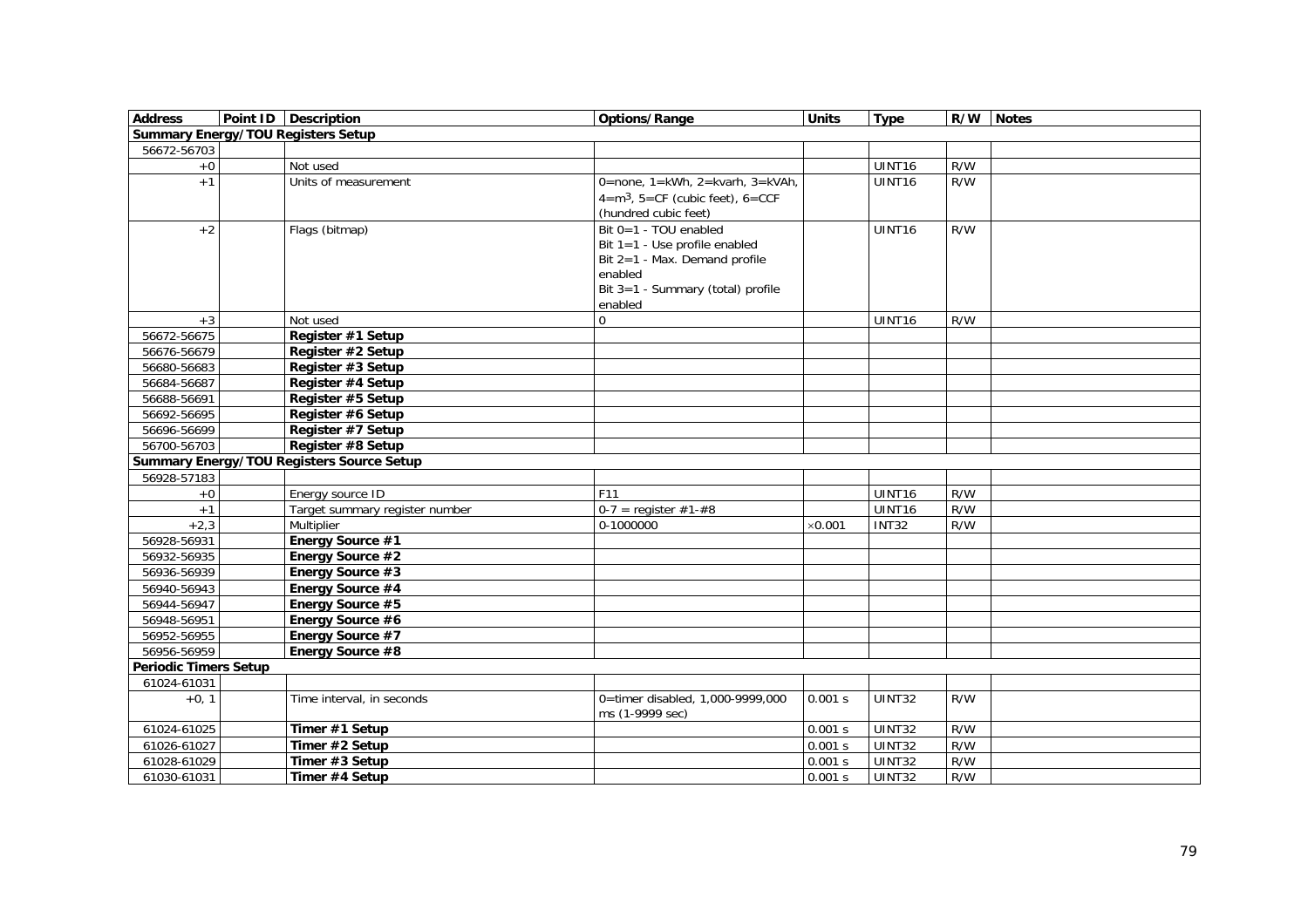| Address | Point ID | Description | Options/Range | Units | Type | R/W | Notes |
|---|---|---|---|---|---|---|---|
| **Summary Energy/TOU Registers Setup** | | | | | | | |
| 56672-56703 | | | | | | | |
| +0 | | Not used | | | UINT16 | R/W | |
| +1 | | Units of measurement | 0=none, 1=kWh, 2=kvarh, 3=kVAh, 4=m$^3$, 5=CF (cubic feet), 6=CCF (hundred cubic feet) | | UINT16 | R/W | |
| +2 | | Flags (bitmap) | Bit 0=1 - TOU enabled<br>Bit 1=1 - Use profile enabled<br>Bit 2=1 - Max. Demand profile enabled<br>Bit 3=1 - Summary (total) profile enabled | | UINT16 | R/W | |
| +3 | | Not used | 0 | | UINT16 | R/W | |
| 56672-56675 | | **Register #1 Setup** | | | | | |
| 56676-56679 | | **Register #2 Setup** | | | | | |
| 56680-56683 | | **Register #3 Setup** | | | | | |
| 56684-56687 | | **Register #4 Setup** | | | | | |
| 56688-56691 | | **Register #5 Setup** | | | | | |
| 56692-56695 | | **Register #6 Setup** | | | | | |
| 56696-56699 | | **Register #7 Setup** | | | | | |
| 56700-56703 | | **Register #8 Setup** | | | | | |
| **Summary Energy/TOU Registers Source Setup** | | | | | | | |
| 56928-57183 | | | | | | | |
| +0 | | Energy source ID | F11 | | UINT16 | R/W | |
| +1 | | Target summary register number | 0-7 = register #1-#8 | | UINT16 | R/W | |
| +2,3 | | Multiplier | 0-1000000 | ×0.001 | INT32 | R/W | |
| 56928-56931 | | **Energy Source #1** | | | | | |
| 56932-56935 | | **Energy Source #2** | | | | | |
| 56936-56939 | | **Energy Source #3** | | | | | |
| 56940-56943 | | **Energy Source #4** | | | | | |
| 56944-56947 | | **Energy Source #5** | | | | | |
| 56948-56951 | | **Energy Source #6** | | | | | |
| 56952-56955 | | **Energy Source #7** | | | | | |
| 56956-56959 | | **Energy Source #8** | | | | | |
| **Periodic Timers Setup** | | | | | | | |
| 61024-61031 | | | | | | | |
| +0, 1 | | Time interval, in seconds | 0=timer disabled, 1,000-9999,000 ms (1-9999 sec) | 0.001 s | UINT32 | R/W | |
| 61024-61025 | | **Timer #1 Setup** | | 0.001 s | UINT32 | R/W | |
| 61026-61027 | | **Timer #2 Setup** | | 0.001 s | UINT32 | R/W | |
| 61028-61029 | | **Timer #3 Setup** | | 0.001 s | UINT32 | R/W | |
| 61030-61031 | | **Timer #4 Setup** | | 0.001 s | UINT32 | R/W | |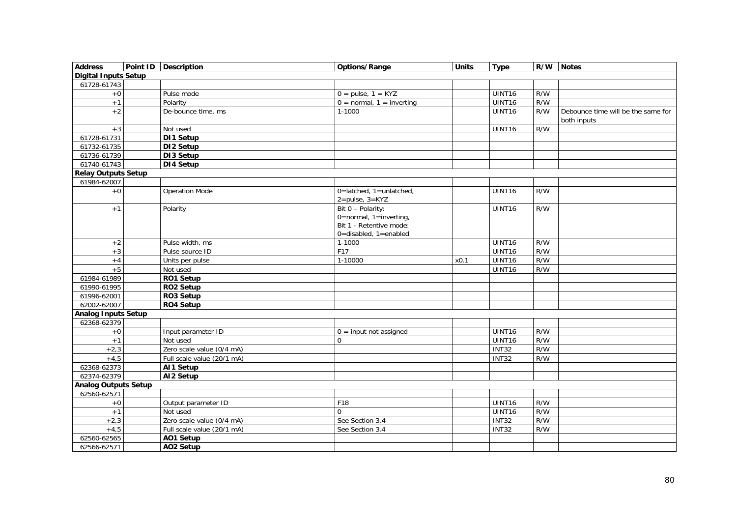| Address | Point ID | Description | Options/Range | Units | Type | R/W | Notes |
|---|---|---|---|---|---|---|---|
| **Digital Inputs Setup** | | | | | | | |
| 61728-61743 | | | | | | | |
| +0 | | Pulse mode | 0 = pulse, 1 = KYZ | | UINT16 | R/W | |
| +1 | | Polarity | 0 = normal, 1 = inverting | | UINT16 | R/W | |
| +2 | | De-bounce time, ms | 1-1000 | | UINT16 | R/W | Debounce time will be the same for both inputs |
| +3 | | Not used | | | UINT16 | R/W | |
| 61728-61731 | | **DI1 Setup** | | | | | |
| 61732-61735 | | **DI2 Setup** | | | | | |
| 61736-61739 | | **DI3 Setup** | | | | | |
| 61740-61743 | | **DI4 Setup** | | | | | |
| **Relay Outputs Setup** | | | | | | | |
| 61984-62007 | | | | | | | |
| +0 | | Operation Mode | 0=latched, 1=unlatched, 2=pulse, 3=KYZ | | UINT16 | R/W | |
| +1 | | Polarity | Bit 0 – Polarity: 0=normal, 1=inverting, Bit 1 - Retentive mode: 0=disabled, 1=enabled | | UINT16 | R/W | |
| +2 | | Pulse width, ms | 1-1000 | | UINT16 | R/W | |
| +3 | | Pulse source ID | F17 | | UINT16 | R/W | |
| +4 | | Units per pulse | 1-10000 | x0.1 | UINT16 | R/W | |
| +5 | | Not used | | | UINT16 | R/W | |
| 61984-61989 | | **RO1 Setup** | | | | | |
| 61990-61995 | | **RO2 Setup** | | | | | |
| 61996-62001 | | **RO3 Setup** | | | | | |
| 62002-62007 | | **RO4 Setup** | | | | | |
| **Analog Inputs Setup** | | | | | | | |
| 62368-62379 | | | | | | | |
| +0 | | Input parameter ID | 0 = input not assigned | | UINT16 | R/W | |
| +1 | | Not used | 0 | | UINT16 | R/W | |
| +2,3 | | Zero scale value (0/4 mA) | | | INT32 | R/W | |
| +4,5 | | Full scale value (20/1 mA) | | | INT32 | R/W | |
| 62368-62373 | | **AI1 Setup** | | | | | |
| 62374-62379 | | **AI2 Setup** | | | | | |
| **Analog Outputs Setup** | | | | | | | |
| 62560-62571 | | | | | | | |
| +0 | | Output parameter ID | F18 | | UINT16 | R/W | |
| +1 | | Not used | 0 | | UINT16 | R/W | |
| +2,3 | | Zero scale value (0/4 mA) | See Section 3.4 | | INT32 | R/W | |
| +4,5 | | Full scale value (20/1 mA) | See Section 3.4 | | INT32 | R/W | |
| 62560-62565 | | **AO1 Setup** | | | | | |
| 62566-62571 | | **AO2 Setup** | | | | | |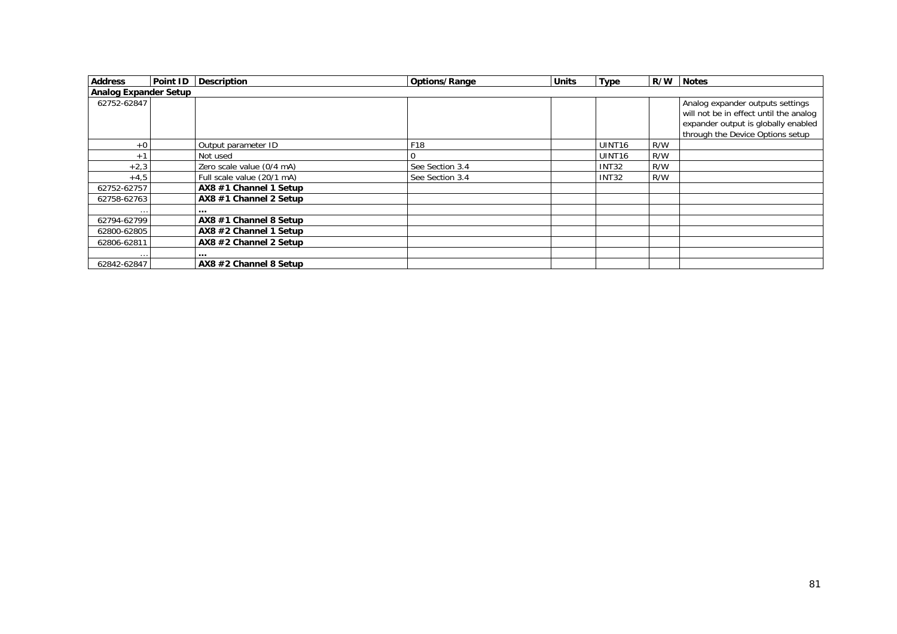| Address | Point ID | Description | Options/Range | Units | Type | R/W | Notes |
|---|---|---|---|---|---|---|---|
| **Analog Expander Setup** | | | | | | | |
| 62752-62847 | | | | | | | Analog expander outputs settings will not be in effect until the analog expander output is globally enabled through the Device Options setup |
| +0 | | Output parameter ID | F18 | | UINT16 | R/W | |
| +1 | | Not used | 0 | | UINT16 | R/W | |
| +2,3 | | Zero scale value (0/4 mA) | See Section 3.4 | | INT32 | R/W | |
| +4,5 | | Full scale value (20/1 mA) | See Section 3.4 | | INT32 | R/W | |
| 62752-62757 | | **AX8 #1 Channel 1 Setup** | | | | | |
| 62758-62763 | | **AX8 #1 Channel 2 Setup** | | | | | |
| … | | **…** | | | | | |
| 62794-62799 | | **AX8 #1 Channel 8 Setup** | | | | | |
| 62800-62805 | | **AX8 #2 Channel 1 Setup** | | | | | |
| 62806-62811 | | **AX8 #2 Channel 2 Setup** | | | | | |
| … | | **…** | | | | | |
| 62842-62847 | | **AX8 #2 Channel 8 Setup** | | | | | |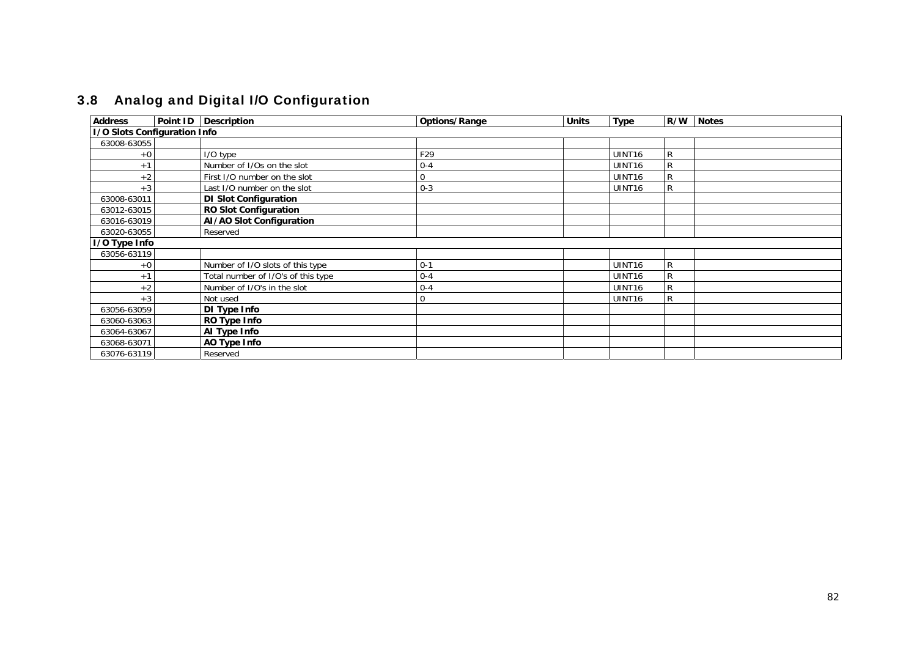## 3.8 Analog and Digital I/O Configuration

| Address | Point ID | Description | Options/Range | Units | Type | R/W | Notes |
|---|---|---|---|---|---|---|---|
| **I/O Slots Configuration Info** | | | | | | | |
| 63008-63055 | | | | | | | |
| +0 | | I/O type | F29 | | UINT16 | R | |
| +1 | | Number of I/Os on the slot | 0-4 | | UINT16 | R | |
| +2 | | First I/O number on the slot | 0 | | UINT16 | R | |
| +3 | | Last I/O number on the slot | 0-3 | | UINT16 | R | |
| 63008-63011 | | **DI Slot Configuration** | | | | | |
| 63012-63015 | | **RO Slot Configuration** | | | | | |
| 63016-63019 | | **AI/AO Slot Configuration** | | | | | |
| 63020-63055 | | Reserved | | | | | |
| **I/O Type Info** | | | | | | | |
| 63056-63119 | | | | | | | |
| +0 | | Number of I/O slots of this type | 0-1 | | UINT16 | R | |
| +1 | | Total number of I/O's of this type | 0-4 | | UINT16 | R | |
| +2 | | Number of I/O's in the slot | 0-4 | | UINT16 | R | |
| +3 | | Not used | 0 | | UINT16 | R | |
| 63056-63059 | | **DI Type Info** | | | | | |
| 63060-63063 | | **RO Type Info** | | | | | |
| 63064-63067 | | **AI Type Info** | | | | | |
| 63068-63071 | | **AO Type Info** | | | | | |
| 63076-63119 | | Reserved | | | | | |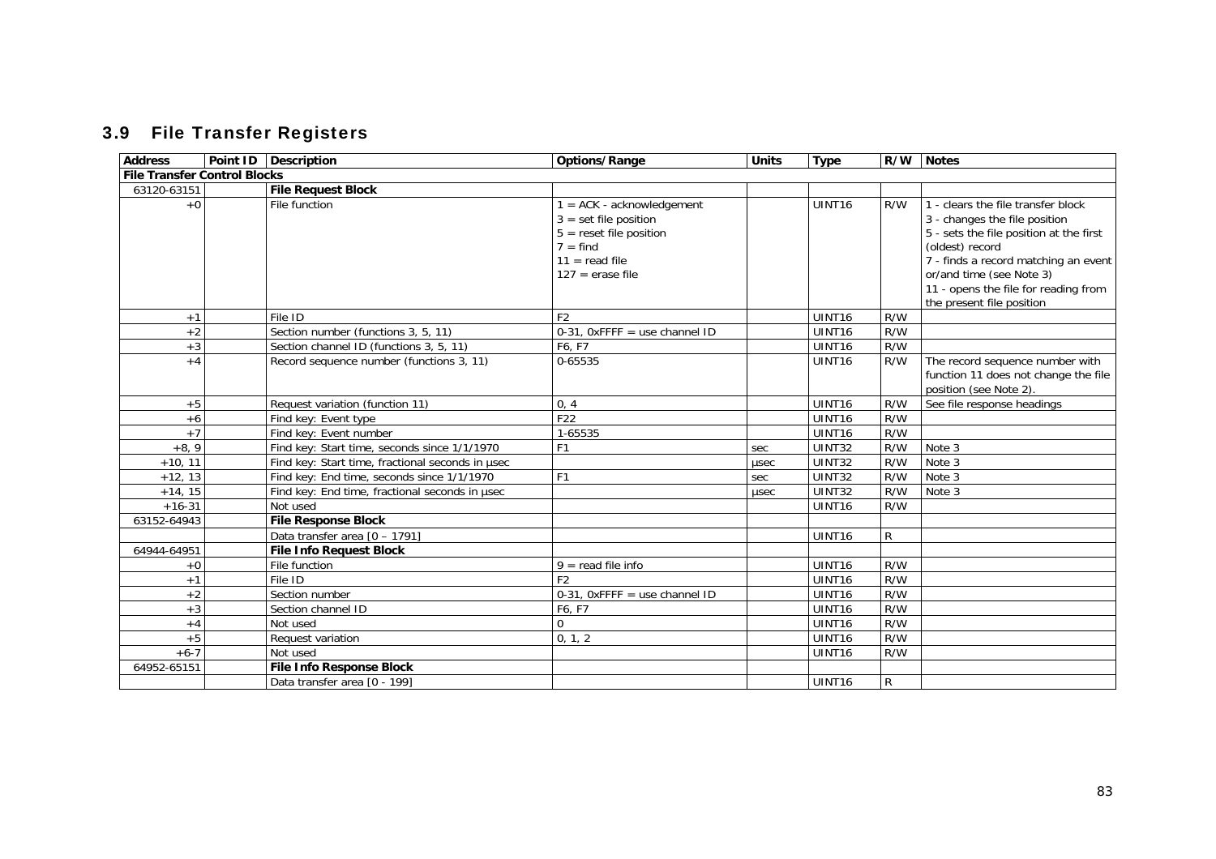## 3.9 File Transfer Registers

| Address | Point ID | Description | Options/Range | Units | Type | R/W | Notes |
|---|---|---|---|---|---|---|---|
| **File Transfer Control Blocks** | | | | | | | |
| 63120-63151 | | **File Request Block** | | | | | |
| +0 | | File function | 1 = ACK - acknowledgement<br>3 = set file position<br>5 = reset file position<br>7 = find<br>11 = read file<br>127 = erase file | | UINT16 | R/W | 1 - clears the file transfer block<br>3 - changes the file position<br>5 - sets the file position at the first (oldest) record<br>7 - finds a record matching an event or/and time (see Note 3)<br>11 - opens the file for reading from the present file position |
| +1 | | File ID | F2 | | UINT16 | R/W | |
| +2 | | Section number (functions 3, 5, 11) | 0-31, 0xFFFF = use channel ID | | UINT16 | R/W | |
| +3 | | Section channel ID (functions 3, 5, 11) | F6, F7 | | UINT16 | R/W | |
| +4 | | Record sequence number (functions 3, 11) | 0-65535 | | UINT16 | R/W | The record sequence number with function 11 does not change the file position (see Note 2). |
| +5 | | Request variation (function 11) | 0, 4 | | UINT16 | R/W | See file response headings |
| +6 | | Find key: Event type | F22 | | UINT16 | R/W | |
| +7 | | Find key: Event number | 1-65535 | | UINT16 | R/W | |
| +8, 9 | | Find key: Start time, seconds since 1/1/1970 | F1 | sec | UINT32 | R/W | Note 3 |
| +10, 11 | | Find key: Start time, fractional seconds in μsec | | μsec | UINT32 | R/W | Note 3 |
| +12, 13 | | Find key: End time, seconds since 1/1/1970 | F1 | sec | UINT32 | R/W | Note 3 |
| +14, 15 | | Find key: End time, fractional seconds in μsec | | μsec | UINT32 | R/W | Note 3 |
| +16-31 | | Not used | | | UINT16 | R/W | |
| 63152-64943 | | **File Response Block** | | | | | |
| | | Data transfer area [0 – 1791] | | | UINT16 | R | |
| 64944-64951 | | **File Info Request Block** | | | | | |
| +0 | | File function | 9 = read file info | | UINT16 | R/W | |
| +1 | | File ID | F2 | | UINT16 | R/W | |
| +2 | | Section number | 0-31, 0xFFFF = use channel ID | | UINT16 | R/W | |
| +3 | | Section channel ID | F6, F7 | | UINT16 | R/W | |
| +4 | | Not used | 0 | | UINT16 | R/W | |
| +5 | | Request variation | 0, 1, 2 | | UINT16 | R/W | |
| +6-7 | | Not used | | | UINT16 | R/W | |
| 64952-65151 | | **File Info Response Block** | | | | | |
| | | Data transfer area [0 - 199] | | | UINT16 | R | |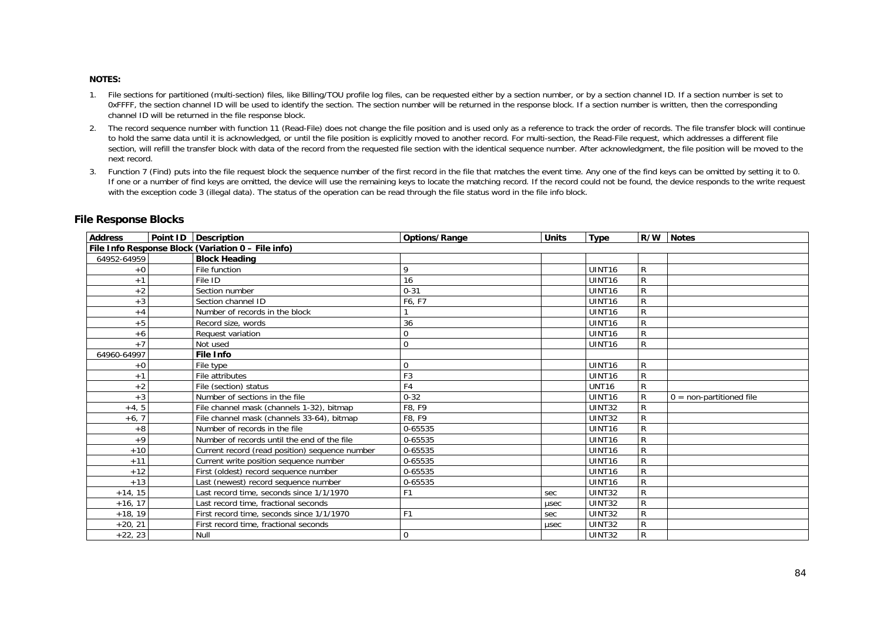**NOTES:**

1. File sections for partitioned (multi-section) files, like Billing/TOU profile log files, can be requested either by a section number, or by a section channel ID. If a section number is set to 0xFFFF, the section channel ID will be used to identify the section. The section number will be returned in the response block. If a section number is written, then the corresponding channel ID will be returned in the file response block.
2. The record sequence number with function 11 (Read-File) does not change the file position and is used only as a reference to track the order of records. The file transfer block will continue to hold the same data until it is acknowledged, or until the file position is explicitly moved to another record. For multi-section, the Read-File request, which addresses a different file section, will refill the transfer block with data of the record from the requested file section with the identical sequence number. After acknowledgment, the file position will be moved to the next record.
3. Function 7 (Find) puts into the file request block the sequence number of the first record in the file that matches the event time. Any one of the find keys can be omitted by setting it to 0. If one or a number of find keys are omitted, the device will use the remaining keys to locate the matching record. If the record could not be found, the device responds to the write request with the exception code 3 (illegal data). The status of the operation can be read through the file status word in the file info block.

## File Response Blocks

| Address | Point ID | Description | Options/Range | Units | Type | R/W | Notes |
|---|---|---|---|---|---|---|---|
| **File Info Response Block (Variation 0 – File info)** | | | | | | | |
| 64952-64959 | | **Block Heading** | | | | | |
| +0 | | File function | 9 | | UINT16 | R | |
| +1 | | File ID | 16 | | UINT16 | R | |
| +2 | | Section number | 0-31 | | UINT16 | R | |
| +3 | | Section channel ID | F6, F7 | | UINT16 | R | |
| +4 | | Number of records in the block | 1 | | UINT16 | R | |
| +5 | | Record size, words | 36 | | UINT16 | R | |
| +6 | | Request variation | 0 | | UINT16 | R | |
| +7 | | Not used | 0 | | UINT16 | R | |
| 64960-64997 | | **File Info** | | | | | |
| +0 | | File type | 0 | | UINT16 | R | |
| +1 | | File attributes | F3 | | UINT16 | R | |
| +2 | | File (section) status | F4 | | UNT16 | R | |
| +3 | | Number of sections in the file | 0-32 | | UINT16 | R | 0 = non-partitioned file |
| +4, 5 | | File channel mask (channels 1-32), bitmap | F8, F9 | | UINT32 | R | |
| +6, 7 | | File channel mask (channels 33-64), bitmap | F8, F9 | | UINT32 | R | |
| +8 | | Number of records in the file | 0-65535 | | UINT16 | R | |
| +9 | | Number of records until the end of the file | 0-65535 | | UINT16 | R | |
| +10 | | Current record (read position) sequence number | 0-65535 | | UINT16 | R | |
| +11 | | Current write position sequence number | 0-65535 | | UINT16 | R | |
| +12 | | First (oldest) record sequence number | 0-65535 | | UINT16 | R | |
| +13 | | Last (newest) record sequence number | 0-65535 | | UINT16 | R | |
| +14, 15 | | Last record time, seconds since 1/1/1970 | F1 | sec | UINT32 | R | |
| +16, 17 | | Last record time, fractional seconds | | μsec | UINT32 | R | |
| +18, 19 | | First record time, seconds since 1/1/1970 | F1 | sec | UINT32 | R | |
| +20, 21 | | First record time, fractional seconds | | μsec | UINT32 | R | |
| +22, 23 | | Null | 0 | | UINT32 | R | |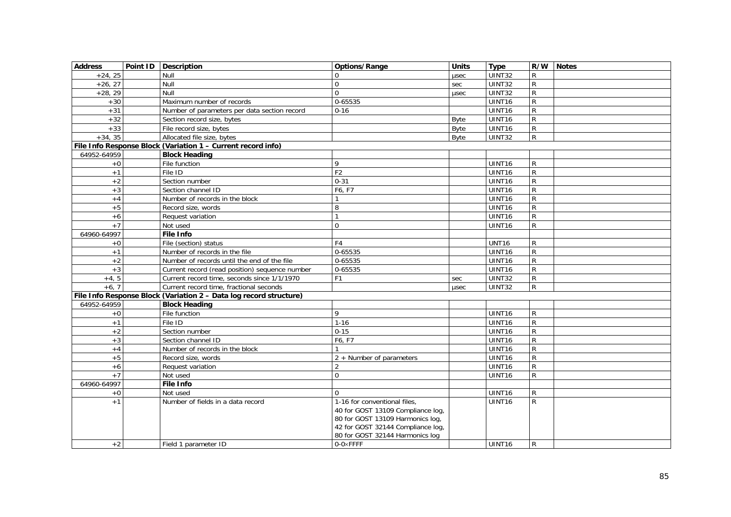| Address | Point ID | Description | Options/Range | Units | Type | R/W | Notes |
|---|---|---|---|---|---|---|---|
| +24, 25 | | Null | 0 | μsec | UINT32 | R | |
| +26, 27 | | Null | 0 | sec | UINT32 | R | |
| +28, 29 | | Null | 0 | μsec | UINT32 | R | |
| +30 | | Maximum number of records | 0-65535 | | UINT16 | R | |
| +31 | | Number of parameters per data section record | 0-16 | | UINT16 | R | |
| +32 | | Section record size, bytes | | Byte | UINT16 | R | |
| +33 | | File record size, bytes | | Byte | UINT16 | R | |
| +34, 35 | | Allocated file size, bytes | | Byte | UINT32 | R | |
| **File Info Response Block (Variation 1 – Current record info)** | | | | | | | |
| 64952-64959 | | **Block Heading** | | | | | |
| +0 | | File function | 9 | | UINT16 | R | |
| +1 | | File ID | F2 | | UINT16 | R | |
| +2 | | Section number | 0-31 | | UINT16 | R | |
| +3 | | Section channel ID | F6, F7 | | UINT16 | R | |
| +4 | | Number of records in the block | 1 | | UINT16 | R | |
| +5 | | Record size, words | 8 | | UINT16 | R | |
| +6 | | Request variation | 1 | | UINT16 | R | |
| +7 | | Not used | 0 | | UINT16 | R | |
| 64960-64997 | | **File Info** | | | | | |
| +0 | | File (section) status | F4 | | UNT16 | R | |
| +1 | | Number of records in the file | 0-65535 | | UINT16 | R | |
| +2 | | Number of records until the end of the file | 0-65535 | | UINT16 | R | |
| +3 | | Current record (read position) sequence number | 0-65535 | | UINT16 | R | |
| +4, 5 | | Current record time, seconds since 1/1/1970 | F1 | sec | UINT32 | R | |
| +6, 7 | | Current record time, fractional seconds | | μsec | UINT32 | R | |
| **File Info Response Block (Variation 2 – Data log record structure)** | | | | | | | |
| 64952-64959 | | **Block Heading** | | | | | |
| +0 | | File function | 9 | | UINT16 | R | |
| +1 | | File ID | 1-16 | | UINT16 | R | |
| +2 | | Section number | 0-15 | | UINT16 | R | |
| +3 | | Section channel ID | F6, F7 | | UINT16 | R | |
| +4 | | Number of records in the block | 1 | | UINT16 | R | |
| +5 | | Record size, words | 2 + Number of parameters | | UINT16 | R | |
| +6 | | Request variation | 2 | | UINT16 | R | |
| +7 | | Not used | 0 | | UINT16 | R | |
| 64960-64997 | | **File Info** | | | | | |
| +0 | | Not used | 0 | | UINT16 | R | |
| +1 | | Number of fields in a data record | 1-16 for conventional files, 40 for GOST 13109 Compliance log, 80 for GOST 13109 Harmonics log, 42 for GOST 32144 Compliance log, 80 for GOST 32144 Harmonics log | | UINT16 | R | |
| +2 | | Field 1 parameter ID | 0-0×FFFF | | UINT16 | R | |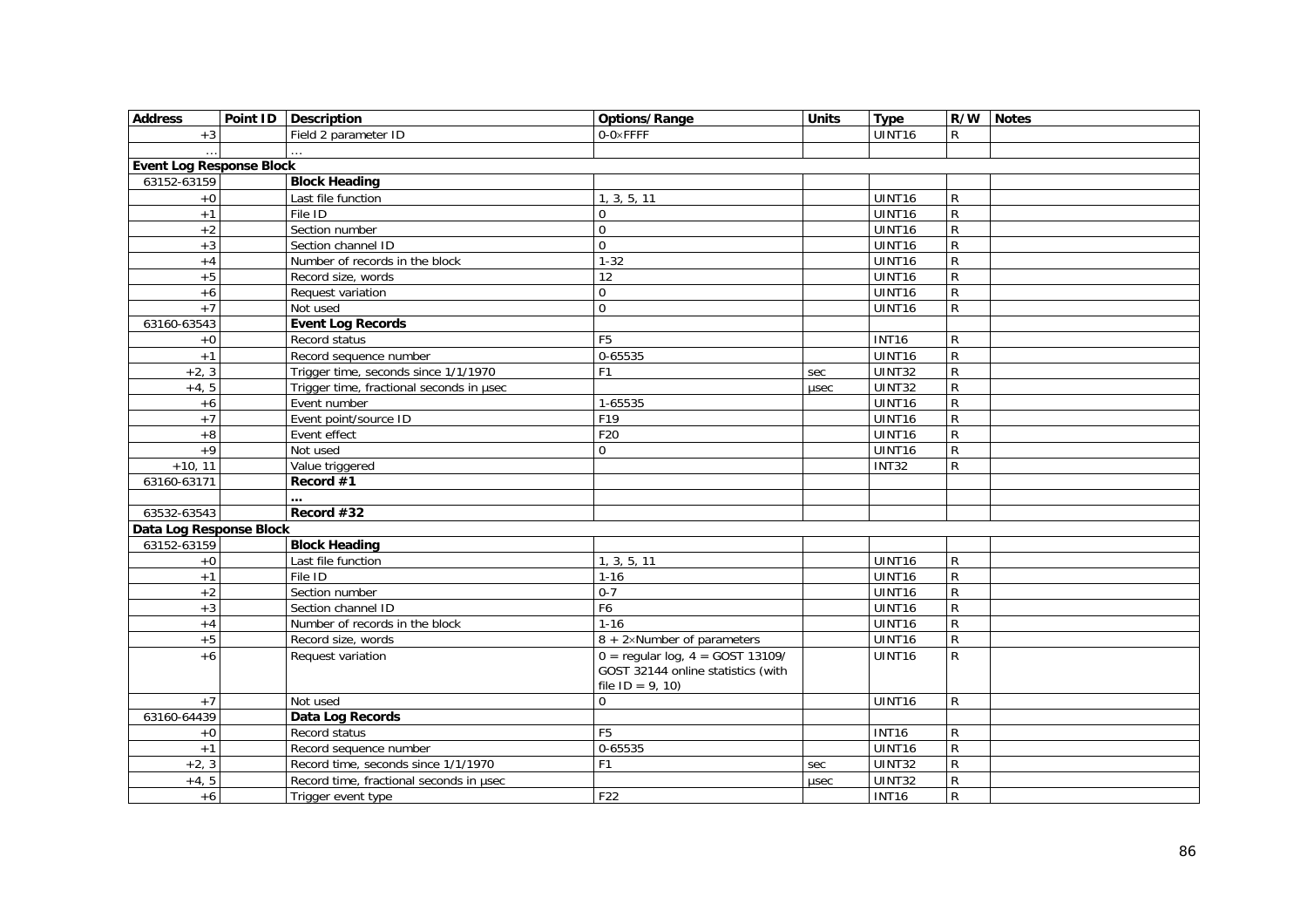| Address | Point ID | Description | Options/Range | Units | Type | R/W | Notes |
|---|---|---|---|---|---|---|---|
| +3 | | Field 2 parameter ID | 0-0×FFFF | | UINT16 | R | |
| … | | … | | | | | |
| **Event Log Response Block** | | | | | | | |
| 63152-63159 | | **Block Heading** | | | | | |
| +0 | | Last file function | 1, 3, 5, 11 | | UINT16 | R | |
| +1 | | File ID | 0 | | UINT16 | R | |
| +2 | | Section number | 0 | | UINT16 | R | |
| +3 | | Section channel ID | 0 | | UINT16 | R | |
| +4 | | Number of records in the block | 1-32 | | UINT16 | R | |
| +5 | | Record size, words | 12 | | UINT16 | R | |
| +6 | | Request variation | 0 | | UINT16 | R | |
| +7 | | Not used | 0 | | UINT16 | R | |
| 63160-63543 | | **Event Log Records** | | | | | |
| +0 | | Record status | F5 | | INT16 | R | |
| +1 | | Record sequence number | 0-65535 | | UINT16 | R | |
| +2, 3 | | Trigger time, seconds since 1/1/1970 | F1 | sec | UINT32 | R | |
| +4, 5 | | Trigger time, fractional seconds in μsec | | μsec | UINT32 | R | |
| +6 | | Event number | 1-65535 | | UINT16 | R | |
| +7 | | Event point/source ID | F19 | | UINT16 | R | |
| +8 | | Event effect | F20 | | UINT16 | R | |
| +9 | | Not used | 0 | | UINT16 | R | |
| +10, 11 | | Value triggered | | | INT32 | R | |
| 63160-63171 | | **Record #1** | | | | | |
| | | **…** | | | | | |
| 63532-63543 | | **Record #32** | | | | | |
| **Data Log Response Block** | | | | | | | |
| 63152-63159 | | **Block Heading** | | | | | |
| +0 | | Last file function | 1, 3, 5, 11 | | UINT16 | R | |
| +1 | | File ID | 1-16 | | UINT16 | R | |
| +2 | | Section number | 0-7 | | UINT16 | R | |
| +3 | | Section channel ID | F6 | | UINT16 | R | |
| +4 | | Number of records in the block | 1-16 | | UINT16 | R | |
| +5 | | Record size, words | 8 + 2×Number of parameters | | UINT16 | R | |
| +6 | | Request variation | 0 = regular log, 4 = GOST 13109/ GOST 32144 online statistics (with file ID = 9, 10) | | UINT16 | R | |
| +7 | | Not used | 0 | | UINT16 | R | |
| 63160-64439 | | **Data Log Records** | | | | | |
| +0 | | Record status | F5 | | INT16 | R | |
| +1 | | Record sequence number | 0-65535 | | UINT16 | R | |
| +2, 3 | | Record time, seconds since 1/1/1970 | F1 | sec | UINT32 | R | |
| +4, 5 | | Record time, fractional seconds in μsec | | μsec | UINT32 | R | |
| +6 | | Trigger event type | F22 | | INT16 | R | |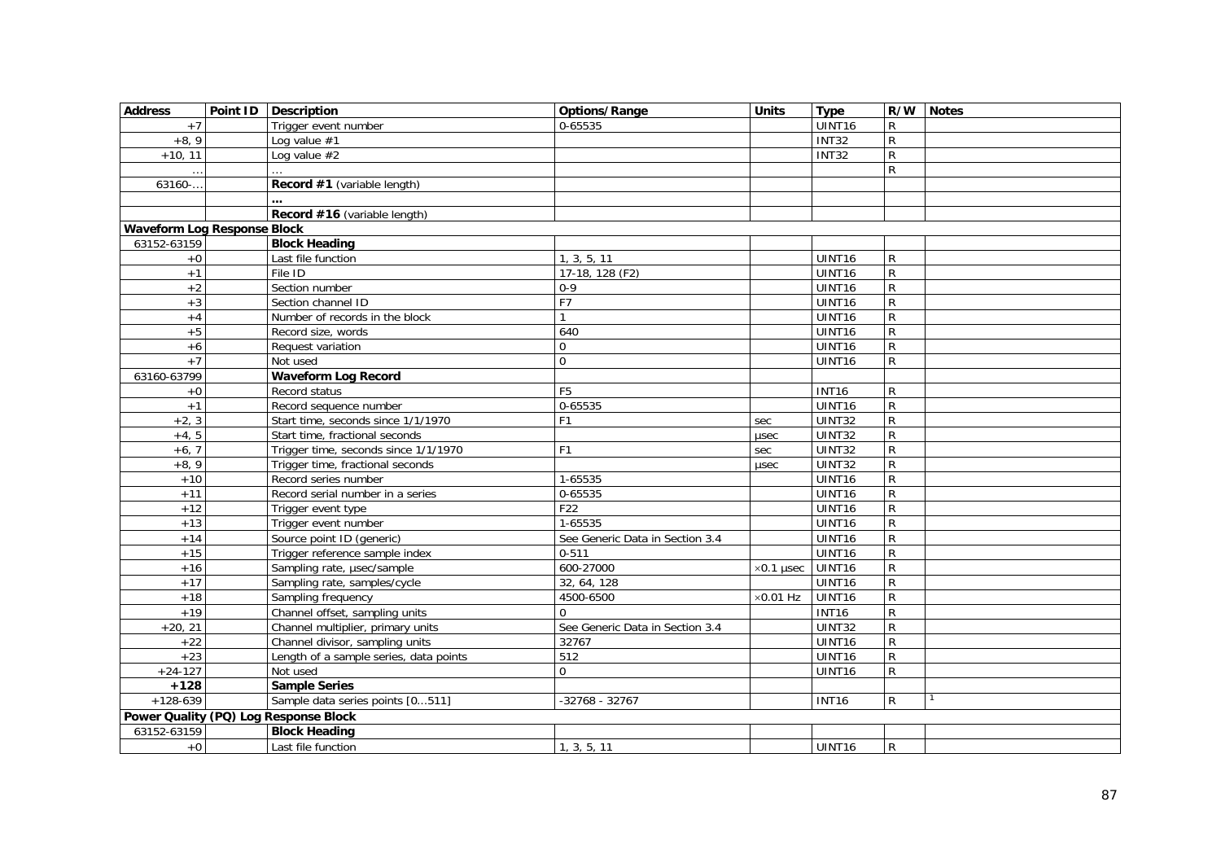| Address | Point ID | Description | Options/Range | Units | Type | R/W | Notes |
|---|---|---|---|---|---|---|---|
| +7 | | Trigger event number | 0-65535 | | UINT16 | R | |
| +8, 9 | | Log value #1 | | | INT32 | R | |
| +10, 11 | | Log value #2 | | | INT32 | R | |
| … | | … | | | | R | |
| 63160-… | | **Record #1** (variable length) | | | | | |
| | | **…** | | | | | |
| | | **Record #16** (variable length) | | | | | |
| **Waveform Log Response Block** | | | | | | | |
| 63152-63159 | | **Block Heading** | | | | | |
| +0 | | Last file function | 1, 3, 5, 11 | | UINT16 | R | |
| +1 | | File ID | 17-18, 128 (F2) | | UINT16 | R | |
| +2 | | Section number | 0-9 | | UINT16 | R | |
| +3 | | Section channel ID | F7 | | UINT16 | R | |
| +4 | | Number of records in the block | 1 | | UINT16 | R | |
| +5 | | Record size, words | 640 | | UINT16 | R | |
| +6 | | Request variation | 0 | | UINT16 | R | |
| +7 | | Not used | 0 | | UINT16 | R | |
| 63160-63799 | | **Waveform Log Record** | | | | | |
| +0 | | Record status | F5 | | INT16 | R | |
| +1 | | Record sequence number | 0-65535 | | UINT16 | R | |
| +2, 3 | | Start time, seconds since 1/1/1970 | F1 | sec | UINT32 | R | |
| +4, 5 | | Start time, fractional seconds | | μsec | UINT32 | R | |
| +6, 7 | | Trigger time, seconds since 1/1/1970 | F1 | sec | UINT32 | R | |
| +8, 9 | | Trigger time, fractional seconds | | μsec | UINT32 | R | |
| +10 | | Record series number | 1-65535 | | UINT16 | R | |
| +11 | | Record serial number in a series | 0-65535 | | UINT16 | R | |
| +12 | | Trigger event type | F22 | | UINT16 | R | |
| +13 | | Trigger event number | 1-65535 | | UINT16 | R | |
| +14 | | Source point ID (generic) | See Generic Data in Section 3.4 | | UINT16 | R | |
| +15 | | Trigger reference sample index | 0-511 | | UINT16 | R | |
| +16 | | Sampling rate, μsec/sample | 600-27000 | ×0.1 μsec | UINT16 | R | |
| +17 | | Sampling rate, samples/cycle | 32, 64, 128 | | UINT16 | R | |
| +18 | | Sampling frequency | 4500-6500 | ×0.01 Hz | UINT16 | R | |
| +19 | | Channel offset, sampling units | 0 | | INT16 | R | |
| +20, 21 | | Channel multiplier, primary units | See Generic Data in Section 3.4 | | UINT32 | R | |
| +22 | | Channel divisor, sampling units | 32767 | | UINT16 | R | |
| +23 | | Length of a sample series, data points | 512 | | UINT16 | R | |
| +24-127 | | Not used | 0 | | UINT16 | R | |
| **+128** | | **Sample Series** | | | | | |
| +128-639 | | Sample data series points [0…511] | -32768 - 32767 | | INT16 | R | [1] |
| **Power Quality (PQ) Log Response Block** | | | | | | | |
| 63152-63159 | | **Block Heading** | | | | | |
| +0 | | Last file function | 1, 3, 5, 11 | | UINT16 | R | |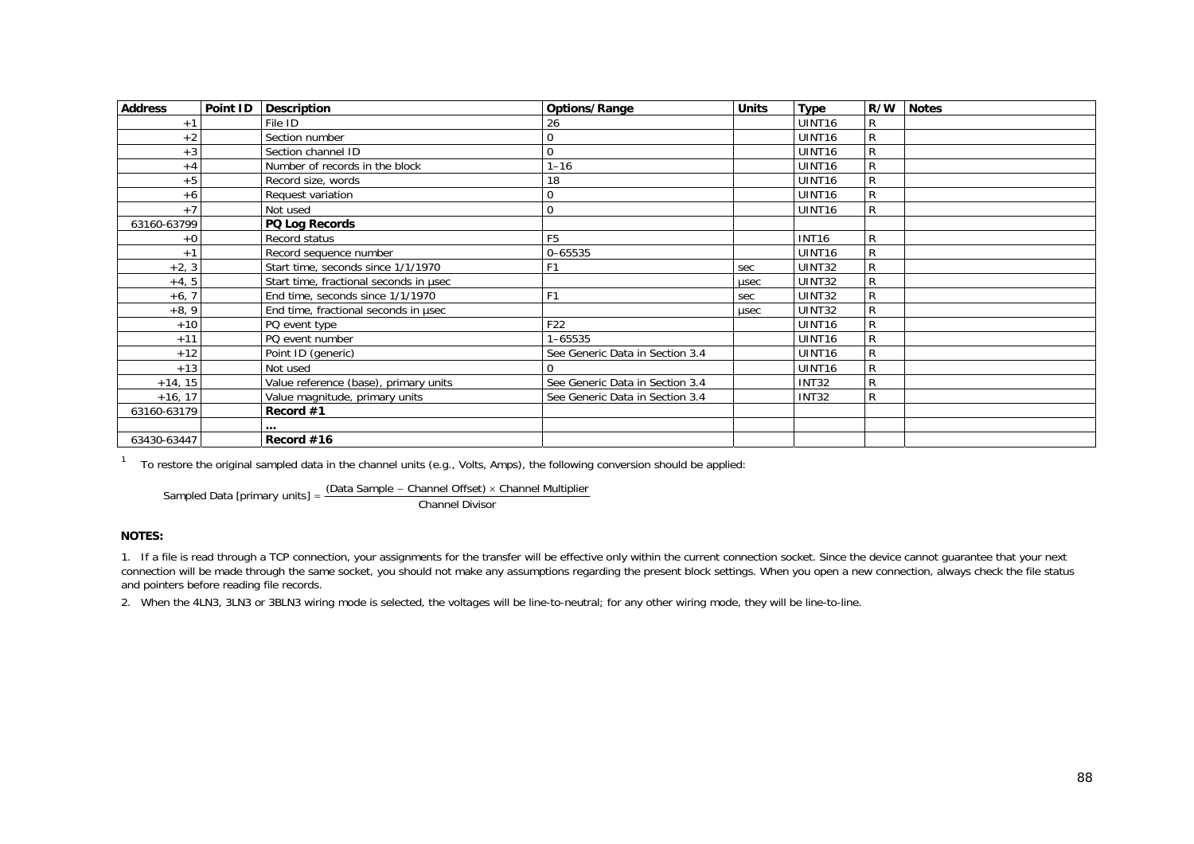| Address | Point ID | Description | Options/Range | Units | Type | R/W | Notes |
|---|---|---|---|---|---|---|---|
| +1 | | File ID | 26 | | UINT16 | R | |
| +2 | | Section number | 0 | | UINT16 | R | |
| +3 | | Section channel ID | 0 | | UINT16 | R | |
| +4 | | Number of records in the block | 1–16 | | UINT16 | R | |
| +5 | | Record size, words | 18 | | UINT16 | R | |
| +6 | | Request variation | 0 | | UINT16 | R | |
| +7 | | Not used | 0 | | UINT16 | R | |
| 63160-63799 | | **PQ Log Records** | | | | | |
| +0 | | Record status | F5 | | INT16 | R | |
| +1 | | Record sequence number | 0–65535 | | UINT16 | R | |
| +2, 3 | | Start time, seconds since 1/1/1970 | F1 | sec | UINT32 | R | |
| +4, 5 | | Start time, fractional seconds in µsec | | µsec | UINT32 | R | |
| +6, 7 | | End time, seconds since 1/1/1970 | F1 | sec | UINT32 | R | |
| +8, 9 | | End time, fractional seconds in µsec | | µsec | UINT32 | R | |
| +10 | | PQ event type | F22 | | UINT16 | R | |
| +11 | | PQ event number | 1–65535 | | UINT16 | R | |
| +12 | | Point ID (generic) | See Generic Data in Section 3.4 | | UINT16 | R | |
| +13 | | Not used | 0 | | UINT16 | R | |
| +14, 15 | | Value reference (base), primary units | See Generic Data in Section 3.4 | | INT32 | R | |
| +16, 17 | | Value magnitude, primary units | See Generic Data in Section 3.4 | | INT32 | R | |
| 63160-63179 | | **Record #1** | | | | | |
| | | **…** | | | | | |
| 63430-63447 | | **Record #16** | | | | | |

[1] To restore the original sampled data in the channel units (e.g., Volts, Amps), the following conversion should be applied:

$$\text{Sampled Data [primary units]} = \frac{(\text{Data Sample} - \text{Channel Offset}) \times \text{Channel Multiplier}}{\text{Channel Divisor}}$$

**NOTES:**

1. If a file is read through a TCP connection, your assignments for the transfer will be effective only within the current connection socket. Since the device cannot guarantee that your next connection will be made through the same socket, you should not make any assumptions regarding the present block settings. When you open a new connection, always check the file status and pointers before reading file records.

2. When the 4LN3, 3LN3 or 3BLN3 wiring mode is selected, the voltages will be line-to-neutral; for any other wiring mode, they will be line-to-line.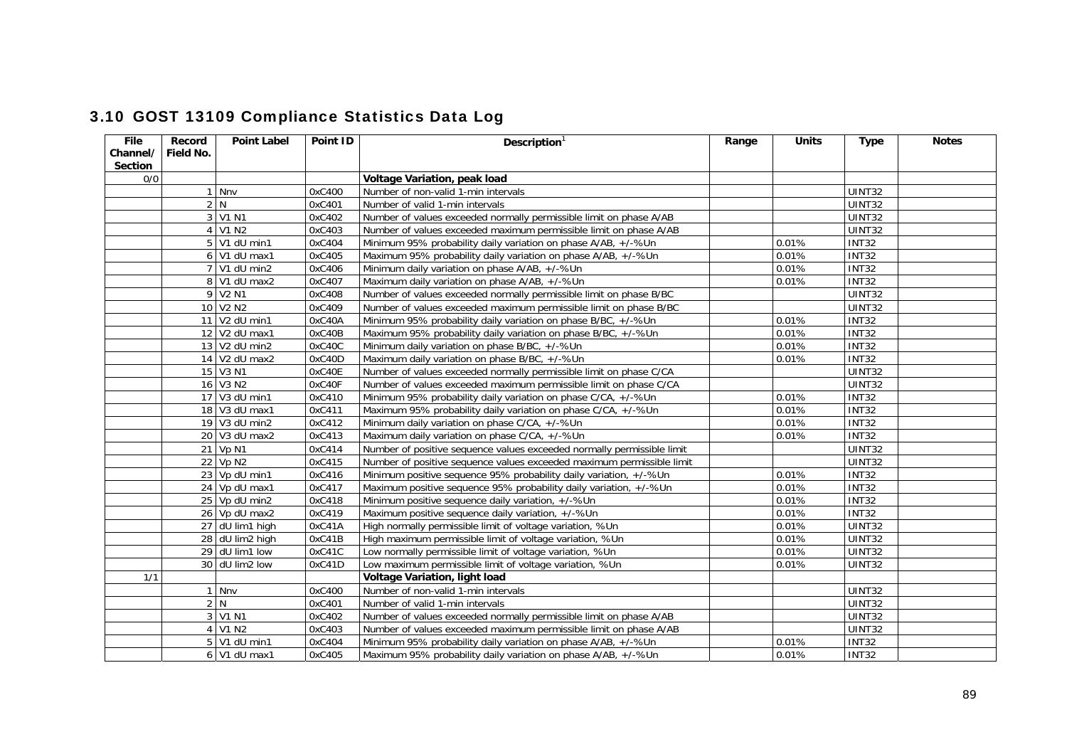## 3.10 GOST 13109 Compliance Statistics Data Log

| File Channel/ Section | Record Field No. | Point Label | Point ID | Description[1] | Range | Units | Type | Notes |
|---|---|---|---|---|---|---|---|---|
| 0/0 | | | | **Voltage Variation, peak load** | | | | |
| | 1 | Nnv | 0xC400 | Number of non-valid 1-min intervals | | | UINT32 | |
| | 2 | N | 0xC401 | Number of valid 1-min intervals | | | UINT32 | |
| | 3 | V1 N1 | 0xC402 | Number of values exceeded normally permissible limit on phase A/AB | | | UINT32 | |
| | 4 | V1 N2 | 0xC403 | Number of values exceeded maximum permissible limit on phase A/AB | | | UINT32 | |
| | 5 | V1 dU min1 | 0xC404 | Minimum 95% probability daily variation on phase A/AB, +/-%Un | | 0.01% | INT32 | |
| | 6 | V1 dU max1 | 0xC405 | Maximum 95% probability daily variation on phase A/AB, +/-%Un | | 0.01% | INT32 | |
| | 7 | V1 dU min2 | 0xC406 | Minimum daily variation on phase A/AB, +/-%Un | | 0.01% | INT32 | |
| | 8 | V1 dU max2 | 0xC407 | Maximum daily variation on phase A/AB, +/-%Un | | 0.01% | INT32 | |
| | 9 | V2 N1 | 0xC408 | Number of values exceeded normally permissible limit on phase B/BC | | | UINT32 | |
| | 10 | V2 N2 | 0xC409 | Number of values exceeded maximum permissible limit on phase B/BC | | | UINT32 | |
| | 11 | V2 dU min1 | 0xC40A | Minimum 95% probability daily variation on phase B/BC, +/-%Un | | 0.01% | INT32 | |
| | 12 | V2 dU max1 | 0xC40B | Maximum 95% probability daily variation on phase B/BC, +/-%Un | | 0.01% | INT32 | |
| | 13 | V2 dU min2 | 0xC40C | Minimum daily variation on phase B/BC, +/-%Un | | 0.01% | INT32 | |
| | 14 | V2 dU max2 | 0xC40D | Maximum daily variation on phase B/BC, +/-%Un | | 0.01% | INT32 | |
| | 15 | V3 N1 | 0xC40E | Number of values exceeded normally permissible limit on phase C/CA | | | UINT32 | |
| | 16 | V3 N2 | 0xC40F | Number of values exceeded maximum permissible limit on phase C/CA | | | UINT32 | |
| | 17 | V3 dU min1 | 0xC410 | Minimum 95% probability daily variation on phase C/CA, +/-%Un | | 0.01% | INT32 | |
| | 18 | V3 dU max1 | 0xC411 | Maximum 95% probability daily variation on phase C/CA, +/-%Un | | 0.01% | INT32 | |
| | 19 | V3 dU min2 | 0xC412 | Minimum daily variation on phase C/CA, +/-%Un | | 0.01% | INT32 | |
| | 20 | V3 dU max2 | 0xC413 | Maximum daily variation on phase C/CA, +/-%Un | | 0.01% | INT32 | |
| | 21 | Vp N1 | 0xC414 | Number of positive sequence values exceeded normally permissible limit | | | UINT32 | |
| | 22 | Vp N2 | 0xC415 | Number of positive sequence values exceeded maximum permissible limit | | | UINT32 | |
| | 23 | Vp dU min1 | 0xC416 | Minimum positive sequence 95% probability daily variation, +/-%Un | | 0.01% | INT32 | |
| | 24 | Vp dU max1 | 0xC417 | Maximum positive sequence 95% probability daily variation, +/-%Un | | 0.01% | INT32 | |
| | 25 | Vp dU min2 | 0xC418 | Minimum positive sequence daily variation, +/-%Un | | 0.01% | INT32 | |
| | 26 | Vp dU max2 | 0xC419 | Maximum positive sequence daily variation, +/-%Un | | 0.01% | INT32 | |
| | 27 | dU lim1 high | 0xC41A | High normally permissible limit of voltage variation, %Un | | 0.01% | UINT32 | |
| | 28 | dU lim2 high | 0xC41B | High maximum permissible limit of voltage variation, %Un | | 0.01% | UINT32 | |
| | 29 | dU lim1 low | 0xC41C | Low normally permissible limit of voltage variation, %Un | | 0.01% | UINT32 | |
| | 30 | dU lim2 low | 0xC41D | Low maximum permissible limit of voltage variation, %Un | | 0.01% | UINT32 | |
| 1/1 | | | | **Voltage Variation, light load** | | | | |
| | 1 | Nnv | 0xC400 | Number of non-valid 1-min intervals | | | UINT32 | |
| | 2 | N | 0xC401 | Number of valid 1-min intervals | | | UINT32 | |
| | 3 | V1 N1 | 0xC402 | Number of values exceeded normally permissible limit on phase A/AB | | | UINT32 | |
| | 4 | V1 N2 | 0xC403 | Number of values exceeded maximum permissible limit on phase A/AB | | | UINT32 | |
| | 5 | V1 dU min1 | 0xC404 | Minimum 95% probability daily variation on phase A/AB, +/-%Un | | 0.01% | INT32 | |
| | 6 | V1 dU max1 | 0xC405 | Maximum 95% probability daily variation on phase A/AB, +/-%Un | | 0.01% | INT32 | |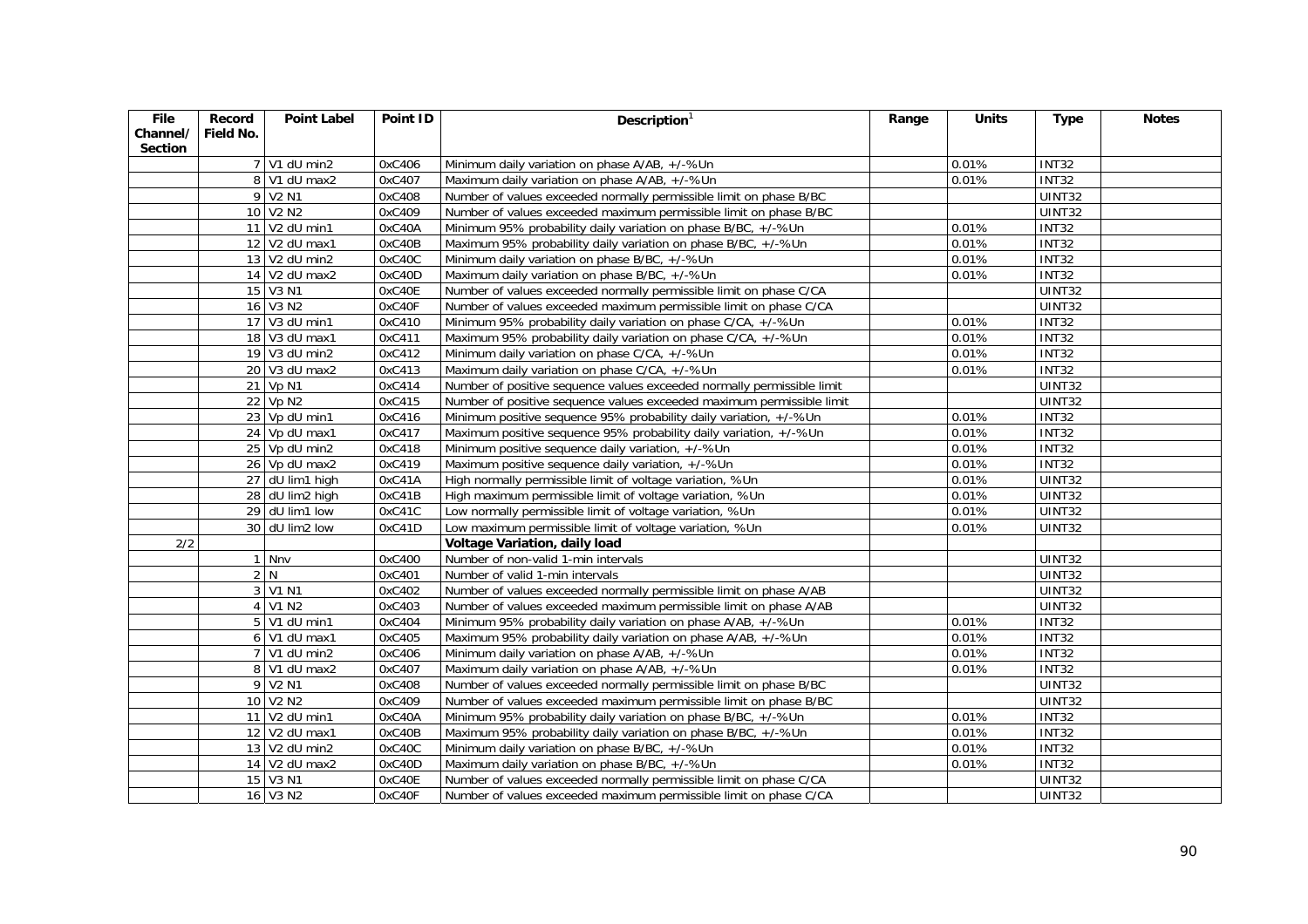| File Channel/ Section | Record Field No. | Point Label | Point ID | Description[1] | Range | Units | Type | Notes |
|---|---|---|---|---|---|---|---|---|
| | 7 | V1 dU min2 | 0xC406 | Minimum daily variation on phase A/AB, +/-%Un | | 0.01% | INT32 | |
| | 8 | V1 dU max2 | 0xC407 | Maximum daily variation on phase A/AB, +/-%Un | | 0.01% | INT32 | |
| | 9 | V2 N1 | 0xC408 | Number of values exceeded normally permissible limit on phase B/BC | | | UINT32 | |
| | 10 | V2 N2 | 0xC409 | Number of values exceeded maximum permissible limit on phase B/BC | | | UINT32 | |
| | 11 | V2 dU min1 | 0xC40A | Minimum 95% probability daily variation on phase B/BC, +/-%Un | | 0.01% | INT32 | |
| | 12 | V2 dU max1 | 0xC40B | Maximum 95% probability daily variation on phase B/BC, +/-%Un | | 0.01% | INT32 | |
| | 13 | V2 dU min2 | 0xC40C | Minimum daily variation on phase B/BC, +/-%Un | | 0.01% | INT32 | |
| | 14 | V2 dU max2 | 0xC40D | Maximum daily variation on phase B/BC, +/-%Un | | 0.01% | INT32 | |
| | 15 | V3 N1 | 0xC40E | Number of values exceeded normally permissible limit on phase C/CA | | | UINT32 | |
| | 16 | V3 N2 | 0xC40F | Number of values exceeded maximum permissible limit on phase C/CA | | | UINT32 | |
| | 17 | V3 dU min1 | 0xC410 | Minimum 95% probability daily variation on phase C/CA, +/-%Un | | 0.01% | INT32 | |
| | 18 | V3 dU max1 | 0xC411 | Maximum 95% probability daily variation on phase C/CA, +/-%Un | | 0.01% | INT32 | |
| | 19 | V3 dU min2 | 0xC412 | Minimum daily variation on phase C/CA, +/-%Un | | 0.01% | INT32 | |
| | 20 | V3 dU max2 | 0xC413 | Maximum daily variation on phase C/CA, +/-%Un | | 0.01% | INT32 | |
| | 21 | Vp N1 | 0xC414 | Number of positive sequence values exceeded normally permissible limit | | | UINT32 | |
| | 22 | Vp N2 | 0xC415 | Number of positive sequence values exceeded maximum permissible limit | | | UINT32 | |
| | 23 | Vp dU min1 | 0xC416 | Minimum positive sequence 95% probability daily variation, +/-%Un | | 0.01% | INT32 | |
| | 24 | Vp dU max1 | 0xC417 | Maximum positive sequence 95% probability daily variation, +/-%Un | | 0.01% | INT32 | |
| | 25 | Vp dU min2 | 0xC418 | Minimum positive sequence daily variation, +/-%Un | | 0.01% | INT32 | |
| | 26 | Vp dU max2 | 0xC419 | Maximum positive sequence daily variation, +/-%Un | | 0.01% | INT32 | |
| | 27 | dU lim1 high | 0xC41A | High normally permissible limit of voltage variation, %Un | | 0.01% | UINT32 | |
| | 28 | dU lim2 high | 0xC41B | High maximum permissible limit of voltage variation, %Un | | 0.01% | UINT32 | |
| | 29 | dU lim1 low | 0xC41C | Low normally permissible limit of voltage variation, %Un | | 0.01% | UINT32 | |
| | 30 | dU lim2 low | 0xC41D | Low maximum permissible limit of voltage variation, %Un | | 0.01% | UINT32 | |
| 2/2 | | | | **Voltage Variation, daily load** | | | | |
| | 1 | Nnv | 0xC400 | Number of non-valid 1-min intervals | | | UINT32 | |
| | 2 | N | 0xC401 | Number of valid 1-min intervals | | | UINT32 | |
| | 3 | V1 N1 | 0xC402 | Number of values exceeded normally permissible limit on phase A/AB | | | UINT32 | |
| | 4 | V1 N2 | 0xC403 | Number of values exceeded maximum permissible limit on phase A/AB | | | UINT32 | |
| | 5 | V1 dU min1 | 0xC404 | Minimum 95% probability daily variation on phase A/AB, +/-%Un | | 0.01% | INT32 | |
| | 6 | V1 dU max1 | 0xC405 | Maximum 95% probability daily variation on phase A/AB, +/-%Un | | 0.01% | INT32 | |
| | 7 | V1 dU min2 | 0xC406 | Minimum daily variation on phase A/AB, +/-%Un | | 0.01% | INT32 | |
| | 8 | V1 dU max2 | 0xC407 | Maximum daily variation on phase A/AB, +/-%Un | | 0.01% | INT32 | |
| | 9 | V2 N1 | 0xC408 | Number of values exceeded normally permissible limit on phase B/BC | | | UINT32 | |
| | 10 | V2 N2 | 0xC409 | Number of values exceeded maximum permissible limit on phase B/BC | | | UINT32 | |
| | 11 | V2 dU min1 | 0xC40A | Minimum 95% probability daily variation on phase B/BC, +/-%Un | | 0.01% | INT32 | |
| | 12 | V2 dU max1 | 0xC40B | Maximum 95% probability daily variation on phase B/BC, +/-%Un | | 0.01% | INT32 | |
| | 13 | V2 dU min2 | 0xC40C | Minimum daily variation on phase B/BC, +/-%Un | | 0.01% | INT32 | |
| | 14 | V2 dU max2 | 0xC40D | Maximum daily variation on phase B/BC, +/-%Un | | 0.01% | INT32 | |
| | 15 | V3 N1 | 0xC40E | Number of values exceeded normally permissible limit on phase C/CA | | | UINT32 | |
| | 16 | V3 N2 | 0xC40F | Number of values exceeded maximum permissible limit on phase C/CA | | | UINT32 | |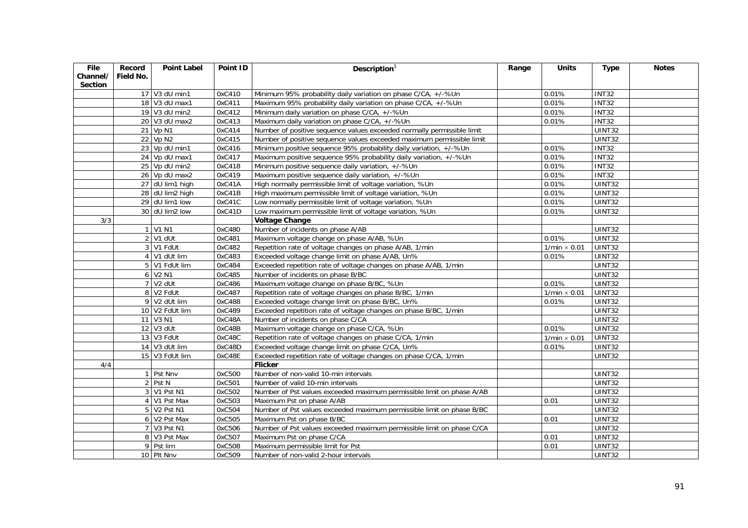| File Channel/ Section | Record Field No. | Point Label | Point ID | Description[1] | Range | Units | Type | Notes |
|---|---|---|---|---|---|---|---|---|
| | 17 | V3 dU min1 | 0xC410 | Minimum 95% probability daily variation on phase C/CA, +/-%Un | | 0.01% | INT32 | |
| | 18 | V3 dU max1 | 0xC411 | Maximum 95% probability daily variation on phase C/CA, +/-%Un | | 0.01% | INT32 | |
| | 19 | V3 dU min2 | 0xC412 | Minimum daily variation on phase C/CA, +/-%Un | | 0.01% | INT32 | |
| | 20 | V3 dU max2 | 0xC413 | Maximum daily variation on phase C/CA, +/-%Un | | 0.01% | INT32 | |
| | 21 | Vp N1 | 0xC414 | Number of positive sequence values exceeded normally permissible limit | | | UINT32 | |
| | 22 | Vp N2 | 0xC415 | Number of positive sequence values exceeded maximum permissible limit | | | UINT32 | |
| | 23 | Vp dU min1 | 0xC416 | Minimum positive sequence 95% probability daily variation, +/-%Un | | 0.01% | INT32 | |
| | 24 | Vp dU max1 | 0xC417 | Maximum positive sequence 95% probability daily variation, +/-%Un | | 0.01% | INT32 | |
| | 25 | Vp dU min2 | 0xC418 | Minimum positive sequence daily variation, +/-%Un | | 0.01% | INT32 | |
| | 26 | Vp dU max2 | 0xC419 | Maximum positive sequence daily variation, +/-%Un | | 0.01% | INT32 | |
| | 27 | dU lim1 high | 0xC41A | High normally permissible limit of voltage variation, %Un | | 0.01% | UINT32 | |
| | 28 | dU lim2 high | 0xC41B | High maximum permissible limit of voltage variation, %Un | | 0.01% | UINT32 | |
| | 29 | dU lim1 low | 0xC41C | Low normally permissible limit of voltage variation, %Un | | 0.01% | UINT32 | |
| | 30 | dU lim2 low | 0xC41D | Low maximum permissible limit of voltage variation, %Un | | 0.01% | UINT32 | |
| 3/3 | | | | **Voltage Change** | | | | |
| | 1 | V1 N1 | 0xC480 | Number of incidents on phase A/AB | | | UINT32 | |
| | 2 | V1 dUt | 0xC481 | Maximum voltage change on phase A/AB, %Un | | 0.01% | UINT32 | |
| | 3 | V1 FdUt | 0xC482 | Repetition rate of voltage changes on phase A/AB, 1/min | | 1/min × 0.01 | UINT32 | |
| | 4 | V1 dUt lim | 0xC483 | Exceeded voltage change limit on phase A/AB, Un% | | 0.01% | UINT32 | |
| | 5 | V1 FdUt lim | 0xC484 | Exceeded repetition rate of voltage changes on phase A/AB, 1/min | | | UINT32 | |
| | 6 | V2 N1 | 0xC485 | Number of incidents on phase B/BC | | | UINT32 | |
| | 7 | V2 dUt | 0xC486 | Maximum voltage change on phase B/BC, %Un | | 0.01% | UINT32 | |
| | 8 | V2 FdUt | 0xC487 | Repetition rate of voltage changes on phase B/BC, 1/min | | 1/min × 0.01 | UINT32 | |
| | 9 | V2 dUt lim | 0xC488 | Exceeded voltage change limit on phase B/BC, Un% | | 0.01% | UINT32 | |
| | 10 | V2 FdUt lim | 0xC489 | Exceeded repetition rate of voltage changes on phase B/BC, 1/min | | | UINT32 | |
| | 11 | V3 N1 | 0xC48A | Number of incidents on phase C/CA | | | UINT32 | |
| | 12 | V3 dUt | 0xC48B | Maximum voltage change on phase C/CA, %Un | | 0.01% | UINT32 | |
| | 13 | V3 FdUt | 0xC48C | Repetition rate of voltage changes on phase C/CA, 1/min | | 1/min × 0.01 | UINT32 | |
| | 14 | V3 dUt lim | 0xC48D | Exceeded voltage change limit on phase C/CA, Un% | | 0.01% | UINT32 | |
| | 15 | V3 FdUt lim | 0xC48E | Exceeded repetition rate of voltage changes on phase C/CA, 1/min | | | UINT32 | |
| 4/4 | | | | **Flicker** | | | | |
| | 1 | Pst Nnv | 0xC500 | Number of non-valid 10-min intervals | | | UINT32 | |
| | 2 | Pst N | 0xC501 | Number of valid 10-min intervals | | | UINT32 | |
| | 3 | V1 Pst N1 | 0xC502 | Number of Pst values exceeded maximum permissible limit on phase A/AB | | | UINT32 | |
| | 4 | V1 Pst Max | 0xC503 | Maximum Pst on phase A/AB | | 0.01 | UINT32 | |
| | 5 | V2 Pst N1 | 0xC504 | Number of Pst values exceeded maximum permissible limit on phase B/BC | | | UINT32 | |
| | 6 | V2 Pst Max | 0xC505 | Maximum Pst on phase B/BC | | 0.01 | UINT32 | |
| | 7 | V3 Pst N1 | 0xC506 | Number of Pst values exceeded maximum permissible limit on phase C/CA | | | UINT32 | |
| | 8 | V3 Pst Max | 0xC507 | Maximum Pst on phase C/CA | | 0.01 | UINT32 | |
| | 9 | Pst lim | 0xC508 | Maximum permissible limit for Pst | | 0.01 | UINT32 | |
| | 10 | Plt Nnv | 0xC509 | Number of non-valid 2-hour intervals | | | UINT32 | |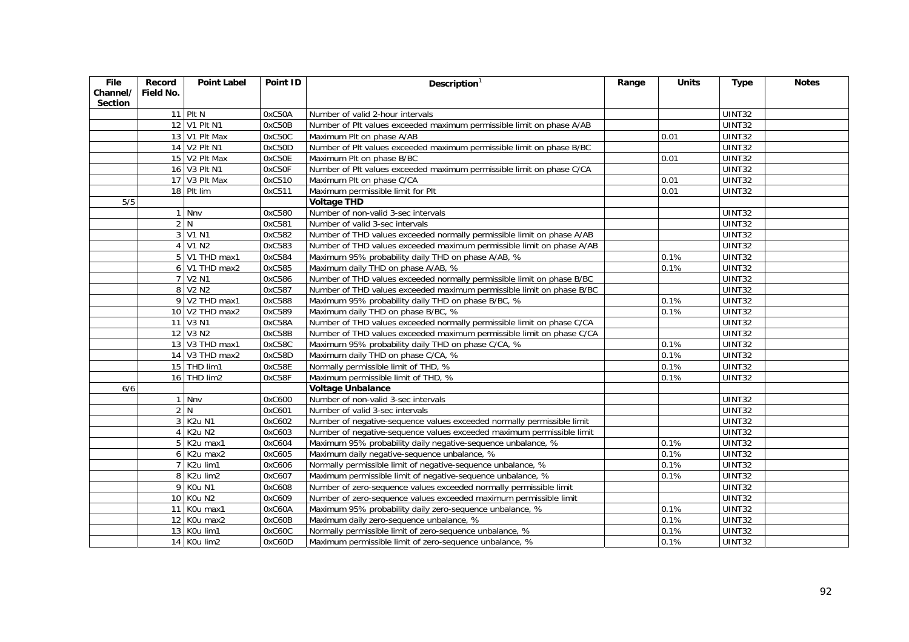| File Channel/ Section | Record Field No. | Point Label | Point ID | Description[1] | Range | Units | Type | Notes |
|---|---|---|---|---|---|---|---|---|
| | 11 | Plt N | 0xC50A | Number of valid 2-hour intervals | | | UINT32 | |
| | 12 | V1 Plt N1 | 0xC50B | Number of Plt values exceeded maximum permissible limit on phase A/AB | | | UINT32 | |
| | 13 | V1 Plt Max | 0xC50C | Maximum Plt on phase A/AB | | 0.01 | UINT32 | |
| | 14 | V2 Plt N1 | 0xC50D | Number of Plt values exceeded maximum permissible limit on phase B/BC | | | UINT32 | |
| | 15 | V2 Plt Max | 0xC50E | Maximum Plt on phase B/BC | | 0.01 | UINT32 | |
| | 16 | V3 Plt N1 | 0xC50F | Number of Plt values exceeded maximum permissible limit on phase C/CA | | | UINT32 | |
| | 17 | V3 Plt Max | 0xC510 | Maximum Plt on phase C/CA | | 0.01 | UINT32 | |
| | 18 | Plt lim | 0xC511 | Maximum permissible limit for Plt | | 0.01 | UINT32 | |
| 5/5 | | | | **Voltage THD** | | | | |
| | 1 | Nnv | 0xC580 | Number of non-valid 3-sec intervals | | | UINT32 | |
| | 2 | N | 0xC581 | Number of valid 3-sec intervals | | | UINT32 | |
| | 3 | V1 N1 | 0xC582 | Number of THD values exceeded normally permissible limit on phase A/AB | | | UINT32 | |
| | 4 | V1 N2 | 0xC583 | Number of THD values exceeded maximum permissible limit on phase A/AB | | | UINT32 | |
| | 5 | V1 THD max1 | 0xC584 | Maximum 95% probability daily THD on phase A/AB, % | | 0.1% | UINT32 | |
| | 6 | V1 THD max2 | 0xC585 | Maximum daily THD on phase A/AB, % | | 0.1% | UINT32 | |
| | 7 | V2 N1 | 0xC586 | Number of THD values exceeded normally permissible limit on phase B/BC | | | UINT32 | |
| | 8 | V2 N2 | 0xC587 | Number of THD values exceeded maximum permissible limit on phase B/BC | | | UINT32 | |
| | 9 | V2 THD max1 | 0xC588 | Maximum 95% probability daily THD on phase B/BC, % | | 0.1% | UINT32 | |
| | 10 | V2 THD max2 | 0xC589 | Maximum daily THD on phase B/BC, % | | 0.1% | UINT32 | |
| | 11 | V3 N1 | 0xC58A | Number of THD values exceeded normally permissible limit on phase C/CA | | | UINT32 | |
| | 12 | V3 N2 | 0xC58B | Number of THD values exceeded maximum permissible limit on phase C/CA | | | UINT32 | |
| | 13 | V3 THD max1 | 0xC58C | Maximum 95% probability daily THD on phase C/CA, % | | 0.1% | UINT32 | |
| | 14 | V3 THD max2 | 0xC58D | Maximum daily THD on phase C/CA, % | | 0.1% | UINT32 | |
| | 15 | THD lim1 | 0xC58E | Normally permissible limit of THD, % | | 0.1% | UINT32 | |
| | 16 | THD lim2 | 0xC58F | Maximum permissible limit of THD, % | | 0.1% | UINT32 | |
| 6/6 | | | | **Voltage Unbalance** | | | | |
| | 1 | Nnv | 0xC600 | Number of non-valid 3-sec intervals | | | UINT32 | |
| | 2 | N | 0xC601 | Number of valid 3-sec intervals | | | UINT32 | |
| | 3 | K2u N1 | 0xC602 | Number of negative-sequence values exceeded normally permissible limit | | | UINT32 | |
| | 4 | K2u N2 | 0xC603 | Number of negative-sequence values exceeded maximum permissible limit | | | UINT32 | |
| | 5 | K2u max1 | 0xC604 | Maximum 95% probability daily negative-sequence unbalance, % | | 0.1% | UINT32 | |
| | 6 | K2u max2 | 0xC605 | Maximum daily negative-sequence unbalance, % | | 0.1% | UINT32 | |
| | 7 | K2u lim1 | 0xC606 | Normally permissible limit of negative-sequence unbalance, % | | 0.1% | UINT32 | |
| | 8 | K2u lim2 | 0xC607 | Maximum permissible limit of negative-sequence unbalance, % | | 0.1% | UINT32 | |
| | 9 | K0u N1 | 0xC608 | Number of zero-sequence values exceeded normally permissible limit | | | UINT32 | |
| | 10 | K0u N2 | 0xC609 | Number of zero-sequence values exceeded maximum permissible limit | | | UINT32 | |
| | 11 | K0u max1 | 0xC60A | Maximum 95% probability daily zero-sequence unbalance, % | | 0.1% | UINT32 | |
| | 12 | K0u max2 | 0xC60B | Maximum daily zero-sequence unbalance, % | | 0.1% | UINT32 | |
| | 13 | K0u lim1 | 0xC60C | Normally permissible limit of zero-sequence unbalance, % | | 0.1% | UINT32 | |
| | 14 | K0u lim2 | 0xC60D | Maximum permissible limit of zero-sequence unbalance, % | | 0.1% | UINT32 | |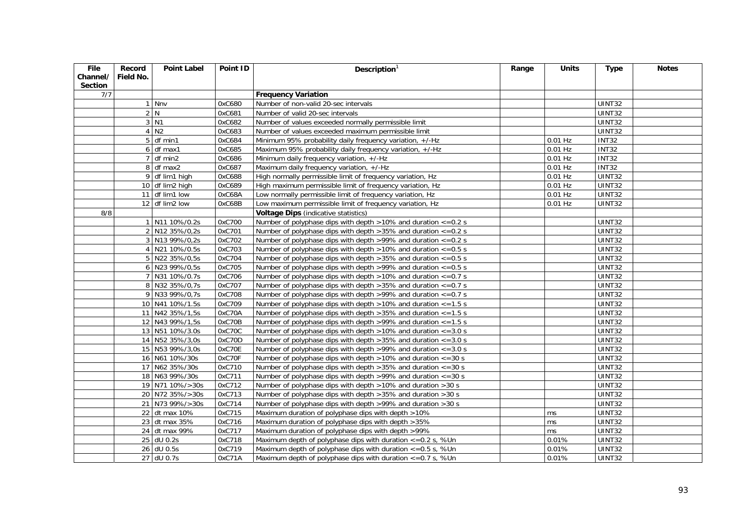| File Channel/ Section | Record Field No. | Point Label | Point ID | Description[1] | Range | Units | Type | Notes |
|---|---|---|---|---|---|---|---|---|
| 7/7 | | | | **Frequency Variation** | | | | |
| | 1 | Nnv | 0xC680 | Number of non-valid 20-sec intervals | | | UINT32 | |
| | 2 | N | 0xC681 | Number of valid 20-sec intervals | | | UINT32 | |
| | 3 | N1 | 0xC682 | Number of values exceeded normally permissible limit | | | UINT32 | |
| | 4 | N2 | 0xC683 | Number of values exceeded maximum permissible limit | | | UINT32 | |
| | 5 | df min1 | 0xC684 | Minimum 95% probability daily frequency variation, +/-Hz | | 0.01 Hz | INT32 | |
| | 6 | df max1 | 0xC685 | Maximum 95% probability daily frequency variation, +/-Hz | | 0.01 Hz | INT32 | |
| | 7 | df min2 | 0xC686 | Minimum daily frequency variation, +/-Hz | | 0.01 Hz | INT32 | |
| | 8 | df max2 | 0xC687 | Maximum daily frequency variation, +/-Hz | | 0.01 Hz | INT32 | |
| | 9 | df lim1 high | 0xC688 | High normally permissible limit of frequency variation, Hz | | 0.01 Hz | UINT32 | |
| | 10 | df lim2 high | 0xC689 | High maximum permissible limit of frequency variation, Hz | | 0.01 Hz | UINT32 | |
| | 11 | df lim1 low | 0xC68A | Low normally permissible limit of frequency variation, Hz | | 0.01 Hz | UINT32 | |
| | 12 | df lim2 low | 0xC68B | Low maximum permissible limit of frequency variation, Hz | | 0.01 Hz | UINT32 | |
| 8/8 | | | | **Voltage Dips** (indicative statistics) | | | | |
| | 1 | N11 10%/0.2s | 0xC700 | Number of polyphase dips with depth >10% and duration <=0.2 s | | | UINT32 | |
| | 2 | N12 35%/0,2s | 0xC701 | Number of polyphase dips with depth >35% and duration <=0.2 s | | | UINT32 | |
| | 3 | N13 99%/0,2s | 0xC702 | Number of polyphase dips with depth >99% and duration <=0.2 s | | | UINT32 | |
| | 4 | N21 10%/0.5s | 0xC703 | Number of polyphase dips with depth >10% and duration <=0.5 s | | | UINT32 | |
| | 5 | N22 35%/0,5s | 0xC704 | Number of polyphase dips with depth >35% and duration <=0.5 s | | | UINT32 | |
| | 6 | N23 99%/0,5s | 0xC705 | Number of polyphase dips with depth >99% and duration <=0.5 s | | | UINT32 | |
| | 7 | N31 10%/0.7s | 0xC706 | Number of polyphase dips with depth >10% and duration <=0.7 s | | | UINT32 | |
| | 8 | N32 35%/0,7s | 0xC707 | Number of polyphase dips with depth >35% and duration <=0.7 s | | | UINT32 | |
| | 9 | N33 99%/0,7s | 0xC708 | Number of polyphase dips with depth >99% and duration <=0.7 s | | | UINT32 | |
| | 10 | N41 10%/1.5s | 0xC709 | Number of polyphase dips with depth >10% and duration <=1.5 s | | | UINT32 | |
| | 11 | N42 35%/1,5s | 0xC70A | Number of polyphase dips with depth >35% and duration <=1.5 s | | | UINT32 | |
| | 12 | N43 99%/1,5s | 0xC70B | Number of polyphase dips with depth >99% and duration <=1.5 s | | | UINT32 | |
| | 13 | N51 10%/3.0s | 0xC70C | Number of polyphase dips with depth >10% and duration <=3.0 s | | | UINT32 | |
| | 14 | N52 35%/3,0s | 0xC70D | Number of polyphase dips with depth >35% and duration <=3.0 s | | | UINT32 | |
| | 15 | N53 99%/3,0s | 0xC70E | Number of polyphase dips with depth >99% and duration <=3.0 s | | | UINT32 | |
| | 16 | N61 10%/30s | 0xC70F | Number of polyphase dips with depth >10% and duration <=30 s | | | UINT32 | |
| | 17 | N62 35%/30s | 0xC710 | Number of polyphase dips with depth >35% and duration <=30 s | | | UINT32 | |
| | 18 | N63 99%/30s | 0xC711 | Number of polyphase dips with depth >99% and duration <=30 s | | | UINT32 | |
| | 19 | N71 10%/>30s | 0xC712 | Number of polyphase dips with depth >10% and duration >30 s | | | UINT32 | |
| | 20 | N72 35%/>30s | 0xC713 | Number of polyphase dips with depth >35% and duration >30 s | | | UINT32 | |
| | 21 | N73 99%/>30s | 0xC714 | Number of polyphase dips with depth >99% and duration >30 s | | | UINT32 | |
| | 22 | dt max 10% | 0xC715 | Maximum duration of polyphase dips with depth >10% | | ms | UINT32 | |
| | 23 | dt max 35% | 0xC716 | Maximum duration of polyphase dips with depth >35% | | ms | UINT32 | |
| | 24 | dt max 99% | 0xC717 | Maximum duration of polyphase dips with depth >99% | | ms | UINT32 | |
| | 25 | dU 0.2s | 0xC718 | Maximum depth of polyphase dips with duration <=0.2 s, %Un | | 0.01% | UINT32 | |
| | 26 | dU 0.5s | 0xC719 | Maximum depth of polyphase dips with duration <=0.5 s, %Un | | 0.01% | UINT32 | |
| | 27 | dU 0.7s | 0xC71A | Maximum depth of polyphase dips with duration <=0.7 s, %Un | | 0.01% | UINT32 | |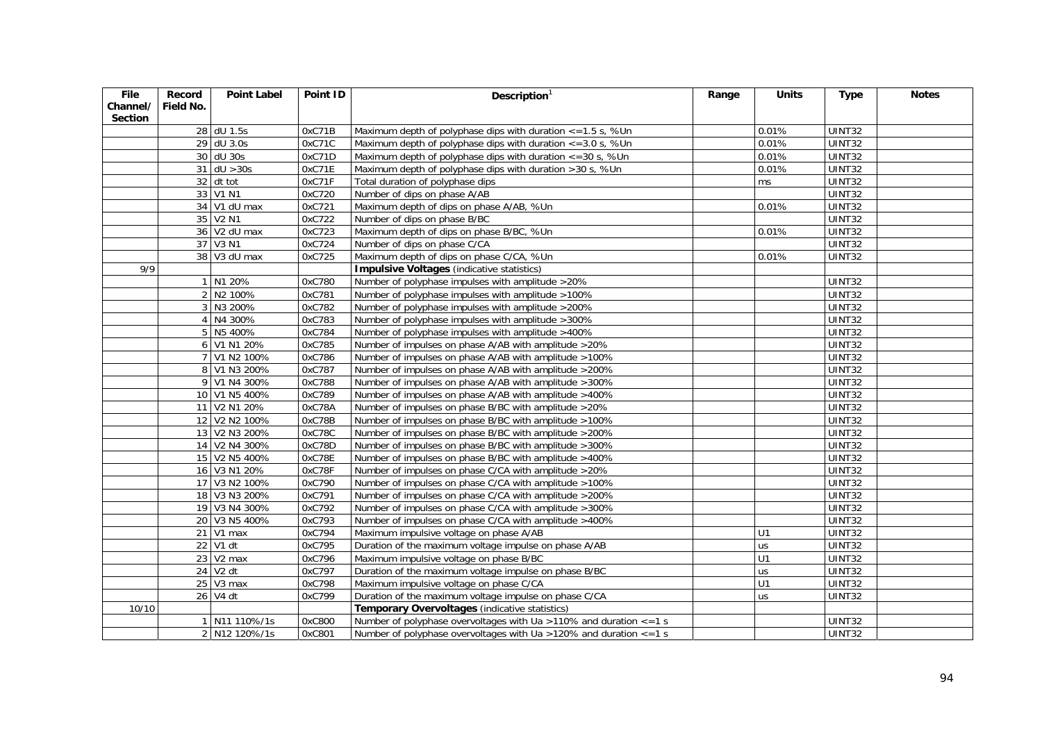| File Channel/ Section | Record Field No. | Point Label | Point ID | Description[1] | Range | Units | Type | Notes |
|---|---|---|---|---|---|---|---|---|
| | 28 | dU 1.5s | 0xC71B | Maximum depth of polyphase dips with duration <=1.5 s, %Un | | 0.01% | UINT32 | |
| | 29 | dU 3.0s | 0xC71C | Maximum depth of polyphase dips with duration <=3.0 s, %Un | | 0.01% | UINT32 | |
| | 30 | dU 30s | 0xC71D | Maximum depth of polyphase dips with duration <=30 s, %Un | | 0.01% | UINT32 | |
| | 31 | dU >30s | 0xC71E | Maximum depth of polyphase dips with duration >30 s, %Un | | 0.01% | UINT32 | |
| | 32 | dt tot | 0xC71F | Total duration of polyphase dips | | ms | UINT32 | |
| | 33 | V1 N1 | 0xC720 | Number of dips on phase A/AB | | | UINT32 | |
| | 34 | V1 dU max | 0xC721 | Maximum depth of dips on phase A/AB, %Un | | 0.01% | UINT32 | |
| | 35 | V2 N1 | 0xC722 | Number of dips on phase B/BC | | | UINT32 | |
| | 36 | V2 dU max | 0xC723 | Maximum depth of dips on phase B/BC, %Un | | 0.01% | UINT32 | |
| | 37 | V3 N1 | 0xC724 | Number of dips on phase C/CA | | | UINT32 | |
| | 38 | V3 dU max | 0xC725 | Maximum depth of dips on phase C/CA, %Un | | 0.01% | UINT32 | |
| 9/9 | | | | **Impulsive Voltages** (indicative statistics) | | | | |
| | 1 | N1 20% | 0xC780 | Number of polyphase impulses with amplitude >20% | | | UINT32 | |
| | 2 | N2 100% | 0xC781 | Number of polyphase impulses with amplitude >100% | | | UINT32 | |
| | 3 | N3 200% | 0xC782 | Number of polyphase impulses with amplitude >200% | | | UINT32 | |
| | 4 | N4 300% | 0xC783 | Number of polyphase impulses with amplitude >300% | | | UINT32 | |
| | 5 | N5 400% | 0xC784 | Number of polyphase impulses with amplitude >400% | | | UINT32 | |
| | 6 | V1 N1 20% | 0xC785 | Number of impulses on phase A/AB with amplitude >20% | | | UINT32 | |
| | 7 | V1 N2 100% | 0xC786 | Number of impulses on phase A/AB with amplitude >100% | | | UINT32 | |
| | 8 | V1 N3 200% | 0xC787 | Number of impulses on phase A/AB with amplitude >200% | | | UINT32 | |
| | 9 | V1 N4 300% | 0xC788 | Number of impulses on phase A/AB with amplitude >300% | | | UINT32 | |
| | 10 | V1 N5 400% | 0xC789 | Number of impulses on phase A/AB with amplitude >400% | | | UINT32 | |
| | 11 | V2 N1 20% | 0xC78A | Number of impulses on phase B/BC with amplitude >20% | | | UINT32 | |
| | 12 | V2 N2 100% | 0xC78B | Number of impulses on phase B/BC with amplitude >100% | | | UINT32 | |
| | 13 | V2 N3 200% | 0xC78C | Number of impulses on phase B/BC with amplitude >200% | | | UINT32 | |
| | 14 | V2 N4 300% | 0xC78D | Number of impulses on phase B/BC with amplitude >300% | | | UINT32 | |
| | 15 | V2 N5 400% | 0xC78E | Number of impulses on phase B/BC with amplitude >400% | | | UINT32 | |
| | 16 | V3 N1 20% | 0xC78F | Number of impulses on phase C/CA with amplitude >20% | | | UINT32 | |
| | 17 | V3 N2 100% | 0xC790 | Number of impulses on phase C/CA with amplitude >100% | | | UINT32 | |
| | 18 | V3 N3 200% | 0xC791 | Number of impulses on phase C/CA with amplitude >200% | | | UINT32 | |
| | 19 | V3 N4 300% | 0xC792 | Number of impulses on phase C/CA with amplitude >300% | | | UINT32 | |
| | 20 | V3 N5 400% | 0xC793 | Number of impulses on phase C/CA with amplitude >400% | | | UINT32 | |
| | 21 | V1 max | 0xC794 | Maximum impulsive voltage on phase A/AB | | U1 | UINT32 | |
| | 22 | V1 dt | 0xC795 | Duration of the maximum voltage impulse on phase A/AB | | us | UINT32 | |
| | 23 | V2 max | 0xC796 | Maximum impulsive voltage on phase B/BC | | U1 | UINT32 | |
| | 24 | V2 dt | 0xC797 | Duration of the maximum voltage impulse on phase B/BC | | us | UINT32 | |
| | 25 | V3 max | 0xC798 | Maximum impulsive voltage on phase C/CA | | U1 | UINT32 | |
| | 26 | V4 dt | 0xC799 | Duration of the maximum voltage impulse on phase C/CA | | us | UINT32 | |
| 10/10 | | | | **Temporary Overvoltages** (indicative statistics) | | | | |
| | 1 | N11 110%/1s | 0xC800 | Number of polyphase overvoltages with Ua >110% and duration <=1 s | | | UINT32 | |
| | 2 | N12 120%/1s | 0xC801 | Number of polyphase overvoltages with Ua >120% and duration <=1 s | | | UINT32 | |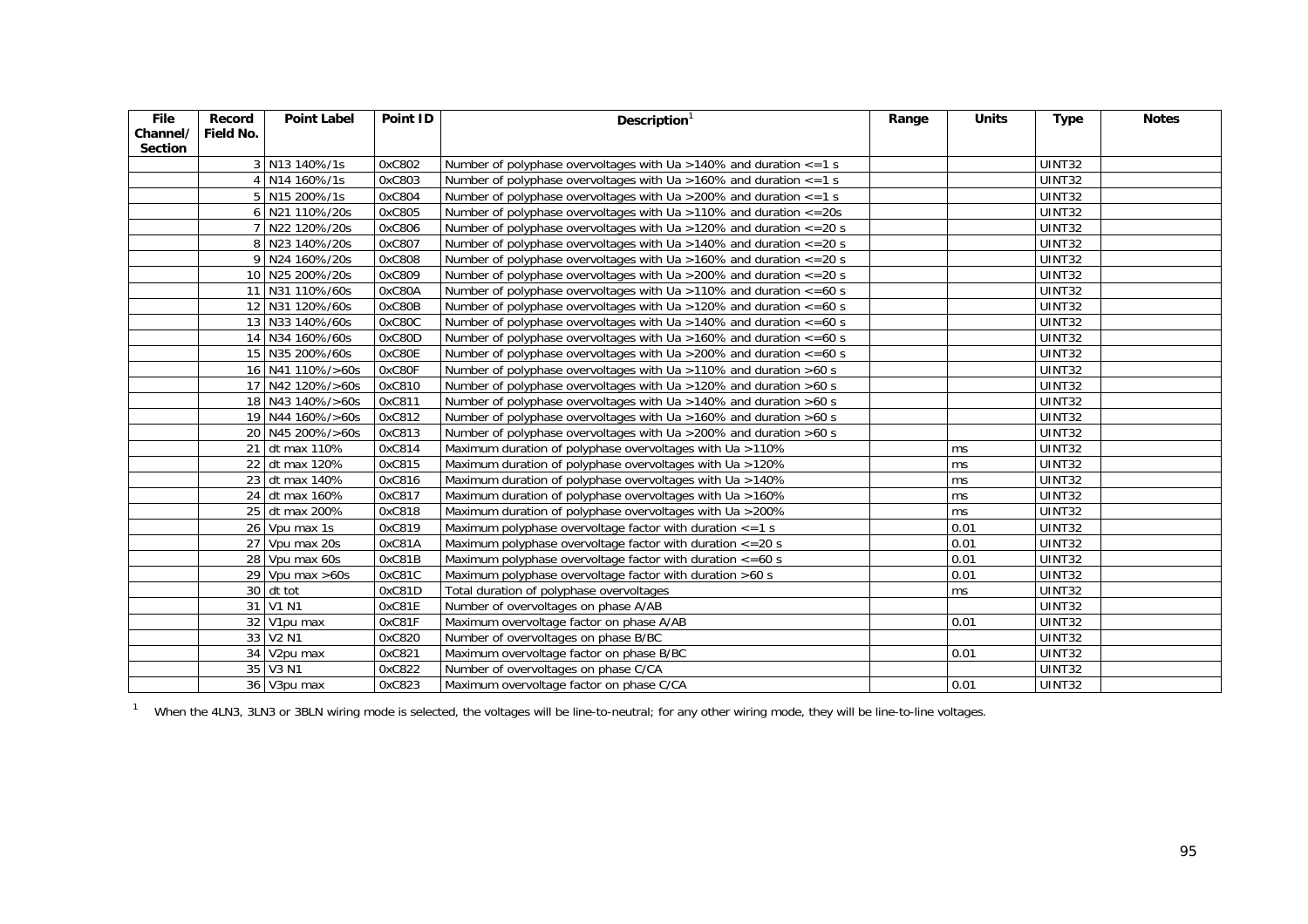| File Channel/ Section | Record Field No. | Point Label | Point ID | Description[1] | Range | Units | Type | Notes |
|---|---|---|---|---|---|---|---|---|
| | 3 | N13 140%/1s | 0xC802 | Number of polyphase overvoltages with Ua >140% and duration <=1 s | | | UINT32 | |
| | 4 | N14 160%/1s | 0xC803 | Number of polyphase overvoltages with Ua >160% and duration <=1 s | | | UINT32 | |
| | 5 | N15 200%/1s | 0xC804 | Number of polyphase overvoltages with Ua >200% and duration <=1 s | | | UINT32 | |
| | 6 | N21 110%/20s | 0xC805 | Number of polyphase overvoltages with Ua >110% and duration <=20s | | | UINT32 | |
| | 7 | N22 120%/20s | 0xC806 | Number of polyphase overvoltages with Ua >120% and duration <=20 s | | | UINT32 | |
| | 8 | N23 140%/20s | 0xC807 | Number of polyphase overvoltages with Ua >140% and duration <=20 s | | | UINT32 | |
| | 9 | N24 160%/20s | 0xC808 | Number of polyphase overvoltages with Ua >160% and duration <=20 s | | | UINT32 | |
| | 10 | N25 200%/20s | 0xC809 | Number of polyphase overvoltages with Ua >200% and duration <=20 s | | | UINT32 | |
| | 11 | N31 110%/60s | 0xC80A | Number of polyphase overvoltages with Ua >110% and duration <=60 s | | | UINT32 | |
| | 12 | N31 120%/60s | 0xC80B | Number of polyphase overvoltages with Ua >120% and duration <=60 s | | | UINT32 | |
| | 13 | N33 140%/60s | 0xC80C | Number of polyphase overvoltages with Ua >140% and duration <=60 s | | | UINT32 | |
| | 14 | N34 160%/60s | 0xC80D | Number of polyphase overvoltages with Ua >160% and duration <=60 s | | | UINT32 | |
| | 15 | N35 200%/60s | 0xC80E | Number of polyphase overvoltages with Ua >200% and duration <=60 s | | | UINT32 | |
| | 16 | N41 110%/>60s | 0xC80F | Number of polyphase overvoltages with Ua >110% and duration >60 s | | | UINT32 | |
| | 17 | N42 120%/>60s | 0xC810 | Number of polyphase overvoltages with Ua >120% and duration >60 s | | | UINT32 | |
| | 18 | N43 140%/>60s | 0xC811 | Number of polyphase overvoltages with Ua >140% and duration >60 s | | | UINT32 | |
| | 19 | N44 160%/>60s | 0xC812 | Number of polyphase overvoltages with Ua >160% and duration >60 s | | | UINT32 | |
| | 20 | N45 200%/>60s | 0xC813 | Number of polyphase overvoltages with Ua >200% and duration >60 s | | | UINT32 | |
| | 21 | dt max 110% | 0xC814 | Maximum duration of polyphase overvoltages with Ua >110% | | ms | UINT32 | |
| | 22 | dt max 120% | 0xC815 | Maximum duration of polyphase overvoltages with Ua >120% | | ms | UINT32 | |
| | 23 | dt max 140% | 0xC816 | Maximum duration of polyphase overvoltages with Ua >140% | | ms | UINT32 | |
| | 24 | dt max 160% | 0xC817 | Maximum duration of polyphase overvoltages with Ua >160% | | ms | UINT32 | |
| | 25 | dt max 200% | 0xC818 | Maximum duration of polyphase overvoltages with Ua >200% | | ms | UINT32 | |
| | 26 | Vpu max 1s | 0xC819 | Maximum polyphase overvoltage factor with duration <=1 s | | 0.01 | UINT32 | |
| | 27 | Vpu max 20s | 0xC81A | Maximum polyphase overvoltage factor with duration <=20 s | | 0.01 | UINT32 | |
| | 28 | Vpu max 60s | 0xC81B | Maximum polyphase overvoltage factor with duration <=60 s | | 0.01 | UINT32 | |
| | 29 | Vpu max >60s | 0xC81C | Maximum polyphase overvoltage factor with duration >60 s | | 0.01 | UINT32 | |
| | 30 | dt tot | 0xC81D | Total duration of polyphase overvoltages | | ms | UINT32 | |
| | 31 | V1 N1 | 0xC81E | Number of overvoltages on phase A/AB | | | UINT32 | |
| | 32 | V1pu max | 0xC81F | Maximum overvoltage factor on phase A/AB | | 0.01 | UINT32 | |
| | 33 | V2 N1 | 0xC820 | Number of overvoltages on phase B/BC | | | UINT32 | |
| | 34 | V2pu max | 0xC821 | Maximum overvoltage factor on phase B/BC | | 0.01 | UINT32 | |
| | 35 | V3 N1 | 0xC822 | Number of overvoltages on phase C/CA | | | UINT32 | |
| | 36 | V3pu max | 0xC823 | Maximum overvoltage factor on phase C/CA | | 0.01 | UINT32 | |

[1] When the 4LN3, 3LN3 or 3BLN wiring mode is selected, the voltages will be line-to-neutral; for any other wiring mode, they will be line-to-line voltages.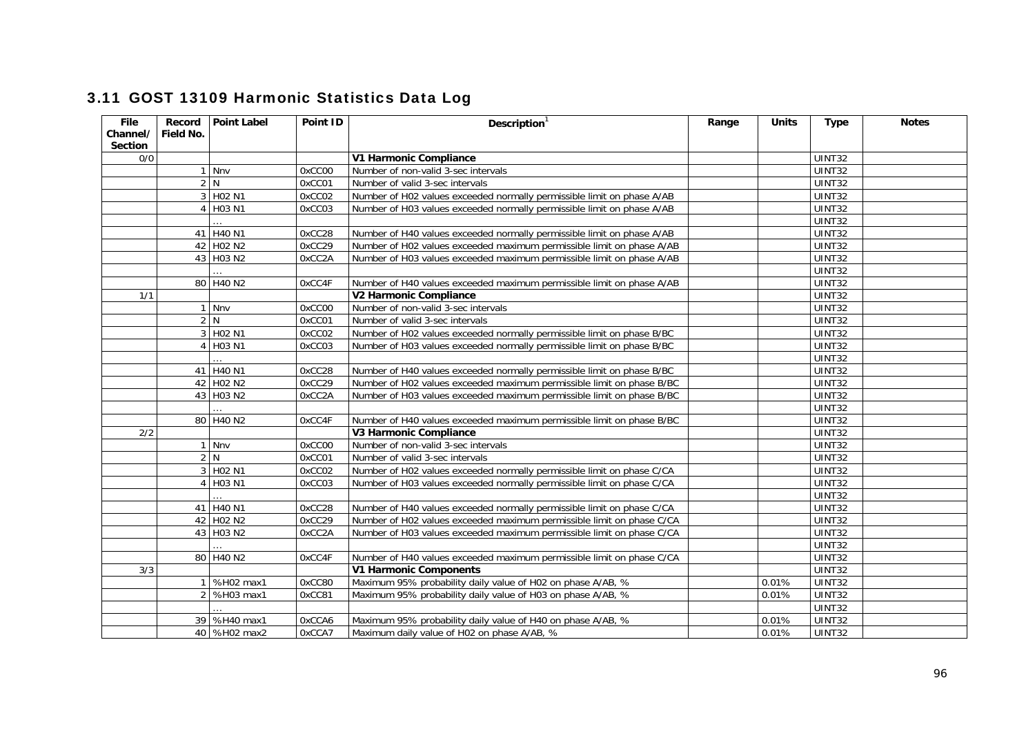## 3.11 GOST 13109 Harmonic Statistics Data Log

| File Channel/ Section | Record Field No. | Point Label | Point ID | Description[1] | Range | Units | Type | Notes |
|---|---|---|---|---|---|---|---|---|
| 0/0 | | | | **V1 Harmonic Compliance** | | | UINT32 | |
| | 1 | Nnv | 0xCC00 | Number of non-valid 3-sec intervals | | | UINT32 | |
| | 2 | N | 0xCC01 | Number of valid 3-sec intervals | | | UINT32 | |
| | 3 | H02 N1 | 0xCC02 | Number of H02 values exceeded normally permissible limit on phase A/AB | | | UINT32 | |
| | 4 | H03 N1 | 0xCC03 | Number of H03 values exceeded normally permissible limit on phase A/AB | | | UINT32 | |
| | | … | | | | | UINT32 | |
| | 41 | H40 N1 | 0xCC28 | Number of H40 values exceeded normally permissible limit on phase A/AB | | | UINT32 | |
| | 42 | H02 N2 | 0xCC29 | Number of H02 values exceeded maximum permissible limit on phase A/AB | | | UINT32 | |
| | 43 | H03 N2 | 0xCC2A | Number of H03 values exceeded maximum permissible limit on phase A/AB | | | UINT32 | |
| | | … | | | | | UINT32 | |
| | 80 | H40 N2 | 0xCC4F | Number of H40 values exceeded maximum permissible limit on phase A/AB | | | UINT32 | |
| 1/1 | | | | **V2 Harmonic Compliance** | | | UINT32 | |
| | 1 | Nnv | 0xCC00 | Number of non-valid 3-sec intervals | | | UINT32 | |
| | 2 | N | 0xCC01 | Number of valid 3-sec intervals | | | UINT32 | |
| | 3 | H02 N1 | 0xCC02 | Number of H02 values exceeded normally permissible limit on phase B/BC | | | UINT32 | |
| | 4 | H03 N1 | 0xCC03 | Number of H03 values exceeded normally permissible limit on phase B/BC | | | UINT32 | |
| | | … | | | | | UINT32 | |
| | 41 | H40 N1 | 0xCC28 | Number of H40 values exceeded normally permissible limit on phase B/BC | | | UINT32 | |
| | 42 | H02 N2 | 0xCC29 | Number of H02 values exceeded maximum permissible limit on phase B/BC | | | UINT32 | |
| | 43 | H03 N2 | 0xCC2A | Number of H03 values exceeded maximum permissible limit on phase B/BC | | | UINT32 | |
| | | … | | | | | UINT32 | |
| | 80 | H40 N2 | 0xCC4F | Number of H40 values exceeded maximum permissible limit on phase B/BC | | | UINT32 | |
| 2/2 | | | | **V3 Harmonic Compliance** | | | UINT32 | |
| | 1 | Nnv | 0xCC00 | Number of non-valid 3-sec intervals | | | UINT32 | |
| | 2 | N | 0xCC01 | Number of valid 3-sec intervals | | | UINT32 | |
| | 3 | H02 N1 | 0xCC02 | Number of H02 values exceeded normally permissible limit on phase C/CA | | | UINT32 | |
| | 4 | H03 N1 | 0xCC03 | Number of H03 values exceeded normally permissible limit on phase C/CA | | | UINT32 | |
| | | … | | | | | UINT32 | |
| | 41 | H40 N1 | 0xCC28 | Number of H40 values exceeded normally permissible limit on phase C/CA | | | UINT32 | |
| | 42 | H02 N2 | 0xCC29 | Number of H02 values exceeded maximum permissible limit on phase C/CA | | | UINT32 | |
| | 43 | H03 N2 | 0xCC2A | Number of H03 values exceeded maximum permissible limit on phase C/CA | | | UINT32 | |
| | | … | | | | | UINT32 | |
| | 80 | H40 N2 | 0xCC4F | Number of H40 values exceeded maximum permissible limit on phase C/CA | | | UINT32 | |
| 3/3 | | | | **V1 Harmonic Components** | | | UINT32 | |
| | 1 | %H02 max1 | 0xCC80 | Maximum 95% probability daily value of H02 on phase A/AB, % | | 0.01% | UINT32 | |
| | 2 | %H03 max1 | 0xCC81 | Maximum 95% probability daily value of H03 on phase A/AB, % | | 0.01% | UINT32 | |
| | | … | | | | | UINT32 | |
| | 39 | %H40 max1 | 0xCCA6 | Maximum 95% probability daily value of H40 on phase A/AB, % | | 0.01% | UINT32 | |
| | 40 | %H02 max2 | 0xCCA7 | Maximum daily value of H02 on phase A/AB, % | | 0.01% | UINT32 | |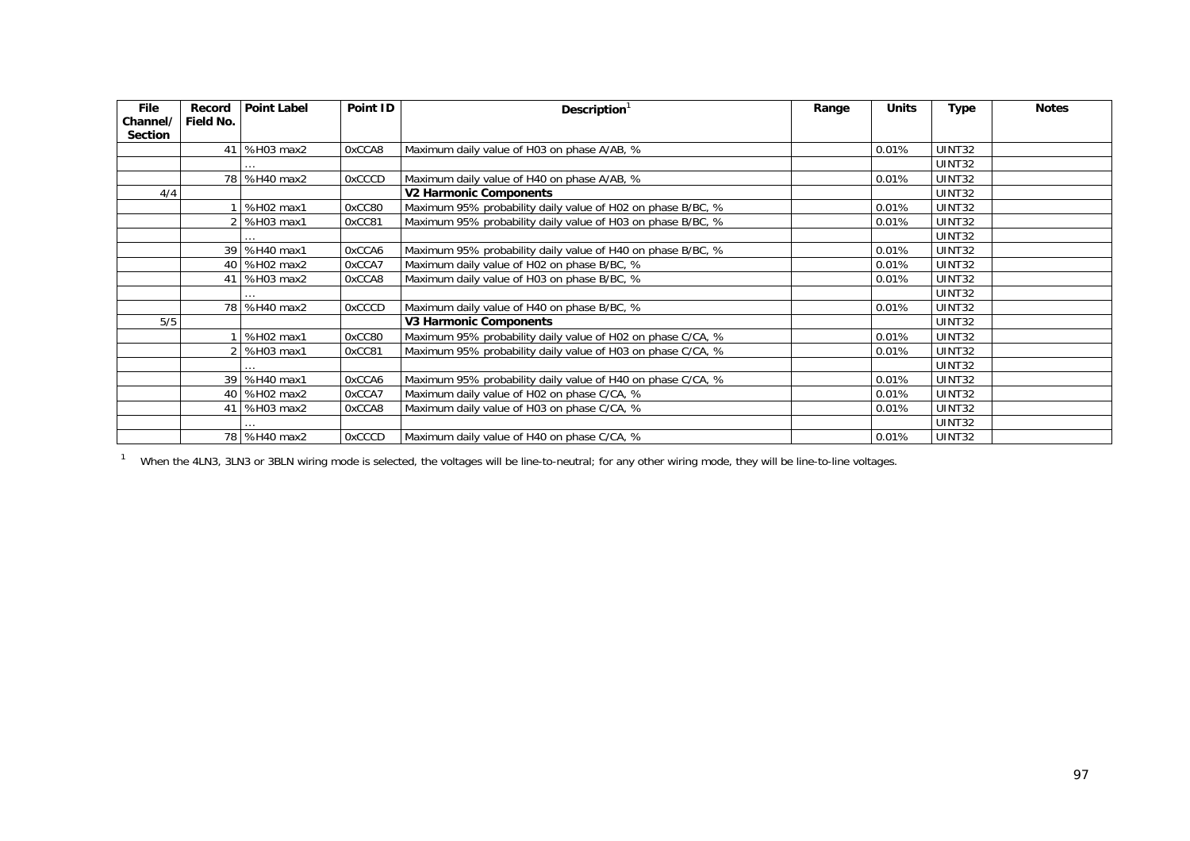| File Channel/ Section | Record Field No. | Point Label | Point ID | Description[1] | Range | Units | Type | Notes |
|---|---|---|---|---|---|---|---|---|
| | 41 | %H03 max2 | 0xCCA8 | Maximum daily value of H03 on phase A/AB, % | | 0.01% | UINT32 | |
| | | … | | | | | UINT32 | |
| | 78 | %H40 max2 | 0xCCCD | Maximum daily value of H40 on phase A/AB, % | | 0.01% | UINT32 | |
| 4/4 | | | | **V2 Harmonic Components** | | | UINT32 | |
| | 1 | %H02 max1 | 0xCC80 | Maximum 95% probability daily value of H02 on phase B/BC, % | | 0.01% | UINT32 | |
| | 2 | %H03 max1 | 0xCC81 | Maximum 95% probability daily value of H03 on phase B/BC, % | | 0.01% | UINT32 | |
| | | … | | | | | UINT32 | |
| | 39 | %H40 max1 | 0xCCA6 | Maximum 95% probability daily value of H40 on phase B/BC, % | | 0.01% | UINT32 | |
| | 40 | %H02 max2 | 0xCCA7 | Maximum daily value of H02 on phase B/BC, % | | 0.01% | UINT32 | |
| | 41 | %H03 max2 | 0xCCA8 | Maximum daily value of H03 on phase B/BC, % | | 0.01% | UINT32 | |
| | | … | | | | | UINT32 | |
| | 78 | %H40 max2 | 0xCCCD | Maximum daily value of H40 on phase B/BC, % | | 0.01% | UINT32 | |
| 5/5 | | | | **V3 Harmonic Components** | | | UINT32 | |
| | 1 | %H02 max1 | 0xCC80 | Maximum 95% probability daily value of H02 on phase C/CA, % | | 0.01% | UINT32 | |
| | 2 | %H03 max1 | 0xCC81 | Maximum 95% probability daily value of H03 on phase C/CA, % | | 0.01% | UINT32 | |
| | | … | | | | | UINT32 | |
| | 39 | %H40 max1 | 0xCCA6 | Maximum 95% probability daily value of H40 on phase C/CA, % | | 0.01% | UINT32 | |
| | 40 | %H02 max2 | 0xCCA7 | Maximum daily value of H02 on phase C/CA, % | | 0.01% | UINT32 | |
| | 41 | %H03 max2 | 0xCCA8 | Maximum daily value of H03 on phase C/CA, % | | 0.01% | UINT32 | |
| | | … | | | | | UINT32 | |
| | 78 | %H40 max2 | 0xCCCD | Maximum daily value of H40 on phase C/CA, % | | 0.01% | UINT32 | |

[1] When the 4LN3, 3LN3 or 3BLN wiring mode is selected, the voltages will be line-to-neutral; for any other wiring mode, they will be line-to-line voltages.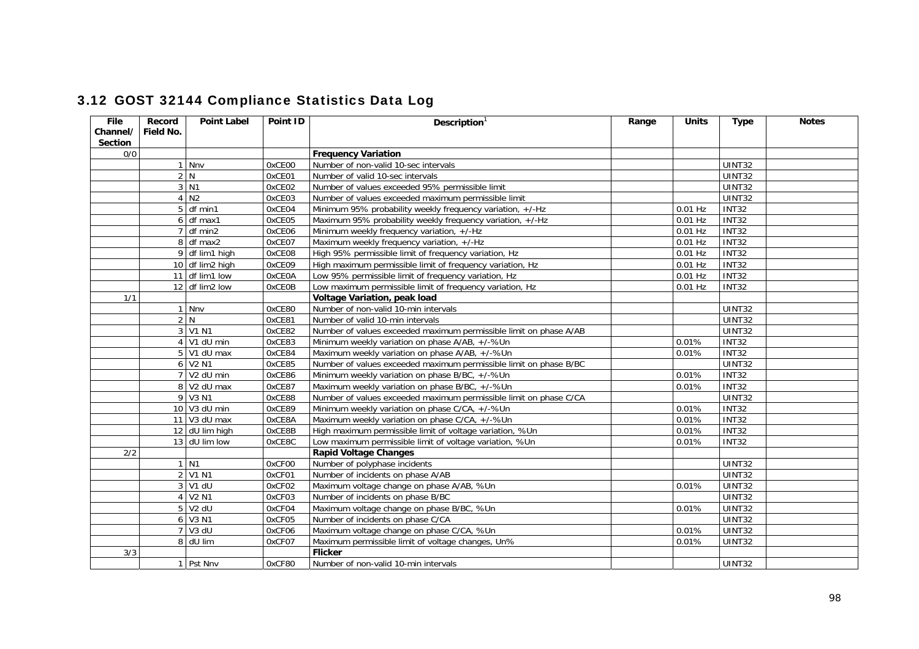## 3.12 GOST 32144 Compliance Statistics Data Log

| File Channel/ Section | Record Field No. | Point Label | Point ID | Description[1] | Range | Units | Type | Notes |
|---|---|---|---|---|---|---|---|---|
| 0/0 | | | | **Frequency Variation** | | | | |
| | 1 | Nnv | 0xCE00 | Number of non-valid 10-sec intervals | | | UINT32 | |
| | 2 | N | 0xCE01 | Number of valid 10-sec intervals | | | UINT32 | |
| | 3 | N1 | 0xCE02 | Number of values exceeded 95% permissible limit | | | UINT32 | |
| | 4 | N2 | 0xCE03 | Number of values exceeded maximum permissible limit | | | UINT32 | |
| | 5 | df min1 | 0xCE04 | Minimum 95% probability weekly frequency variation, +/-Hz | | 0.01 Hz | INT32 | |
| | 6 | df max1 | 0xCE05 | Maximum 95% probability weekly frequency variation, +/-Hz | | 0.01 Hz | INT32 | |
| | 7 | df min2 | 0xCE06 | Minimum weekly frequency variation, +/-Hz | | 0.01 Hz | INT32 | |
| | 8 | df max2 | 0xCE07 | Maximum weekly frequency variation, +/-Hz | | 0.01 Hz | INT32 | |
| | 9 | df lim1 high | 0xCE08 | High 95% permissible limit of frequency variation, Hz | | 0.01 Hz | INT32 | |
| | 10 | df lim2 high | 0xCE09 | High maximum permissible limit of frequency variation, Hz | | 0.01 Hz | INT32 | |
| | 11 | df lim1 low | 0xCE0A | Low 95% permissible limit of frequency variation, Hz | | 0.01 Hz | INT32 | |
| | 12 | df lim2 low | 0xCE0B | Low maximum permissible limit of frequency variation, Hz | | 0.01 Hz | INT32 | |
| 1/1 | | | | **Voltage Variation, peak load** | | | | |
| | 1 | Nnv | 0xCE80 | Number of non-valid 10-min intervals | | | UINT32 | |
| | 2 | N | 0xCE81 | Number of valid 10-min intervals | | | UINT32 | |
| | 3 | V1 N1 | 0xCE82 | Number of values exceeded maximum permissible limit on phase A/AB | | | UINT32 | |
| | 4 | V1 dU min | 0xCE83 | Minimum weekly variation on phase A/AB, +/-%Un | | 0.01% | INT32 | |
| | 5 | V1 dU max | 0xCE84 | Maximum weekly variation on phase A/AB, +/-%Un | | 0.01% | INT32 | |
| | 6 | V2 N1 | 0xCE85 | Number of values exceeded maximum permissible limit on phase B/BC | | | UINT32 | |
| | 7 | V2 dU min | 0xCE86 | Minimum weekly variation on phase B/BC, +/-%Un | | 0.01% | INT32 | |
| | 8 | V2 dU max | 0xCE87 | Maximum weekly variation on phase B/BC, +/-%Un | | 0.01% | INT32 | |
| | 9 | V3 N1 | 0xCE88 | Number of values exceeded maximum permissible limit on phase C/CA | | | UINT32 | |
| | 10 | V3 dU min | 0xCE89 | Minimum weekly variation on phase C/CA, +/-%Un | | 0.01% | INT32 | |
| | 11 | V3 dU max | 0xCE8A | Maximum weekly variation on phase C/CA, +/-%Un | | 0.01% | INT32 | |
| | 12 | dU lim high | 0xCE8B | High maximum permissible limit of voltage variation, %Un | | 0.01% | INT32 | |
| | 13 | dU lim low | 0xCE8C | Low maximum permissible limit of voltage variation, %Un | | 0.01% | INT32 | |
| 2/2 | | | | **Rapid Voltage Changes** | | | | |
| | 1 | N1 | 0xCF00 | Number of polyphase incidents | | | UINT32 | |
| | 2 | V1 N1 | 0xCF01 | Number of incidents on phase A/AB | | | UINT32 | |
| | 3 | V1 dU | 0xCF02 | Maximum voltage change on phase A/AB, %Un | | 0.01% | UINT32 | |
| | 4 | V2 N1 | 0xCF03 | Number of incidents on phase B/BC | | | UINT32 | |
| | 5 | V2 dU | 0xCF04 | Maximum voltage change on phase B/BC, %Un | | 0.01% | UINT32 | |
| | 6 | V3 N1 | 0xCF05 | Number of incidents on phase C/CA | | | UINT32 | |
| | 7 | V3 dU | 0xCF06 | Maximum voltage change on phase C/CA, %Un | | 0.01% | UINT32 | |
| | 8 | dU lim | 0xCF07 | Maximum permissible limit of voltage changes, Un% | | 0.01% | UINT32 | |
| 3/3 | | | | **Flicker** | | | | |
| | 1 | Pst Nnv | 0xCF80 | Number of non-valid 10-min intervals | | | UINT32 | |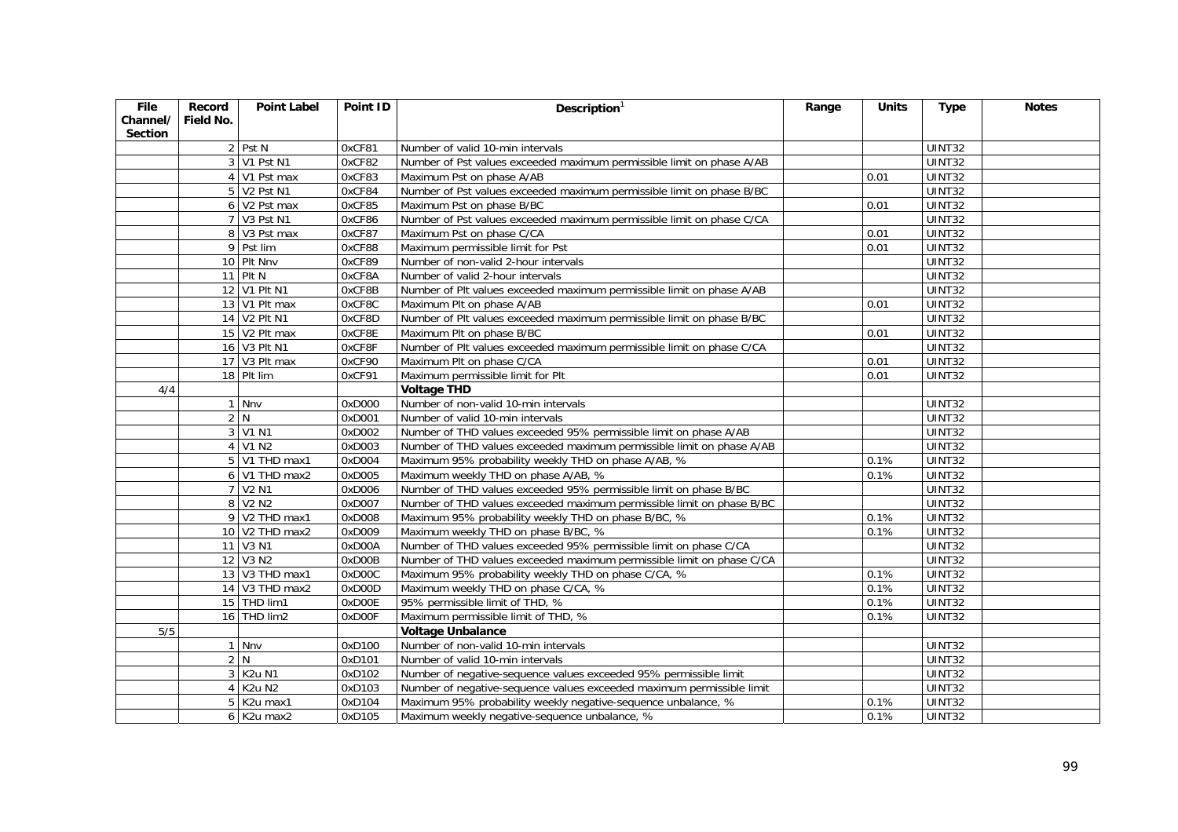| File Channel/ Section | Record Field No. | Point Label | Point ID | Description[1] | Range | Units | Type | Notes |
|---|---|---|---|---|---|---|---|---|
| | 2 | Pst N | 0xCF81 | Number of valid 10-min intervals | | | UINT32 | |
| | 3 | V1 Pst N1 | 0xCF82 | Number of Pst values exceeded maximum permissible limit on phase A/AB | | | UINT32 | |
| | 4 | V1 Pst max | 0xCF83 | Maximum Pst on phase A/AB | | 0.01 | UINT32 | |
| | 5 | V2 Pst N1 | 0xCF84 | Number of Pst values exceeded maximum permissible limit on phase B/BC | | | UINT32 | |
| | 6 | V2 Pst max | 0xCF85 | Maximum Pst on phase B/BC | | 0.01 | UINT32 | |
| | 7 | V3 Pst N1 | 0xCF86 | Number of Pst values exceeded maximum permissible limit on phase C/CA | | | UINT32 | |
| | 8 | V3 Pst max | 0xCF87 | Maximum Pst on phase C/CA | | 0.01 | UINT32 | |
| | 9 | Pst lim | 0xCF88 | Maximum permissible limit for Pst | | 0.01 | UINT32 | |
| | 10 | Plt Nnv | 0xCF89 | Number of non-valid 2-hour intervals | | | UINT32 | |
| | 11 | Plt N | 0xCF8A | Number of valid 2-hour intervals | | | UINT32 | |
| | 12 | V1 Plt N1 | 0xCF8B | Number of Plt values exceeded maximum permissible limit on phase A/AB | | | UINT32 | |
| | 13 | V1 Plt max | 0xCF8C | Maximum Plt on phase A/AB | | 0.01 | UINT32 | |
| | 14 | V2 Plt N1 | 0xCF8D | Number of Plt values exceeded maximum permissible limit on phase B/BC | | | UINT32 | |
| | 15 | V2 Plt max | 0xCF8E | Maximum Plt on phase B/BC | | 0.01 | UINT32 | |
| | 16 | V3 Plt N1 | 0xCF8F | Number of Plt values exceeded maximum permissible limit on phase C/CA | | | UINT32 | |
| | 17 | V3 Plt max | 0xCF90 | Maximum Plt on phase C/CA | | 0.01 | UINT32 | |
| | 18 | Plt lim | 0xCF91 | Maximum permissible limit for Plt | | 0.01 | UINT32 | |
| 4/4 | | | | **Voltage THD** | | | | |
| | 1 | Nnv | 0xD000 | Number of non-valid 10-min intervals | | | UINT32 | |
| | 2 | N | 0xD001 | Number of valid 10-min intervals | | | UINT32 | |
| | 3 | V1 N1 | 0xD002 | Number of THD values exceeded 95% permissible limit on phase A/AB | | | UINT32 | |
| | 4 | V1 N2 | 0xD003 | Number of THD values exceeded maximum permissible limit on phase A/AB | | | UINT32 | |
| | 5 | V1 THD max1 | 0xD004 | Maximum 95% probability weekly THD on phase A/AB, % | | 0.1% | UINT32 | |
| | 6 | V1 THD max2 | 0xD005 | Maximum weekly THD on phase A/AB, % | | 0.1% | UINT32 | |
| | 7 | V2 N1 | 0xD006 | Number of THD values exceeded 95% permissible limit on phase B/BC | | | UINT32 | |
| | 8 | V2 N2 | 0xD007 | Number of THD values exceeded maximum permissible limit on phase B/BC | | | UINT32 | |
| | 9 | V2 THD max1 | 0xD008 | Maximum 95% probability weekly THD on phase B/BC, % | | 0.1% | UINT32 | |
| | 10 | V2 THD max2 | 0xD009 | Maximum weekly THD on phase B/BC, % | | 0.1% | UINT32 | |
| | 11 | V3 N1 | 0xD00A | Number of THD values exceeded 95% permissible limit on phase C/CA | | | UINT32 | |
| | 12 | V3 N2 | 0xD00B | Number of THD values exceeded maximum permissible limit on phase C/CA | | | UINT32 | |
| | 13 | V3 THD max1 | 0xD00C | Maximum 95% probability weekly THD on phase C/CA, % | | 0.1% | UINT32 | |
| | 14 | V3 THD max2 | 0xD00D | Maximum weekly THD on phase C/CA, % | | 0.1% | UINT32 | |
| | 15 | THD lim1 | 0xD00E | 95% permissible limit of THD, % | | 0.1% | UINT32 | |
| | 16 | THD lim2 | 0xD00F | Maximum permissible limit of THD, % | | 0.1% | UINT32 | |
| 5/5 | | | | **Voltage Unbalance** | | | | |
| | 1 | Nnv | 0xD100 | Number of non-valid 10-min intervals | | | UINT32 | |
| | 2 | N | 0xD101 | Number of valid 10-min intervals | | | UINT32 | |
| | 3 | K2u N1 | 0xD102 | Number of negative-sequence values exceeded 95% permissible limit | | | UINT32 | |
| | 4 | K2u N2 | 0xD103 | Number of negative-sequence values exceeded maximum permissible limit | | | UINT32 | |
| | 5 | K2u max1 | 0xD104 | Maximum 95% probability weekly negative-sequence unbalance, % | | 0.1% | UINT32 | |
| | 6 | K2u max2 | 0xD105 | Maximum weekly negative-sequence unbalance, % | | 0.1% | UINT32 | |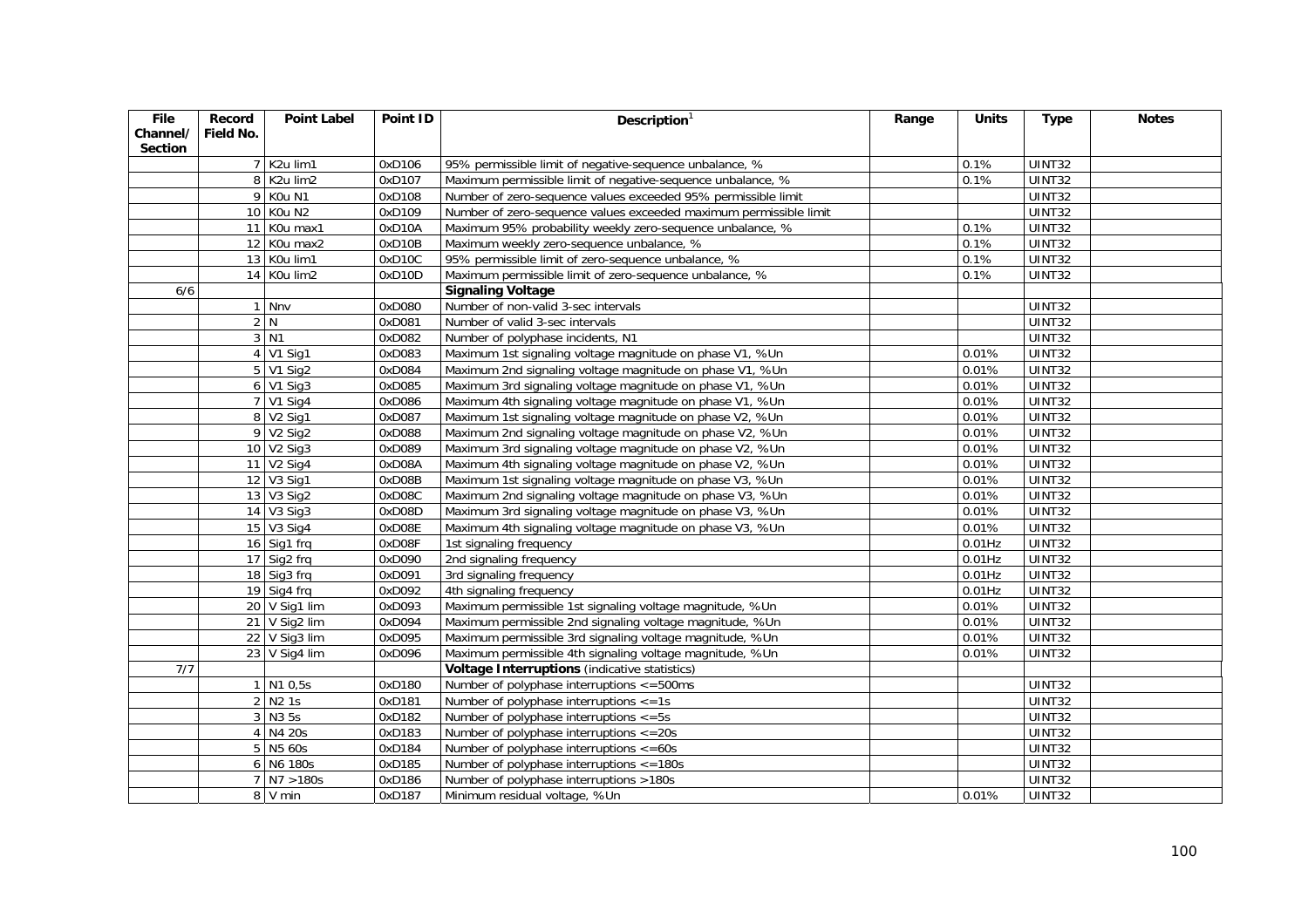| File Channel/ Section | Record Field No. | Point Label | Point ID | Description[1] | Range | Units | Type | Notes |
|---|---|---|---|---|---|---|---|---|
| | 7 | K2u lim1 | 0xD106 | 95% permissible limit of negative-sequence unbalance, % | | 0.1% | UINT32 | |
| | 8 | K2u lim2 | 0xD107 | Maximum permissible limit of negative-sequence unbalance, % | | 0.1% | UINT32 | |
| | 9 | K0u N1 | 0xD108 | Number of zero-sequence values exceeded 95% permissible limit | | | UINT32 | |
| | 10 | K0u N2 | 0xD109 | Number of zero-sequence values exceeded maximum permissible limit | | | UINT32 | |
| | 11 | K0u max1 | 0xD10A | Maximum 95% probability weekly zero-sequence unbalance, % | | 0.1% | UINT32 | |
| | 12 | K0u max2 | 0xD10B | Maximum weekly zero-sequence unbalance, % | | 0.1% | UINT32 | |
| | 13 | K0u lim1 | 0xD10C | 95% permissible limit of zero-sequence unbalance, % | | 0.1% | UINT32 | |
| | 14 | K0u lim2 | 0xD10D | Maximum permissible limit of zero-sequence unbalance, % | | 0.1% | UINT32 | |
| 6/6 | | | | **Signaling Voltage** | | | | |
| | 1 | Nnv | 0xD080 | Number of non-valid 3-sec intervals | | | UINT32 | |
| | 2 | N | 0xD081 | Number of valid 3-sec intervals | | | UINT32 | |
| | 3 | N1 | 0xD082 | Number of polyphase incidents, N1 | | | UINT32 | |
| | 4 | V1 Sig1 | 0xD083 | Maximum 1st signaling voltage magnitude on phase V1, %Un | | 0.01% | UINT32 | |
| | 5 | V1 Sig2 | 0xD084 | Maximum 2nd signaling voltage magnitude on phase V1, %Un | | 0.01% | UINT32 | |
| | 6 | V1 Sig3 | 0xD085 | Maximum 3rd signaling voltage magnitude on phase V1, %Un | | 0.01% | UINT32 | |
| | 7 | V1 Sig4 | 0xD086 | Maximum 4th signaling voltage magnitude on phase V1, %Un | | 0.01% | UINT32 | |
| | 8 | V2 Sig1 | 0xD087 | Maximum 1st signaling voltage magnitude on phase V2, %Un | | 0.01% | UINT32 | |
| | 9 | V2 Sig2 | 0xD088 | Maximum 2nd signaling voltage magnitude on phase V2, %Un | | 0.01% | UINT32 | |
| | 10 | V2 Sig3 | 0xD089 | Maximum 3rd signaling voltage magnitude on phase V2, %Un | | 0.01% | UINT32 | |
| | 11 | V2 Sig4 | 0xD08A | Maximum 4th signaling voltage magnitude on phase V2, %Un | | 0.01% | UINT32 | |
| | 12 | V3 Sig1 | 0xD08B | Maximum 1st signaling voltage magnitude on phase V3, %Un | | 0.01% | UINT32 | |
| | 13 | V3 Sig2 | 0xD08C | Maximum 2nd signaling voltage magnitude on phase V3, %Un | | 0.01% | UINT32 | |
| | 14 | V3 Sig3 | 0xD08D | Maximum 3rd signaling voltage magnitude on phase V3, %Un | | 0.01% | UINT32 | |
| | 15 | V3 Sig4 | 0xD08E | Maximum 4th signaling voltage magnitude on phase V3, %Un | | 0.01% | UINT32 | |
| | 16 | Sig1 frq | 0xD08F | 1st signaling frequency | | 0.01Hz | UINT32 | |
| | 17 | Sig2 frq | 0xD090 | 2nd signaling frequency | | 0.01Hz | UINT32 | |
| | 18 | Sig3 frq | 0xD091 | 3rd signaling frequency | | 0.01Hz | UINT32 | |
| | 19 | Sig4 frq | 0xD092 | 4th signaling frequency | | 0.01Hz | UINT32 | |
| | 20 | V Sig1 lim | 0xD093 | Maximum permissible 1st signaling voltage magnitude, %Un | | 0.01% | UINT32 | |
| | 21 | V Sig2 lim | 0xD094 | Maximum permissible 2nd signaling voltage magnitude, %Un | | 0.01% | UINT32 | |
| | 22 | V Sig3 lim | 0xD095 | Maximum permissible 3rd signaling voltage magnitude, %Un | | 0.01% | UINT32 | |
| | 23 | V Sig4 lim | 0xD096 | Maximum permissible 4th signaling voltage magnitude, %Un | | 0.01% | UINT32 | |
| 7/7 | | | | **Voltage Interruptions** (indicative statistics) | | | | |
| | 1 | N1 0,5s | 0xD180 | Number of polyphase interruptions <=500ms | | | UINT32 | |
| | 2 | N2 1s | 0xD181 | Number of polyphase interruptions <=1s | | | UINT32 | |
| | 3 | N3 5s | 0xD182 | Number of polyphase interruptions <=5s | | | UINT32 | |
| | 4 | N4 20s | 0xD183 | Number of polyphase interruptions <=20s | | | UINT32 | |
| | 5 | N5 60s | 0xD184 | Number of polyphase interruptions <=60s | | | UINT32 | |
| | 6 | N6 180s | 0xD185 | Number of polyphase interruptions <=180s | | | UINT32 | |
| | 7 | N7 >180s | 0xD186 | Number of polyphase interruptions >180s | | | UINT32 | |
| | 8 | V min | 0xD187 | Minimum residual voltage, %Un | | 0.01% | UINT32 | |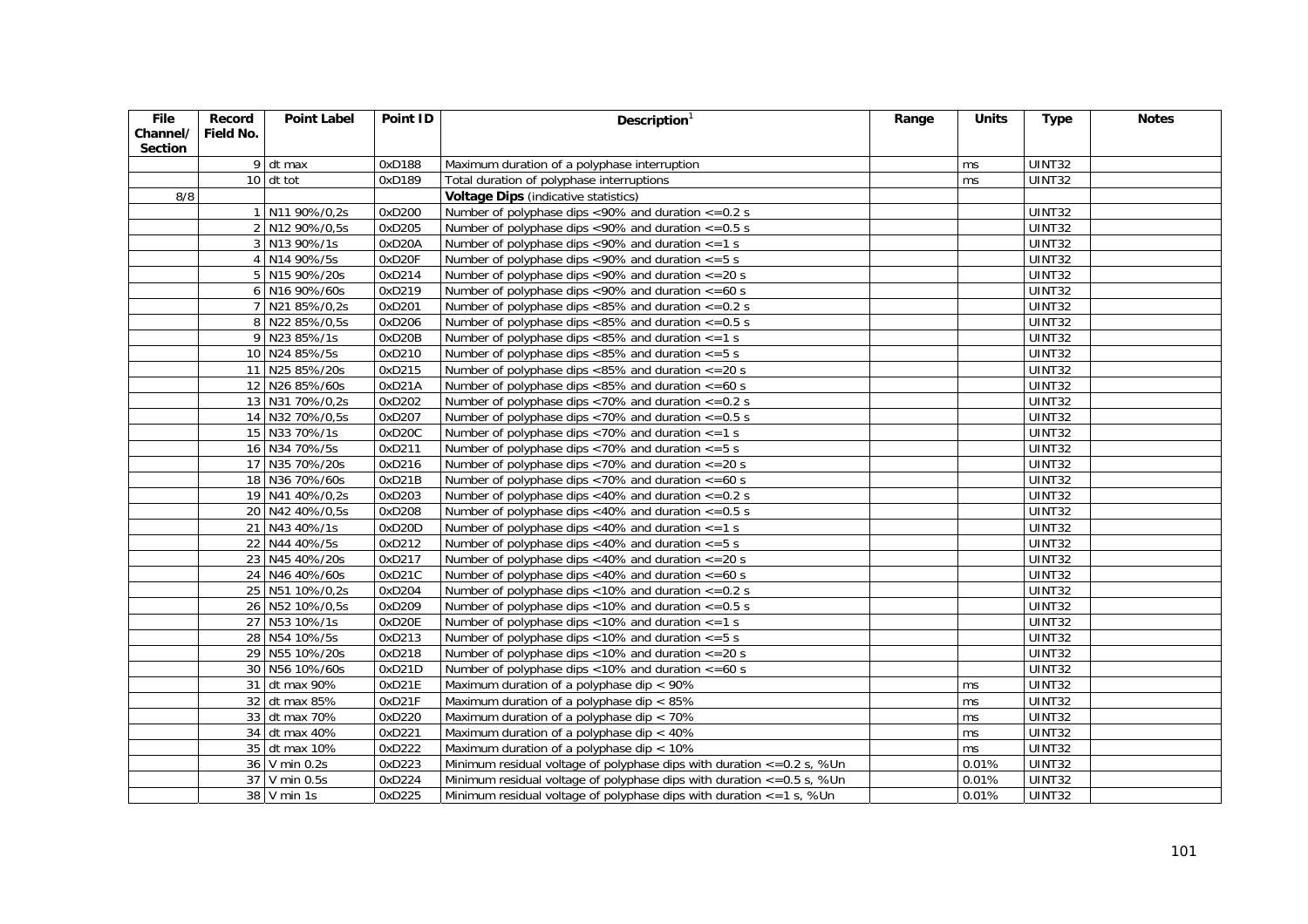| File Channel/ Section | Record Field No. | Point Label | Point ID | Description[1] | Range | Units | Type | Notes |
|---|---|---|---|---|---|---|---|---|
| | 9 | dt max | 0xD188 | Maximum duration of a polyphase interruption | | ms | UINT32 | |
| | 10 | dt tot | 0xD189 | Total duration of polyphase interruptions | | ms | UINT32 | |
| 8/8 | | | | **Voltage Dips** (indicative statistics) | | | | |
| | 1 | N11 90%/0,2s | 0xD200 | Number of polyphase dips <90% and duration <=0.2 s | | | UINT32 | |
| | 2 | N12 90%/0,5s | 0xD205 | Number of polyphase dips <90% and duration <=0.5 s | | | UINT32 | |
| | 3 | N13 90%/1s | 0xD20A | Number of polyphase dips <90% and duration <=1 s | | | UINT32 | |
| | 4 | N14 90%/5s | 0xD20F | Number of polyphase dips <90% and duration <=5 s | | | UINT32 | |
| | 5 | N15 90%/20s | 0xD214 | Number of polyphase dips <90% and duration <=20 s | | | UINT32 | |
| | 6 | N16 90%/60s | 0xD219 | Number of polyphase dips <90% and duration <=60 s | | | UINT32 | |
| | 7 | N21 85%/0,2s | 0xD201 | Number of polyphase dips <85% and duration <=0.2 s | | | UINT32 | |
| | 8 | N22 85%/0,5s | 0xD206 | Number of polyphase dips <85% and duration <=0.5 s | | | UINT32 | |
| | 9 | N23 85%/1s | 0xD20B | Number of polyphase dips <85% and duration <=1 s | | | UINT32 | |
| | 10 | N24 85%/5s | 0xD210 | Number of polyphase dips <85% and duration <=5 s | | | UINT32 | |
| | 11 | N25 85%/20s | 0xD215 | Number of polyphase dips <85% and duration <=20 s | | | UINT32 | |
| | 12 | N26 85%/60s | 0xD21A | Number of polyphase dips <85% and duration <=60 s | | | UINT32 | |
| | 13 | N31 70%/0,2s | 0xD202 | Number of polyphase dips <70% and duration <=0.2 s | | | UINT32 | |
| | 14 | N32 70%/0,5s | 0xD207 | Number of polyphase dips <70% and duration <=0.5 s | | | UINT32 | |
| | 15 | N33 70%/1s | 0xD20C | Number of polyphase dips <70% and duration <=1 s | | | UINT32 | |
| | 16 | N34 70%/5s | 0xD211 | Number of polyphase dips <70% and duration <=5 s | | | UINT32 | |
| | 17 | N35 70%/20s | 0xD216 | Number of polyphase dips <70% and duration <=20 s | | | UINT32 | |
| | 18 | N36 70%/60s | 0xD21B | Number of polyphase dips <70% and duration <=60 s | | | UINT32 | |
| | 19 | N41 40%/0,2s | 0xD203 | Number of polyphase dips <40% and duration <=0.2 s | | | UINT32 | |
| | 20 | N42 40%/0,5s | 0xD208 | Number of polyphase dips <40% and duration <=0.5 s | | | UINT32 | |
| | 21 | N43 40%/1s | 0xD20D | Number of polyphase dips <40% and duration <=1 s | | | UINT32 | |
| | 22 | N44 40%/5s | 0xD212 | Number of polyphase dips <40% and duration <=5 s | | | UINT32 | |
| | 23 | N45 40%/20s | 0xD217 | Number of polyphase dips <40% and duration <=20 s | | | UINT32 | |
| | 24 | N46 40%/60s | 0xD21C | Number of polyphase dips <40% and duration <=60 s | | | UINT32 | |
| | 25 | N51 10%/0,2s | 0xD204 | Number of polyphase dips <10% and duration <=0.2 s | | | UINT32 | |
| | 26 | N52 10%/0,5s | 0xD209 | Number of polyphase dips <10% and duration <=0.5 s | | | UINT32 | |
| | 27 | N53 10%/1s | 0xD20E | Number of polyphase dips <10% and duration <=1 s | | | UINT32 | |
| | 28 | N54 10%/5s | 0xD213 | Number of polyphase dips <10% and duration <=5 s | | | UINT32 | |
| | 29 | N55 10%/20s | 0xD218 | Number of polyphase dips <10% and duration <=20 s | | | UINT32 | |
| | 30 | N56 10%/60s | 0xD21D | Number of polyphase dips <10% and duration <=60 s | | | UINT32 | |
| | 31 | dt max 90% | 0xD21E | Maximum duration of a polyphase dip < 90% | | ms | UINT32 | |
| | 32 | dt max 85% | 0xD21F | Maximum duration of a polyphase dip < 85% | | ms | UINT32 | |
| | 33 | dt max 70% | 0xD220 | Maximum duration of a polyphase dip < 70% | | ms | UINT32 | |
| | 34 | dt max 40% | 0xD221 | Maximum duration of a polyphase dip < 40% | | ms | UINT32 | |
| | 35 | dt max 10% | 0xD222 | Maximum duration of a polyphase dip < 10% | | ms | UINT32 | |
| | 36 | V min 0.2s | 0xD223 | Minimum residual voltage of polyphase dips with duration <=0.2 s, %Un | | 0.01% | UINT32 | |
| | 37 | V min 0.5s | 0xD224 | Minimum residual voltage of polyphase dips with duration <=0.5 s, %Un | | 0.01% | UINT32 | |
| | 38 | V min 1s | 0xD225 | Minimum residual voltage of polyphase dips with duration <=1 s, %Un | | 0.01% | UINT32 | |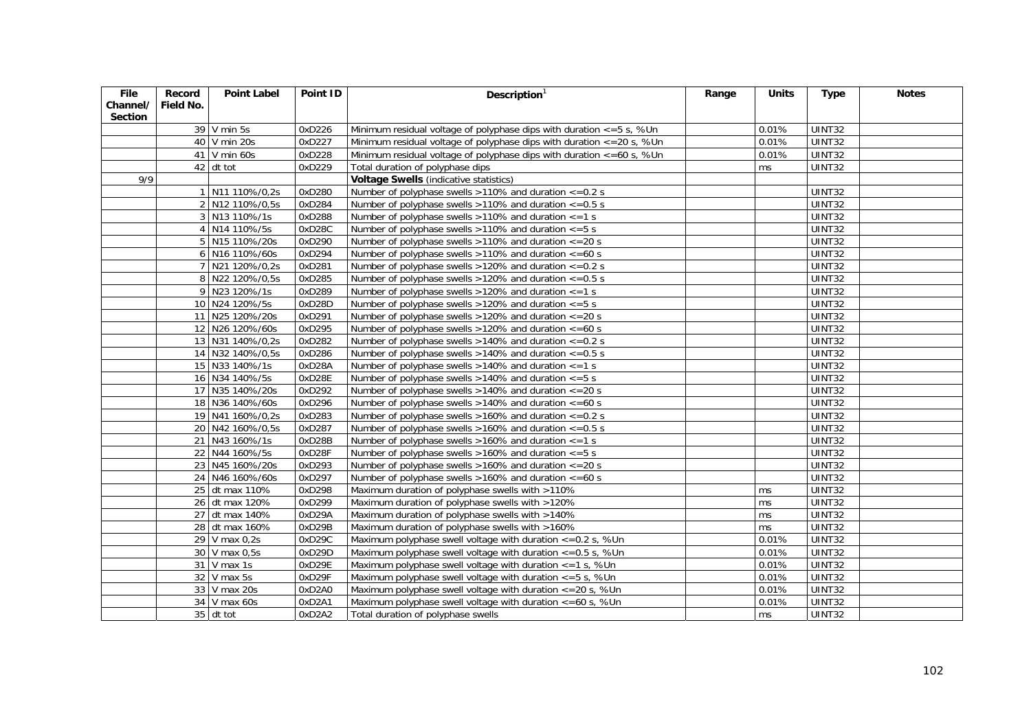| File Channel/ Section | Record Field No. | Point Label | Point ID | Description[1] | Range | Units | Type | Notes |
|---|---|---|---|---|---|---|---|---|
| | 39 | V min 5s | 0xD226 | Minimum residual voltage of polyphase dips with duration <=5 s, %Un | | 0.01% | UINT32 | |
| | 40 | V min 20s | 0xD227 | Minimum residual voltage of polyphase dips with duration <=20 s, %Un | | 0.01% | UINT32 | |
| | 41 | V min 60s | 0xD228 | Minimum residual voltage of polyphase dips with duration <=60 s, %Un | | 0.01% | UINT32 | |
| | 42 | dt tot | 0xD229 | Total duration of polyphase dips | | ms | UINT32 | |
| 9/9 | | | | **Voltage Swells** (indicative statistics) | | | | |
| | 1 | N11 110%/0,2s | 0xD280 | Number of polyphase swells >110% and duration <=0.2 s | | | UINT32 | |
| | 2 | N12 110%/0,5s | 0xD284 | Number of polyphase swells >110% and duration <=0.5 s | | | UINT32 | |
| | 3 | N13 110%/1s | 0xD288 | Number of polyphase swells >110% and duration <=1 s | | | UINT32 | |
| | 4 | N14 110%/5s | 0xD28C | Number of polyphase swells >110% and duration <=5 s | | | UINT32 | |
| | 5 | N15 110%/20s | 0xD290 | Number of polyphase swells >110% and duration <=20 s | | | UINT32 | |
| | 6 | N16 110%/60s | 0xD294 | Number of polyphase swells >110% and duration <=60 s | | | UINT32 | |
| | 7 | N21 120%/0,2s | 0xD281 | Number of polyphase swells >120% and duration <=0.2 s | | | UINT32 | |
| | 8 | N22 120%/0,5s | 0xD285 | Number of polyphase swells >120% and duration <=0.5 s | | | UINT32 | |
| | 9 | N23 120%/1s | 0xD289 | Number of polyphase swells >120% and duration <=1 s | | | UINT32 | |
| | 10 | N24 120%/5s | 0xD28D | Number of polyphase swells >120% and duration <=5 s | | | UINT32 | |
| | 11 | N25 120%/20s | 0xD291 | Number of polyphase swells >120% and duration <=20 s | | | UINT32 | |
| | 12 | N26 120%/60s | 0xD295 | Number of polyphase swells >120% and duration <=60 s | | | UINT32 | |
| | 13 | N31 140%/0,2s | 0xD282 | Number of polyphase swells >140% and duration <=0.2 s | | | UINT32 | |
| | 14 | N32 140%/0,5s | 0xD286 | Number of polyphase swells >140% and duration <=0.5 s | | | UINT32 | |
| | 15 | N33 140%/1s | 0xD28A | Number of polyphase swells >140% and duration <=1 s | | | UINT32 | |
| | 16 | N34 140%/5s | 0xD28E | Number of polyphase swells >140% and duration <=5 s | | | UINT32 | |
| | 17 | N35 140%/20s | 0xD292 | Number of polyphase swells >140% and duration <=20 s | | | UINT32 | |
| | 18 | N36 140%/60s | 0xD296 | Number of polyphase swells >140% and duration <=60 s | | | UINT32 | |
| | 19 | N41 160%/0,2s | 0xD283 | Number of polyphase swells >160% and duration <=0.2 s | | | UINT32 | |
| | 20 | N42 160%/0,5s | 0xD287 | Number of polyphase swells >160% and duration <=0.5 s | | | UINT32 | |
| | 21 | N43 160%/1s | 0xD28B | Number of polyphase swells >160% and duration <=1 s | | | UINT32 | |
| | 22 | N44 160%/5s | 0xD28F | Number of polyphase swells >160% and duration <=5 s | | | UINT32 | |
| | 23 | N45 160%/20s | 0xD293 | Number of polyphase swells >160% and duration <=20 s | | | UINT32 | |
| | 24 | N46 160%/60s | 0xD297 | Number of polyphase swells >160% and duration <=60 s | | | UINT32 | |
| | 25 | dt max 110% | 0xD298 | Maximum duration of polyphase swells with >110% | | ms | UINT32 | |
| | 26 | dt max 120% | 0xD299 | Maximum duration of polyphase swells with >120% | | ms | UINT32 | |
| | 27 | dt max 140% | 0xD29A | Maximum duration of polyphase swells with >140% | | ms | UINT32 | |
| | 28 | dt max 160% | 0xD29B | Maximum duration of polyphase swells with >160% | | ms | UINT32 | |
| | 29 | V max 0,2s | 0xD29C | Maximum polyphase swell voltage with duration <=0.2 s, %Un | | 0.01% | UINT32 | |
| | 30 | V max 0,5s | 0xD29D | Maximum polyphase swell voltage with duration <=0.5 s, %Un | | 0.01% | UINT32 | |
| | 31 | V max 1s | 0xD29E | Maximum polyphase swell voltage with duration <=1 s, %Un | | 0.01% | UINT32 | |
| | 32 | V max 5s | 0xD29F | Maximum polyphase swell voltage with duration <=5 s, %Un | | 0.01% | UINT32 | |
| | 33 | V max 20s | 0xD2A0 | Maximum polyphase swell voltage with duration <=20 s, %Un | | 0.01% | UINT32 | |
| | 34 | V max 60s | 0xD2A1 | Maximum polyphase swell voltage with duration <=60 s, %Un | | 0.01% | UINT32 | |
| | 35 | dt tot | 0xD2A2 | Total duration of polyphase swells | | ms | UINT32 | |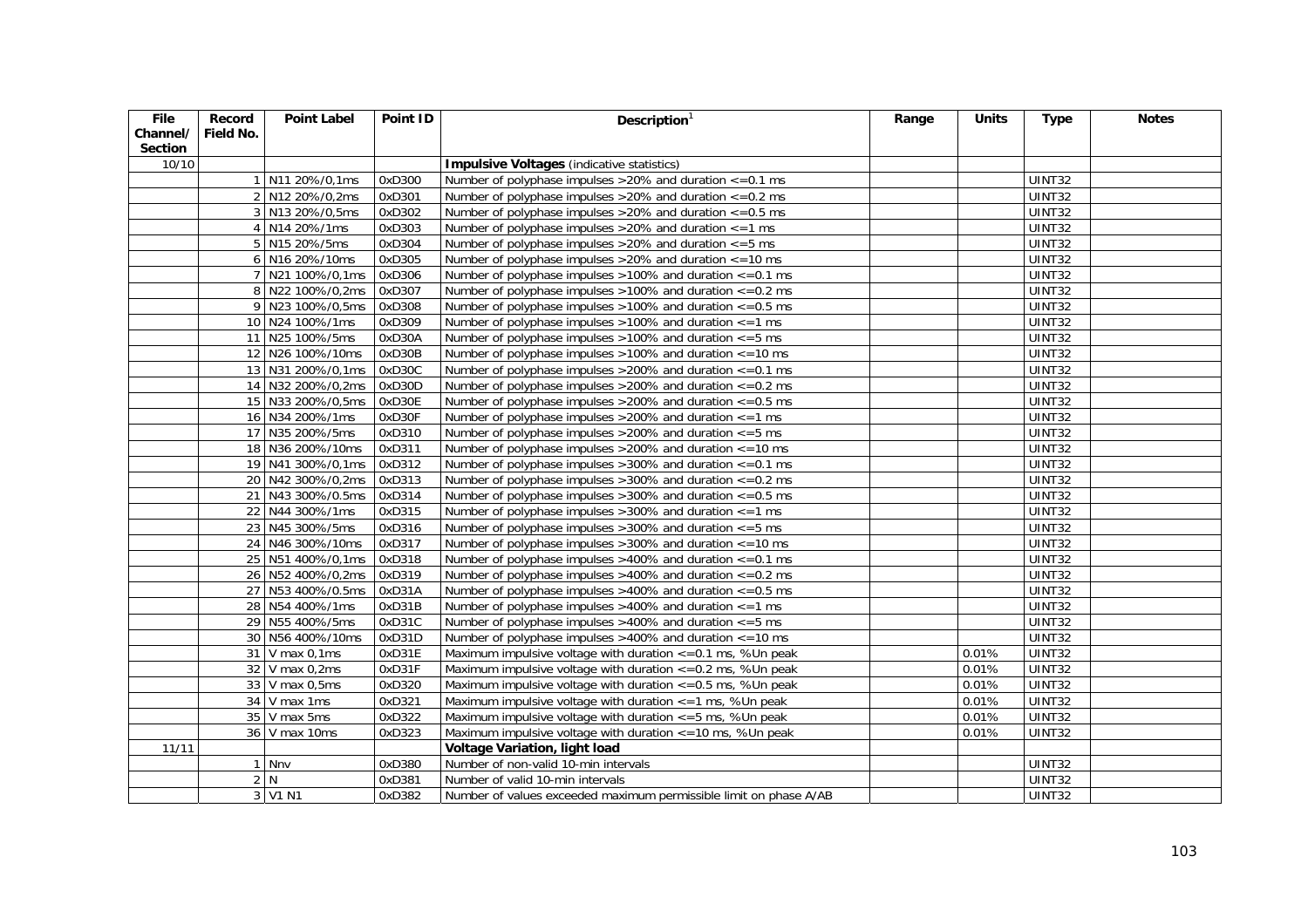| File Channel/ Section | Record Field No. | Point Label | Point ID | Description[1] | Range | Units | Type | Notes |
|---|---|---|---|---|---|---|---|---|
| 10/10 | | | | **Impulsive Voltages** (indicative statistics) | | | | |
| | 1 | N11 20%/0,1ms | 0xD300 | Number of polyphase impulses >20% and duration <=0.1 ms | | | UINT32 | |
| | 2 | N12 20%/0,2ms | 0xD301 | Number of polyphase impulses >20% and duration <=0.2 ms | | | UINT32 | |
| | 3 | N13 20%/0,5ms | 0xD302 | Number of polyphase impulses >20% and duration <=0.5 ms | | | UINT32 | |
| | 4 | N14 20%/1ms | 0xD303 | Number of polyphase impulses >20% and duration <=1 ms | | | UINT32 | |
| | 5 | N15 20%/5ms | 0xD304 | Number of polyphase impulses >20% and duration <=5 ms | | | UINT32 | |
| | 6 | N16 20%/10ms | 0xD305 | Number of polyphase impulses >20% and duration <=10 ms | | | UINT32 | |
| | 7 | N21 100%/0,1ms | 0xD306 | Number of polyphase impulses >100% and duration <=0.1 ms | | | UINT32 | |
| | 8 | N22 100%/0,2ms | 0xD307 | Number of polyphase impulses >100% and duration <=0.2 ms | | | UINT32 | |
| | 9 | N23 100%/0,5ms | 0xD308 | Number of polyphase impulses >100% and duration <=0.5 ms | | | UINT32 | |
| | 10 | N24 100%/1ms | 0xD309 | Number of polyphase impulses >100% and duration <=1 ms | | | UINT32 | |
| | 11 | N25 100%/5ms | 0xD30A | Number of polyphase impulses >100% and duration <=5 ms | | | UINT32 | |
| | 12 | N26 100%/10ms | 0xD30B | Number of polyphase impulses >100% and duration <=10 ms | | | UINT32 | |
| | 13 | N31 200%/0,1ms | 0xD30C | Number of polyphase impulses >200% and duration <=0.1 ms | | | UINT32 | |
| | 14 | N32 200%/0,2ms | 0xD30D | Number of polyphase impulses >200% and duration <=0.2 ms | | | UINT32 | |
| | 15 | N33 200%/0,5ms | 0xD30E | Number of polyphase impulses >200% and duration <=0.5 ms | | | UINT32 | |
| | 16 | N34 200%/1ms | 0xD30F | Number of polyphase impulses >200% and duration <=1 ms | | | UINT32 | |
| | 17 | N35 200%/5ms | 0xD310 | Number of polyphase impulses >200% and duration <=5 ms | | | UINT32 | |
| | 18 | N36 200%/10ms | 0xD311 | Number of polyphase impulses >200% and duration <=10 ms | | | UINT32 | |
| | 19 | N41 300%/0,1ms | 0xD312 | Number of polyphase impulses >300% and duration <=0.1 ms | | | UINT32 | |
| | 20 | N42 300%/0,2ms | 0xD313 | Number of polyphase impulses >300% and duration <=0.2 ms | | | UINT32 | |
| | 21 | N43 300%/0.5ms | 0xD314 | Number of polyphase impulses >300% and duration <=0.5 ms | | | UINT32 | |
| | 22 | N44 300%/1ms | 0xD315 | Number of polyphase impulses >300% and duration <=1 ms | | | UINT32 | |
| | 23 | N45 300%/5ms | 0xD316 | Number of polyphase impulses >300% and duration <=5 ms | | | UINT32 | |
| | 24 | N46 300%/10ms | 0xD317 | Number of polyphase impulses >300% and duration <=10 ms | | | UINT32 | |
| | 25 | N51 400%/0,1ms | 0xD318 | Number of polyphase impulses >400% and duration <=0.1 ms | | | UINT32 | |
| | 26 | N52 400%/0,2ms | 0xD319 | Number of polyphase impulses >400% and duration <=0.2 ms | | | UINT32 | |
| | 27 | N53 400%/0.5ms | 0xD31A | Number of polyphase impulses >400% and duration <=0.5 ms | | | UINT32 | |
| | 28 | N54 400%/1ms | 0xD31B | Number of polyphase impulses >400% and duration <=1 ms | | | UINT32 | |
| | 29 | N55 400%/5ms | 0xD31C | Number of polyphase impulses >400% and duration <=5 ms | | | UINT32 | |
| | 30 | N56 400%/10ms | 0xD31D | Number of polyphase impulses >400% and duration <=10 ms | | | UINT32 | |
| | 31 | V max 0,1ms | 0xD31E | Maximum impulsive voltage with duration <=0.1 ms, %Un peak | | 0.01% | UINT32 | |
| | 32 | V max 0,2ms | 0xD31F | Maximum impulsive voltage with duration <=0.2 ms, %Un peak | | 0.01% | UINT32 | |
| | 33 | V max 0,5ms | 0xD320 | Maximum impulsive voltage with duration <=0.5 ms, %Un peak | | 0.01% | UINT32 | |
| | 34 | V max 1ms | 0xD321 | Maximum impulsive voltage with duration <=1 ms, %Un peak | | 0.01% | UINT32 | |
| | 35 | V max 5ms | 0xD322 | Maximum impulsive voltage with duration <=5 ms, %Un peak | | 0.01% | UINT32 | |
| | 36 | V max 10ms | 0xD323 | Maximum impulsive voltage with duration <=10 ms, %Un peak | | 0.01% | UINT32 | |
| 11/11 | | | | **Voltage Variation, light load** | | | | |
| | 1 | Nnv | 0xD380 | Number of non-valid 10-min intervals | | | UINT32 | |
| | 2 | N | 0xD381 | Number of valid 10-min intervals | | | UINT32 | |
| | 3 | V1 N1 | 0xD382 | Number of values exceeded maximum permissible limit on phase A/AB | | | UINT32 | |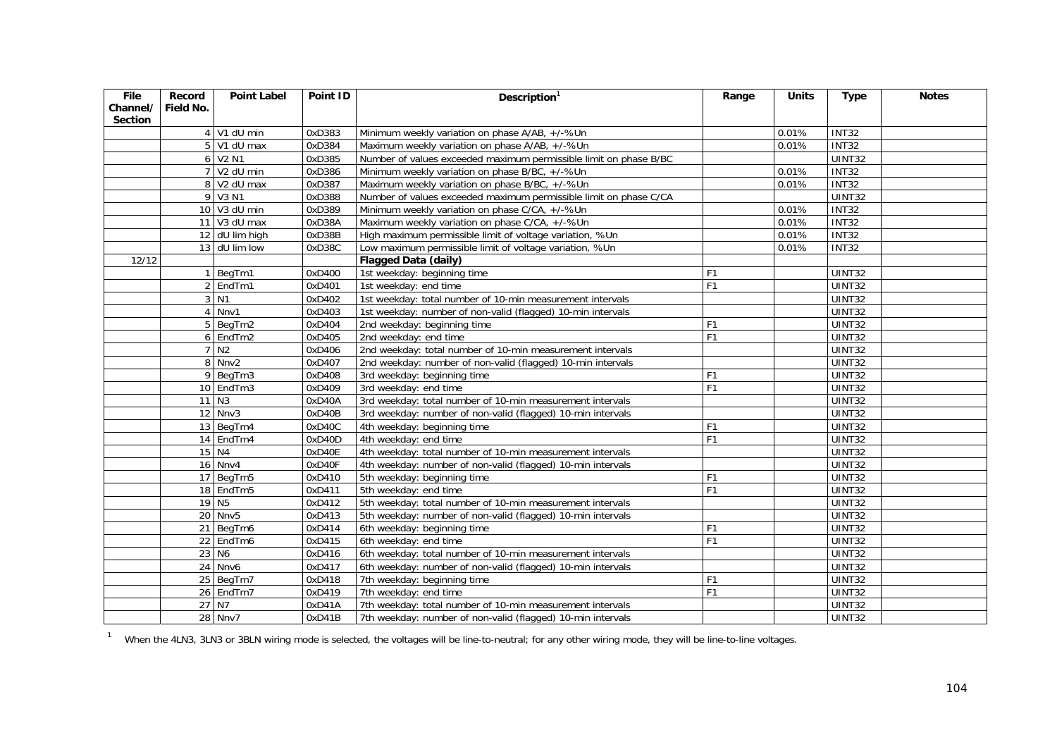| File Channel/ Section | Record Field No. | Point Label | Point ID | Description[1] | Range | Units | Type | Notes |
|---|---|---|---|---|---|---|---|---|
| | 4 | V1 dU min | 0xD383 | Minimum weekly variation on phase A/AB, +/-%Un | | 0.01% | INT32 | |
| | 5 | V1 dU max | 0xD384 | Maximum weekly variation on phase A/AB, +/-%Un | | 0.01% | INT32 | |
| | 6 | V2 N1 | 0xD385 | Number of values exceeded maximum permissible limit on phase B/BC | | | UINT32 | |
| | 7 | V2 dU min | 0xD386 | Minimum weekly variation on phase B/BC, +/-%Un | | 0.01% | INT32 | |
| | 8 | V2 dU max | 0xD387 | Maximum weekly variation on phase B/BC, +/-%Un | | 0.01% | INT32 | |
| | 9 | V3 N1 | 0xD388 | Number of values exceeded maximum permissible limit on phase C/CA | | | UINT32 | |
| | 10 | V3 dU min | 0xD389 | Minimum weekly variation on phase C/CA, +/-%Un | | 0.01% | INT32 | |
| | 11 | V3 dU max | 0xD38A | Maximum weekly variation on phase C/CA, +/-%Un | | 0.01% | INT32 | |
| | 12 | dU lim high | 0xD38B | High maximum permissible limit of voltage variation, %Un | | 0.01% | INT32 | |
| | 13 | dU lim low | 0xD38C | Low maximum permissible limit of voltage variation, %Un | | 0.01% | INT32 | |
| 12/12 | | | | **Flagged Data (daily)** | | | | |
| | 1 | BegTm1 | 0xD400 | 1st weekday: beginning time | F1 | | UINT32 | |
| | 2 | EndTm1 | 0xD401 | 1st weekday: end time | F1 | | UINT32 | |
| | 3 | N1 | 0xD402 | 1st weekday: total number of 10-min measurement intervals | | | UINT32 | |
| | 4 | Nnv1 | 0xD403 | 1st weekday: number of non-valid (flagged) 10-min intervals | | | UINT32 | |
| | 5 | BegTm2 | 0xD404 | 2nd weekday: beginning time | F1 | | UINT32 | |
| | 6 | EndTm2 | 0xD405 | 2nd weekday: end time | F1 | | UINT32 | |
| | 7 | N2 | 0xD406 | 2nd weekday: total number of 10-min measurement intervals | | | UINT32 | |
| | 8 | Nnv2 | 0xD407 | 2nd weekday: number of non-valid (flagged) 10-min intervals | | | UINT32 | |
| | 9 | BegTm3 | 0xD408 | 3rd weekday: beginning time | F1 | | UINT32 | |
| | 10 | EndTm3 | 0xD409 | 3rd weekday: end time | F1 | | UINT32 | |
| | 11 | N3 | 0xD40A | 3rd weekday: total number of 10-min measurement intervals | | | UINT32 | |
| | 12 | Nnv3 | 0xD40B | 3rd weekday: number of non-valid (flagged) 10-min intervals | | | UINT32 | |
| | 13 | BegTm4 | 0xD40C | 4th weekday: beginning time | F1 | | UINT32 | |
| | 14 | EndTm4 | 0xD40D | 4th weekday: end time | F1 | | UINT32 | |
| | 15 | N4 | 0xD40E | 4th weekday: total number of 10-min measurement intervals | | | UINT32 | |
| | 16 | Nnv4 | 0xD40F | 4th weekday: number of non-valid (flagged) 10-min intervals | | | UINT32 | |
| | 17 | BegTm5 | 0xD410 | 5th weekday: beginning time | F1 | | UINT32 | |
| | 18 | EndTm5 | 0xD411 | 5th weekday: end time | F1 | | UINT32 | |
| | 19 | N5 | 0xD412 | 5th weekday: total number of 10-min measurement intervals | | | UINT32 | |
| | 20 | Nnv5 | 0xD413 | 5th weekday: number of non-valid (flagged) 10-min intervals | | | UINT32 | |
| | 21 | BegTm6 | 0xD414 | 6th weekday: beginning time | F1 | | UINT32 | |
| | 22 | EndTm6 | 0xD415 | 6th weekday: end time | F1 | | UINT32 | |
| | 23 | N6 | 0xD416 | 6th weekday: total number of 10-min measurement intervals | | | UINT32 | |
| | 24 | Nnv6 | 0xD417 | 6th weekday: number of non-valid (flagged) 10-min intervals | | | UINT32 | |
| | 25 | BegTm7 | 0xD418 | 7th weekday: beginning time | F1 | | UINT32 | |
| | 26 | EndTm7 | 0xD419 | 7th weekday: end time | F1 | | UINT32 | |
| | 27 | N7 | 0xD41A | 7th weekday: total number of 10-min measurement intervals | | | UINT32 | |
| | 28 | Nnv7 | 0xD41B | 7th weekday: number of non-valid (flagged) 10-min intervals | | | UINT32 | |

[1] When the 4LN3, 3LN3 or 3BLN wiring mode is selected, the voltages will be line-to-neutral; for any other wiring mode, they will be line-to-line voltages.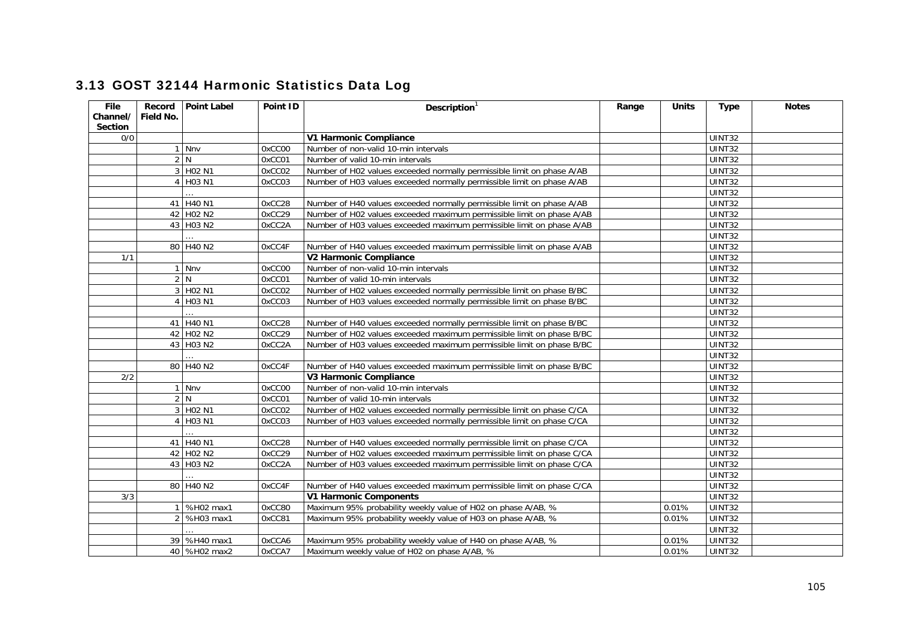## 3.13 GOST 32144 Harmonic Statistics Data Log

| File Channel/ Section | Record Field No. | Point Label | Point ID | Description[1] | Range | Units | Type | Notes |
|---|---|---|---|---|---|---|---|---|
| 0/0 | | | | **V1 Harmonic Compliance** | | | UINT32 | |
| | 1 | Nnv | 0xCC00 | Number of non-valid 10-min intervals | | | UINT32 | |
| | 2 | N | 0xCC01 | Number of valid 10-min intervals | | | UINT32 | |
| | 3 | H02 N1 | 0xCC02 | Number of H02 values exceeded normally permissible limit on phase A/AB | | | UINT32 | |
| | 4 | H03 N1 | 0xCC03 | Number of H03 values exceeded normally permissible limit on phase A/AB | | | UINT32 | |
| | | … | | | | | UINT32 | |
| | 41 | H40 N1 | 0xCC28 | Number of H40 values exceeded normally permissible limit on phase A/AB | | | UINT32 | |
| | 42 | H02 N2 | 0xCC29 | Number of H02 values exceeded maximum permissible limit on phase A/AB | | | UINT32 | |
| | 43 | H03 N2 | 0xCC2A | Number of H03 values exceeded maximum permissible limit on phase A/AB | | | UINT32 | |
| | | … | | | | | UINT32 | |
| | 80 | H40 N2 | 0xCC4F | Number of H40 values exceeded maximum permissible limit on phase A/AB | | | UINT32 | |
| 1/1 | | | | **V2 Harmonic Compliance** | | | UINT32 | |
| | 1 | Nnv | 0xCC00 | Number of non-valid 10-min intervals | | | UINT32 | |
| | 2 | N | 0xCC01 | Number of valid 10-min intervals | | | UINT32 | |
| | 3 | H02 N1 | 0xCC02 | Number of H02 values exceeded normally permissible limit on phase B/BC | | | UINT32 | |
| | 4 | H03 N1 | 0xCC03 | Number of H03 values exceeded normally permissible limit on phase B/BC | | | UINT32 | |
| | | … | | | | | UINT32 | |
| | 41 | H40 N1 | 0xCC28 | Number of H40 values exceeded normally permissible limit on phase B/BC | | | UINT32 | |
| | 42 | H02 N2 | 0xCC29 | Number of H02 values exceeded maximum permissible limit on phase B/BC | | | UINT32 | |
| | 43 | H03 N2 | 0xCC2A | Number of H03 values exceeded maximum permissible limit on phase B/BC | | | UINT32 | |
| | | … | | | | | UINT32 | |
| | 80 | H40 N2 | 0xCC4F | Number of H40 values exceeded maximum permissible limit on phase B/BC | | | UINT32 | |
| 2/2 | | | | **V3 Harmonic Compliance** | | | UINT32 | |
| | 1 | Nnv | 0xCC00 | Number of non-valid 10-min intervals | | | UINT32 | |
| | 2 | N | 0xCC01 | Number of valid 10-min intervals | | | UINT32 | |
| | 3 | H02 N1 | 0xCC02 | Number of H02 values exceeded normally permissible limit on phase C/CA | | | UINT32 | |
| | 4 | H03 N1 | 0xCC03 | Number of H03 values exceeded normally permissible limit on phase C/CA | | | UINT32 | |
| | | … | | | | | UINT32 | |
| | 41 | H40 N1 | 0xCC28 | Number of H40 values exceeded normally permissible limit on phase C/CA | | | UINT32 | |
| | 42 | H02 N2 | 0xCC29 | Number of H02 values exceeded maximum permissible limit on phase C/CA | | | UINT32 | |
| | 43 | H03 N2 | 0xCC2A | Number of H03 values exceeded maximum permissible limit on phase C/CA | | | UINT32 | |
| | | … | | | | | UINT32 | |
| | 80 | H40 N2 | 0xCC4F | Number of H40 values exceeded maximum permissible limit on phase C/CA | | | UINT32 | |
| 3/3 | | | | **V1 Harmonic Components** | | | UINT32 | |
| | 1 | %H02 max1 | 0xCC80 | Maximum 95% probability weekly value of H02 on phase A/AB, % | | 0.01% | UINT32 | |
| | 2 | %H03 max1 | 0xCC81 | Maximum 95% probability weekly value of H03 on phase A/AB, % | | 0.01% | UINT32 | |
| | | … | | | | | UINT32 | |
| | 39 | %H40 max1 | 0xCCA6 | Maximum 95% probability weekly value of H40 on phase A/AB, % | | 0.01% | UINT32 | |
| | 40 | %H02 max2 | 0xCCA7 | Maximum weekly value of H02 on phase A/AB, % | | 0.01% | UINT32 | |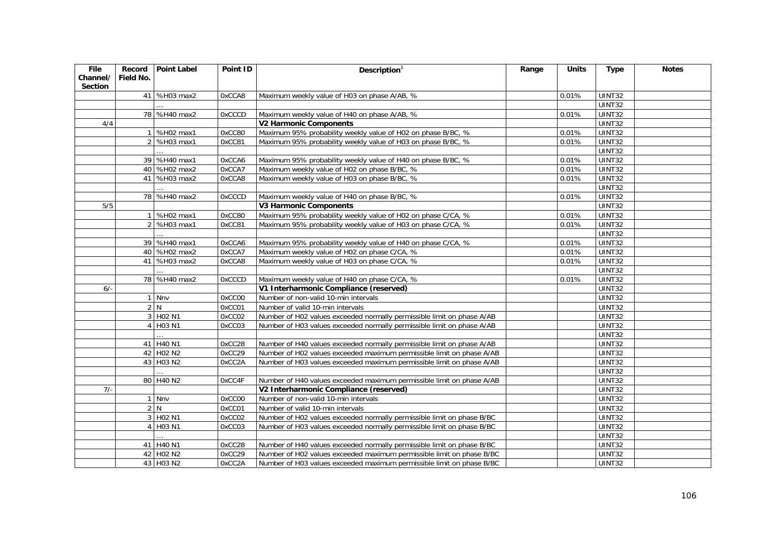| File Channel/ Section | Record Field No. | Point Label | Point ID | Description[1] | Range | Units | Type | Notes |
|---|---|---|---|---|---|---|---|---|
| | 41 | %H03 max2 | 0xCCA8 | Maximum weekly value of H03 on phase A/AB, % | | 0.01% | UINT32 | |
| | | … | | | | | UINT32 | |
| | 78 | %H40 max2 | 0xCCCD | Maximum weekly value of H40 on phase A/AB, % | | 0.01% | UINT32 | |
| 4/4 | | | | **V2 Harmonic Components** | | | UINT32 | |
| | 1 | %H02 max1 | 0xCC80 | Maximum 95% probability weekly value of H02 on phase B/BC, % | | 0.01% | UINT32 | |
| | 2 | %H03 max1 | 0xCC81 | Maximum 95% probability weekly value of H03 on phase B/BC, % | | 0.01% | UINT32 | |
| | | … | | | | | UINT32 | |
| | 39 | %H40 max1 | 0xCCA6 | Maximum 95% probability weekly value of H40 on phase B/BC, % | | 0.01% | UINT32 | |
| | 40 | %H02 max2 | 0xCCA7 | Maximum weekly value of H02 on phase B/BC, % | | 0.01% | UINT32 | |
| | 41 | %H03 max2 | 0xCCA8 | Maximum weekly value of H03 on phase B/BC, % | | 0.01% | UINT32 | |
| | | … | | | | | UINT32 | |
| | 78 | %H40 max2 | 0xCCCD | Maximum weekly value of H40 on phase B/BC, % | | 0.01% | UINT32 | |
| 5/5 | | | | **V3 Harmonic Components** | | | UINT32 | |
| | 1 | %H02 max1 | 0xCC80 | Maximum 95% probability weekly value of H02 on phase C/CA, % | | 0.01% | UINT32 | |
| | 2 | %H03 max1 | 0xCC81 | Maximum 95% probability weekly value of H03 on phase C/CA, % | | 0.01% | UINT32 | |
| | | … | | | | | UINT32 | |
| | 39 | %H40 max1 | 0xCCA6 | Maximum 95% probability weekly value of H40 on phase C/CA, % | | 0.01% | UINT32 | |
| | 40 | %H02 max2 | 0xCCA7 | Maximum weekly value of H02 on phase C/CA, % | | 0.01% | UINT32 | |
| | 41 | %H03 max2 | 0xCCA8 | Maximum weekly value of H03 on phase C/CA, % | | 0.01% | UINT32 | |
| | | … | | | | | UINT32 | |
| | 78 | %H40 max2 | 0xCCCD | Maximum weekly value of H40 on phase C/CA, % | | 0.01% | UINT32 | |
| 6/- | | | | **V1 Interharmonic Compliance (reserved)** | | | UINT32 | |
| | 1 | Nnv | 0xCC00 | Number of non-valid 10-min intervals | | | UINT32 | |
| | 2 | N | 0xCC01 | Number of valid 10-min intervals | | | UINT32 | |
| | 3 | H02 N1 | 0xCC02 | Number of H02 values exceeded normally permissible limit on phase A/AB | | | UINT32 | |
| | 4 | H03 N1 | 0xCC03 | Number of H03 values exceeded normally permissible limit on phase A/AB | | | UINT32 | |
| | | … | | | | | UINT32 | |
| | 41 | H40 N1 | 0xCC28 | Number of H40 values exceeded normally permissible limit on phase A/AB | | | UINT32 | |
| | 42 | H02 N2 | 0xCC29 | Number of H02 values exceeded maximum permissible limit on phase A/AB | | | UINT32 | |
| | 43 | H03 N2 | 0xCC2A | Number of H03 values exceeded maximum permissible limit on phase A/AB | | | UINT32 | |
| | | … | | | | | UINT32 | |
| | 80 | H40 N2 | 0xCC4F | Number of H40 values exceeded maximum permissible limit on phase A/AB | | | UINT32 | |
| 7/- | | | | **V2 Interharmonic Compliance (reserved)** | | | UINT32 | |
| | 1 | Nnv | 0xCC00 | Number of non-valid 10-min intervals | | | UINT32 | |
| | 2 | N | 0xCC01 | Number of valid 10-min intervals | | | UINT32 | |
| | 3 | H02 N1 | 0xCC02 | Number of H02 values exceeded normally permissible limit on phase B/BC | | | UINT32 | |
| | 4 | H03 N1 | 0xCC03 | Number of H03 values exceeded normally permissible limit on phase B/BC | | | UINT32 | |
| | | … | | | | | UINT32 | |
| | 41 | H40 N1 | 0xCC28 | Number of H40 values exceeded normally permissible limit on phase B/BC | | | UINT32 | |
| | 42 | H02 N2 | 0xCC29 | Number of H02 values exceeded maximum permissible limit on phase B/BC | | | UINT32 | |
| | 43 | H03 N2 | 0xCC2A | Number of H03 values exceeded maximum permissible limit on phase B/BC | | | UINT32 | |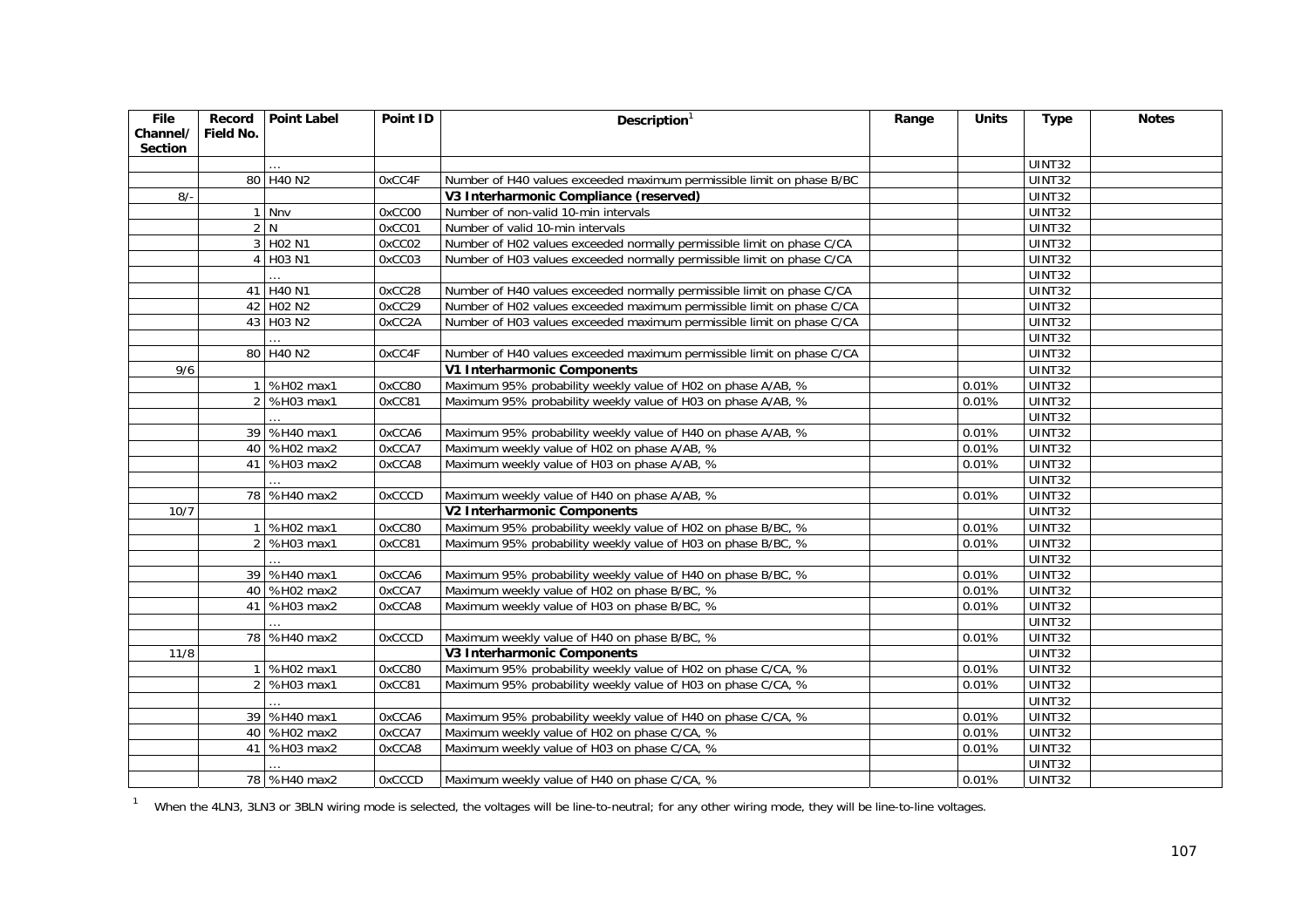| File Channel/ Section | Record Field No. | Point Label | Point ID | Description[1] | Range | Units | Type | Notes |
|---|---|---|---|---|---|---|---|---|
| | | … | | | | | UINT32 | |
| | 80 | H40 N2 | 0xCC4F | Number of H40 values exceeded maximum permissible limit on phase B/BC | | | UINT32 | |
| 8/- | | | | **V3 Interharmonic Compliance (reserved)** | | | UINT32 | |
| | 1 | Nnv | 0xCC00 | Number of non-valid 10-min intervals | | | UINT32 | |
| | 2 | N | 0xCC01 | Number of valid 10-min intervals | | | UINT32 | |
| | 3 | H02 N1 | 0xCC02 | Number of H02 values exceeded normally permissible limit on phase C/CA | | | UINT32 | |
| | 4 | H03 N1 | 0xCC03 | Number of H03 values exceeded normally permissible limit on phase C/CA | | | UINT32 | |
| | | … | | | | | UINT32 | |
| | 41 | H40 N1 | 0xCC28 | Number of H40 values exceeded normally permissible limit on phase C/CA | | | UINT32 | |
| | 42 | H02 N2 | 0xCC29 | Number of H02 values exceeded maximum permissible limit on phase C/CA | | | UINT32 | |
| | 43 | H03 N2 | 0xCC2A | Number of H03 values exceeded maximum permissible limit on phase C/CA | | | UINT32 | |
| | | … | | | | | UINT32 | |
| | 80 | H40 N2 | 0xCC4F | Number of H40 values exceeded maximum permissible limit on phase C/CA | | | UINT32 | |
| 9/6 | | | | **V1 Interharmonic Components** | | | UINT32 | |
| | 1 | %H02 max1 | 0xCC80 | Maximum 95% probability weekly value of H02 on phase A/AB, % | | 0.01% | UINT32 | |
| | 2 | %H03 max1 | 0xCC81 | Maximum 95% probability weekly value of H03 on phase A/AB, % | | 0.01% | UINT32 | |
| | | … | | | | | UINT32 | |
| | 39 | %H40 max1 | 0xCCA6 | Maximum 95% probability weekly value of H40 on phase A/AB, % | | 0.01% | UINT32 | |
| | 40 | %H02 max2 | 0xCCA7 | Maximum weekly value of H02 on phase A/AB, % | | 0.01% | UINT32 | |
| | 41 | %H03 max2 | 0xCCA8 | Maximum weekly value of H03 on phase A/AB, % | | 0.01% | UINT32 | |
| | | … | | | | | UINT32 | |
| | 78 | %H40 max2 | 0xCCCD | Maximum weekly value of H40 on phase A/AB, % | | 0.01% | UINT32 | |
| 10/7 | | | | **V2 Interharmonic Components** | | | UINT32 | |
| | 1 | %H02 max1 | 0xCC80 | Maximum 95% probability weekly value of H02 on phase B/BC, % | | 0.01% | UINT32 | |
| | 2 | %H03 max1 | 0xCC81 | Maximum 95% probability weekly value of H03 on phase B/BC, % | | 0.01% | UINT32 | |
| | | … | | | | | UINT32 | |
| | 39 | %H40 max1 | 0xCCA6 | Maximum 95% probability weekly value of H40 on phase B/BC, % | | 0.01% | UINT32 | |
| | 40 | %H02 max2 | 0xCCA7 | Maximum weekly value of H02 on phase B/BC, % | | 0.01% | UINT32 | |
| | 41 | %H03 max2 | 0xCCA8 | Maximum weekly value of H03 on phase B/BC, % | | 0.01% | UINT32 | |
| | | … | | | | | UINT32 | |
| | 78 | %H40 max2 | 0xCCCD | Maximum weekly value of H40 on phase B/BC, % | | 0.01% | UINT32 | |
| 11/8 | | | | **V3 Interharmonic Components** | | | UINT32 | |
| | 1 | %H02 max1 | 0xCC80 | Maximum 95% probability weekly value of H02 on phase C/CA, % | | 0.01% | UINT32 | |
| | 2 | %H03 max1 | 0xCC81 | Maximum 95% probability weekly value of H03 on phase C/CA, % | | 0.01% | UINT32 | |
| | | … | | | | | UINT32 | |
| | 39 | %H40 max1 | 0xCCA6 | Maximum 95% probability weekly value of H40 on phase C/CA, % | | 0.01% | UINT32 | |
| | 40 | %H02 max2 | 0xCCA7 | Maximum weekly value of H02 on phase C/CA, % | | 0.01% | UINT32 | |
| | 41 | %H03 max2 | 0xCCA8 | Maximum weekly value of H03 on phase C/CA, % | | 0.01% | UINT32 | |
| | | … | | | | | UINT32 | |
| | 78 | %H40 max2 | 0xCCCD | Maximum weekly value of H40 on phase C/CA, % | | 0.01% | UINT32 | |

[1] When the 4LN3, 3LN3 or 3BLN wiring mode is selected, the voltages will be line-to-neutral; for any other wiring mode, they will be line-to-line voltages.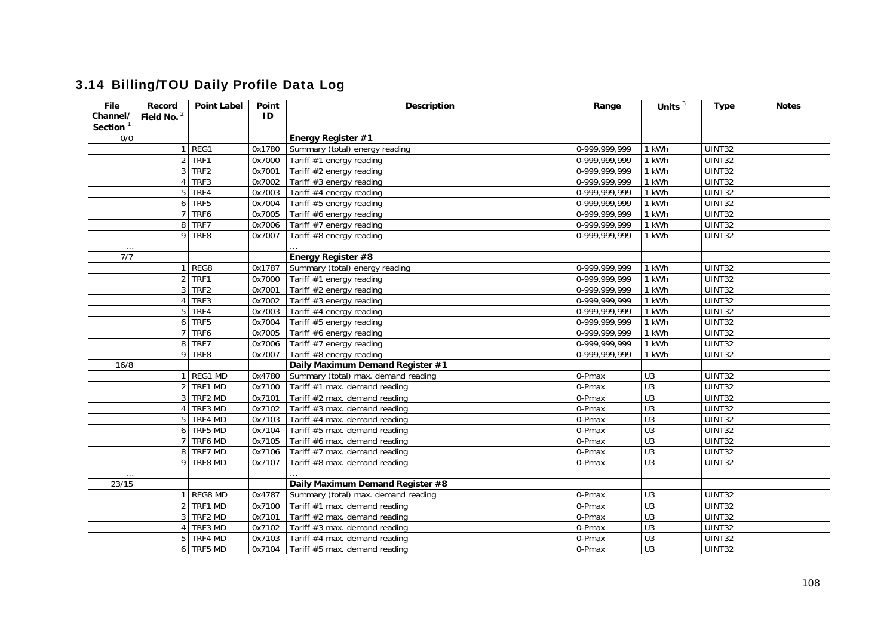## 3.14 Billing/TOU Daily Profile Data Log

| File Channel/ Section [1] | Record Field No. [2] | Point Label | Point ID | Description | Range | Units [3] | Type | Notes |
|---|---|---|---|---|---|---|---|---|
| 0/0 | | | | **Energy Register #1** | | | | |
| | 1 | REG1 | 0x1780 | Summary (total) energy reading | 0-999,999,999 | 1 kWh | UINT32 | |
| | 2 | TRF1 | 0x7000 | Tariff #1 energy reading | 0-999,999,999 | 1 kWh | UINT32 | |
| | 3 | TRF2 | 0x7001 | Tariff #2 energy reading | 0-999,999,999 | 1 kWh | UINT32 | |
| | 4 | TRF3 | 0x7002 | Tariff #3 energy reading | 0-999,999,999 | 1 kWh | UINT32 | |
| | 5 | TRF4 | 0x7003 | Tariff #4 energy reading | 0-999,999,999 | 1 kWh | UINT32 | |
| | 6 | TRF5 | 0x7004 | Tariff #5 energy reading | 0-999,999,999 | 1 kWh | UINT32 | |
| | 7 | TRF6 | 0x7005 | Tariff #6 energy reading | 0-999,999,999 | 1 kWh | UINT32 | |
| | 8 | TRF7 | 0x7006 | Tariff #7 energy reading | 0-999,999,999 | 1 kWh | UINT32 | |
| | 9 | TRF8 | 0x7007 | Tariff #8 energy reading | 0-999,999,999 | 1 kWh | UINT32 | |
| … | | | | … | | | | |
| 7/7 | | | | **Energy Register #8** | | | | |
| | 1 | REG8 | 0x1787 | Summary (total) energy reading | 0-999,999,999 | 1 kWh | UINT32 | |
| | 2 | TRF1 | 0x7000 | Tariff #1 energy reading | 0-999,999,999 | 1 kWh | UINT32 | |
| | 3 | TRF2 | 0x7001 | Tariff #2 energy reading | 0-999,999,999 | 1 kWh | UINT32 | |
| | 4 | TRF3 | 0x7002 | Tariff #3 energy reading | 0-999,999,999 | 1 kWh | UINT32 | |
| | 5 | TRF4 | 0x7003 | Tariff #4 energy reading | 0-999,999,999 | 1 kWh | UINT32 | |
| | 6 | TRF5 | 0x7004 | Tariff #5 energy reading | 0-999,999,999 | 1 kWh | UINT32 | |
| | 7 | TRF6 | 0x7005 | Tariff #6 energy reading | 0-999,999,999 | 1 kWh | UINT32 | |
| | 8 | TRF7 | 0x7006 | Tariff #7 energy reading | 0-999,999,999 | 1 kWh | UINT32 | |
| | 9 | TRF8 | 0x7007 | Tariff #8 energy reading | 0-999,999,999 | 1 kWh | UINT32 | |
| 16/8 | | | | **Daily Maximum Demand Register #1** | | | | |
| | 1 | REG1 MD | 0x4780 | Summary (total) max. demand reading | 0-Pmax | U3 | UINT32 | |
| | 2 | TRF1 MD | 0x7100 | Tariff #1 max. demand reading | 0-Pmax | U3 | UINT32 | |
| | 3 | TRF2 MD | 0x7101 | Tariff #2 max. demand reading | 0-Pmax | U3 | UINT32 | |
| | 4 | TRF3 MD | 0x7102 | Tariff #3 max. demand reading | 0-Pmax | U3 | UINT32 | |
| | 5 | TRF4 MD | 0x7103 | Tariff #4 max. demand reading | 0-Pmax | U3 | UINT32 | |
| | 6 | TRF5 MD | 0x7104 | Tariff #5 max. demand reading | 0-Pmax | U3 | UINT32 | |
| | 7 | TRF6 MD | 0x7105 | Tariff #6 max. demand reading | 0-Pmax | U3 | UINT32 | |
| | 8 | TRF7 MD | 0x7106 | Tariff #7 max. demand reading | 0-Pmax | U3 | UINT32 | |
| | 9 | TRF8 MD | 0x7107 | Tariff #8 max. demand reading | 0-Pmax | U3 | UINT32 | |
| … | | | | … | | | | |
| 23/15 | | | | **Daily Maximum Demand Register #8** | | | | |
| | 1 | REG8 MD | 0x4787 | Summary (total) max. demand reading | 0-Pmax | U3 | UINT32 | |
| | 2 | TRF1 MD | 0x7100 | Tariff #1 max. demand reading | 0-Pmax | U3 | UINT32 | |
| | 3 | TRF2 MD | 0x7101 | Tariff #2 max. demand reading | 0-Pmax | U3 | UINT32 | |
| | 4 | TRF3 MD | 0x7102 | Tariff #3 max. demand reading | 0-Pmax | U3 | UINT32 | |
| | 5 | TRF4 MD | 0x7103 | Tariff #4 max. demand reading | 0-Pmax | U3 | UINT32 | |
| | 6 | TRF5 MD | 0x7104 | Tariff #5 max. demand reading | 0-Pmax | U3 | UINT32 | |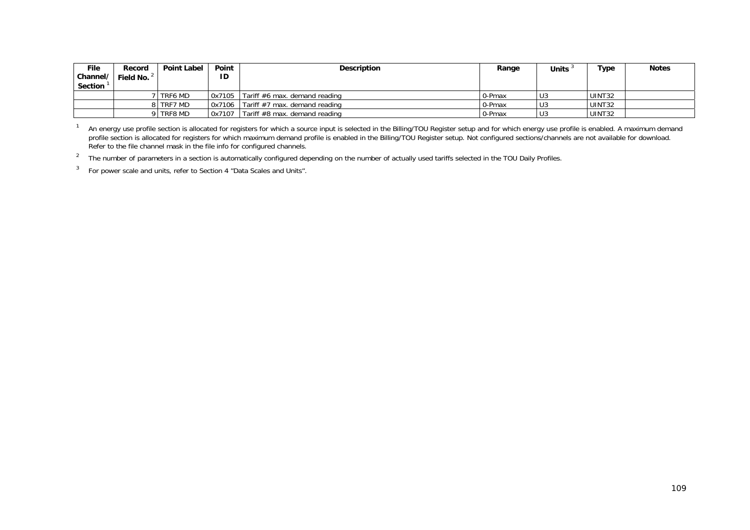| File Channel/ Section [1] | Record Field No. [2] | Point Label | Point ID | Description | Range | Units [3] | Type | Notes |
|---|---|---|---|---|---|---|---|---|
| | 7 | TRF6 MD | 0x7105 | Tariff #6 max. demand reading | 0-Pmax | U3 | UINT32 | |
| | 8 | TRF7 MD | 0x7106 | Tariff #7 max. demand reading | 0-Pmax | U3 | UINT32 | |
| | 9 | TRF8 MD | 0x7107 | Tariff #8 max. demand reading | 0-Pmax | U3 | UINT32 | |

[1] An energy use profile section is allocated for registers for which a source input is selected in the Billing/TOU Register setup and for which energy use profile is enabled. A maximum demand profile section is allocated for registers for which maximum demand profile is enabled in the Billing/TOU Register setup. Not configured sections/channels are not available for download. Refer to the file channel mask in the file info for configured channels.

[2] The number of parameters in a section is automatically configured depending on the number of actually used tariffs selected in the TOU Daily Profiles.

[3] For power scale and units, refer to Section 4 "Data Scales and Units".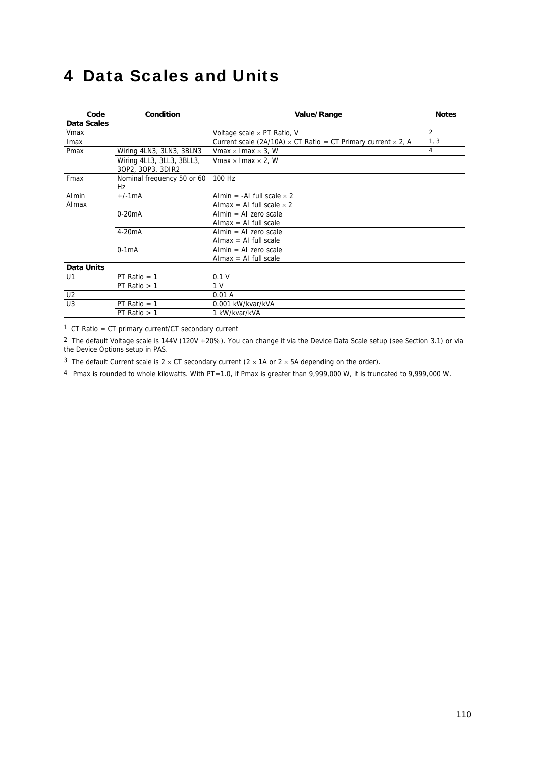# 4 Data Scales and Units

| Code | Condition | Value/Range | Notes |
|---|---|---|---|
| **Data Scales** | | | |
| Vmax | | Voltage scale × PT Ratio, V | 2 |
| Imax | | Current scale (2A/10A) × CT Ratio = CT Primary current × 2, A | 1, 3 |
| Pmax | Wiring 4LN3, 3LN3, 3BLN3 | Vmax × Imax × 3, W | 4 |
| | Wiring 4LL3, 3LL3, 3BLL3, 3OP2, 3OP3, 3DIR2 | Vmax × Imax × 2, W | |
| Fmax | Nominal frequency 50 or 60 Hz | 100 Hz | |
| AImin AImax | +/-1mA | AImin = -AI full scale × 2<br>AImax = AI full scale × 2 | |
| | 0-20mA | AImin = AI zero scale<br>AImax = AI full scale | |
| | 4-20mA | AImin = AI zero scale<br>AImax = AI full scale | |
| | 0-1mA | AImin = AI zero scale<br>AImax = AI full scale | |
| **Data Units** | | | |
| U1 | PT Ratio = 1 | 0.1 V | |
| | PT Ratio > 1 | 1 V | |
| U2 | | 0.01 A | |
| U3 | PT Ratio = 1 | 0.001 kW/kvar/kVA | |
| | PT Ratio > 1 | 1 kW/kvar/kVA | |

[1] CT Ratio = CT primary current/CT secondary current

[2] The default Voltage scale is 144V (120V +20%). You can change it via the Device Data Scale setup (see Section 3.1) or via the Device Options setup in PAS.

[3] The default Current scale is 2 × CT secondary current (2 × 1A or 2 × 5A depending on the order).

[4] Pmax is rounded to whole kilowatts. With PT=1.0, if Pmax is greater than 9,999,000 W, it is truncated to 9,999,000 W.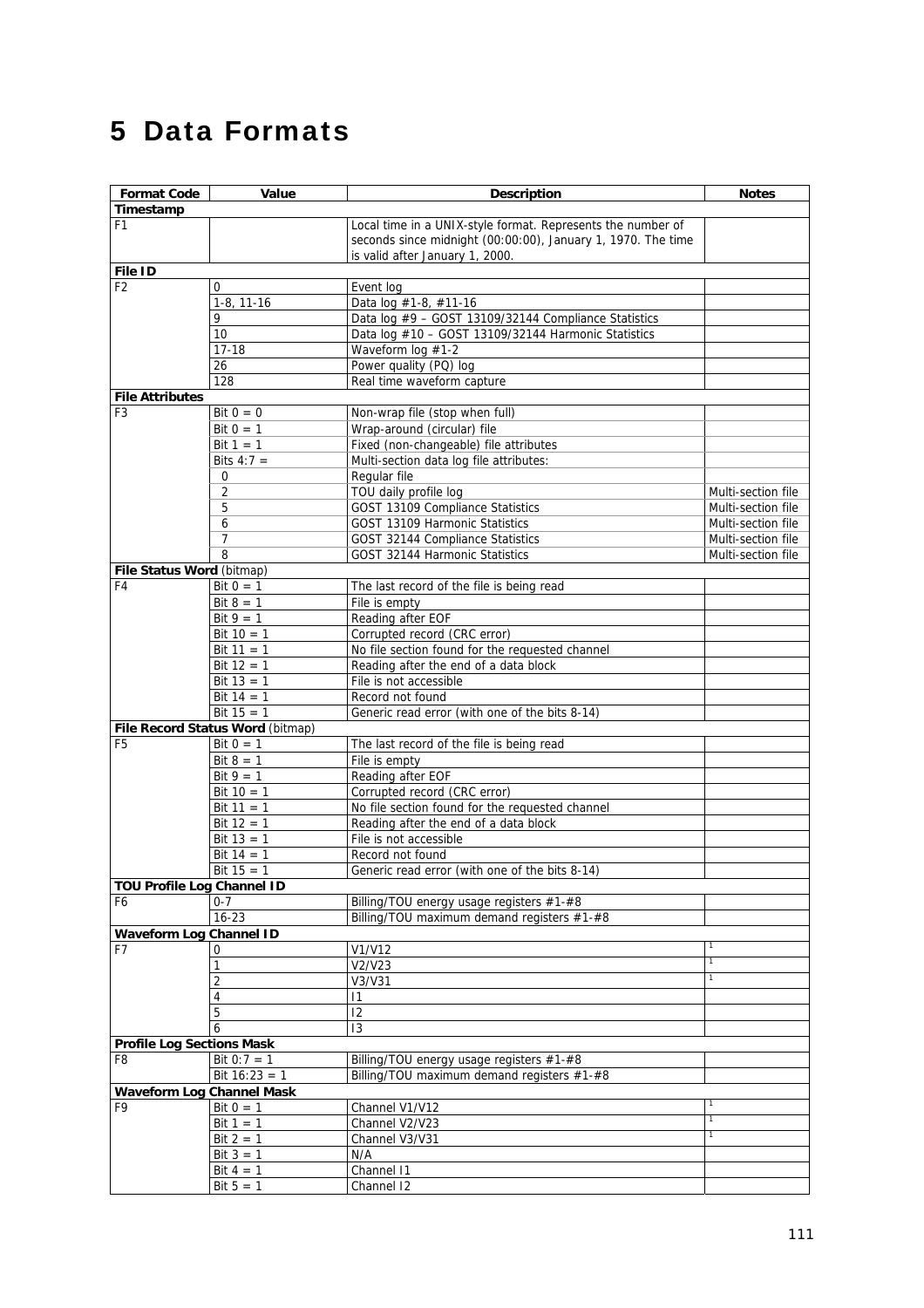# 5 Data Formats

| Format Code | Value | Description | Notes |
|---|---|---|---|
| **Timestamp** | | | |
| F1 | | Local time in a UNIX-style format. Represents the number of seconds since midnight (00:00:00), January 1, 1970. The time is valid after January 1, 2000. | |
| **File ID** | | | |
| F2 | 0 | Event log | |
| | 1-8, 11-16 | Data log #1-8, #11-16 | |
| | 9 | Data log #9 – GOST 13109/32144 Compliance Statistics | |
| | 10 | Data log #10 – GOST 13109/32144 Harmonic Statistics | |
| | 17-18 | Waveform log #1-2 | |
| | 26 | Power quality (PQ) log | |
| | 128 | Real time waveform capture | |
| **File Attributes** | | | |
| F3 | Bit 0 = 0 | Non-wrap file (stop when full) | |
| | Bit 0 = 1 | Wrap-around (circular) file | |
| | Bit 1 = 1 | Fixed (non-changeable) file attributes | |
| | Bits 4:7 = | Multi-section data log file attributes: | |
| | 0 | Regular file | |
| | 2 | TOU daily profile log | Multi-section file |
| | 5 | GOST 13109 Compliance Statistics | Multi-section file |
| | 6 | GOST 13109 Harmonic Statistics | Multi-section file |
| | 7 | GOST 32144 Compliance Statistics | Multi-section file |
| | 8 | GOST 32144 Harmonic Statistics | Multi-section file |
| **File Status Word** (bitmap) | | | |
| F4 | Bit 0 = 1 | The last record of the file is being read | |
| | Bit 8 = 1 | File is empty | |
| | Bit 9 = 1 | Reading after EOF | |
| | Bit 10 = 1 | Corrupted record (CRC error) | |
| | Bit 11 = 1 | No file section found for the requested channel | |
| | Bit 12 = 1 | Reading after the end of a data block | |
| | Bit 13 = 1 | File is not accessible | |
| | Bit 14 = 1 | Record not found | |
| | Bit 15 = 1 | Generic read error (with one of the bits 8-14) | |
| **File Record Status Word** (bitmap) | | | |
| F5 | Bit 0 = 1 | The last record of the file is being read | |
| | Bit 8 = 1 | File is empty | |
| | Bit 9 = 1 | Reading after EOF | |
| | Bit 10 = 1 | Corrupted record (CRC error) | |
| | Bit 11 = 1 | No file section found for the requested channel | |
| | Bit 12 = 1 | Reading after the end of a data block | |
| | Bit 13 = 1 | File is not accessible | |
| | Bit 14 = 1 | Record not found | |
| | Bit 15 = 1 | Generic read error (with one of the bits 8-14) | |
| **TOU Profile Log Channel ID** | | | |
| F6 | 0-7 | Billing/TOU energy usage registers #1-#8 | |
| | 16-23 | Billing/TOU maximum demand registers #1-#8 | |
| **Waveform Log Channel ID** | | | |
| F7 | 0 | V1/V12 | [1] |
| | 1 | V2/V23 | [1] |
| | 2 | V3/V31 | [1] |
| | 4 | I1 | |
| | 5 | I2 | |
| | 6 | I3 | |
| **Profile Log Sections Mask** | | | |
| F8 | Bit 0:7 = 1 | Billing/TOU energy usage registers #1-#8 | |
| | Bit 16:23 = 1 | Billing/TOU maximum demand registers #1-#8 | |
| **Waveform Log Channel Mask** | | | |
| F9 | Bit 0 = 1 | Channel V1/V12 | [1] |
| | Bit 1 = 1 | Channel V2/V23 | [1] |
| | Bit 2 = 1 | Channel V3/V31 | [1] |
| | Bit 3 = 1 | N/A | |
| | Bit 4 = 1 | Channel I1 | |
| | Bit 5 = 1 | Channel I2 | |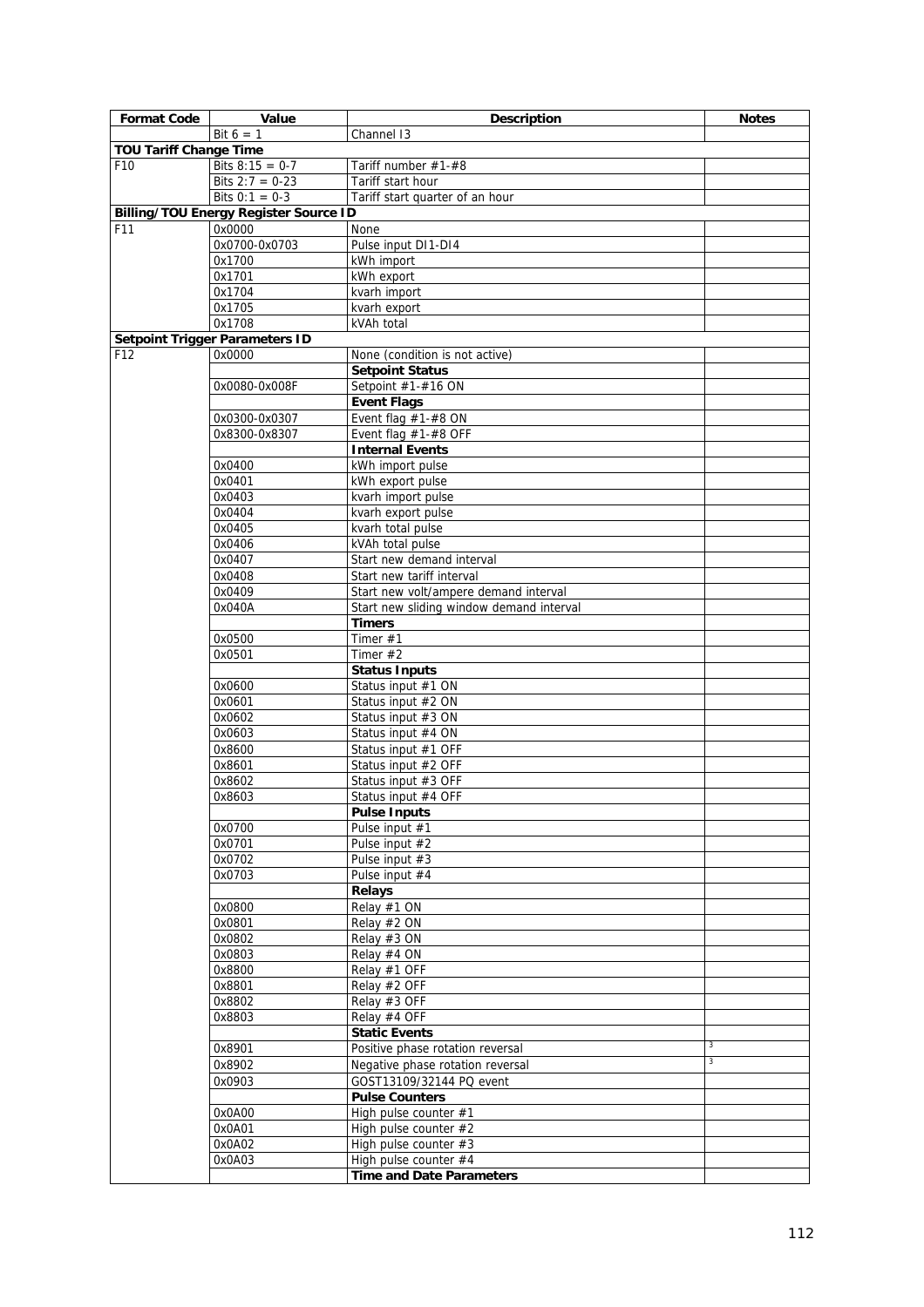| Format Code | Value | Description | Notes |
|---|---|---|---|
| | Bit 6 = 1 | Channel I3 | |
| **TOU Tariff Change Time** | | | |
| F10 | Bits 8:15 = 0-7 | Tariff number #1-#8 | |
| | Bits 2:7 = 0-23 | Tariff start hour | |
| | Bits 0:1 = 0-3 | Tariff start quarter of an hour | |
| **Billing/TOU Energy Register Source ID** | | | |
| F11 | 0x0000 | None | |
| | 0x0700-0x0703 | Pulse input DI1-DI4 | |
| | 0x1700 | kWh import | |
| | 0x1701 | kWh export | |
| | 0x1704 | kvarh import | |
| | 0x1705 | kvarh export | |
| | 0x1708 | kVAh total | |
| **Setpoint Trigger Parameters ID** | | | |
| F12 | 0x0000 | None (condition is not active) | |
| | | **Setpoint Status** | |
| | 0x0080-0x008F | Setpoint #1-#16 ON | |
| | | **Event Flags** | |
| | 0x0300-0x0307 | Event flag #1-#8 ON | |
| | 0x8300-0x8307 | Event flag #1-#8 OFF | |
| | | **Internal Events** | |
| | 0x0400 | kWh import pulse | |
| | 0x0401 | kWh export pulse | |
| | 0x0403 | kvarh import pulse | |
| | 0x0404 | kvarh export pulse | |
| | 0x0405 | kvarh total pulse | |
| | 0x0406 | kVAh total pulse | |
| | 0x0407 | Start new demand interval | |
| | 0x0408 | Start new tariff interval | |
| | 0x0409 | Start new volt/ampere demand interval | |
| | 0x040A | Start new sliding window demand interval | |
| | | **Timers** | |
| | 0x0500 | Timer #1 | |
| | 0x0501 | Timer #2 | |
| | | **Status Inputs** | |
| | 0x0600 | Status input #1 ON | |
| | 0x0601 | Status input #2 ON | |
| | 0x0602 | Status input #3 ON | |
| | 0x0603 | Status input #4 ON | |
| | 0x8600 | Status input #1 OFF | |
| | 0x8601 | Status input #2 OFF | |
| | 0x8602 | Status input #3 OFF | |
| | 0x8603 | Status input #4 OFF | |
| | | **Pulse Inputs** | |
| | 0x0700 | Pulse input #1 | |
| | 0x0701 | Pulse input #2 | |
| | 0x0702 | Pulse input #3 | |
| | 0x0703 | Pulse input #4 | |
| | | **Relays** | |
| | 0x0800 | Relay #1 ON | |
| | 0x0801 | Relay #2 ON | |
| | 0x0802 | Relay #3 ON | |
| | 0x0803 | Relay #4 ON | |
| | 0x8800 | Relay #1 OFF | |
| | 0x8801 | Relay #2 OFF | |
| | 0x8802 | Relay #3 OFF | |
| | 0x8803 | Relay #4 OFF | |
| | | **Static Events** | |
| | 0x8901 | Positive phase rotation reversal | [3] |
| | 0x8902 | Negative phase rotation reversal | [3] |
| | 0x0903 | GOST13109/32144 PQ event | |
| | | **Pulse Counters** | |
| | 0x0A00 | High pulse counter #1 | |
| | 0x0A01 | High pulse counter #2 | |
| | 0x0A02 | High pulse counter #3 | |
| | 0x0A03 | High pulse counter #4 | |
| | | **Time and Date Parameters** | |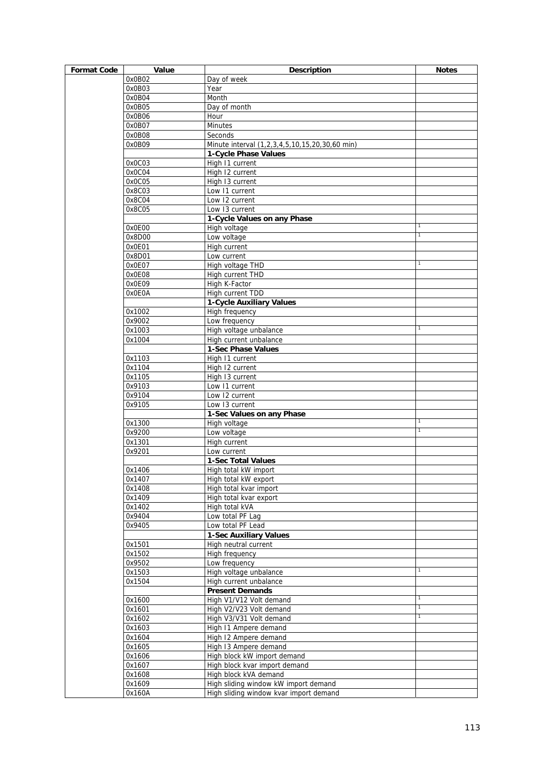| Format Code | Value | Description | Notes |
|---|---|---|---|
| | 0x0B02 | Day of week | |
| | 0x0B03 | Year | |
| | 0x0B04 | Month | |
| | 0x0B05 | Day of month | |
| | 0x0B06 | Hour | |
| | 0x0B07 | Minutes | |
| | 0x0B08 | Seconds | |
| | 0x0B09 | Minute interval (1,2,3,4,5,10,15,20,30,60 min) | |
| | | **1-Cycle Phase Values** | |
| | 0x0C03 | High I1 current | |
| | 0x0C04 | High I2 current | |
| | 0x0C05 | High I3 current | |
| | 0x8C03 | Low I1 current | |
| | 0x8C04 | Low I2 current | |
| | 0x8C05 | Low I3 current | |
| | | **1-Cycle Values on any Phase** | |
| | 0x0E00 | High voltage | 1 |
| | 0x8D00 | Low voltage | 1 |
| | 0x0E01 | High current | |
| | 0x8D01 | Low current | |
| | 0x0E07 | High voltage THD | 1 |
| | 0x0E08 | High current THD | |
| | 0x0E09 | High K-Factor | |
| | 0x0E0A | High current TDD | |
| | | **1-Cycle Auxiliary Values** | |
| | 0x1002 | High frequency | |
| | 0x9002 | Low frequency | |
| | 0x1003 | High voltage unbalance | 1 |
| | 0x1004 | High current unbalance | |
| | | **1-Sec Phase Values** | |
| | 0x1103 | High I1 current | |
| | 0x1104 | High I2 current | |
| | 0x1105 | High I3 current | |
| | 0x9103 | Low I1 current | |
| | 0x9104 | Low I2 current | |
| | 0x9105 | Low I3 current | |
| | | **1-Sec Values on any Phase** | |
| | 0x1300 | High voltage | 1 |
| | 0x9200 | Low voltage | 1 |
| | 0x1301 | High current | |
| | 0x9201 | Low current | |
| | | **1-Sec Total Values** | |
| | 0x1406 | High total kW import | |
| | 0x1407 | High total kW export | |
| | 0x1408 | High total kvar import | |
| | 0x1409 | High total kvar export | |
| | 0x1402 | High total kVA | |
| | 0x9404 | Low total PF Lag | |
| | 0x9405 | Low total PF Lead | |
| | | **1-Sec Auxiliary Values** | |
| | 0x1501 | High neutral current | |
| | 0x1502 | High frequency | |
| | 0x9502 | Low frequency | |
| | 0x1503 | High voltage unbalance | 1 |
| | 0x1504 | High current unbalance | |
| | | **Present Demands** | |
| | 0x1600 | High V1/V12 Volt demand | 1 |
| | 0x1601 | High V2/V23 Volt demand | 1 |
| | 0x1602 | High V3/V31 Volt demand | 1 |
| | 0x1603 | High I1 Ampere demand | |
| | 0x1604 | High I2 Ampere demand | |
| | 0x1605 | High I3 Ampere demand | |
| | 0x1606 | High block kW import demand | |
| | 0x1607 | High block kvar import demand | |
| | 0x1608 | High block kVA demand | |
| | 0x1609 | High sliding window kW import demand | |
| | 0x160A | High sliding window kvar import demand | |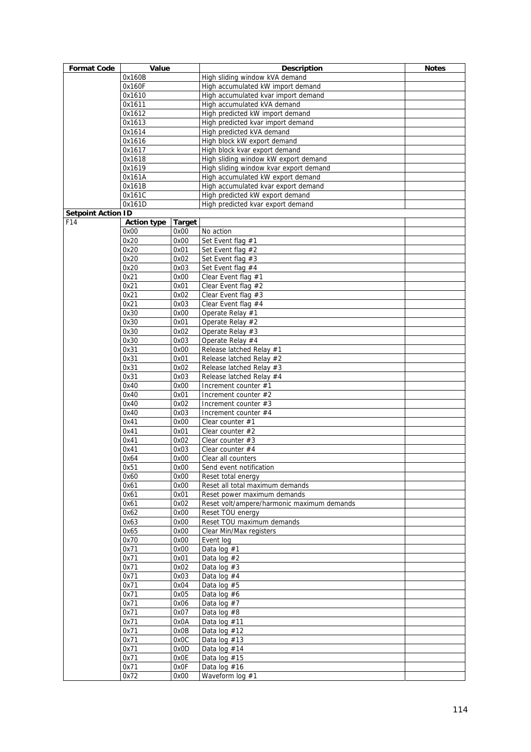| Format Code | Value | | Description | Notes |
|---|---|---|---|---|
| | 0x160B | | High sliding window kVA demand | |
| | 0x160F | | High accumulated kW import demand | |
| | 0x1610 | | High accumulated kvar import demand | |
| | 0x1611 | | High accumulated kVA demand | |
| | 0x1612 | | High predicted kW import demand | |
| | 0x1613 | | High predicted kvar import demand | |
| | 0x1614 | | High predicted kVA demand | |
| | 0x1616 | | High block kW export demand | |
| | 0x1617 | | High block kvar export demand | |
| | 0x1618 | | High sliding window kW export demand | |
| | 0x1619 | | High sliding window kvar export demand | |
| | 0x161A | | High accumulated kW export demand | |
| | 0x161B | | High accumulated kvar export demand | |
| | 0x161C | | High predicted kW export demand | |
| | 0x161D | | High predicted kvar export demand | |
| **Setpoint Action ID** | | | | |
| F14 | **Action type** | **Target** | | |
| | 0x00 | 0x00 | No action | |
| | 0x20 | 0x00 | Set Event flag #1 | |
| | 0x20 | 0x01 | Set Event flag #2 | |
| | 0x20 | 0x02 | Set Event flag #3 | |
| | 0x20 | 0x03 | Set Event flag #4 | |
| | 0x21 | 0x00 | Clear Event flag #1 | |
| | 0x21 | 0x01 | Clear Event flag #2 | |
| | 0x21 | 0x02 | Clear Event flag #3 | |
| | 0x21 | 0x03 | Clear Event flag #4 | |
| | 0x30 | 0x00 | Operate Relay #1 | |
| | 0x30 | 0x01 | Operate Relay #2 | |
| | 0x30 | 0x02 | Operate Relay #3 | |
| | 0x30 | 0x03 | Operate Relay #4 | |
| | 0x31 | 0x00 | Release latched Relay #1 | |
| | 0x31 | 0x01 | Release latched Relay #2 | |
| | 0x31 | 0x02 | Release latched Relay #3 | |
| | 0x31 | 0x03 | Release latched Relay #4 | |
| | 0x40 | 0x00 | Increment counter #1 | |
| | 0x40 | 0x01 | Increment counter #2 | |
| | 0x40 | 0x02 | Increment counter #3 | |
| | 0x40 | 0x03 | Increment counter #4 | |
| | 0x41 | 0x00 | Clear counter #1 | |
| | 0x41 | 0x01 | Clear counter #2 | |
| | 0x41 | 0x02 | Clear counter #3 | |
| | 0x41 | 0x03 | Clear counter #4 | |
| | 0x64 | 0x00 | Clear all counters | |
| | 0x51 | 0x00 | Send event notification | |
| | 0x60 | 0x00 | Reset total energy | |
| | 0x61 | 0x00 | Reset all total maximum demands | |
| | 0x61 | 0x01 | Reset power maximum demands | |
| | 0x61 | 0x02 | Reset volt/ampere/harmonic maximum demands | |
| | 0x62 | 0x00 | Reset TOU energy | |
| | 0x63 | 0x00 | Reset TOU maximum demands | |
| | 0x65 | 0x00 | Clear Min/Max registers | |
| | 0x70 | 0x00 | Event log | |
| | 0x71 | 0x00 | Data log #1 | |
| | 0x71 | 0x01 | Data log #2 | |
| | 0x71 | 0x02 | Data log #3 | |
| | 0x71 | 0x03 | Data log #4 | |
| | 0x71 | 0x04 | Data log #5 | |
| | 0x71 | 0x05 | Data log #6 | |
| | 0x71 | 0x06 | Data log #7 | |
| | 0x71 | 0x07 | Data log #8 | |
| | 0x71 | 0x0A | Data log #11 | |
| | 0x71 | 0x0B | Data log #12 | |
| | 0x71 | 0x0C | Data log #13 | |
| | 0x71 | 0x0D | Data log #14 | |
| | 0x71 | 0x0E | Data log #15 | |
| | 0x71 | 0x0F | Data log #16 | |
| | 0x72 | 0x00 | Waveform log #1 | |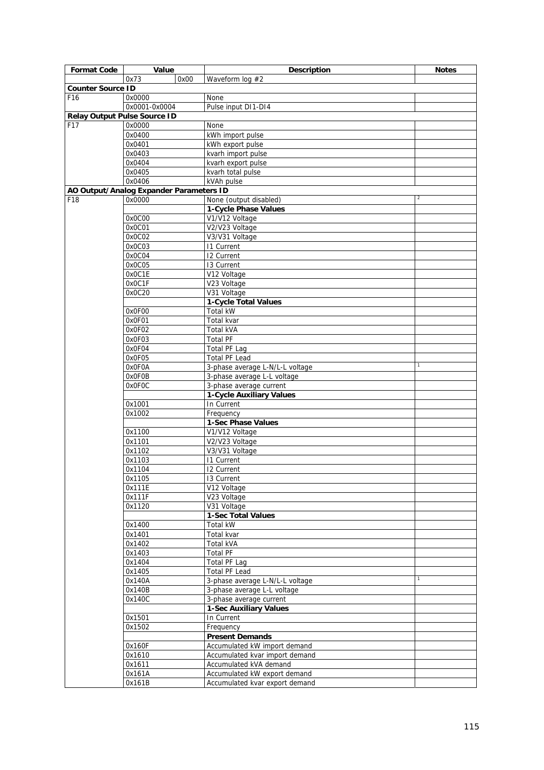| Format Code | Value | | Description | Notes |
|---|---|---|---|---|
| | 0x73 | 0x00 | Waveform log #2 | |
| **Counter Source ID** | | | | |
| F16 | 0x0000 | | None | |
| | 0x0001-0x0004 | | Pulse input DI1-DI4 | |
| **Relay Output Pulse Source ID** | | | | |
| F17 | 0x0000 | | None | |
| | 0x0400 | | kWh import pulse | |
| | 0x0401 | | kWh export pulse | |
| | 0x0403 | | kvarh import pulse | |
| | 0x0404 | | kvarh export pulse | |
| | 0x0405 | | kvarh total pulse | |
| | 0x0406 | | kVAh pulse | |
| **AO Output/Analog Expander Parameters ID** | | | | |
| F18 | 0x0000 | | None (output disabled) | 2 |
| | | | **1-Cycle Phase Values** | |
| | 0x0C00 | | V1/V12 Voltage | |
| | 0x0C01 | | V2/V23 Voltage | |
| | 0x0C02 | | V3/V31 Voltage | |
| | 0x0C03 | | I1 Current | |
| | 0x0C04 | | I2 Current | |
| | 0x0C05 | | I3 Current | |
| | 0x0C1E | | V12 Voltage | |
| | 0x0C1F | | V23 Voltage | |
| | 0x0C20 | | V31 Voltage | |
| | | | **1-Cycle Total Values** | |
| | 0x0F00 | | Total kW | |
| | 0x0F01 | | Total kvar | |
| | 0x0F02 | | Total kVA | |
| | 0x0F03 | | Total PF | |
| | 0x0F04 | | Total PF Lag | |
| | 0x0F05 | | Total PF Lead | |
| | 0x0F0A | | 3-phase average L-N/L-L voltage | 1 |
| | 0x0F0B | | 3-phase average L-L voltage | |
| | 0x0F0C | | 3-phase average current | |
| | | | **1-Cycle Auxiliary Values** | |
| | 0x1001 | | In Current | |
| | 0x1002 | | Frequency | |
| | | | **1-Sec Phase Values** | |
| | 0x1100 | | V1/V12 Voltage | |
| | 0x1101 | | V2/V23 Voltage | |
| | 0x1102 | | V3/V31 Voltage | |
| | 0x1103 | | I1 Current | |
| | 0x1104 | | I2 Current | |
| | 0x1105 | | I3 Current | |
| | 0x111E | | V12 Voltage | |
| | 0x111F | | V23 Voltage | |
| | 0x1120 | | V31 Voltage | |
| | | | **1-Sec Total Values** | |
| | 0x1400 | | Total kW | |
| | 0x1401 | | Total kvar | |
| | 0x1402 | | Total kVA | |
| | 0x1403 | | Total PF | |
| | 0x1404 | | Total PF Lag | |
| | 0x1405 | | Total PF Lead | |
| | 0x140A | | 3-phase average L-N/L-L voltage | 1 |
| | 0x140B | | 3-phase average L-L voltage | |
| | 0x140C | | 3-phase average current | |
| | | | **1-Sec Auxiliary Values** | |
| | 0x1501 | | In Current | |
| | 0x1502 | | Frequency | |
| | | | **Present Demands** | |
| | 0x160F | | Accumulated kW import demand | |
| | 0x1610 | | Accumulated kvar import demand | |
| | 0x1611 | | Accumulated kVA demand | |
| | 0x161A | | Accumulated kW export demand | |
| | 0x161B | | Accumulated kvar export demand | |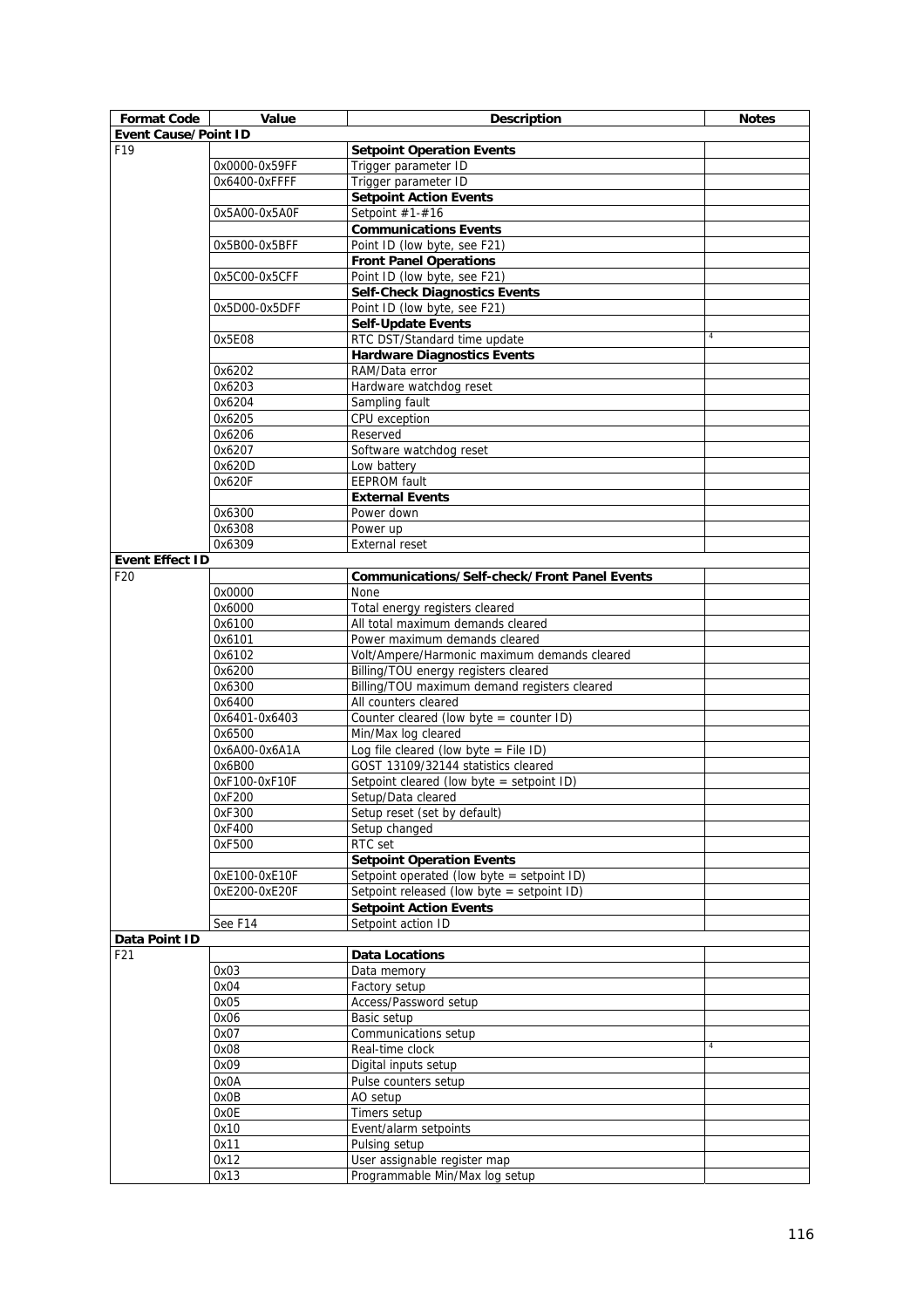| Format Code | Value | Description | Notes |
|---|---|---|---|
| **Event Cause/Point ID** | | | |
| F19 | | **Setpoint Operation Events** | |
| | 0x0000-0x59FF | Trigger parameter ID | |
| | 0x6400-0xFFFF | Trigger parameter ID | |
| | | **Setpoint Action Events** | |
| | 0x5A00-0x5A0F | Setpoint #1-#16 | |
| | | **Communications Events** | |
| | 0x5B00-0x5BFF | Point ID (low byte, see F21) | |
| | | **Front Panel Operations** | |
| | 0x5C00-0x5CFF | Point ID (low byte, see F21) | |
| | | **Self-Check Diagnostics Events** | |
| | 0x5D00-0x5DFF | Point ID (low byte, see F21) | |
| | | **Self-Update Events** | |
| | 0x5E08 | RTC DST/Standard time update | 4 |
| | | **Hardware Diagnostics Events** | |
| | 0x6202 | RAM/Data error | |
| | 0x6203 | Hardware watchdog reset | |
| | 0x6204 | Sampling fault | |
| | 0x6205 | CPU exception | |
| | 0x6206 | Reserved | |
| | 0x6207 | Software watchdog reset | |
| | 0x620D | Low battery | |
| | 0x620F | EEPROM fault | |
| | | **External Events** | |
| | 0x6300 | Power down | |
| | 0x6308 | Power up | |
| | 0x6309 | External reset | |
| **Event Effect ID** | | | |
| F20 | | **Communications/Self-check/Front Panel Events** | |
| | 0x0000 | None | |
| | 0x6000 | Total energy registers cleared | |
| | 0x6100 | All total maximum demands cleared | |
| | 0x6101 | Power maximum demands cleared | |
| | 0x6102 | Volt/Ampere/Harmonic maximum demands cleared | |
| | 0x6200 | Billing/TOU energy registers cleared | |
| | 0x6300 | Billing/TOU maximum demand registers cleared | |
| | 0x6400 | All counters cleared | |
| | 0x6401-0x6403 | Counter cleared (low byte = counter ID) | |
| | 0x6500 | Min/Max log cleared | |
| | 0x6A00-0x6A1A | Log file cleared (low byte = File ID) | |
| | 0x6B00 | GOST 13109/32144 statistics cleared | |
| | 0xF100-0xF10F | Setpoint cleared (low byte = setpoint ID) | |
| | 0xF200 | Setup/Data cleared | |
| | 0xF300 | Setup reset (set by default) | |
| | 0xF400 | Setup changed | |
| | 0xF500 | RTC set | |
| | | **Setpoint Operation Events** | |
| | 0xE100-0xE10F | Setpoint operated (low byte = setpoint ID) | |
| | 0xE200-0xE20F | Setpoint released (low byte = setpoint ID) | |
| | | **Setpoint Action Events** | |
| | See F14 | Setpoint action ID | |
| **Data Point ID** | | | |
| F21 | | **Data Locations** | |
| | 0x03 | Data memory | |
| | 0x04 | Factory setup | |
| | 0x05 | Access/Password setup | |
| | 0x06 | Basic setup | |
| | 0x07 | Communications setup | |
| | 0x08 | Real-time clock | 4 |
| | 0x09 | Digital inputs setup | |
| | 0x0A | Pulse counters setup | |
| | 0x0B | AO setup | |
| | 0x0E | Timers setup | |
| | 0x10 | Event/alarm setpoints | |
| | 0x11 | Pulsing setup | |
| | 0x12 | User assignable register map | |
| | 0x13 | Programmable Min/Max log setup | |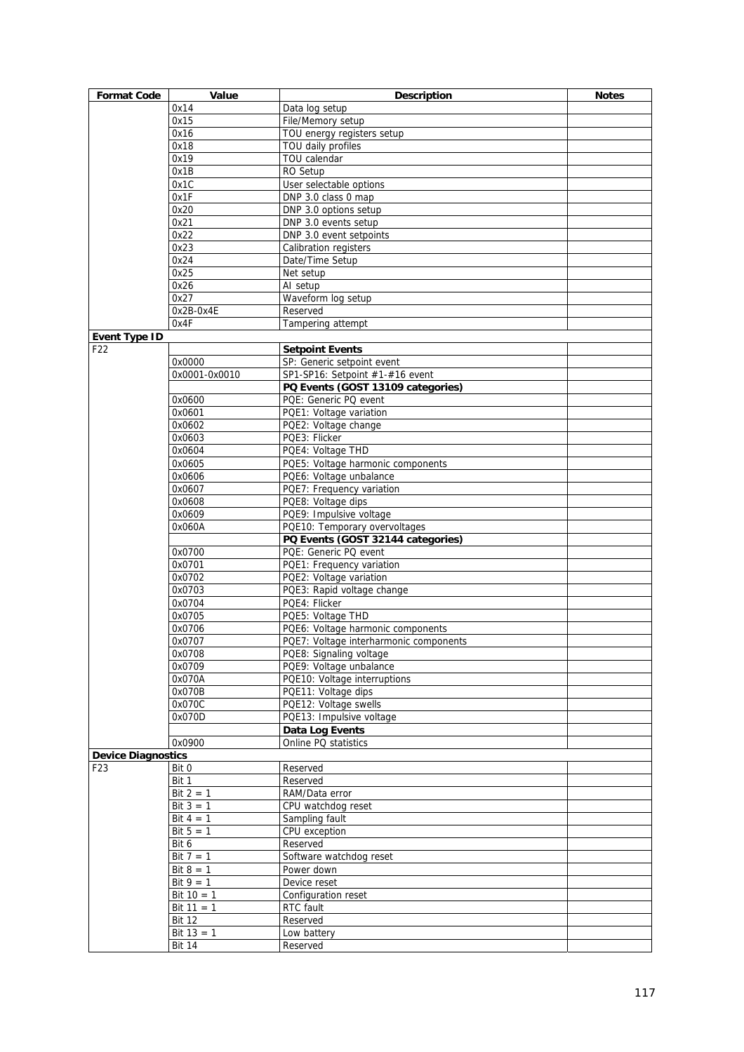| Format Code | Value | Description | Notes |
|---|---|---|---|
| | 0x14 | Data log setup | |
| | 0x15 | File/Memory setup | |
| | 0x16 | TOU energy registers setup | |
| | 0x18 | TOU daily profiles | |
| | 0x19 | TOU calendar | |
| | 0x1B | RO Setup | |
| | 0x1C | User selectable options | |
| | 0x1F | DNP 3.0 class 0 map | |
| | 0x20 | DNP 3.0 options setup | |
| | 0x21 | DNP 3.0 events setup | |
| | 0x22 | DNP 3.0 event setpoints | |
| | 0x23 | Calibration registers | |
| | 0x24 | Date/Time Setup | |
| | 0x25 | Net setup | |
| | 0x26 | AI setup | |
| | 0x27 | Waveform log setup | |
| | 0x2B-0x4E | Reserved | |
| | 0x4F | Tampering attempt | |
| **Event Type ID** | | | |
| F22 | | **Setpoint Events** | |
| | 0x0000 | SP: Generic setpoint event | |
| | 0x0001-0x0010 | SP1-SP16: Setpoint #1-#16 event | |
| | | **PQ Events (GOST 13109 categories)** | |
| | 0x0600 | PQE: Generic PQ event | |
| | 0x0601 | PQE1: Voltage variation | |
| | 0x0602 | PQE2: Voltage change | |
| | 0x0603 | PQE3: Flicker | |
| | 0x0604 | PQE4: Voltage THD | |
| | 0x0605 | PQE5: Voltage harmonic components | |
| | 0x0606 | PQE6: Voltage unbalance | |
| | 0x0607 | PQE7: Frequency variation | |
| | 0x0608 | PQE8: Voltage dips | |
| | 0x0609 | PQE9: Impulsive voltage | |
| | 0x060A | PQE10: Temporary overvoltages | |
| | | **PQ Events (GOST 32144 categories)** | |
| | 0x0700 | PQE: Generic PQ event | |
| | 0x0701 | PQE1: Frequency variation | |
| | 0x0702 | PQE2: Voltage variation | |
| | 0x0703 | PQE3: Rapid voltage change | |
| | 0x0704 | PQE4: Flicker | |
| | 0x0705 | PQE5: Voltage THD | |
| | 0x0706 | PQE6: Voltage harmonic components | |
| | 0x0707 | PQE7: Voltage interharmonic components | |
| | 0x0708 | PQE8: Signaling voltage | |
| | 0x0709 | PQE9: Voltage unbalance | |
| | 0x070A | PQE10: Voltage interruptions | |
| | 0x070B | PQE11: Voltage dips | |
| | 0x070C | PQE12: Voltage swells | |
| | 0x070D | PQE13: Impulsive voltage | |
| | | **Data Log Events** | |
| | 0x0900 | Online PQ statistics | |
| **Device Diagnostics** | | | |
| F23 | Bit 0 | Reserved | |
| | Bit 1 | Reserved | |
| | Bit 2 = 1 | RAM/Data error | |
| | Bit 3 = 1 | CPU watchdog reset | |
| | Bit 4 = 1 | Sampling fault | |
| | Bit 5 = 1 | CPU exception | |
| | Bit 6 | Reserved | |
| | Bit 7 = 1 | Software watchdog reset | |
| | Bit 8 = 1 | Power down | |
| | Bit 9 = 1 | Device reset | |
| | Bit 10 = 1 | Configuration reset | |
| | Bit 11 = 1 | RTC fault | |
| | Bit 12 | Reserved | |
| | Bit 13 = 1 | Low battery | |
| | Bit 14 | Reserved | |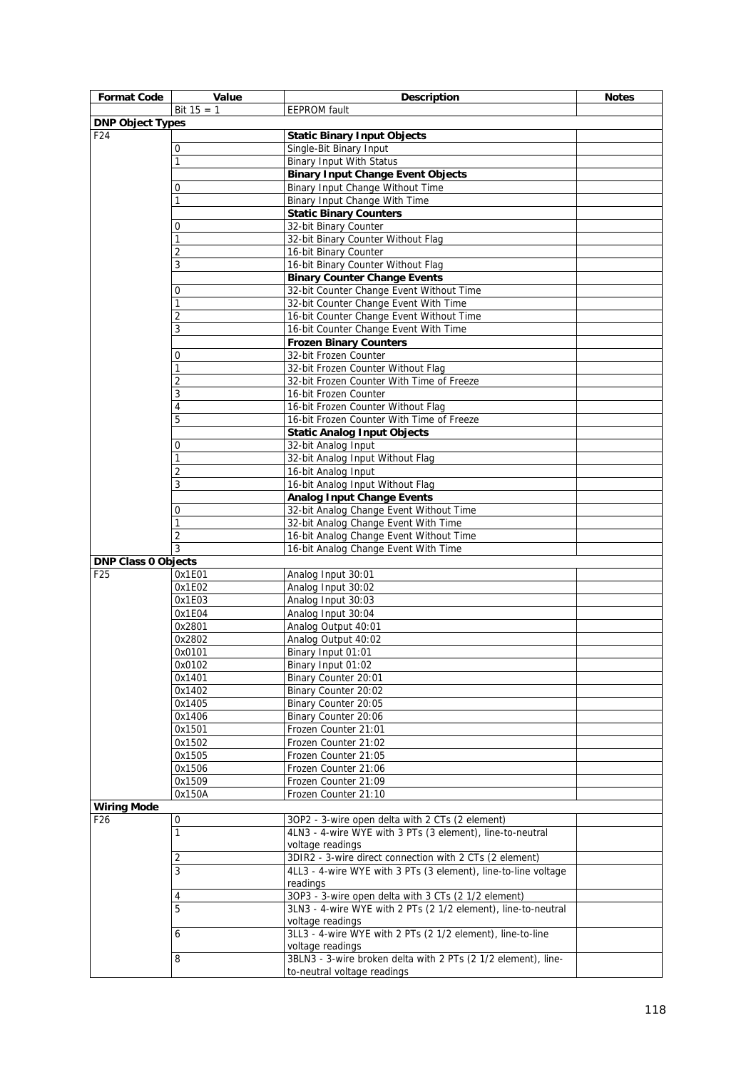| Format Code | Value | Description | Notes |
|---|---|---|---|
| | Bit 15 = 1 | EEPROM fault | |
| **DNP Object Types** | | | |
| F24 | | **Static Binary Input Objects** | |
| | 0 | Single-Bit Binary Input | |
| | 1 | Binary Input With Status | |
| | | **Binary Input Change Event Objects** | |
| | 0 | Binary Input Change Without Time | |
| | 1 | Binary Input Change With Time | |
| | | **Static Binary Counters** | |
| | 0 | 32-bit Binary Counter | |
| | 1 | 32-bit Binary Counter Without Flag | |
| | 2 | 16-bit Binary Counter | |
| | 3 | 16-bit Binary Counter Without Flag | |
| | | **Binary Counter Change Events** | |
| | 0 | 32-bit Counter Change Event Without Time | |
| | 1 | 32-bit Counter Change Event With Time | |
| | 2 | 16-bit Counter Change Event Without Time | |
| | 3 | 16-bit Counter Change Event With Time | |
| | | **Frozen Binary Counters** | |
| | 0 | 32-bit Frozen Counter | |
| | 1 | 32-bit Frozen Counter Without Flag | |
| | 2 | 32-bit Frozen Counter With Time of Freeze | |
| | 3 | 16-bit Frozen Counter | |
| | 4 | 16-bit Frozen Counter Without Flag | |
| | 5 | 16-bit Frozen Counter With Time of Freeze | |
| | | **Static Analog Input Objects** | |
| | 0 | 32-bit Analog Input | |
| | 1 | 32-bit Analog Input Without Flag | |
| | 2 | 16-bit Analog Input | |
| | 3 | 16-bit Analog Input Without Flag | |
| | | **Analog Input Change Events** | |
| | 0 | 32-bit Analog Change Event Without Time | |
| | 1 | 32-bit Analog Change Event With Time | |
| | 2 | 16-bit Analog Change Event Without Time | |
| | 3 | 16-bit Analog Change Event With Time | |
| **DNP Class 0 Objects** | | | |
| F25 | 0x1E01 | Analog Input 30:01 | |
| | 0x1E02 | Analog Input 30:02 | |
| | 0x1E03 | Analog Input 30:03 | |
| | 0x1E04 | Analog Input 30:04 | |
| | 0x2801 | Analog Output 40:01 | |
| | 0x2802 | Analog Output 40:02 | |
| | 0x0101 | Binary Input 01:01 | |
| | 0x0102 | Binary Input 01:02 | |
| | 0x1401 | Binary Counter 20:01 | |
| | 0x1402 | Binary Counter 20:02 | |
| | 0x1405 | Binary Counter 20:05 | |
| | 0x1406 | Binary Counter 20:06 | |
| | 0x1501 | Frozen Counter 21:01 | |
| | 0x1502 | Frozen Counter 21:02 | |
| | 0x1505 | Frozen Counter 21:05 | |
| | 0x1506 | Frozen Counter 21:06 | |
| | 0x1509 | Frozen Counter 21:09 | |
| | 0x150A | Frozen Counter 21:10 | |
| **Wiring Mode** | | | |
| F26 | 0 | 3OP2 - 3-wire open delta with 2 CTs (2 element) | |
| | 1 | 4LN3 - 4-wire WYE with 3 PTs (3 element), line-to-neutral voltage readings | |
| | 2 | 3DIR2 - 3-wire direct connection with 2 CTs (2 element) | |
| | 3 | 4LL3 - 4-wire WYE with 3 PTs (3 element), line-to-line voltage readings | |
| | 4 | 3OP3 - 3-wire open delta with 3 CTs (2 1/2 element) | |
| | 5 | 3LN3 - 4-wire WYE with 2 PTs (2 1/2 element), line-to-neutral voltage readings | |
| | 6 | 3LL3 - 4-wire WYE with 2 PTs (2 1/2 element), line-to-line voltage readings | |
| | 8 | 3BLN3 - 3-wire broken delta with 2 PTs (2 1/2 element), line-to-neutral voltage readings | |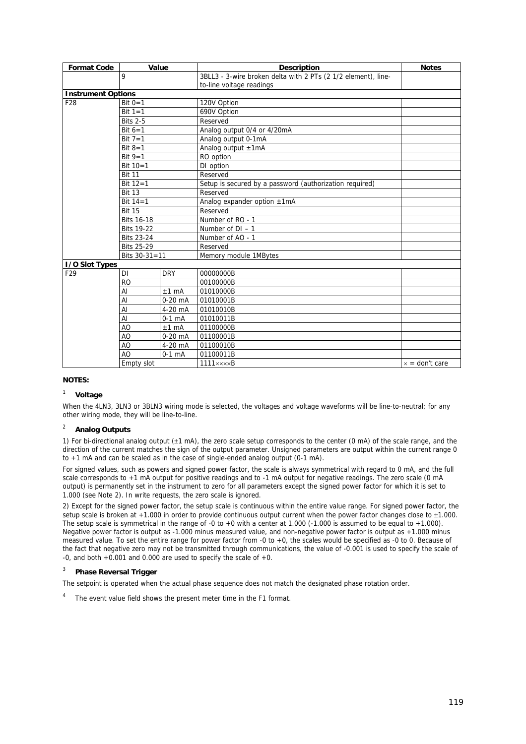| Format Code | Value | | Description | Notes |
|---|---|---|---|---|
| | 9 | | 3BLL3 - 3-wire broken delta with 2 PTs (2 1/2 element), line-to-line voltage readings | |
| **Instrument Options** | | | | |
| F28 | Bit 0=1 | | 120V Option | |
| | Bit 1=1 | | 690V Option | |
| | Bits 2-5 | | Reserved | |
| | Bit 6=1 | | Analog output 0/4 or 4/20mA | |
| | Bit 7=1 | | Analog output 0-1mA | |
| | Bit 8=1 | | Analog output ±1mA | |
| | Bit 9=1 | | RO option | |
| | Bit 10=1 | | DI option | |
| | Bit 11 | | Reserved | |
| | Bit 12=1 | | Setup is secured by a password (authorization required) | |
| | Bit 13 | | Reserved | |
| | Bit 14=1 | | Analog expander option ±1mA | |
| | Bit 15 | | Reserved | |
| | Bits 16-18 | | Number of RO - 1 | |
| | Bits 19-22 | | Number of DI – 1 | |
| | Bits 23-24 | | Number of AO - 1 | |
| | Bits 25-29 | | Reserved | |
| | Bits 30-31=11 | | Memory module 1MBytes | |
| **I/O Slot Types** | | | | |
| F29 | DI | DRY | 00000000B | |
| | RO | | 00100000B | |
| | AI | ±1 mA | 01010000B | |
| | AI | 0-20 mA | 01010001B | |
| | AI | 4-20 mA | 01010010B | |
| | AI | 0-1 mA | 01010011B | |
| | AO | ±1 mA | 01100000B | |
| | AO | 0-20 mA | 01100001B | |
| | AO | 4-20 mA | 01100010B | |
| | AO | 0-1 mA | 01100011B | |
| | Empty slot | | 1111××××B | × = don't care |

**NOTES:**

[1] **Voltage**

When the 4LN3, 3LN3 or 3BLN3 wiring mode is selected, the voltages and voltage waveforms will be line-to-neutral; for any other wiring mode, they will be line-to-line.

[2] **Analog Outputs**

1) For bi-directional analog output (±1 mA), the zero scale setup corresponds to the center (0 mA) of the scale range, and the direction of the current matches the sign of the output parameter. Unsigned parameters are output within the current range 0 to +1 mA and can be scaled as in the case of single-ended analog output (0-1 mA).

For signed values, such as powers and signed power factor, the scale is always symmetrical with regard to 0 mA, and the full scale corresponds to +1 mA output for positive readings and to -1 mA output for negative readings. The zero scale (0 mA output) is permanently set in the instrument to zero for all parameters except the signed power factor for which it is set to 1.000 (see Note 2). In write requests, the zero scale is ignored.

2) Except for the signed power factor, the setup scale is continuous within the entire value range. For signed power factor, the setup scale is broken at +1.000 in order to provide continuous output current when the power factor changes close to ±1.000. The setup scale is symmetrical in the range of -0 to +0 with a center at 1.000 (-1.000 is assumed to be equal to +1.000). Negative power factor is output as -1.000 minus measured value, and non-negative power factor is output as +1.000 minus measured value. To set the entire range for power factor from -0 to +0, the scales would be specified as -0 to 0. Because of the fact that negative zero may not be transmitted through communications, the value of -0.001 is used to specify the scale of -0, and both +0.001 and 0.000 are used to specify the scale of +0.

[3] **Phase Reversal Trigger**

The setpoint is operated when the actual phase sequence does not match the designated phase rotation order.

[4] The event value field shows the present meter time in the F1 format.